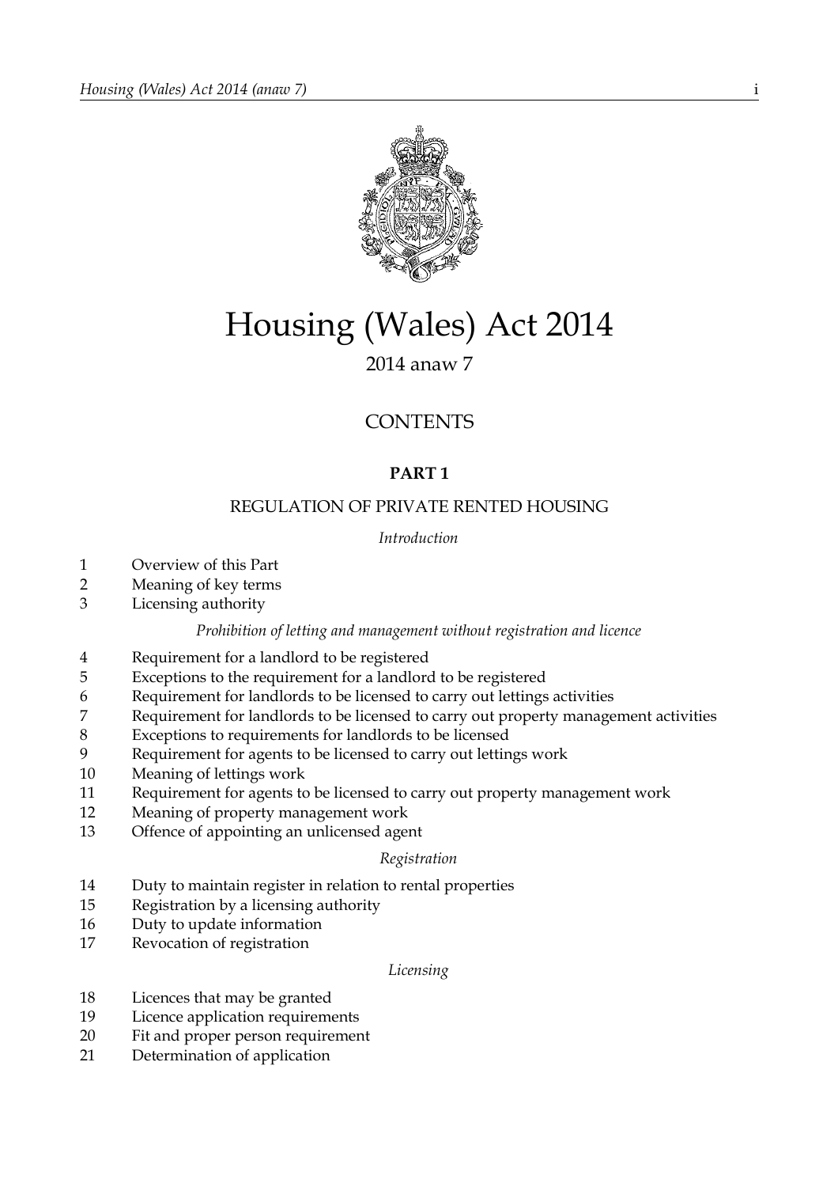# Housing (Wales) Act 2014

2014 anaw 7

## CONTENTS

### PART 1

### REGULATION OF PRIVATE RENTED HOUSING

*Introduction*

1 Overview of this Part
2 Meaning of key terms
3 Licensing authority

*Prohibition of letting and management without registration and licence*

4 Requirement for a landlord to be registered
5 Exceptions to the requirement for a landlord to be registered
6 Requirement for landlords to be licensed to carry out lettings activities
7 Requirement for landlords to be licensed to carry out property management activities
8 Exceptions to requirements for landlords to be licensed
9 Requirement for agents to be licensed to carry out lettings work
10 Meaning of lettings work
11 Requirement for agents to be licensed to carry out property management work
12 Meaning of property management work
13 Offence of appointing an unlicensed agent

*Registration*

14 Duty to maintain register in relation to rental properties
15 Registration by a licensing authority
16 Duty to update information
17 Revocation of registration

*Licensing*

18 Licences that may be granted
19 Licence application requirements
20 Fit and proper person requirement
21 Determination of application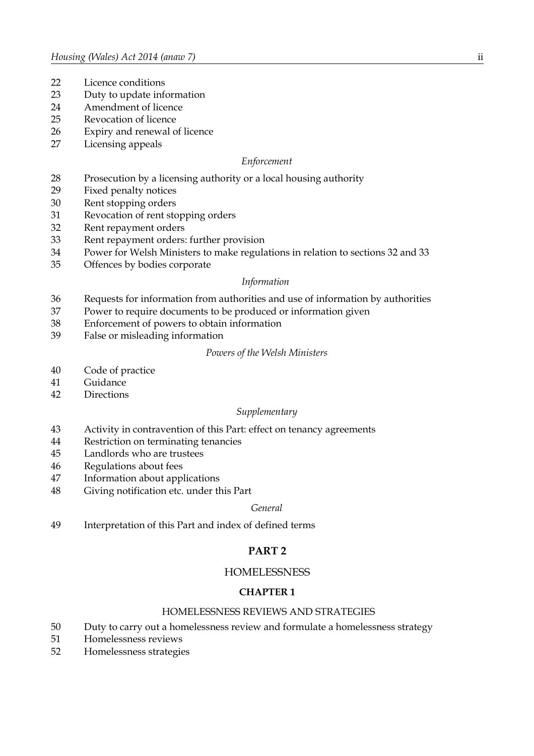22 Licence conditions
23 Duty to update information
24 Amendment of licence
25 Revocation of licence
26 Expiry and renewal of licence
27 Licensing appeals

*Enforcement*

28 Prosecution by a licensing authority or a local housing authority
29 Fixed penalty notices
30 Rent stopping orders
31 Revocation of rent stopping orders
32 Rent repayment orders
33 Rent repayment orders: further provision
34 Power for Welsh Ministers to make regulations in relation to sections 32 and 33
35 Offences by bodies corporate

*Information*

36 Requests for information from authorities and use of information by authorities
37 Power to require documents to be produced or information given
38 Enforcement of powers to obtain information
39 False or misleading information

*Powers of the Welsh Ministers*

40 Code of practice
41 Guidance
42 Directions

*Supplementary*

43 Activity in contravention of this Part: effect on tenancy agreements
44 Restriction on terminating tenancies
45 Landlords who are trustees
46 Regulations about fees
47 Information about applications
48 Giving notification etc. under this Part

*General*

49 Interpretation of this Part and index of defined terms

## PART 2

## HOMELESSNESS

### CHAPTER 1

### HOMELESSNESS REVIEWS AND STRATEGIES

50 Duty to carry out a homelessness review and formulate a homelessness strategy
51 Homelessness reviews
52 Homelessness strategies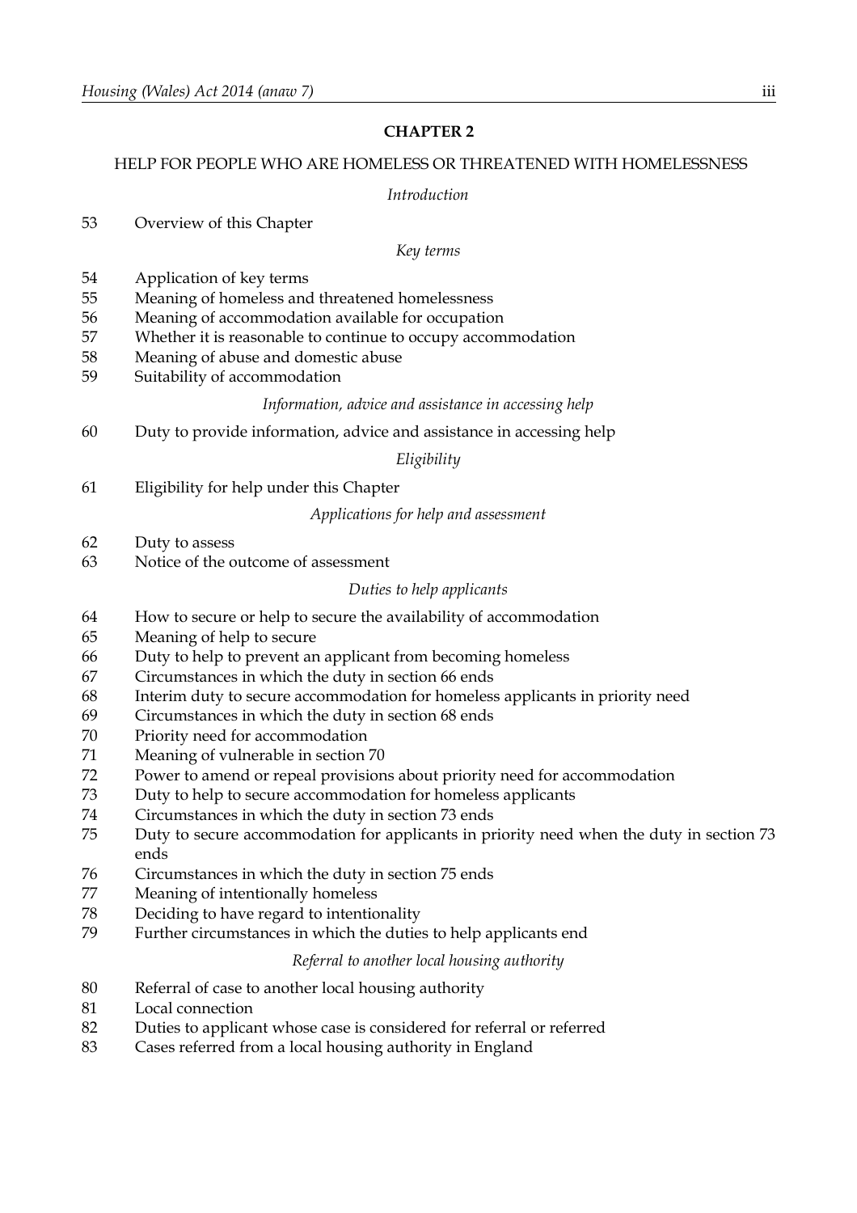## CHAPTER 2

### HELP FOR PEOPLE WHO ARE HOMELESS OR THREATENED WITH HOMELESSNESS

*Introduction*

53 Overview of this Chapter

*Key terms*

54 Application of key terms
55 Meaning of homeless and threatened homelessness
56 Meaning of accommodation available for occupation
57 Whether it is reasonable to continue to occupy accommodation
58 Meaning of abuse and domestic abuse
59 Suitability of accommodation

*Information, advice and assistance in accessing help*

60 Duty to provide information, advice and assistance in accessing help

*Eligibility*

61 Eligibility for help under this Chapter

*Applications for help and assessment*

62 Duty to assess
63 Notice of the outcome of assessment

*Duties to help applicants*

64 How to secure or help to secure the availability of accommodation
65 Meaning of help to secure
66 Duty to help to prevent an applicant from becoming homeless
67 Circumstances in which the duty in section 66 ends
68 Interim duty to secure accommodation for homeless applicants in priority need
69 Circumstances in which the duty in section 68 ends
70 Priority need for accommodation
71 Meaning of vulnerable in section 70
72 Power to amend or repeal provisions about priority need for accommodation
73 Duty to help to secure accommodation for homeless applicants
74 Circumstances in which the duty in section 73 ends
75 Duty to secure accommodation for applicants in priority need when the duty in section 73 ends
76 Circumstances in which the duty in section 75 ends
77 Meaning of intentionally homeless
78 Deciding to have regard to intentionality
79 Further circumstances in which the duties to help applicants end

*Referral to another local housing authority*

80 Referral of case to another local housing authority
81 Local connection
82 Duties to applicant whose case is considered for referral or referred
83 Cases referred from a local housing authority in England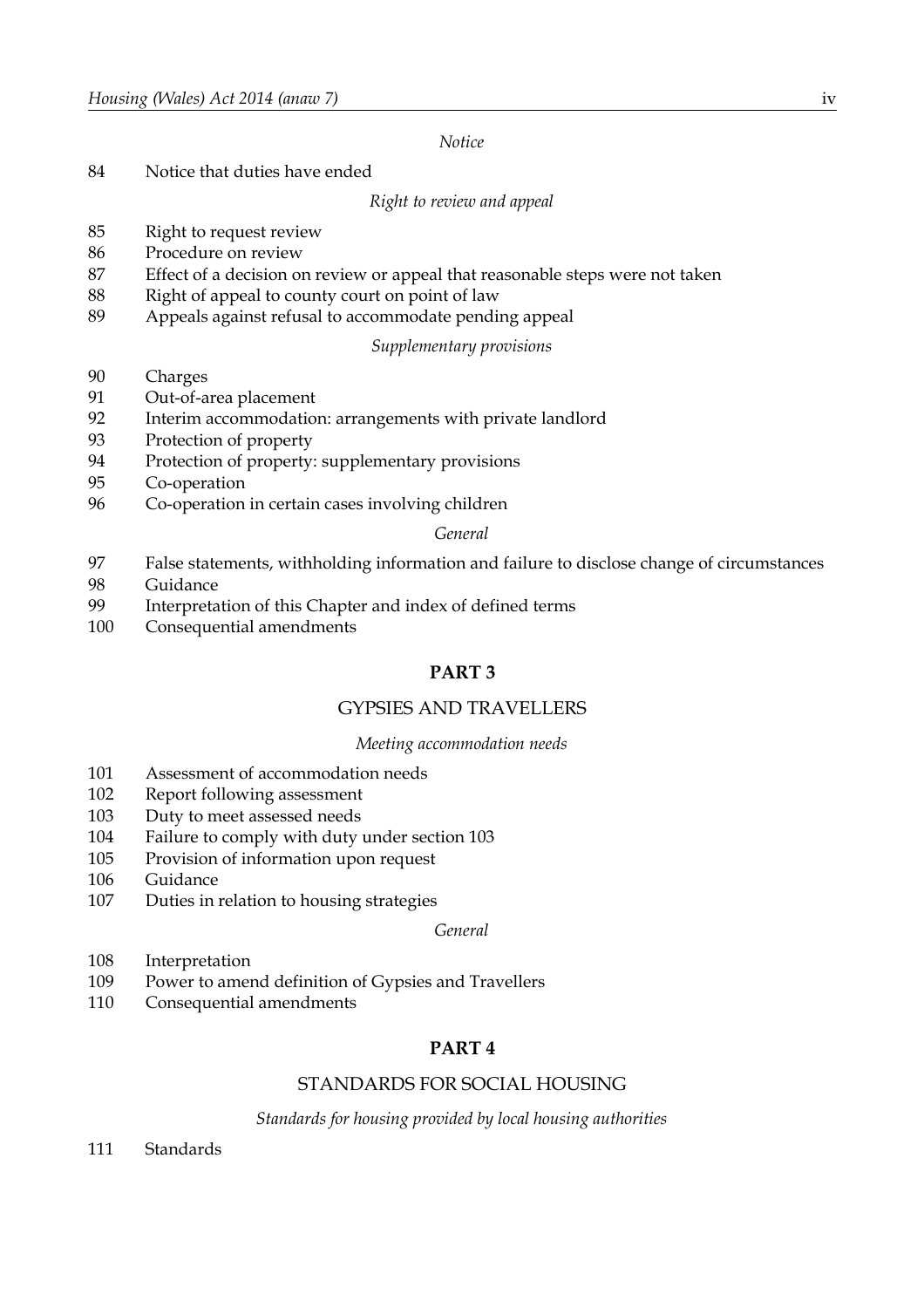*Notice*

84 Notice that duties have ended

*Right to review and appeal*

85 Right to request review
86 Procedure on review
87 Effect of a decision on review or appeal that reasonable steps were not taken
88 Right of appeal to county court on point of law
89 Appeals against refusal to accommodate pending appeal

*Supplementary provisions*

90 Charges
91 Out-of-area placement
92 Interim accommodation: arrangements with private landlord
93 Protection of property
94 Protection of property: supplementary provisions
95 Co-operation
96 Co-operation in certain cases involving children

*General*

97 False statements, withholding information and failure to disclose change of circumstances
98 Guidance
99 Interpretation of this Chapter and index of defined terms
100 Consequential amendments

## PART 3

## GYPSIES AND TRAVELLERS

*Meeting accommodation needs*

101 Assessment of accommodation needs
102 Report following assessment
103 Duty to meet assessed needs
104 Failure to comply with duty under section 103
105 Provision of information upon request
106 Guidance
107 Duties in relation to housing strategies

*General*

108 Interpretation
109 Power to amend definition of Gypsies and Travellers
110 Consequential amendments

## PART 4

## STANDARDS FOR SOCIAL HOUSING

*Standards for housing provided by local housing authorities*

111 Standards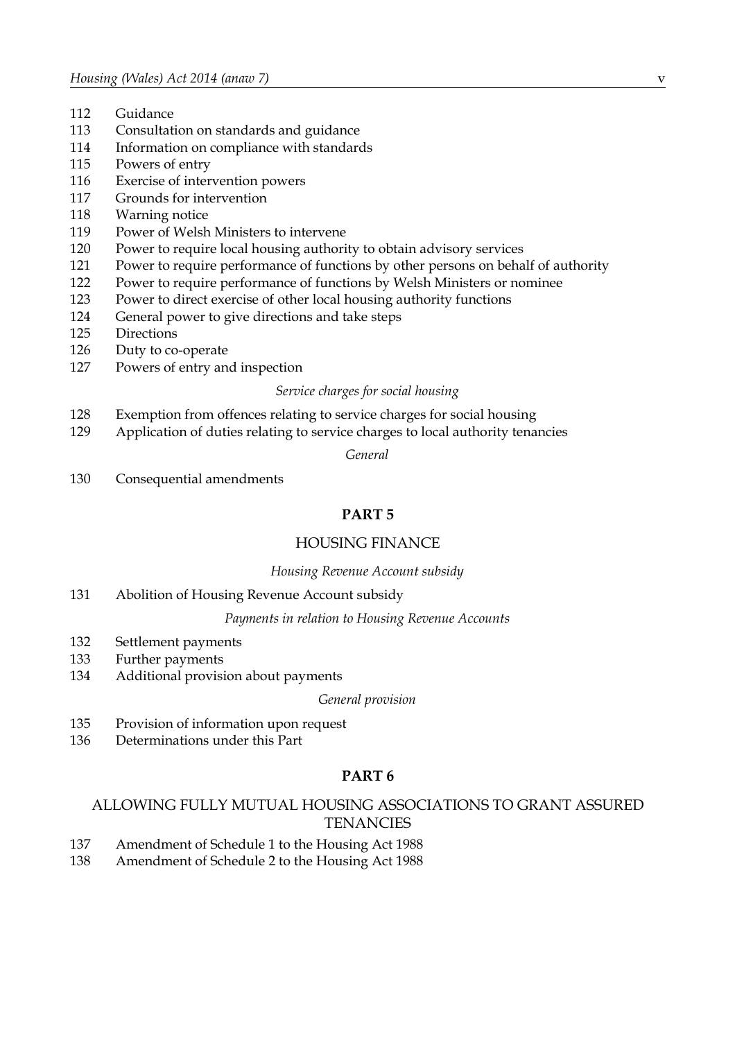112 Guidance
113 Consultation on standards and guidance
114 Information on compliance with standards
115 Powers of entry
116 Exercise of intervention powers
117 Grounds for intervention
118 Warning notice
119 Power of Welsh Ministers to intervene
120 Power to require local housing authority to obtain advisory services
121 Power to require performance of functions by other persons on behalf of authority
122 Power to require performance of functions by Welsh Ministers or nominee
123 Power to direct exercise of other local housing authority functions
124 General power to give directions and take steps
125 Directions
126 Duty to co-operate
127 Powers of entry and inspection

*Service charges for social housing*

128 Exemption from offences relating to service charges for social housing
129 Application of duties relating to service charges to local authority tenancies

*General*

130 Consequential amendments

## PART 5

## HOUSING FINANCE

*Housing Revenue Account subsidy*

131 Abolition of Housing Revenue Account subsidy

*Payments in relation to Housing Revenue Accounts*

132 Settlement payments
133 Further payments
134 Additional provision about payments

*General provision*

135 Provision of information upon request
136 Determinations under this Part

## PART 6

## ALLOWING FULLY MUTUAL HOUSING ASSOCIATIONS TO GRANT ASSURED TENANCIES

137 Amendment of Schedule 1 to the Housing Act 1988
138 Amendment of Schedule 2 to the Housing Act 1988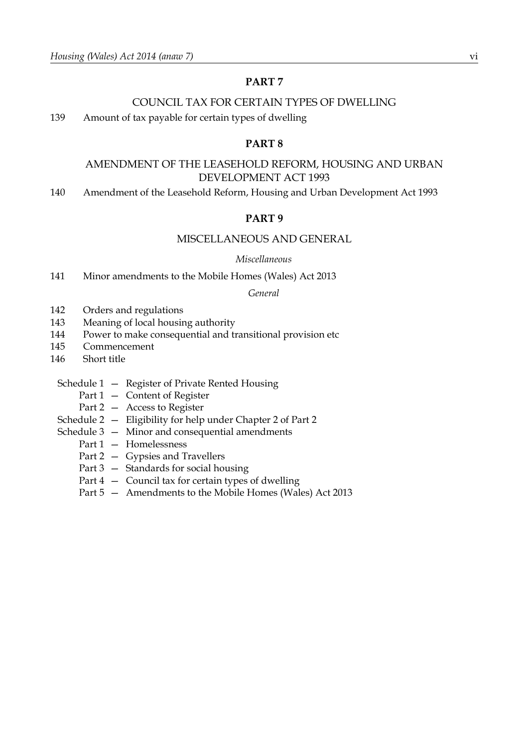## PART 7

### COUNCIL TAX FOR CERTAIN TYPES OF DWELLING

139 Amount of tax payable for certain types of dwelling

## PART 8

### AMENDMENT OF THE LEASEHOLD REFORM, HOUSING AND URBAN DEVELOPMENT ACT 1993

140 Amendment of the Leasehold Reform, Housing and Urban Development Act 1993

## PART 9

### MISCELLANEOUS AND GENERAL

*Miscellaneous*

141 Minor amendments to the Mobile Homes (Wales) Act 2013

*General*

142 Orders and regulations
143 Meaning of local housing authority
144 Power to make consequential and transitional provision etc
145 Commencement
146 Short title

Schedule 1 — Register of Private Rented Housing
  Part 1 — Content of Register
  Part 2 — Access to Register
Schedule 2 — Eligibility for help under Chapter 2 of Part 2
Schedule 3 — Minor and consequential amendments
  Part 1 — Homelessness
  Part 2 — Gypsies and Travellers
  Part 3 — Standards for social housing
  Part 4 — Council tax for certain types of dwelling
  Part 5 — Amendments to the Mobile Homes (Wales) Act 2013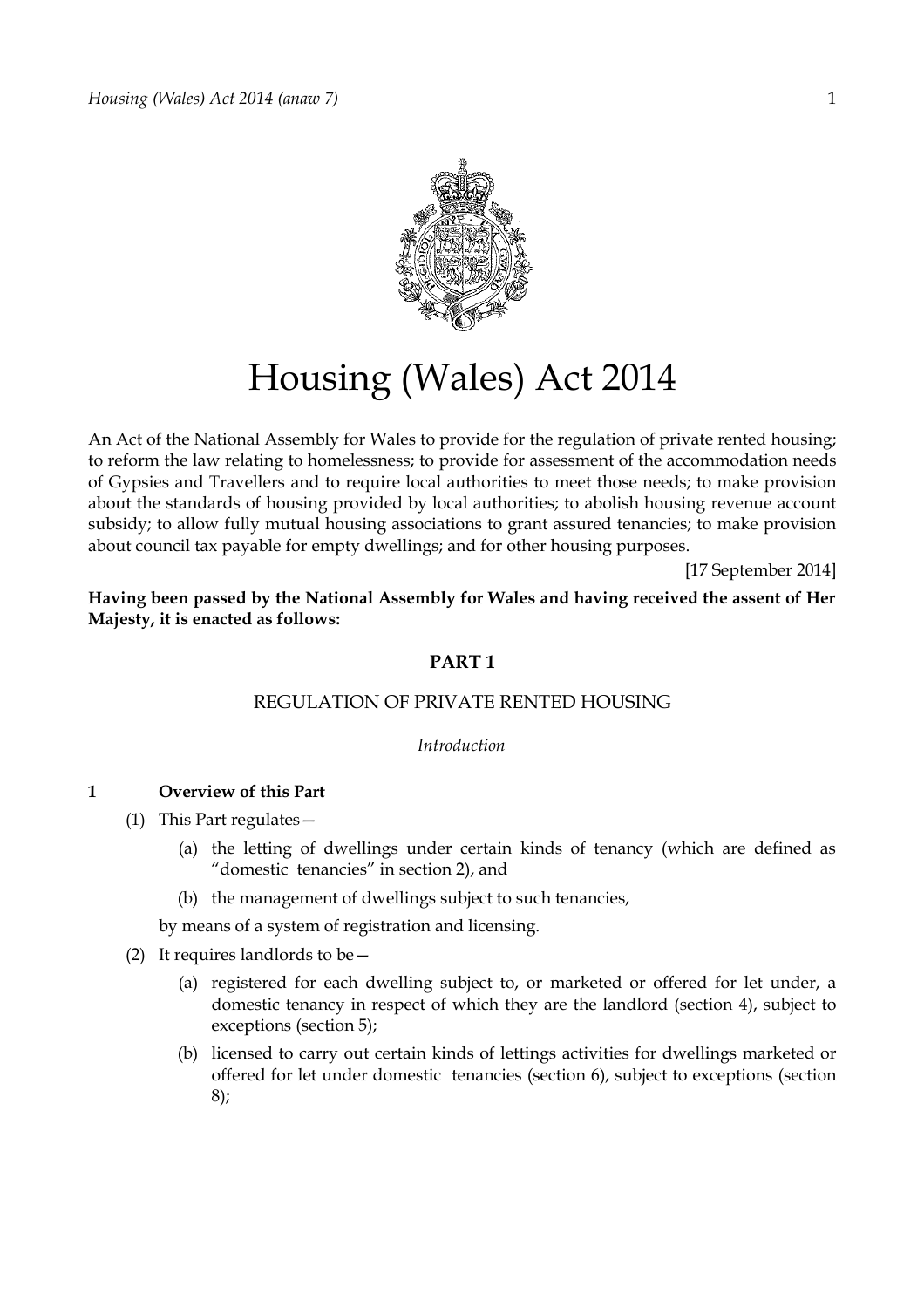# Housing (Wales) Act 2014

An Act of the National Assembly for Wales to provide for the regulation of private rented housing; to reform the law relating to homelessness; to provide for assessment of the accommodation needs of Gypsies and Travellers and to require local authorities to meet those needs; to make provision about the standards of housing provided by local authorities; to abolish housing revenue account subsidy; to allow fully mutual housing associations to grant assured tenancies; to make provision about council tax payable for empty dwellings; and for other housing purposes.

[17 September 2014]

**Having been passed by the National Assembly for Wales and having received the assent of Her Majesty, it is enacted as follows:**

## PART 1

## REGULATION OF PRIVATE RENTED HOUSING

*Introduction*

### 1 Overview of this Part

(1) This Part regulates—

(a) the letting of dwellings under certain kinds of tenancy (which are defined as "domestic tenancies" in section 2), and

(b) the management of dwellings subject to such tenancies,

by means of a system of registration and licensing.

(2) It requires landlords to be—

(a) registered for each dwelling subject to, or marketed or offered for let under, a domestic tenancy in respect of which they are the landlord (section 4), subject to exceptions (section 5);

(b) licensed to carry out certain kinds of lettings activities for dwellings marketed or offered for let under domestic tenancies (section 6), subject to exceptions (section 8);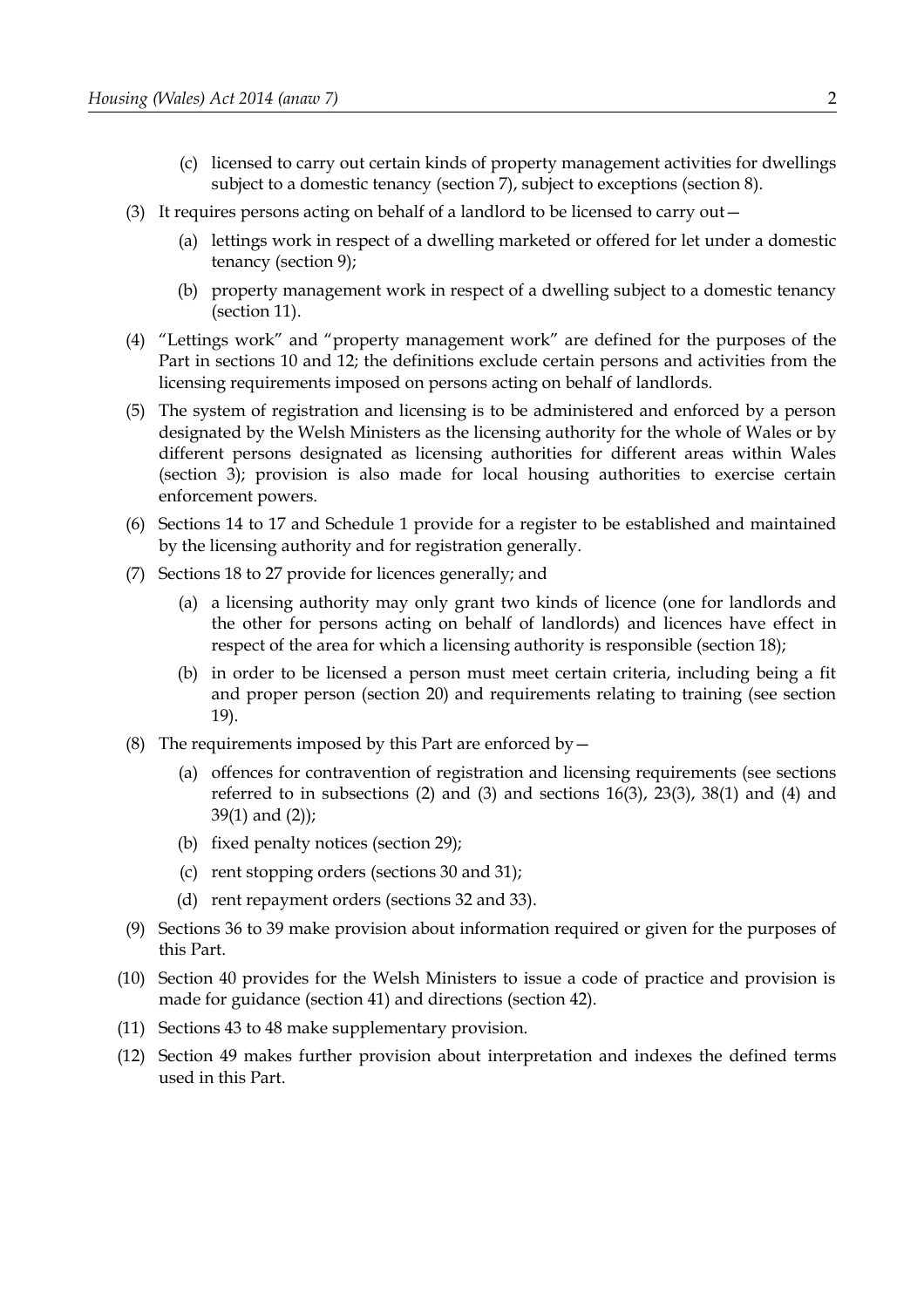(c) licensed to carry out certain kinds of property management activities for dwellings subject to a domestic tenancy (section 7), subject to exceptions (section 8).

(3) It requires persons acting on behalf of a landlord to be licensed to carry out—

(a) lettings work in respect of a dwelling marketed or offered for let under a domestic tenancy (section 9);

(b) property management work in respect of a dwelling subject to a domestic tenancy (section 11).

(4) "Lettings work" and "property management work" are defined for the purposes of the Part in sections 10 and 12; the definitions exclude certain persons and activities from the licensing requirements imposed on persons acting on behalf of landlords.

(5) The system of registration and licensing is to be administered and enforced by a person designated by the Welsh Ministers as the licensing authority for the whole of Wales or by different persons designated as licensing authorities for different areas within Wales (section 3); provision is also made for local housing authorities to exercise certain enforcement powers.

(6) Sections 14 to 17 and Schedule 1 provide for a register to be established and maintained by the licensing authority and for registration generally.

(7) Sections 18 to 27 provide for licences generally; and

(a) a licensing authority may only grant two kinds of licence (one for landlords and the other for persons acting on behalf of landlords) and licences have effect in respect of the area for which a licensing authority is responsible (section 18);

(b) in order to be licensed a person must meet certain criteria, including being a fit and proper person (section 20) and requirements relating to training (see section 19).

(8) The requirements imposed by this Part are enforced by—

(a) offences for contravention of registration and licensing requirements (see sections referred to in subsections (2) and (3) and sections 16(3), 23(3), 38(1) and (4) and 39(1) and (2));

(b) fixed penalty notices (section 29);

(c) rent stopping orders (sections 30 and 31);

(d) rent repayment orders (sections 32 and 33).

(9) Sections 36 to 39 make provision about information required or given for the purposes of this Part.

(10) Section 40 provides for the Welsh Ministers to issue a code of practice and provision is made for guidance (section 41) and directions (section 42).

(11) Sections 43 to 48 make supplementary provision.

(12) Section 49 makes further provision about interpretation and indexes the defined terms used in this Part.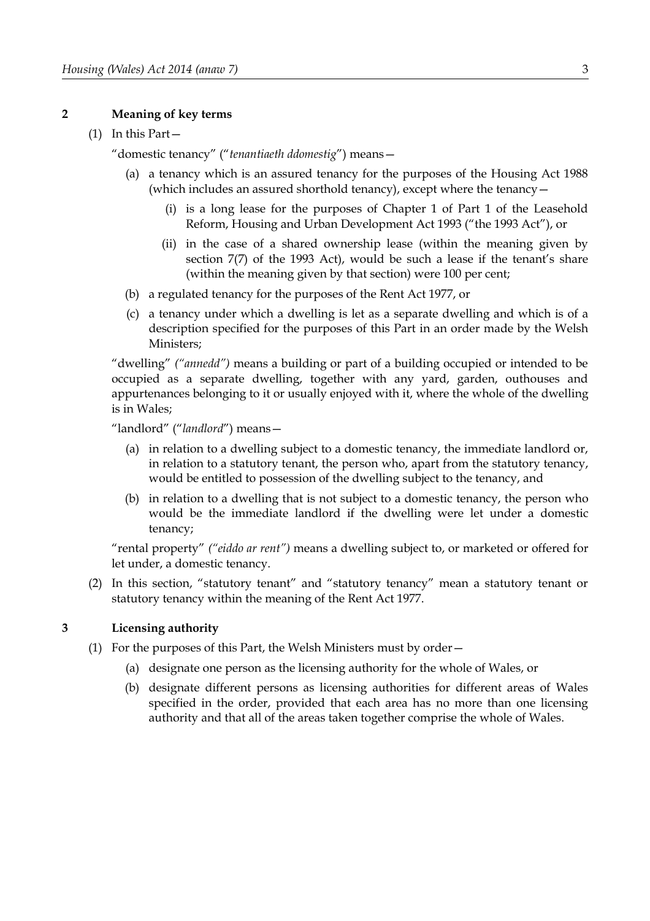## 2 Meaning of key terms

(1) In this Part—

"domestic tenancy" ("*tenantiaeth ddomestig*") means—

(a) a tenancy which is an assured tenancy for the purposes of the Housing Act 1988 (which includes an assured shorthold tenancy), except where the tenancy—

(i) is a long lease for the purposes of Chapter 1 of Part 1 of the Leasehold Reform, Housing and Urban Development Act 1993 ("the 1993 Act"), or

(ii) in the case of a shared ownership lease (within the meaning given by section 7(7) of the 1993 Act), would be such a lease if the tenant's share (within the meaning given by that section) were 100 per cent;

(b) a regulated tenancy for the purposes of the Rent Act 1977, or

(c) a tenancy under which a dwelling is let as a separate dwelling and which is of a description specified for the purposes of this Part in an order made by the Welsh Ministers;

"dwelling" *("annedd")* means a building or part of a building occupied or intended to be occupied as a separate dwelling, together with any yard, garden, outhouses and appurtenances belonging to it or usually enjoyed with it, where the whole of the dwelling is in Wales;

"landlord" ("*landlord*") means—

(a) in relation to a dwelling subject to a domestic tenancy, the immediate landlord or, in relation to a statutory tenant, the person who, apart from the statutory tenancy, would be entitled to possession of the dwelling subject to the tenancy, and

(b) in relation to a dwelling that is not subject to a domestic tenancy, the person who would be the immediate landlord if the dwelling were let under a domestic tenancy;

"rental property" *("eiddo ar rent")* means a dwelling subject to, or marketed or offered for let under, a domestic tenancy.

(2) In this section, "statutory tenant" and "statutory tenancy" mean a statutory tenant or statutory tenancy within the meaning of the Rent Act 1977.

## 3 Licensing authority

(1) For the purposes of this Part, the Welsh Ministers must by order—

(a) designate one person as the licensing authority for the whole of Wales, or

(b) designate different persons as licensing authorities for different areas of Wales specified in the order, provided that each area has no more than one licensing authority and that all of the areas taken together comprise the whole of Wales.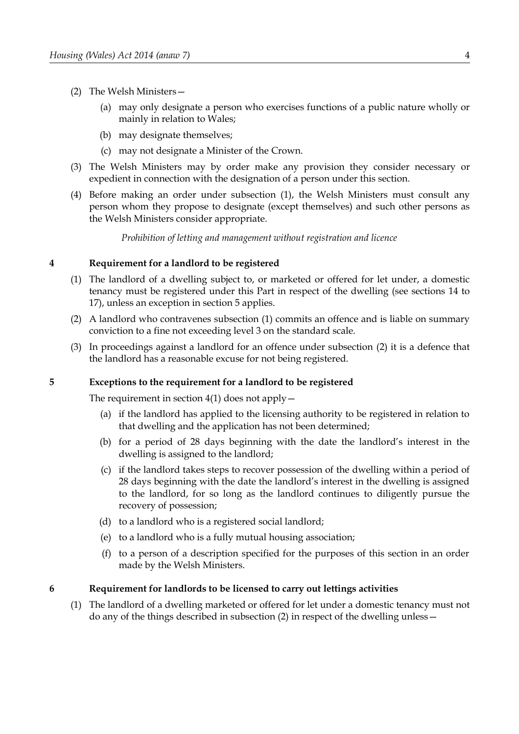(2) The Welsh Ministers—

   (a) may only designate a person who exercises functions of a public nature wholly or mainly in relation to Wales;

   (b) may designate themselves;

   (c) may not designate a Minister of the Crown.

(3) The Welsh Ministers may by order make any provision they consider necessary or expedient in connection with the designation of a person under this section.

(4) Before making an order under subsection (1), the Welsh Ministers must consult any person whom they propose to designate (except themselves) and such other persons as the Welsh Ministers consider appropriate.

*Prohibition of letting and management without registration and licence*

### 4 Requirement for a landlord to be registered

(1) The landlord of a dwelling subject to, or marketed or offered for let under, a domestic tenancy must be registered under this Part in respect of the dwelling (see sections 14 to 17), unless an exception in section 5 applies.

(2) A landlord who contravenes subsection (1) commits an offence and is liable on summary conviction to a fine not exceeding level 3 on the standard scale.

(3) In proceedings against a landlord for an offence under subsection (2) it is a defence that the landlord has a reasonable excuse for not being registered.

### 5 Exceptions to the requirement for a landlord to be registered

The requirement in section 4(1) does not apply—

   (a) if the landlord has applied to the licensing authority to be registered in relation to that dwelling and the application has not been determined;

   (b) for a period of 28 days beginning with the date the landlord's interest in the dwelling is assigned to the landlord;

   (c) if the landlord takes steps to recover possession of the dwelling within a period of 28 days beginning with the date the landlord's interest in the dwelling is assigned to the landlord, for so long as the landlord continues to diligently pursue the recovery of possession;

   (d) to a landlord who is a registered social landlord;

   (e) to a landlord who is a fully mutual housing association;

   (f) to a person of a description specified for the purposes of this section in an order made by the Welsh Ministers.

### 6 Requirement for landlords to be licensed to carry out lettings activities

(1) The landlord of a dwelling marketed or offered for let under a domestic tenancy must not do any of the things described in subsection (2) in respect of the dwelling unless—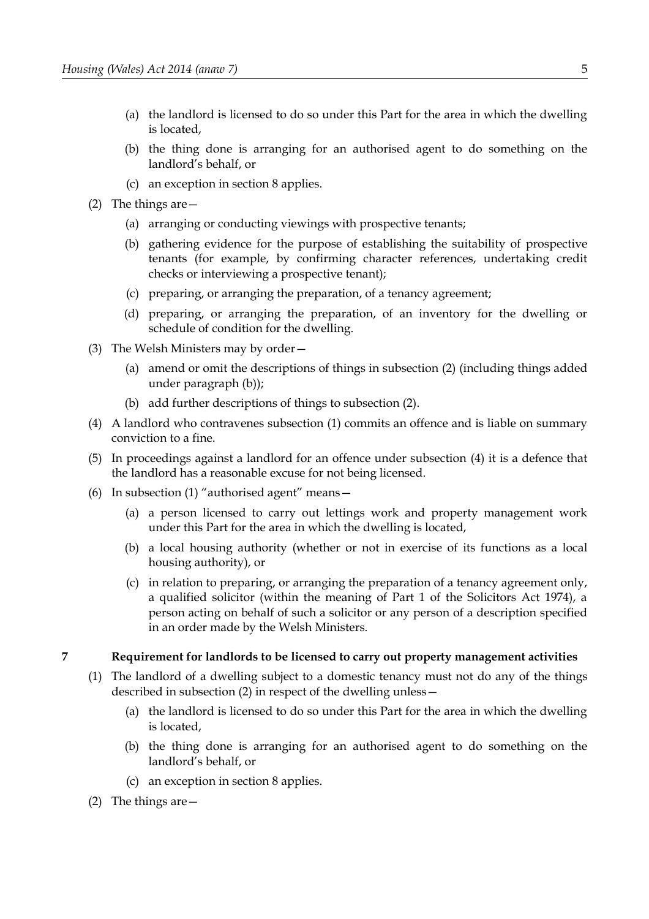(a) the landlord is licensed to do so under this Part for the area in which the dwelling is located,

(b) the thing done is arranging for an authorised agent to do something on the landlord's behalf, or

(c) an exception in section 8 applies.

(2) The things are—

(a) arranging or conducting viewings with prospective tenants;

(b) gathering evidence for the purpose of establishing the suitability of prospective tenants (for example, by confirming character references, undertaking credit checks or interviewing a prospective tenant);

(c) preparing, or arranging the preparation, of a tenancy agreement;

(d) preparing, or arranging the preparation, of an inventory for the dwelling or schedule of condition for the dwelling.

(3) The Welsh Ministers may by order—

(a) amend or omit the descriptions of things in subsection (2) (including things added under paragraph (b));

(b) add further descriptions of things to subsection (2).

(4) A landlord who contravenes subsection (1) commits an offence and is liable on summary conviction to a fine.

(5) In proceedings against a landlord for an offence under subsection (4) it is a defence that the landlord has a reasonable excuse for not being licensed.

(6) In subsection (1) "authorised agent" means—

(a) a person licensed to carry out lettings work and property management work under this Part for the area in which the dwelling is located,

(b) a local housing authority (whether or not in exercise of its functions as a local housing authority), or

(c) in relation to preparing, or arranging the preparation of a tenancy agreement only, a qualified solicitor (within the meaning of Part 1 of the Solicitors Act 1974), a person acting on behalf of such a solicitor or any person of a description specified in an order made by the Welsh Ministers.

## 7 Requirement for landlords to be licensed to carry out property management activities

(1) The landlord of a dwelling subject to a domestic tenancy must not do any of the things described in subsection (2) in respect of the dwelling unless—

(a) the landlord is licensed to do so under this Part for the area in which the dwelling is located,

(b) the thing done is arranging for an authorised agent to do something on the landlord's behalf, or

(c) an exception in section 8 applies.

(2) The things are—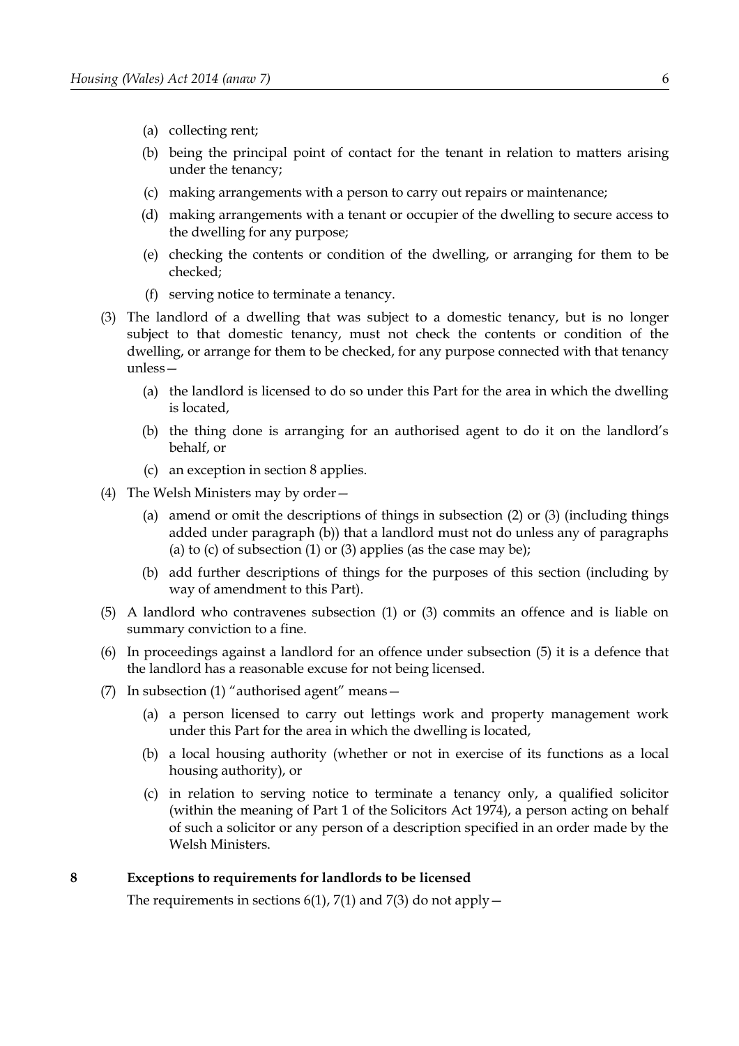- (a) collecting rent;
- (b) being the principal point of contact for the tenant in relation to matters arising under the tenancy;
- (c) making arrangements with a person to carry out repairs or maintenance;
- (d) making arrangements with a tenant or occupier of the dwelling to secure access to the dwelling for any purpose;
- (e) checking the contents or condition of the dwelling, or arranging for them to be checked;
- (f) serving notice to terminate a tenancy.

(3) The landlord of a dwelling that was subject to a domestic tenancy, but is no longer subject to that domestic tenancy, must not check the contents or condition of the dwelling, or arrange for them to be checked, for any purpose connected with that tenancy unless—

- (a) the landlord is licensed to do so under this Part for the area in which the dwelling is located,
- (b) the thing done is arranging for an authorised agent to do it on the landlord's behalf, or
- (c) an exception in section 8 applies.

(4) The Welsh Ministers may by order—

- (a) amend or omit the descriptions of things in subsection (2) or (3) (including things added under paragraph (b)) that a landlord must not do unless any of paragraphs (a) to (c) of subsection (1) or (3) applies (as the case may be);
- (b) add further descriptions of things for the purposes of this section (including by way of amendment to this Part).

(5) A landlord who contravenes subsection (1) or (3) commits an offence and is liable on summary conviction to a fine.

(6) In proceedings against a landlord for an offence under subsection (5) it is a defence that the landlord has a reasonable excuse for not being licensed.

(7) In subsection (1) "authorised agent" means—

- (a) a person licensed to carry out lettings work and property management work under this Part for the area in which the dwelling is located,
- (b) a local housing authority (whether or not in exercise of its functions as a local housing authority), or
- (c) in relation to serving notice to terminate a tenancy only, a qualified solicitor (within the meaning of Part 1 of the Solicitors Act 1974), a person acting on behalf of such a solicitor or any person of a description specified in an order made by the Welsh Ministers.

### 8 Exceptions to requirements for landlords to be licensed

The requirements in sections 6(1), 7(1) and 7(3) do not apply—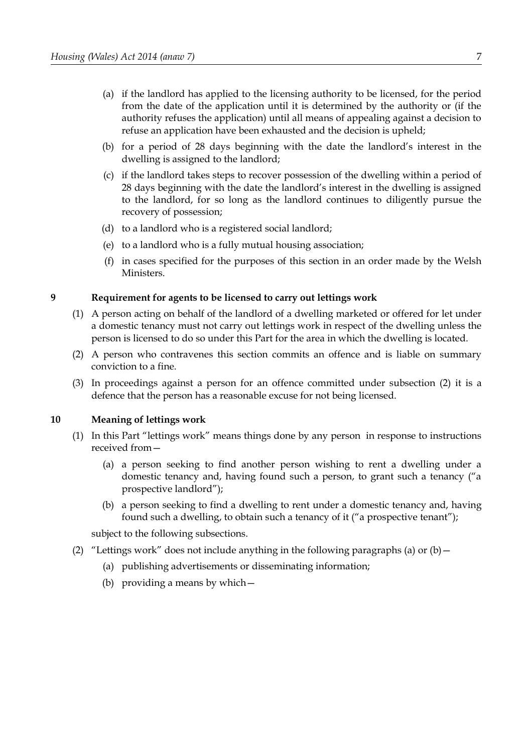(a) if the landlord has applied to the licensing authority to be licensed, for the period from the date of the application until it is determined by the authority or (if the authority refuses the application) until all means of appealing against a decision to refuse an application have been exhausted and the decision is upheld;

(b) for a period of 28 days beginning with the date the landlord's interest in the dwelling is assigned to the landlord;

(c) if the landlord takes steps to recover possession of the dwelling within a period of 28 days beginning with the date the landlord's interest in the dwelling is assigned to the landlord, for so long as the landlord continues to diligently pursue the recovery of possession;

(d) to a landlord who is a registered social landlord;

(e) to a landlord who is a fully mutual housing association;

(f) in cases specified for the purposes of this section in an order made by the Welsh Ministers.

### 9 Requirement for agents to be licensed to carry out lettings work

(1) A person acting on behalf of the landlord of a dwelling marketed or offered for let under a domestic tenancy must not carry out lettings work in respect of the dwelling unless the person is licensed to do so under this Part for the area in which the dwelling is located.

(2) A person who contravenes this section commits an offence and is liable on summary conviction to a fine.

(3) In proceedings against a person for an offence committed under subsection (2) it is a defence that the person has a reasonable excuse for not being licensed.

### 10 Meaning of lettings work

(1) In this Part "lettings work" means things done by any person in response to instructions received from—

(a) a person seeking to find another person wishing to rent a dwelling under a domestic tenancy and, having found such a person, to grant such a tenancy ("a prospective landlord");

(b) a person seeking to find a dwelling to rent under a domestic tenancy and, having found such a dwelling, to obtain such a tenancy of it ("a prospective tenant");

subject to the following subsections.

(2) "Lettings work" does not include anything in the following paragraphs (a) or (b)—

(a) publishing advertisements or disseminating information;

(b) providing a means by which—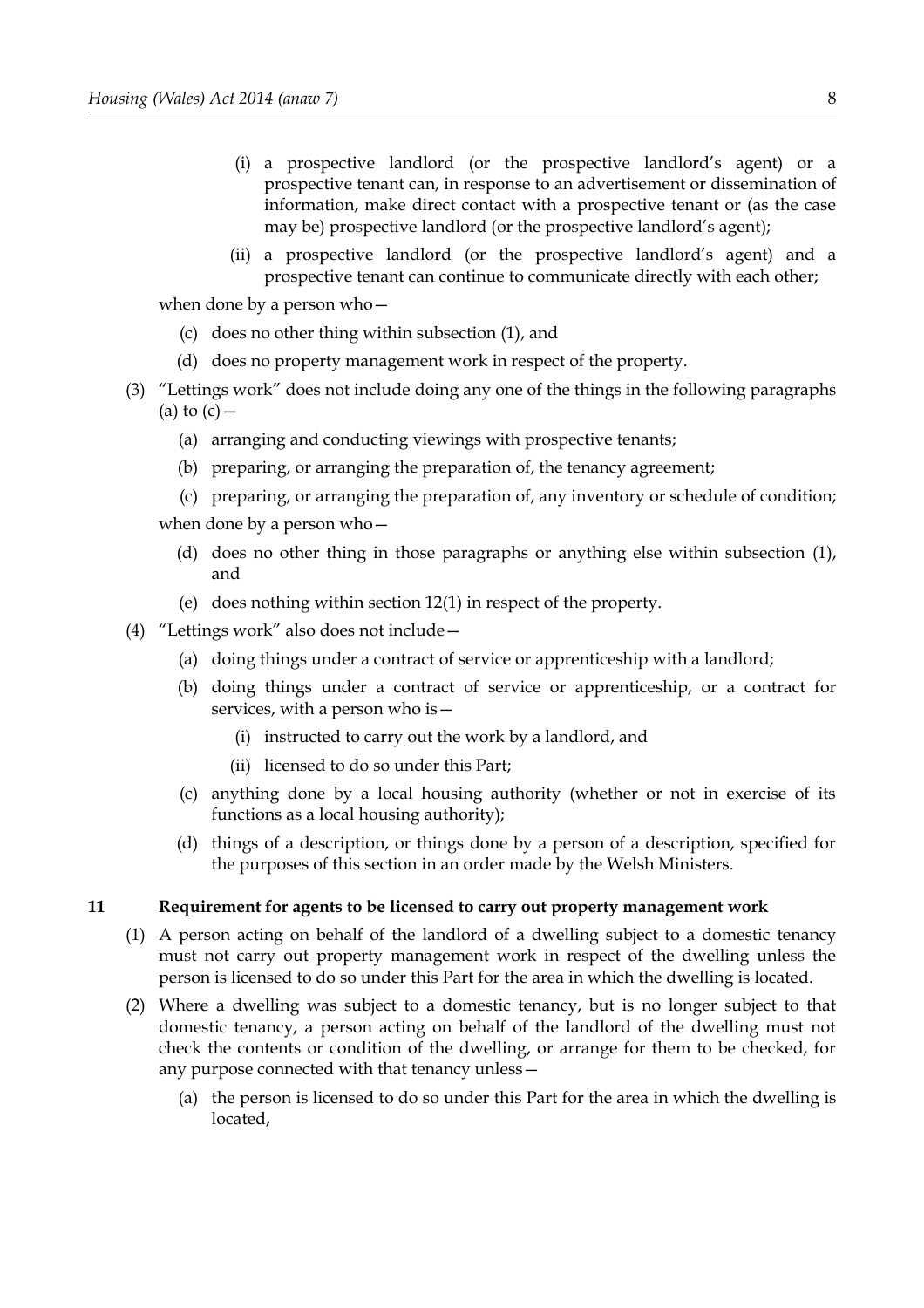(i) a prospective landlord (or the prospective landlord's agent) or a prospective tenant can, in response to an advertisement or dissemination of information, make direct contact with a prospective tenant or (as the case may be) prospective landlord (or the prospective landlord's agent);

(ii) a prospective landlord (or the prospective landlord's agent) and a prospective tenant can continue to communicate directly with each other;

when done by a person who—

(c) does no other thing within subsection (1), and

(d) does no property management work in respect of the property.

(3) "Lettings work" does not include doing any one of the things in the following paragraphs (a) to (c)—

(a) arranging and conducting viewings with prospective tenants;

(b) preparing, or arranging the preparation of, the tenancy agreement;

(c) preparing, or arranging the preparation of, any inventory or schedule of condition;

when done by a person who—

(d) does no other thing in those paragraphs or anything else within subsection (1), and

(e) does nothing within section 12(1) in respect of the property.

(4) "Lettings work" also does not include—

(a) doing things under a contract of service or apprenticeship with a landlord;

(b) doing things under a contract of service or apprenticeship, or a contract for services, with a person who is—

(i) instructed to carry out the work by a landlord, and

(ii) licensed to do so under this Part;

(c) anything done by a local housing authority (whether or not in exercise of its functions as a local housing authority);

(d) things of a description, or things done by a person of a description, specified for the purposes of this section in an order made by the Welsh Ministers.

## 11 Requirement for agents to be licensed to carry out property management work

(1) A person acting on behalf of the landlord of a dwelling subject to a domestic tenancy must not carry out property management work in respect of the dwelling unless the person is licensed to do so under this Part for the area in which the dwelling is located.

(2) Where a dwelling was subject to a domestic tenancy, but is no longer subject to that domestic tenancy, a person acting on behalf of the landlord of the dwelling must not check the contents or condition of the dwelling, or arrange for them to be checked, for any purpose connected with that tenancy unless—

(a) the person is licensed to do so under this Part for the area in which the dwelling is located,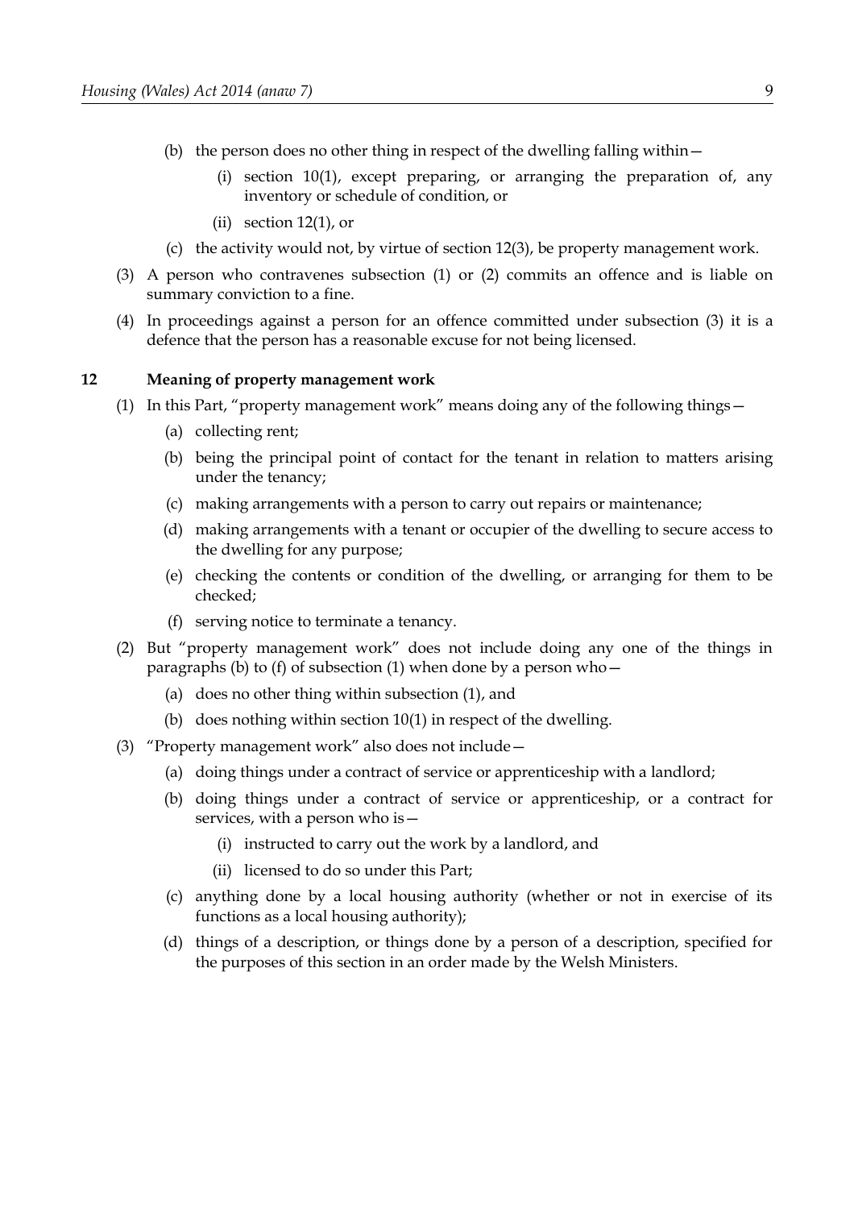(b) the person does no other thing in respect of the dwelling falling within—

  (i) section 10(1), except preparing, or arranging the preparation of, any inventory or schedule of condition, or

  (ii) section 12(1), or

(c) the activity would not, by virtue of section 12(3), be property management work.

(3) A person who contravenes subsection (1) or (2) commits an offence and is liable on summary conviction to a fine.

(4) In proceedings against a person for an offence committed under subsection (3) it is a defence that the person has a reasonable excuse for not being licensed.

## 12 Meaning of property management work

(1) In this Part, "property management work" means doing any of the following things—

  (a) collecting rent;

  (b) being the principal point of contact for the tenant in relation to matters arising under the tenancy;

  (c) making arrangements with a person to carry out repairs or maintenance;

  (d) making arrangements with a tenant or occupier of the dwelling to secure access to the dwelling for any purpose;

  (e) checking the contents or condition of the dwelling, or arranging for them to be checked;

  (f) serving notice to terminate a tenancy.

(2) But "property management work" does not include doing any one of the things in paragraphs (b) to (f) of subsection (1) when done by a person who—

  (a) does no other thing within subsection (1), and

  (b) does nothing within section 10(1) in respect of the dwelling.

(3) "Property management work" also does not include—

  (a) doing things under a contract of service or apprenticeship with a landlord;

  (b) doing things under a contract of service or apprenticeship, or a contract for services, with a person who is—

    (i) instructed to carry out the work by a landlord, and

    (ii) licensed to do so under this Part;

  (c) anything done by a local housing authority (whether or not in exercise of its functions as a local housing authority);

  (d) things of a description, or things done by a person of a description, specified for the purposes of this section in an order made by the Welsh Ministers.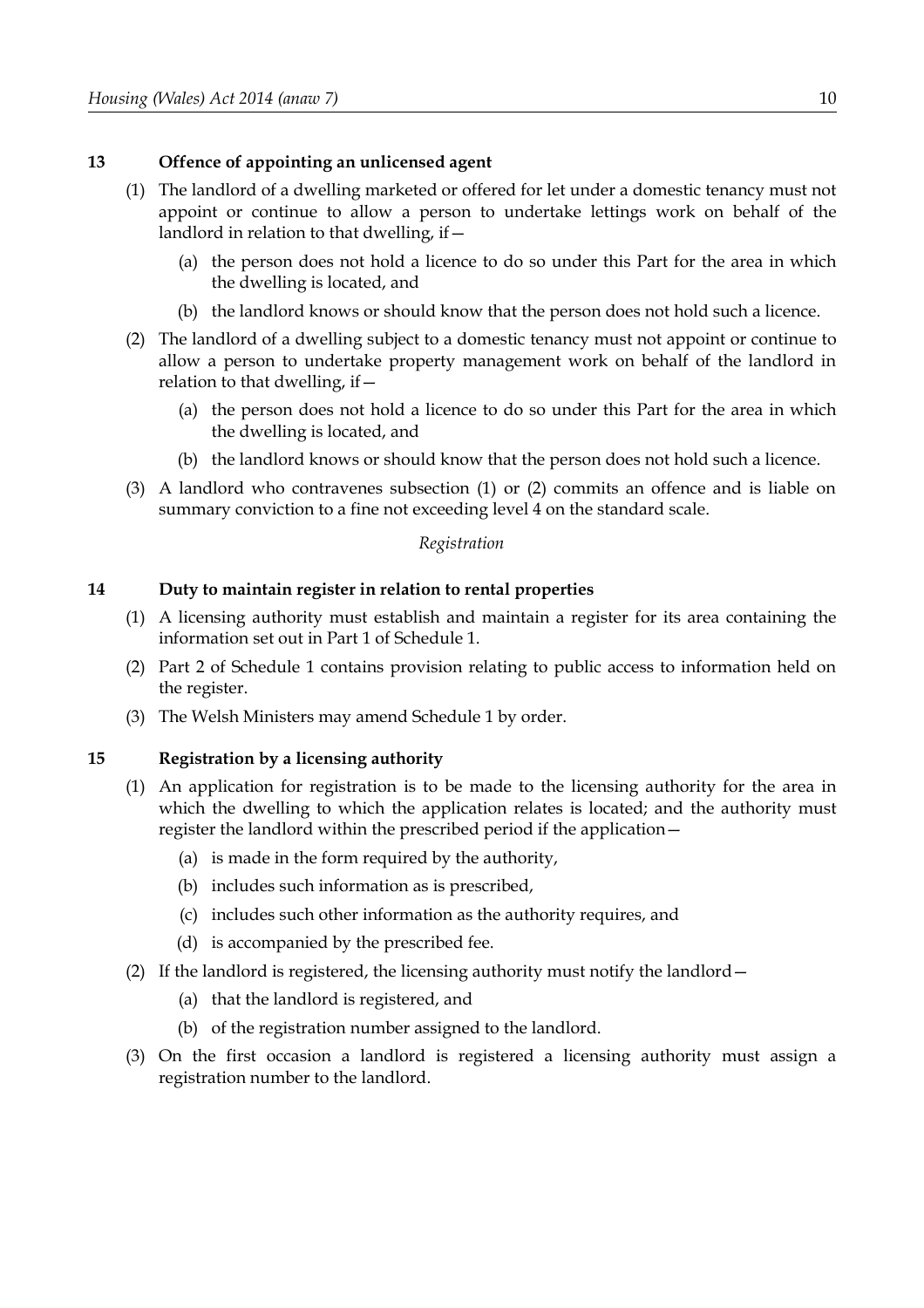### 13 Offence of appointing an unlicensed agent

(1) The landlord of a dwelling marketed or offered for let under a domestic tenancy must not appoint or continue to allow a person to undertake lettings work on behalf of the landlord in relation to that dwelling, if—

(a) the person does not hold a licence to do so under this Part for the area in which the dwelling is located, and

(b) the landlord knows or should know that the person does not hold such a licence.

(2) The landlord of a dwelling subject to a domestic tenancy must not appoint or continue to allow a person to undertake property management work on behalf of the landlord in relation to that dwelling, if—

(a) the person does not hold a licence to do so under this Part for the area in which the dwelling is located, and

(b) the landlord knows or should know that the person does not hold such a licence.

(3) A landlord who contravenes subsection (1) or (2) commits an offence and is liable on summary conviction to a fine not exceeding level 4 on the standard scale.

*Registration*

### 14 Duty to maintain register in relation to rental properties

(1) A licensing authority must establish and maintain a register for its area containing the information set out in Part 1 of Schedule 1.

(2) Part 2 of Schedule 1 contains provision relating to public access to information held on the register.

(3) The Welsh Ministers may amend Schedule 1 by order.

### 15 Registration by a licensing authority

(1) An application for registration is to be made to the licensing authority for the area in which the dwelling to which the application relates is located; and the authority must register the landlord within the prescribed period if the application—

(a) is made in the form required by the authority,

(b) includes such information as is prescribed,

(c) includes such other information as the authority requires, and

(d) is accompanied by the prescribed fee.

(2) If the landlord is registered, the licensing authority must notify the landlord—

(a) that the landlord is registered, and

(b) of the registration number assigned to the landlord.

(3) On the first occasion a landlord is registered a licensing authority must assign a registration number to the landlord.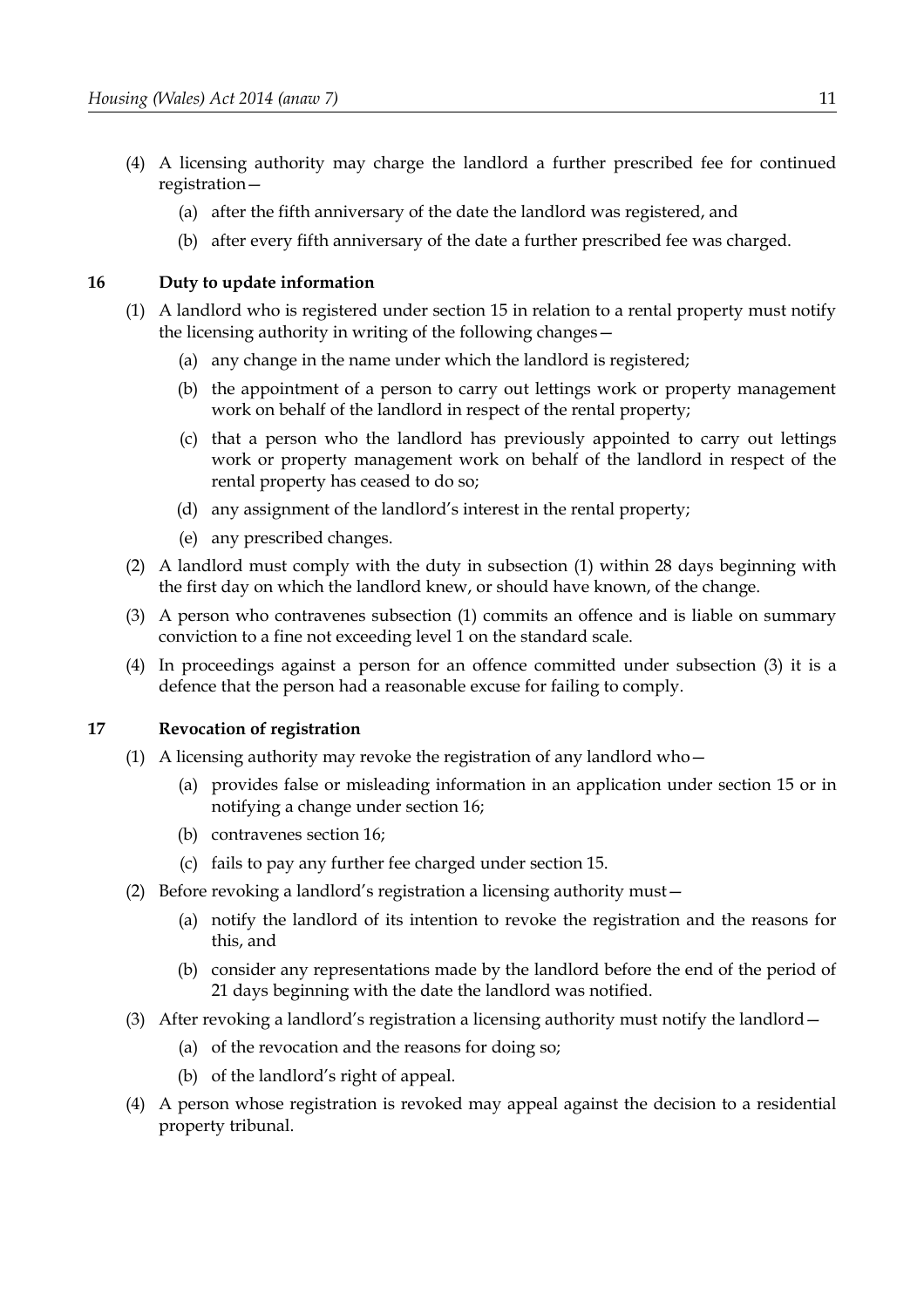(4) A licensing authority may charge the landlord a further prescribed fee for continued registration—

(a) after the fifth anniversary of the date the landlord was registered, and

(b) after every fifth anniversary of the date a further prescribed fee was charged.

### 16 Duty to update information

(1) A landlord who is registered under section 15 in relation to a rental property must notify the licensing authority in writing of the following changes—

(a) any change in the name under which the landlord is registered;

(b) the appointment of a person to carry out lettings work or property management work on behalf of the landlord in respect of the rental property;

(c) that a person who the landlord has previously appointed to carry out lettings work or property management work on behalf of the landlord in respect of the rental property has ceased to do so;

(d) any assignment of the landlord's interest in the rental property;

(e) any prescribed changes.

(2) A landlord must comply with the duty in subsection (1) within 28 days beginning with the first day on which the landlord knew, or should have known, of the change.

(3) A person who contravenes subsection (1) commits an offence and is liable on summary conviction to a fine not exceeding level 1 on the standard scale.

(4) In proceedings against a person for an offence committed under subsection (3) it is a defence that the person had a reasonable excuse for failing to comply.

### 17 Revocation of registration

(1) A licensing authority may revoke the registration of any landlord who—

(a) provides false or misleading information in an application under section 15 or in notifying a change under section 16;

(b) contravenes section 16;

(c) fails to pay any further fee charged under section 15.

(2) Before revoking a landlord's registration a licensing authority must—

(a) notify the landlord of its intention to revoke the registration and the reasons for this, and

(b) consider any representations made by the landlord before the end of the period of 21 days beginning with the date the landlord was notified.

(3) After revoking a landlord's registration a licensing authority must notify the landlord—

(a) of the revocation and the reasons for doing so;

(b) of the landlord's right of appeal.

(4) A person whose registration is revoked may appeal against the decision to a residential property tribunal.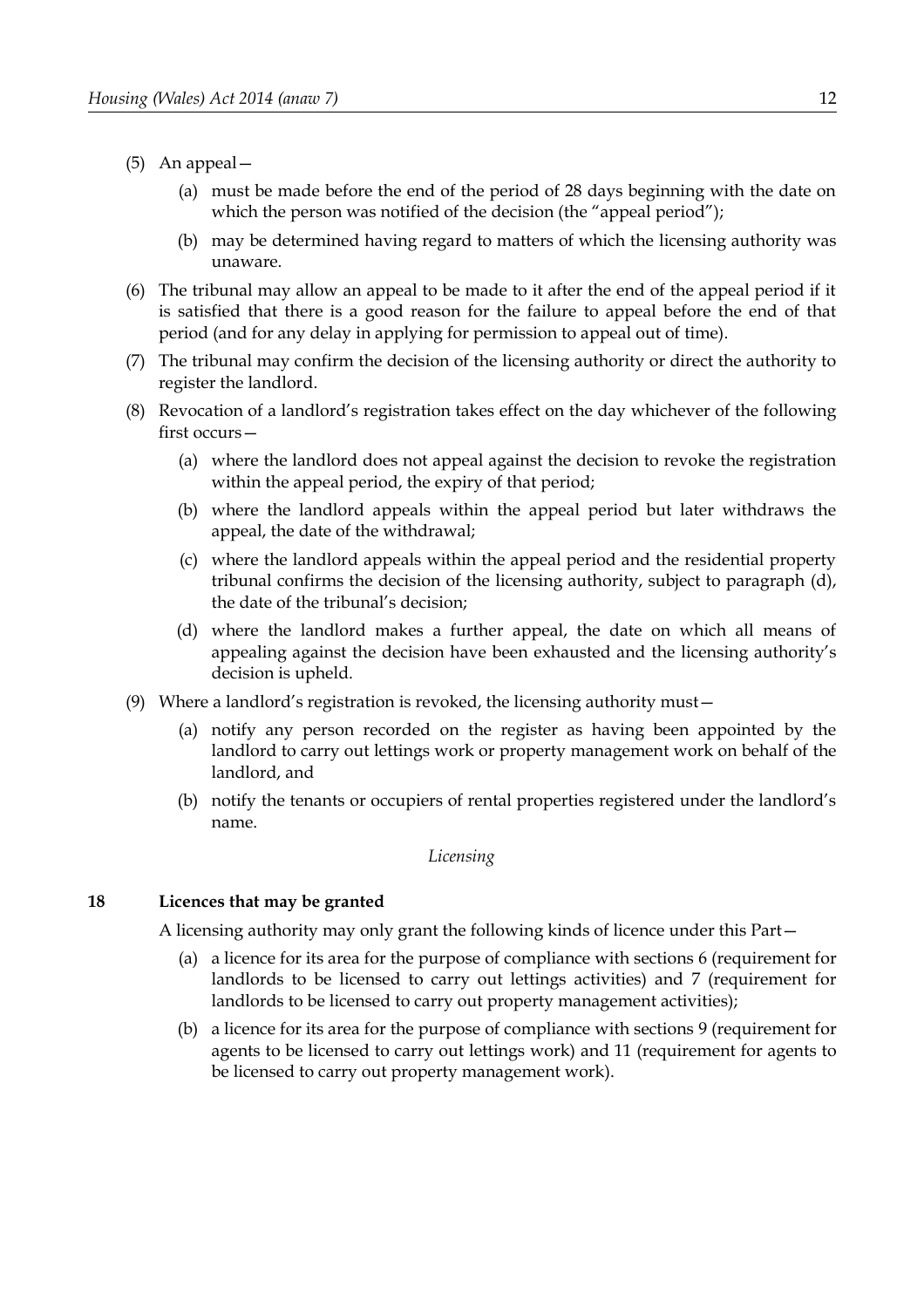(5) An appeal—

   (a) must be made before the end of the period of 28 days beginning with the date on which the person was notified of the decision (the "appeal period");

   (b) may be determined having regard to matters of which the licensing authority was unaware.

(6) The tribunal may allow an appeal to be made to it after the end of the appeal period if it is satisfied that there is a good reason for the failure to appeal before the end of that period (and for any delay in applying for permission to appeal out of time).

(7) The tribunal may confirm the decision of the licensing authority or direct the authority to register the landlord.

(8) Revocation of a landlord's registration takes effect on the day whichever of the following first occurs—

   (a) where the landlord does not appeal against the decision to revoke the registration within the appeal period, the expiry of that period;

   (b) where the landlord appeals within the appeal period but later withdraws the appeal, the date of the withdrawal;

   (c) where the landlord appeals within the appeal period and the residential property tribunal confirms the decision of the licensing authority, subject to paragraph (d), the date of the tribunal's decision;

   (d) where the landlord makes a further appeal, the date on which all means of appealing against the decision have been exhausted and the licensing authority's decision is upheld.

(9) Where a landlord's registration is revoked, the licensing authority must—

   (a) notify any person recorded on the register as having been appointed by the landlord to carry out lettings work or property management work on behalf of the landlord, and

   (b) notify the tenants or occupiers of rental properties registered under the landlord's name.

*Licensing*

**18 Licences that may be granted**

A licensing authority may only grant the following kinds of licence under this Part—

   (a) a licence for its area for the purpose of compliance with sections 6 (requirement for landlords to be licensed to carry out lettings activities) and 7 (requirement for landlords to be licensed to carry out property management activities);

   (b) a licence for its area for the purpose of compliance with sections 9 (requirement for agents to be licensed to carry out lettings work) and 11 (requirement for agents to be licensed to carry out property management work).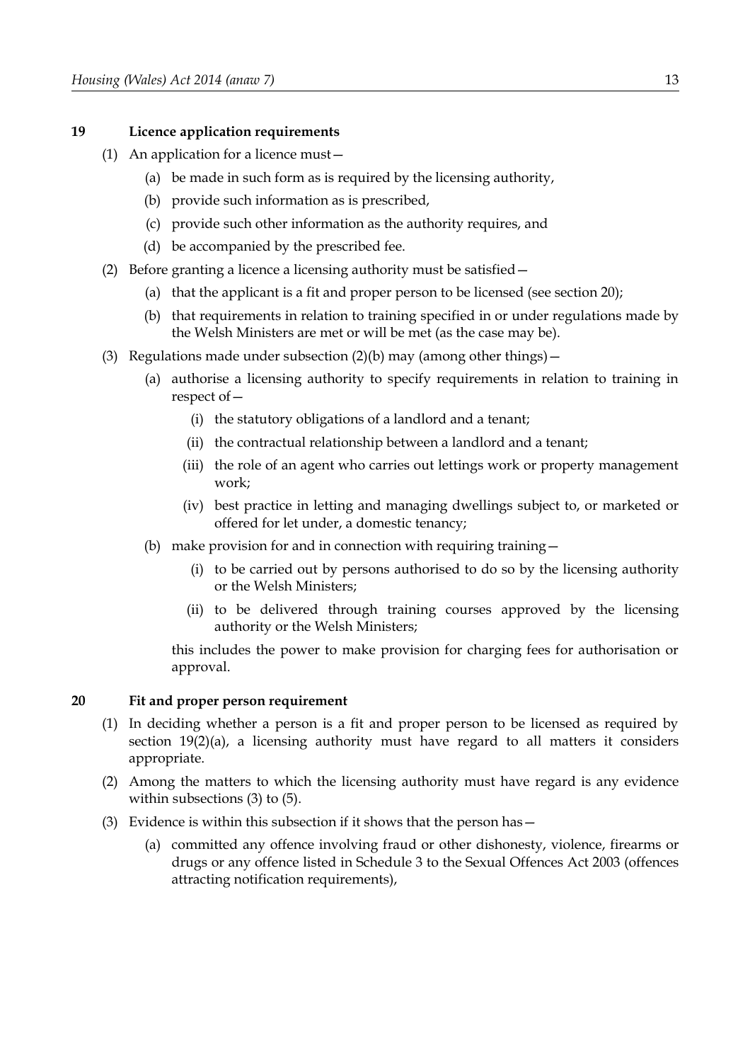### 19 Licence application requirements

(1) An application for a licence must—

(a) be made in such form as is required by the licensing authority,

(b) provide such information as is prescribed,

(c) provide such other information as the authority requires, and

(d) be accompanied by the prescribed fee.

(2) Before granting a licence a licensing authority must be satisfied—

(a) that the applicant is a fit and proper person to be licensed (see section 20);

(b) that requirements in relation to training specified in or under regulations made by the Welsh Ministers are met or will be met (as the case may be).

(3) Regulations made under subsection (2)(b) may (among other things)—

(a) authorise a licensing authority to specify requirements in relation to training in respect of—

(i) the statutory obligations of a landlord and a tenant;

(ii) the contractual relationship between a landlord and a tenant;

(iii) the role of an agent who carries out lettings work or property management work;

(iv) best practice in letting and managing dwellings subject to, or marketed or offered for let under, a domestic tenancy;

(b) make provision for and in connection with requiring training—

(i) to be carried out by persons authorised to do so by the licensing authority or the Welsh Ministers;

(ii) to be delivered through training courses approved by the licensing authority or the Welsh Ministers;

this includes the power to make provision for charging fees for authorisation or approval.

### 20 Fit and proper person requirement

(1) In deciding whether a person is a fit and proper person to be licensed as required by section 19(2)(a), a licensing authority must have regard to all matters it considers appropriate.

(2) Among the matters to which the licensing authority must have regard is any evidence within subsections (3) to (5).

(3) Evidence is within this subsection if it shows that the person has—

(a) committed any offence involving fraud or other dishonesty, violence, firearms or drugs or any offence listed in Schedule 3 to the Sexual Offences Act 2003 (offences attracting notification requirements),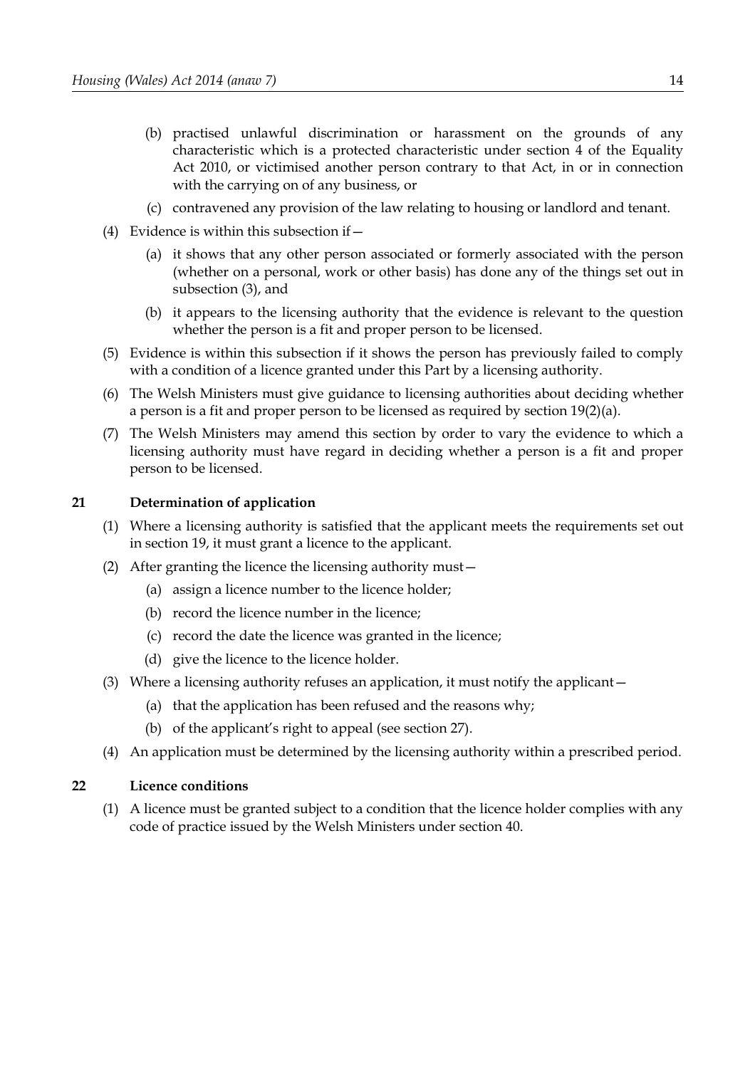(b) practised unlawful discrimination or harassment on the grounds of any characteristic which is a protected characteristic under section 4 of the Equality Act 2010, or victimised another person contrary to that Act, in or in connection with the carrying on of any business, or

(c) contravened any provision of the law relating to housing or landlord and tenant.

(4) Evidence is within this subsection if—

(a) it shows that any other person associated or formerly associated with the person (whether on a personal, work or other basis) has done any of the things set out in subsection (3), and

(b) it appears to the licensing authority that the evidence is relevant to the question whether the person is a fit and proper person to be licensed.

(5) Evidence is within this subsection if it shows the person has previously failed to comply with a condition of a licence granted under this Part by a licensing authority.

(6) The Welsh Ministers must give guidance to licensing authorities about deciding whether a person is a fit and proper person to be licensed as required by section 19(2)(a).

(7) The Welsh Ministers may amend this section by order to vary the evidence to which a licensing authority must have regard in deciding whether a person is a fit and proper person to be licensed.

## 21 Determination of application

(1) Where a licensing authority is satisfied that the applicant meets the requirements set out in section 19, it must grant a licence to the applicant.

(2) After granting the licence the licensing authority must—

(a) assign a licence number to the licence holder;

(b) record the licence number in the licence;

(c) record the date the licence was granted in the licence;

(d) give the licence to the licence holder.

(3) Where a licensing authority refuses an application, it must notify the applicant—

(a) that the application has been refused and the reasons why;

(b) of the applicant's right to appeal (see section 27).

(4) An application must be determined by the licensing authority within a prescribed period.

## 22 Licence conditions

(1) A licence must be granted subject to a condition that the licence holder complies with any code of practice issued by the Welsh Ministers under section 40.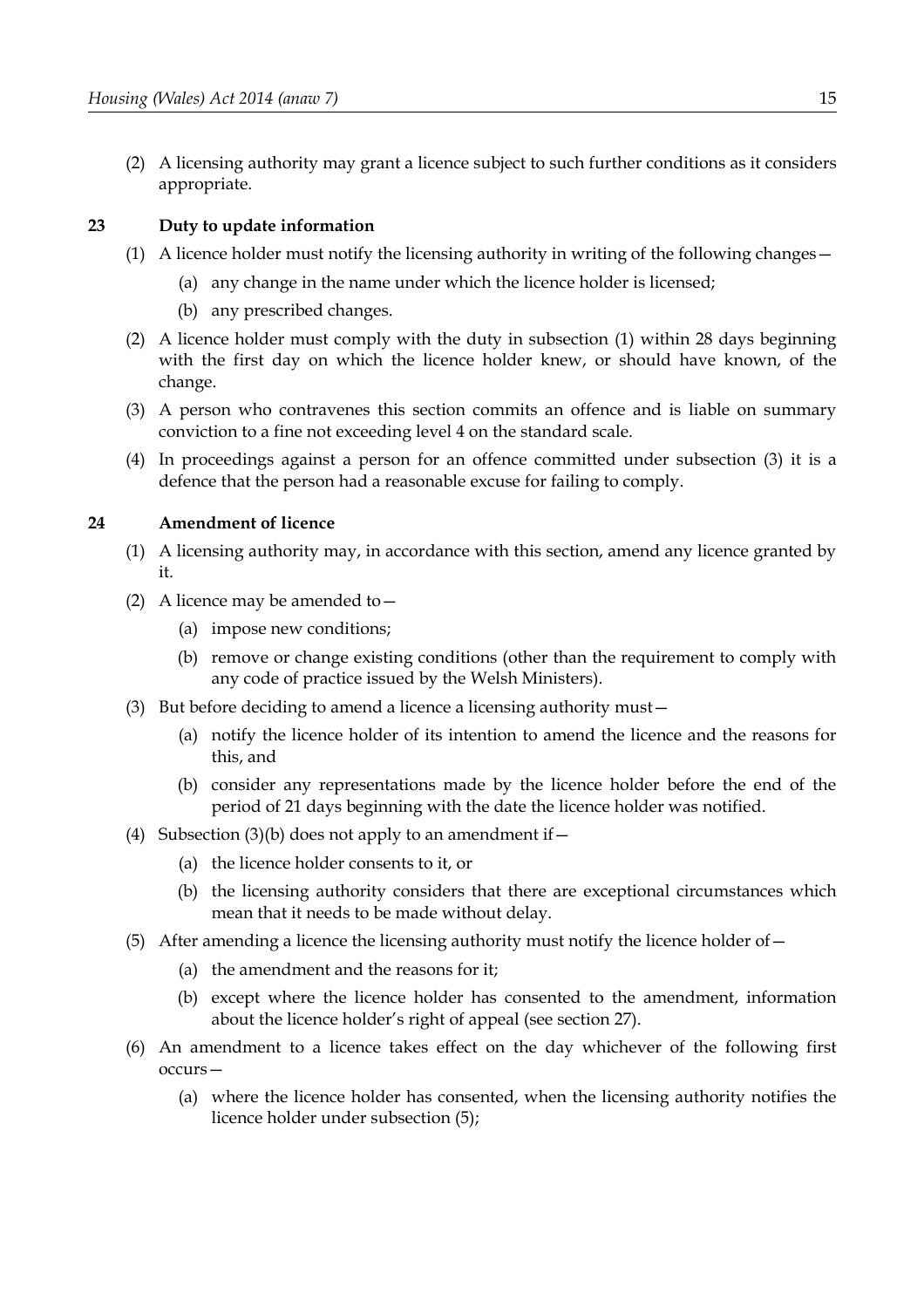(2) A licensing authority may grant a licence subject to such further conditions as it considers appropriate.

## 23 Duty to update information

(1) A licence holder must notify the licensing authority in writing of the following changes—

(a) any change in the name under which the licence holder is licensed;

(b) any prescribed changes.

(2) A licence holder must comply with the duty in subsection (1) within 28 days beginning with the first day on which the licence holder knew, or should have known, of the change.

(3) A person who contravenes this section commits an offence and is liable on summary conviction to a fine not exceeding level 4 on the standard scale.

(4) In proceedings against a person for an offence committed under subsection (3) it is a defence that the person had a reasonable excuse for failing to comply.

## 24 Amendment of licence

(1) A licensing authority may, in accordance with this section, amend any licence granted by it.

(2) A licence may be amended to—

(a) impose new conditions;

(b) remove or change existing conditions (other than the requirement to comply with any code of practice issued by the Welsh Ministers).

(3) But before deciding to amend a licence a licensing authority must—

(a) notify the licence holder of its intention to amend the licence and the reasons for this, and

(b) consider any representations made by the licence holder before the end of the period of 21 days beginning with the date the licence holder was notified.

(4) Subsection (3)(b) does not apply to an amendment if—

(a) the licence holder consents to it, or

(b) the licensing authority considers that there are exceptional circumstances which mean that it needs to be made without delay.

(5) After amending a licence the licensing authority must notify the licence holder of—

(a) the amendment and the reasons for it;

(b) except where the licence holder has consented to the amendment, information about the licence holder's right of appeal (see section 27).

(6) An amendment to a licence takes effect on the day whichever of the following first occurs—

(a) where the licence holder has consented, when the licensing authority notifies the licence holder under subsection (5);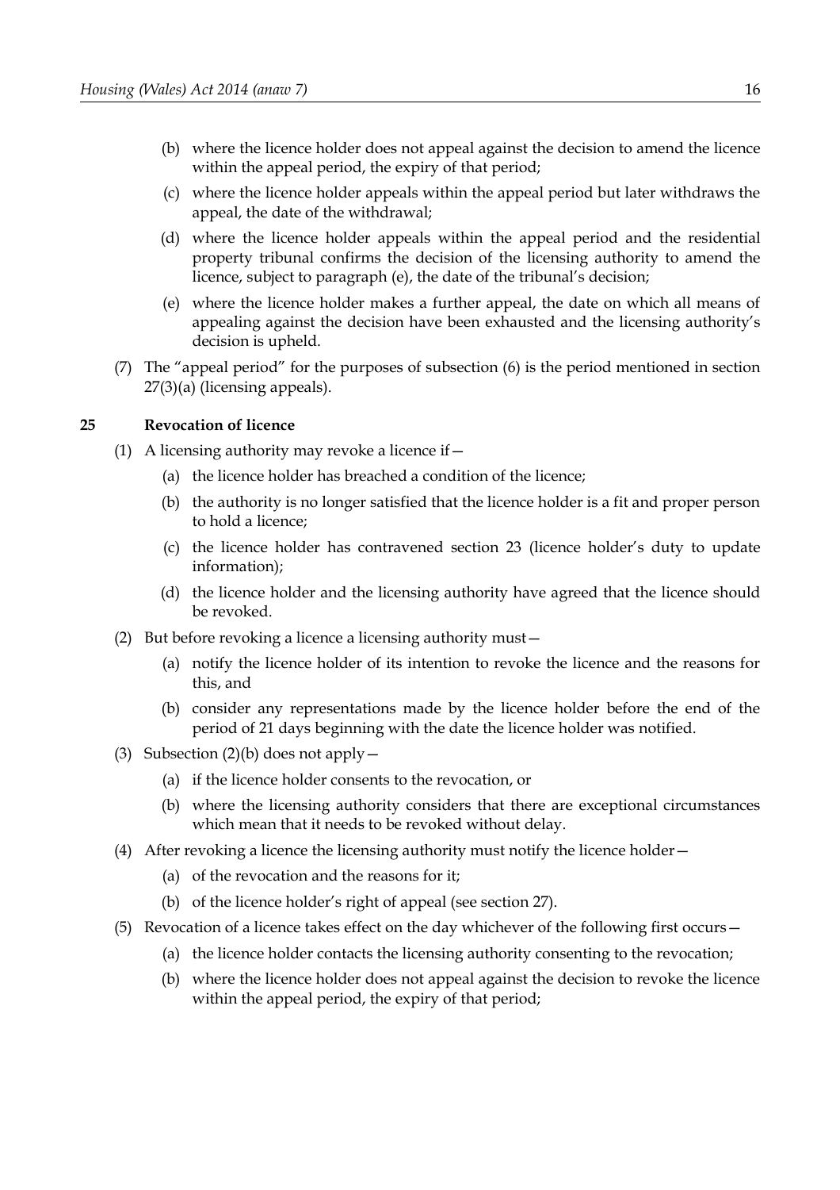(b) where the licence holder does not appeal against the decision to amend the licence within the appeal period, the expiry of that period;

(c) where the licence holder appeals within the appeal period but later withdraws the appeal, the date of the withdrawal;

(d) where the licence holder appeals within the appeal period and the residential property tribunal confirms the decision of the licensing authority to amend the licence, subject to paragraph (e), the date of the tribunal's decision;

(e) where the licence holder makes a further appeal, the date on which all means of appealing against the decision have been exhausted and the licensing authority's decision is upheld.

(7) The "appeal period" for the purposes of subsection (6) is the period mentioned in section 27(3)(a) (licensing appeals).

### 25 Revocation of licence

(1) A licensing authority may revoke a licence if—

(a) the licence holder has breached a condition of the licence;

(b) the authority is no longer satisfied that the licence holder is a fit and proper person to hold a licence;

(c) the licence holder has contravened section 23 (licence holder's duty to update information);

(d) the licence holder and the licensing authority have agreed that the licence should be revoked.

(2) But before revoking a licence a licensing authority must—

(a) notify the licence holder of its intention to revoke the licence and the reasons for this, and

(b) consider any representations made by the licence holder before the end of the period of 21 days beginning with the date the licence holder was notified.

(3) Subsection (2)(b) does not apply—

(a) if the licence holder consents to the revocation, or

(b) where the licensing authority considers that there are exceptional circumstances which mean that it needs to be revoked without delay.

(4) After revoking a licence the licensing authority must notify the licence holder—

(a) of the revocation and the reasons for it;

(b) of the licence holder's right of appeal (see section 27).

(5) Revocation of a licence takes effect on the day whichever of the following first occurs—

(a) the licence holder contacts the licensing authority consenting to the revocation;

(b) where the licence holder does not appeal against the decision to revoke the licence within the appeal period, the expiry of that period;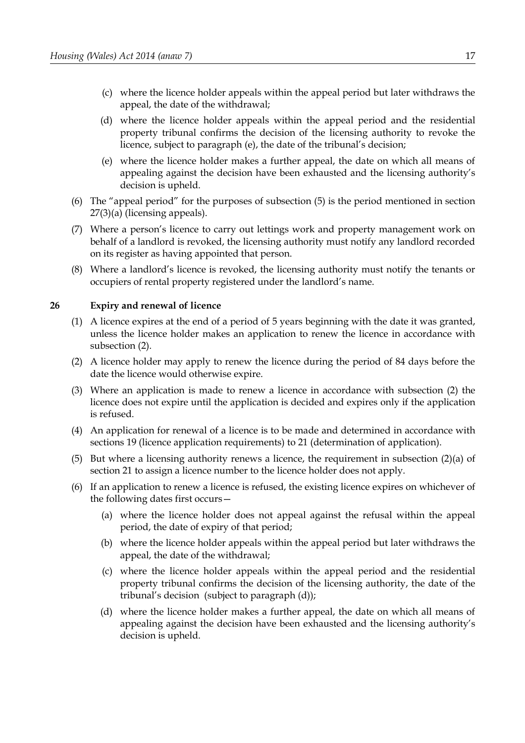(c) where the licence holder appeals within the appeal period but later withdraws the appeal, the date of the withdrawal;

(d) where the licence holder appeals within the appeal period and the residential property tribunal confirms the decision of the licensing authority to revoke the licence, subject to paragraph (e), the date of the tribunal's decision;

(e) where the licence holder makes a further appeal, the date on which all means of appealing against the decision have been exhausted and the licensing authority's decision is upheld.

(6) The "appeal period" for the purposes of subsection (5) is the period mentioned in section 27(3)(a) (licensing appeals).

(7) Where a person's licence to carry out lettings work and property management work on behalf of a landlord is revoked, the licensing authority must notify any landlord recorded on its register as having appointed that person.

(8) Where a landlord's licence is revoked, the licensing authority must notify the tenants or occupiers of rental property registered under the landlord's name.

### 26 Expiry and renewal of licence

(1) A licence expires at the end of a period of 5 years beginning with the date it was granted, unless the licence holder makes an application to renew the licence in accordance with subsection (2).

(2) A licence holder may apply to renew the licence during the period of 84 days before the date the licence would otherwise expire.

(3) Where an application is made to renew a licence in accordance with subsection (2) the licence does not expire until the application is decided and expires only if the application is refused.

(4) An application for renewal of a licence is to be made and determined in accordance with sections 19 (licence application requirements) to 21 (determination of application).

(5) But where a licensing authority renews a licence, the requirement in subsection (2)(a) of section 21 to assign a licence number to the licence holder does not apply.

(6) If an application to renew a licence is refused, the existing licence expires on whichever of the following dates first occurs—

(a) where the licence holder does not appeal against the refusal within the appeal period, the date of expiry of that period;

(b) where the licence holder appeals within the appeal period but later withdraws the appeal, the date of the withdrawal;

(c) where the licence holder appeals within the appeal period and the residential property tribunal confirms the decision of the licensing authority, the date of the tribunal's decision (subject to paragraph (d));

(d) where the licence holder makes a further appeal, the date on which all means of appealing against the decision have been exhausted and the licensing authority's decision is upheld.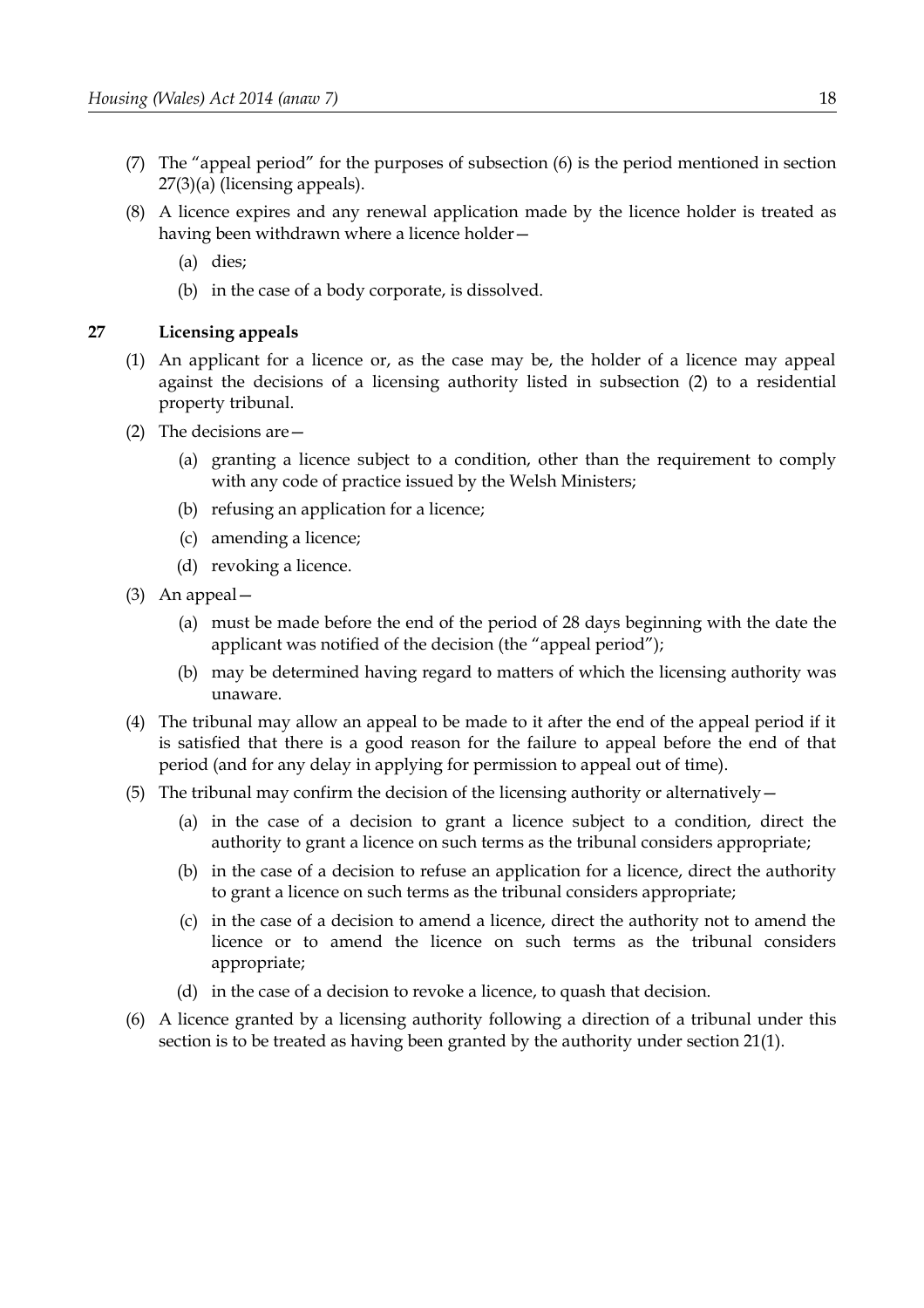(7) The "appeal period" for the purposes of subsection (6) is the period mentioned in section 27(3)(a) (licensing appeals).

(8) A licence expires and any renewal application made by the licence holder is treated as having been withdrawn where a licence holder—

  (a) dies;

  (b) in the case of a body corporate, is dissolved.

## 27 Licensing appeals

(1) An applicant for a licence or, as the case may be, the holder of a licence may appeal against the decisions of a licensing authority listed in subsection (2) to a residential property tribunal.

(2) The decisions are—

  (a) granting a licence subject to a condition, other than the requirement to comply with any code of practice issued by the Welsh Ministers;

  (b) refusing an application for a licence;

  (c) amending a licence;

  (d) revoking a licence.

(3) An appeal—

  (a) must be made before the end of the period of 28 days beginning with the date the applicant was notified of the decision (the "appeal period");

  (b) may be determined having regard to matters of which the licensing authority was unaware.

(4) The tribunal may allow an appeal to be made to it after the end of the appeal period if it is satisfied that there is a good reason for the failure to appeal before the end of that period (and for any delay in applying for permission to appeal out of time).

(5) The tribunal may confirm the decision of the licensing authority or alternatively—

  (a) in the case of a decision to grant a licence subject to a condition, direct the authority to grant a licence on such terms as the tribunal considers appropriate;

  (b) in the case of a decision to refuse an application for a licence, direct the authority to grant a licence on such terms as the tribunal considers appropriate;

  (c) in the case of a decision to amend a licence, direct the authority not to amend the licence or to amend the licence on such terms as the tribunal considers appropriate;

  (d) in the case of a decision to revoke a licence, to quash that decision.

(6) A licence granted by a licensing authority following a direction of a tribunal under this section is to be treated as having been granted by the authority under section 21(1).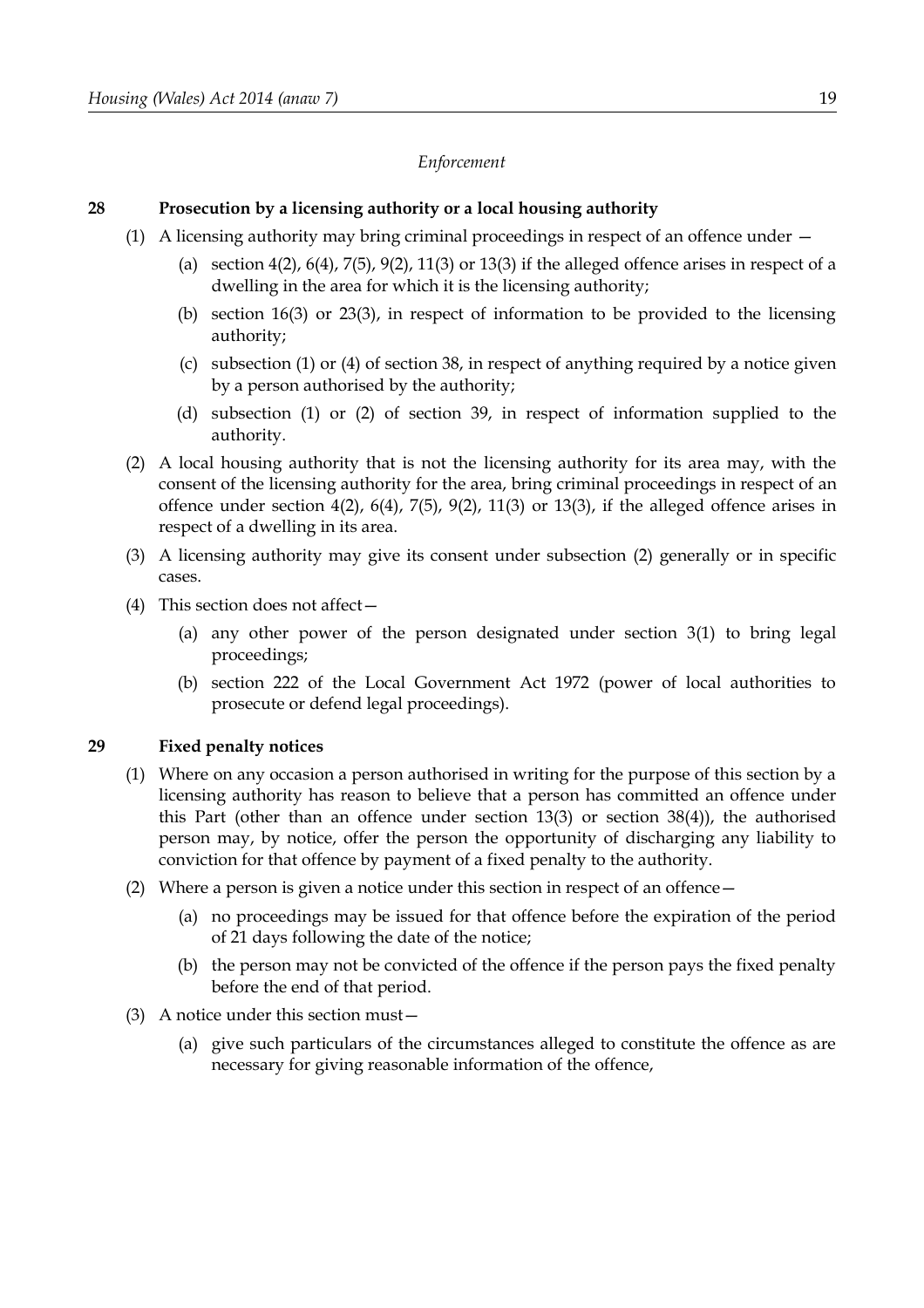*Enforcement*

**28 Prosecution by a licensing authority or a local housing authority**

(1) A licensing authority may bring criminal proceedings in respect of an offence under —

(a) section 4(2), 6(4), 7(5), 9(2), 11(3) or 13(3) if the alleged offence arises in respect of a dwelling in the area for which it is the licensing authority;

(b) section 16(3) or 23(3), in respect of information to be provided to the licensing authority;

(c) subsection (1) or (4) of section 38, in respect of anything required by a notice given by a person authorised by the authority;

(d) subsection (1) or (2) of section 39, in respect of information supplied to the authority.

(2) A local housing authority that is not the licensing authority for its area may, with the consent of the licensing authority for the area, bring criminal proceedings in respect of an offence under section 4(2), 6(4), 7(5), 9(2), 11(3) or 13(3), if the alleged offence arises in respect of a dwelling in its area.

(3) A licensing authority may give its consent under subsection (2) generally or in specific cases.

(4) This section does not affect—

(a) any other power of the person designated under section 3(1) to bring legal proceedings;

(b) section 222 of the Local Government Act 1972 (power of local authorities to prosecute or defend legal proceedings).

**29 Fixed penalty notices**

(1) Where on any occasion a person authorised in writing for the purpose of this section by a licensing authority has reason to believe that a person has committed an offence under this Part (other than an offence under section 13(3) or section 38(4)), the authorised person may, by notice, offer the person the opportunity of discharging any liability to conviction for that offence by payment of a fixed penalty to the authority.

(2) Where a person is given a notice under this section in respect of an offence—

(a) no proceedings may be issued for that offence before the expiration of the period of 21 days following the date of the notice;

(b) the person may not be convicted of the offence if the person pays the fixed penalty before the end of that period.

(3) A notice under this section must—

(a) give such particulars of the circumstances alleged to constitute the offence as are necessary for giving reasonable information of the offence,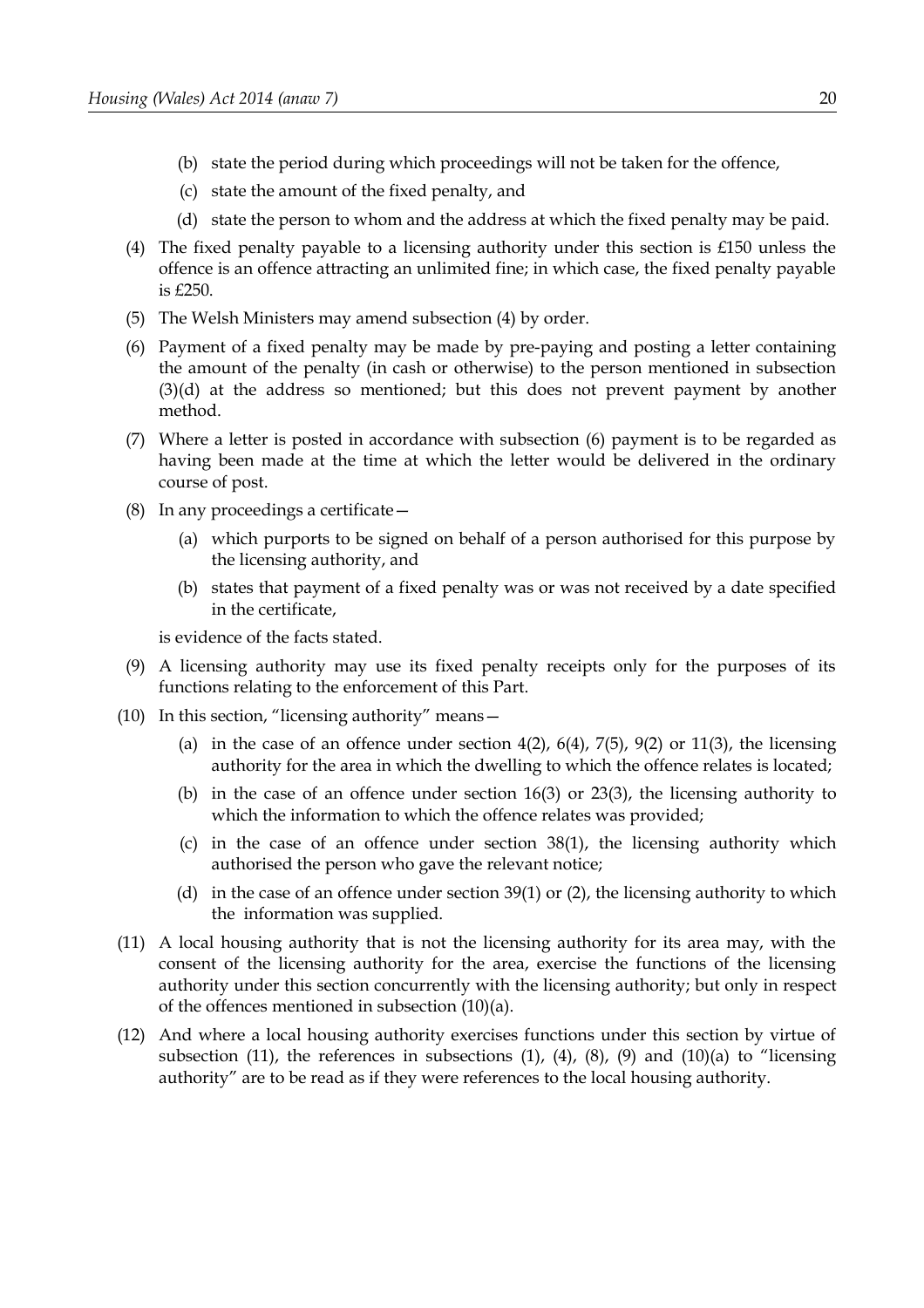(b) state the period during which proceedings will not be taken for the offence,

(c) state the amount of the fixed penalty, and

(d) state the person to whom and the address at which the fixed penalty may be paid.

(4) The fixed penalty payable to a licensing authority under this section is £150 unless the offence is an offence attracting an unlimited fine; in which case, the fixed penalty payable is £250.

(5) The Welsh Ministers may amend subsection (4) by order.

(6) Payment of a fixed penalty may be made by pre-paying and posting a letter containing the amount of the penalty (in cash or otherwise) to the person mentioned in subsection (3)(d) at the address so mentioned; but this does not prevent payment by another method.

(7) Where a letter is posted in accordance with subsection (6) payment is to be regarded as having been made at the time at which the letter would be delivered in the ordinary course of post.

(8) In any proceedings a certificate—

(a) which purports to be signed on behalf of a person authorised for this purpose by the licensing authority, and

(b) states that payment of a fixed penalty was or was not received by a date specified in the certificate,

is evidence of the facts stated.

(9) A licensing authority may use its fixed penalty receipts only for the purposes of its functions relating to the enforcement of this Part.

(10) In this section, "licensing authority" means—

(a) in the case of an offence under section 4(2), 6(4), 7(5), 9(2) or 11(3), the licensing authority for the area in which the dwelling to which the offence relates is located;

(b) in the case of an offence under section 16(3) or 23(3), the licensing authority to which the information to which the offence relates was provided;

(c) in the case of an offence under section 38(1), the licensing authority which authorised the person who gave the relevant notice;

(d) in the case of an offence under section 39(1) or (2), the licensing authority to which the information was supplied.

(11) A local housing authority that is not the licensing authority for its area may, with the consent of the licensing authority for the area, exercise the functions of the licensing authority under this section concurrently with the licensing authority; but only in respect of the offences mentioned in subsection (10)(a).

(12) And where a local housing authority exercises functions under this section by virtue of subsection (11), the references in subsections (1), (4), (8), (9) and (10)(a) to "licensing authority" are to be read as if they were references to the local housing authority.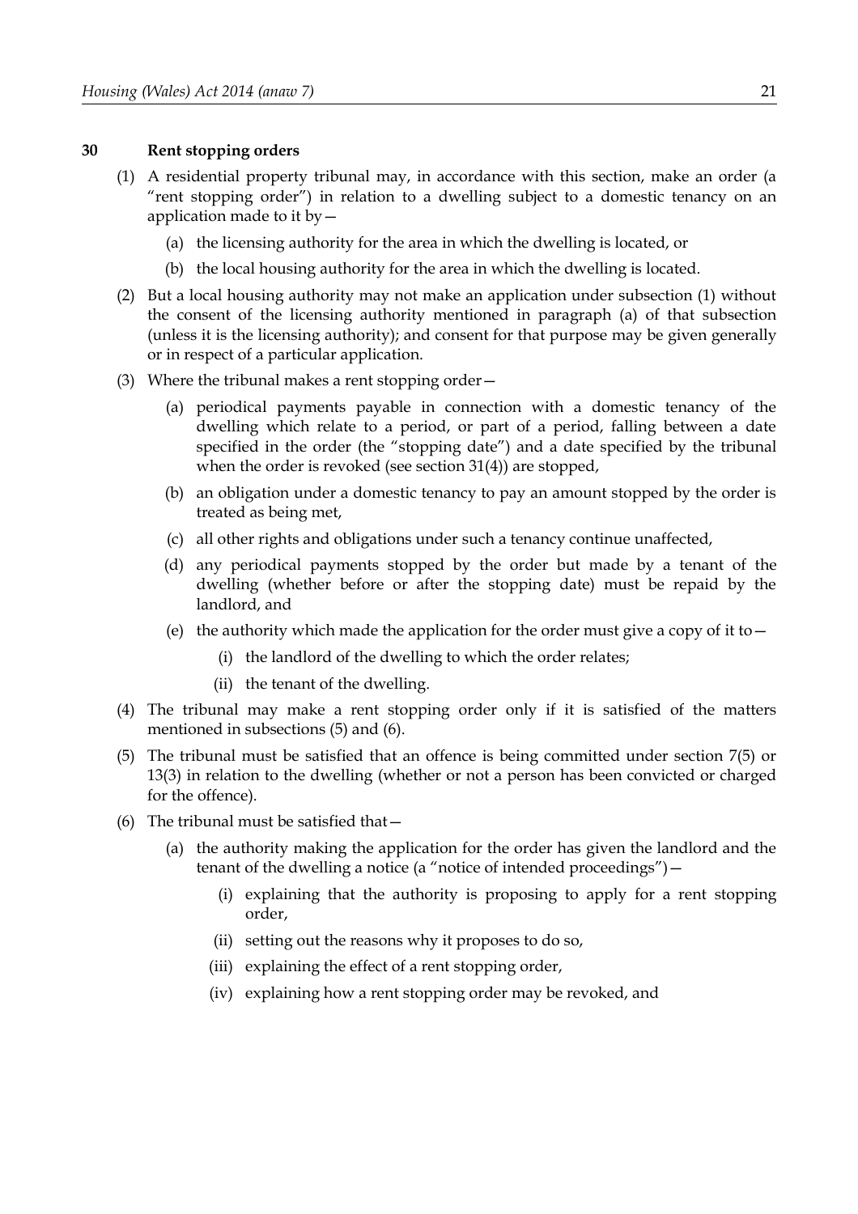### 30 Rent stopping orders

(1) A residential property tribunal may, in accordance with this section, make an order (a "rent stopping order") in relation to a dwelling subject to a domestic tenancy on an application made to it by—

(a) the licensing authority for the area in which the dwelling is located, or

(b) the local housing authority for the area in which the dwelling is located.

(2) But a local housing authority may not make an application under subsection (1) without the consent of the licensing authority mentioned in paragraph (a) of that subsection (unless it is the licensing authority); and consent for that purpose may be given generally or in respect of a particular application.

(3) Where the tribunal makes a rent stopping order—

(a) periodical payments payable in connection with a domestic tenancy of the dwelling which relate to a period, or part of a period, falling between a date specified in the order (the "stopping date") and a date specified by the tribunal when the order is revoked (see section 31(4)) are stopped,

(b) an obligation under a domestic tenancy to pay an amount stopped by the order is treated as being met,

(c) all other rights and obligations under such a tenancy continue unaffected,

(d) any periodical payments stopped by the order but made by a tenant of the dwelling (whether before or after the stopping date) must be repaid by the landlord, and

(e) the authority which made the application for the order must give a copy of it to—

(i) the landlord of the dwelling to which the order relates;

(ii) the tenant of the dwelling.

(4) The tribunal may make a rent stopping order only if it is satisfied of the matters mentioned in subsections (5) and (6).

(5) The tribunal must be satisfied that an offence is being committed under section 7(5) or 13(3) in relation to the dwelling (whether or not a person has been convicted or charged for the offence).

(6) The tribunal must be satisfied that—

(a) the authority making the application for the order has given the landlord and the tenant of the dwelling a notice (a "notice of intended proceedings")—

(i) explaining that the authority is proposing to apply for a rent stopping order,

(ii) setting out the reasons why it proposes to do so,

(iii) explaining the effect of a rent stopping order,

(iv) explaining how a rent stopping order may be revoked, and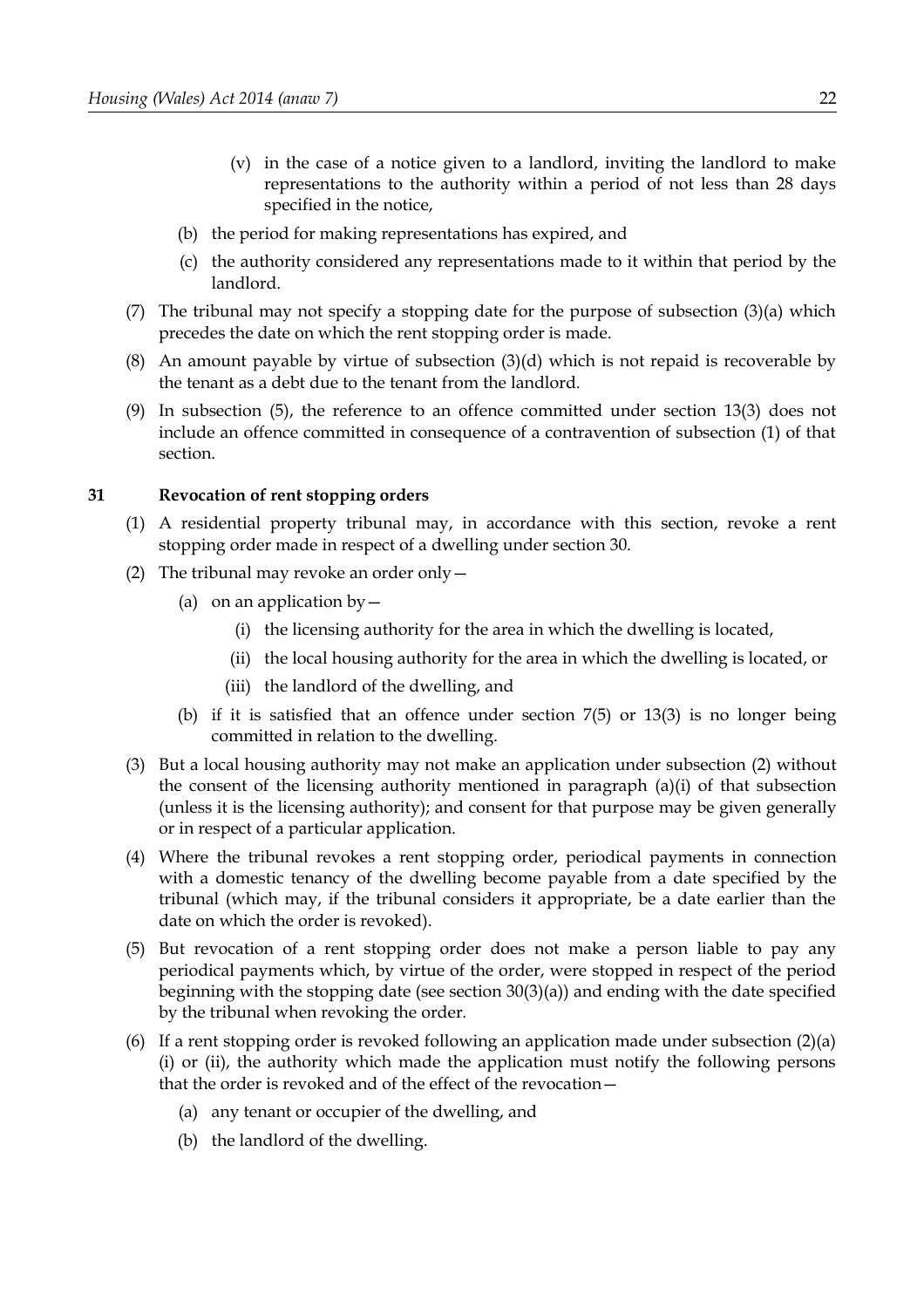(v) in the case of a notice given to a landlord, inviting the landlord to make representations to the authority within a period of not less than 28 days specified in the notice,

(b) the period for making representations has expired, and

(c) the authority considered any representations made to it within that period by the landlord.

(7) The tribunal may not specify a stopping date for the purpose of subsection (3)(a) which precedes the date on which the rent stopping order is made.

(8) An amount payable by virtue of subsection (3)(d) which is not repaid is recoverable by the tenant as a debt due to the tenant from the landlord.

(9) In subsection (5), the reference to an offence committed under section 13(3) does not include an offence committed in consequence of a contravention of subsection (1) of that section.

**31 Revocation of rent stopping orders**

(1) A residential property tribunal may, in accordance with this section, revoke a rent stopping order made in respect of a dwelling under section 30.

(2) The tribunal may revoke an order only—

(a) on an application by—

(i) the licensing authority for the area in which the dwelling is located,

(ii) the local housing authority for the area in which the dwelling is located, or

(iii) the landlord of the dwelling, and

(b) if it is satisfied that an offence under section 7(5) or 13(3) is no longer being committed in relation to the dwelling.

(3) But a local housing authority may not make an application under subsection (2) without the consent of the licensing authority mentioned in paragraph (a)(i) of that subsection (unless it is the licensing authority); and consent for that purpose may be given generally or in respect of a particular application.

(4) Where the tribunal revokes a rent stopping order, periodical payments in connection with a domestic tenancy of the dwelling become payable from a date specified by the tribunal (which may, if the tribunal considers it appropriate, be a date earlier than the date on which the order is revoked).

(5) But revocation of a rent stopping order does not make a person liable to pay any periodical payments which, by virtue of the order, were stopped in respect of the period beginning with the stopping date (see section 30(3)(a)) and ending with the date specified by the tribunal when revoking the order.

(6) If a rent stopping order is revoked following an application made under subsection (2)(a)(i) or (ii), the authority which made the application must notify the following persons that the order is revoked and of the effect of the revocation—

(a) any tenant or occupier of the dwelling, and

(b) the landlord of the dwelling.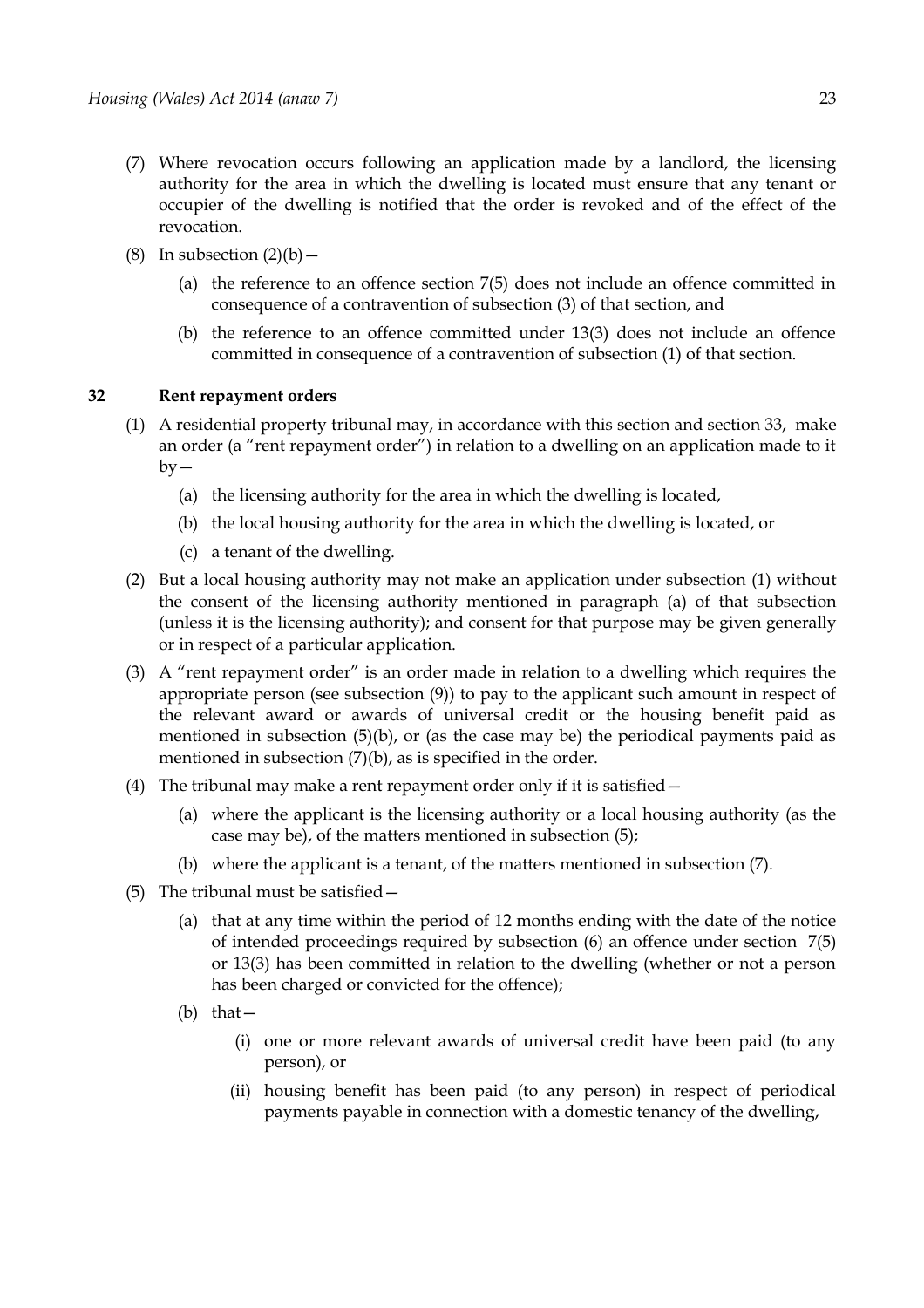(7) Where revocation occurs following an application made by a landlord, the licensing authority for the area in which the dwelling is located must ensure that any tenant or occupier of the dwelling is notified that the order is revoked and of the effect of the revocation.

(8) In subsection (2)(b)—

(a) the reference to an offence section 7(5) does not include an offence committed in consequence of a contravention of subsection (3) of that section, and

(b) the reference to an offence committed under 13(3) does not include an offence committed in consequence of a contravention of subsection (1) of that section.

## 32 Rent repayment orders

(1) A residential property tribunal may, in accordance with this section and section 33, make an order (a "rent repayment order") in relation to a dwelling on an application made to it by—

(a) the licensing authority for the area in which the dwelling is located,

(b) the local housing authority for the area in which the dwelling is located, or

(c) a tenant of the dwelling.

(2) But a local housing authority may not make an application under subsection (1) without the consent of the licensing authority mentioned in paragraph (a) of that subsection (unless it is the licensing authority); and consent for that purpose may be given generally or in respect of a particular application.

(3) A "rent repayment order" is an order made in relation to a dwelling which requires the appropriate person (see subsection (9)) to pay to the applicant such amount in respect of the relevant award or awards of universal credit or the housing benefit paid as mentioned in subsection (5)(b), or (as the case may be) the periodical payments paid as mentioned in subsection (7)(b), as is specified in the order.

(4) The tribunal may make a rent repayment order only if it is satisfied—

(a) where the applicant is the licensing authority or a local housing authority (as the case may be), of the matters mentioned in subsection (5);

(b) where the applicant is a tenant, of the matters mentioned in subsection (7).

(5) The tribunal must be satisfied—

(a) that at any time within the period of 12 months ending with the date of the notice of intended proceedings required by subsection (6) an offence under section 7(5) or 13(3) has been committed in relation to the dwelling (whether or not a person has been charged or convicted for the offence);

(b) that—

(i) one or more relevant awards of universal credit have been paid (to any person), or

(ii) housing benefit has been paid (to any person) in respect of periodical payments payable in connection with a domestic tenancy of the dwelling,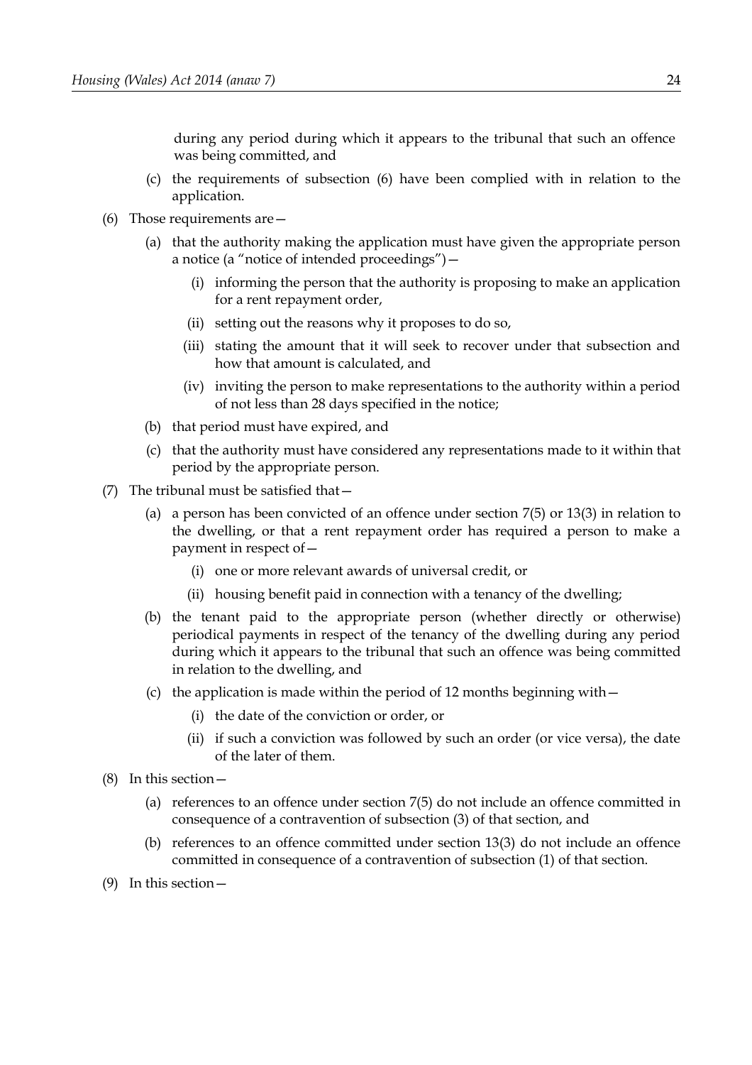during any period during which it appears to the tribunal that such an offence was being committed, and

(c) the requirements of subsection (6) have been complied with in relation to the application.

(6) Those requirements are—

(a) that the authority making the application must have given the appropriate person a notice (a "notice of intended proceedings")—

(i) informing the person that the authority is proposing to make an application for a rent repayment order,

(ii) setting out the reasons why it proposes to do so,

(iii) stating the amount that it will seek to recover under that subsection and how that amount is calculated, and

(iv) inviting the person to make representations to the authority within a period of not less than 28 days specified in the notice;

(b) that period must have expired, and

(c) that the authority must have considered any representations made to it within that period by the appropriate person.

(7) The tribunal must be satisfied that—

(a) a person has been convicted of an offence under section 7(5) or 13(3) in relation to the dwelling, or that a rent repayment order has required a person to make a payment in respect of—

(i) one or more relevant awards of universal credit, or

(ii) housing benefit paid in connection with a tenancy of the dwelling;

(b) the tenant paid to the appropriate person (whether directly or otherwise) periodical payments in respect of the tenancy of the dwelling during any period during which it appears to the tribunal that such an offence was being committed in relation to the dwelling, and

(c) the application is made within the period of 12 months beginning with—

(i) the date of the conviction or order, or

(ii) if such a conviction was followed by such an order (or vice versa), the date of the later of them.

(8) In this section—

(a) references to an offence under section 7(5) do not include an offence committed in consequence of a contravention of subsection (3) of that section, and

(b) references to an offence committed under section 13(3) do not include an offence committed in consequence of a contravention of subsection (1) of that section.

(9) In this section—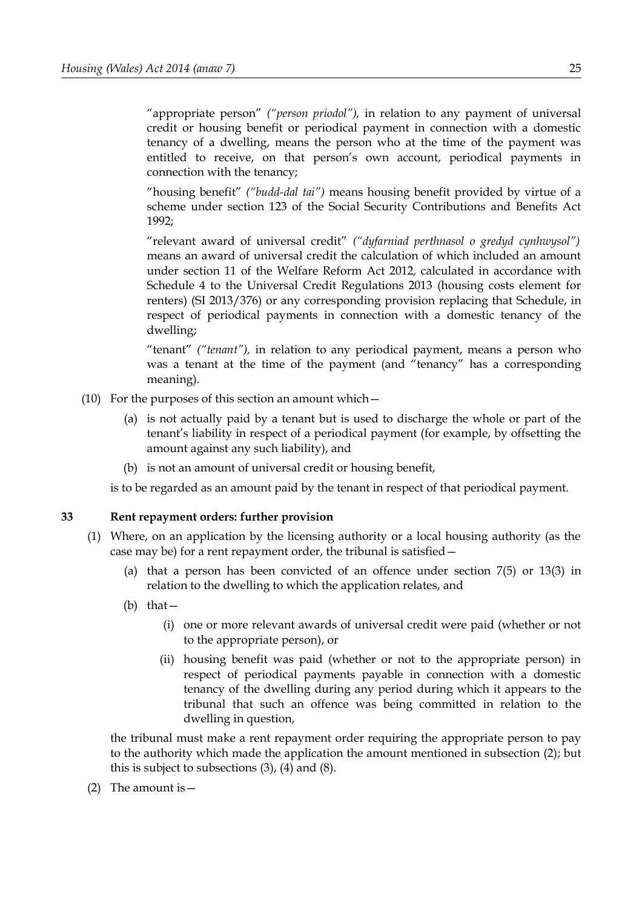"appropriate person" *("person priodol")*, in relation to any payment of universal credit or housing benefit or periodical payment in connection with a domestic tenancy of a dwelling, means the person who at the time of the payment was entitled to receive, on that person's own account, periodical payments in connection with the tenancy;

"housing benefit" *("budd-dal tai")* means housing benefit provided by virtue of a scheme under section 123 of the Social Security Contributions and Benefits Act 1992;

"relevant award of universal credit" *("dyfarniad perthnasol o gredyd cynhwysol")* means an award of universal credit the calculation of which included an amount under section 11 of the Welfare Reform Act 2012, calculated in accordance with Schedule 4 to the Universal Credit Regulations 2013 (housing costs element for renters) (SI 2013/376) or any corresponding provision replacing that Schedule, in respect of periodical payments in connection with a domestic tenancy of the dwelling;

"tenant" *("tenant")*, in relation to any periodical payment, means a person who was a tenant at the time of the payment (and "tenancy" has a corresponding meaning).

(10) For the purposes of this section an amount which—

(a) is not actually paid by a tenant but is used to discharge the whole or part of the tenant's liability in respect of a periodical payment (for example, by offsetting the amount against any such liability), and

(b) is not an amount of universal credit or housing benefit,

is to be regarded as an amount paid by the tenant in respect of that periodical payment.

**33 Rent repayment orders: further provision**

(1) Where, on an application by the licensing authority or a local housing authority (as the case may be) for a rent repayment order, the tribunal is satisfied—

(a) that a person has been convicted of an offence under section 7(5) or 13(3) in relation to the dwelling to which the application relates, and

(b) that—

(i) one or more relevant awards of universal credit were paid (whether or not to the appropriate person), or

(ii) housing benefit was paid (whether or not to the appropriate person) in respect of periodical payments payable in connection with a domestic tenancy of the dwelling during any period during which it appears to the tribunal that such an offence was being committed in relation to the dwelling in question,

the tribunal must make a rent repayment order requiring the appropriate person to pay to the authority which made the application the amount mentioned in subsection (2); but this is subject to subsections (3), (4) and (8).

(2) The amount is—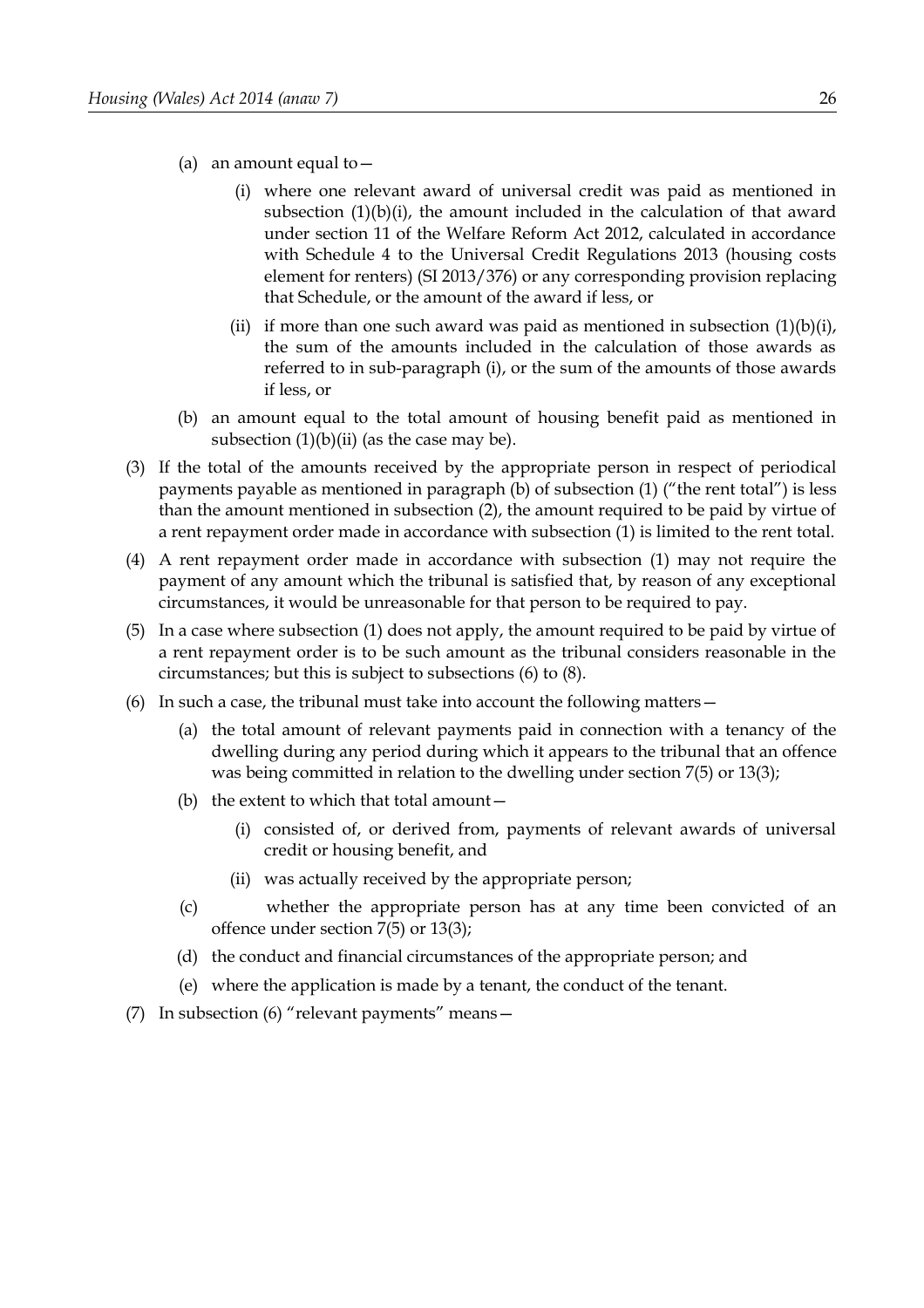(a) an amount equal to—

   (i) where one relevant award of universal credit was paid as mentioned in subsection (1)(b)(i), the amount included in the calculation of that award under section 11 of the Welfare Reform Act 2012, calculated in accordance with Schedule 4 to the Universal Credit Regulations 2013 (housing costs element for renters) (SI 2013/376) or any corresponding provision replacing that Schedule, or the amount of the award if less, or

   (ii) if more than one such award was paid as mentioned in subsection (1)(b)(i), the sum of the amounts included in the calculation of those awards as referred to in sub-paragraph (i), or the sum of the amounts of those awards if less, or

(b) an amount equal to the total amount of housing benefit paid as mentioned in subsection (1)(b)(ii) (as the case may be).

(3) If the total of the amounts received by the appropriate person in respect of periodical payments payable as mentioned in paragraph (b) of subsection (1) ("the rent total") is less than the amount mentioned in subsection (2), the amount required to be paid by virtue of a rent repayment order made in accordance with subsection (1) is limited to the rent total.

(4) A rent repayment order made in accordance with subsection (1) may not require the payment of any amount which the tribunal is satisfied that, by reason of any exceptional circumstances, it would be unreasonable for that person to be required to pay.

(5) In a case where subsection (1) does not apply, the amount required to be paid by virtue of a rent repayment order is to be such amount as the tribunal considers reasonable in the circumstances; but this is subject to subsections (6) to (8).

(6) In such a case, the tribunal must take into account the following matters—

(a) the total amount of relevant payments paid in connection with a tenancy of the dwelling during any period during which it appears to the tribunal that an offence was being committed in relation to the dwelling under section 7(5) or 13(3);

(b) the extent to which that total amount—

   (i) consisted of, or derived from, payments of relevant awards of universal credit or housing benefit, and

   (ii) was actually received by the appropriate person;

(c) whether the appropriate person has at any time been convicted of an offence under section 7(5) or 13(3);

(d) the conduct and financial circumstances of the appropriate person; and

(e) where the application is made by a tenant, the conduct of the tenant.

(7) In subsection (6) "relevant payments" means—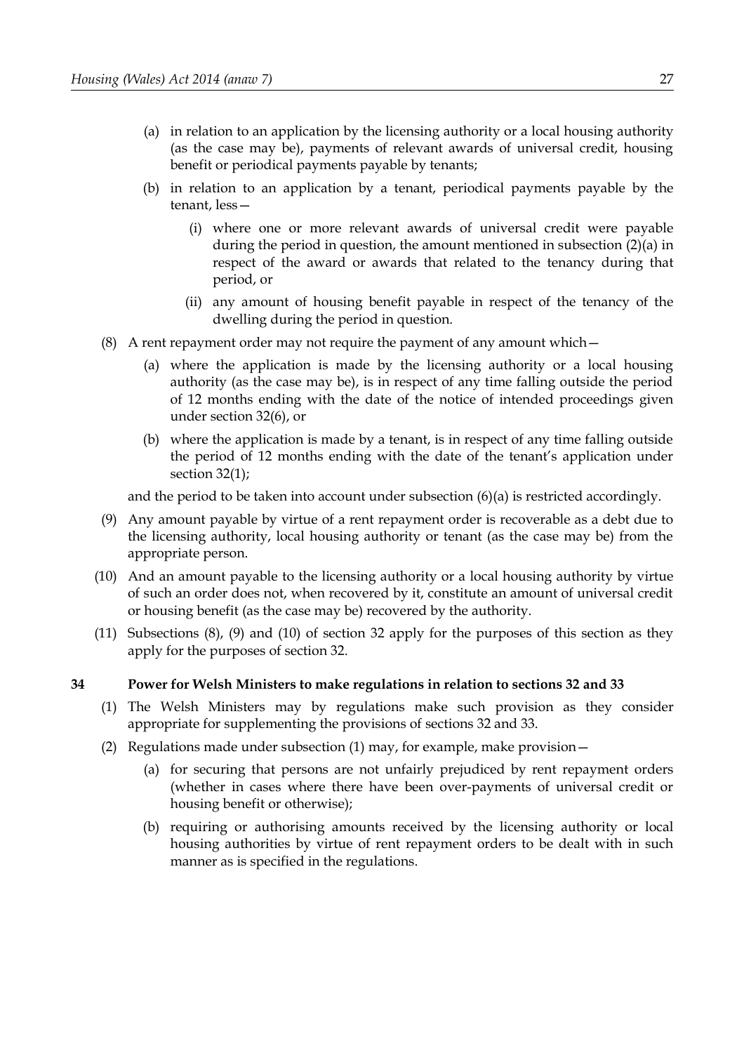(a) in relation to an application by the licensing authority or a local housing authority (as the case may be), payments of relevant awards of universal credit, housing benefit or periodical payments payable by tenants;

(b) in relation to an application by a tenant, periodical payments payable by the tenant, less—

(i) where one or more relevant awards of universal credit were payable during the period in question, the amount mentioned in subsection (2)(a) in respect of the award or awards that related to the tenancy during that period, or

(ii) any amount of housing benefit payable in respect of the tenancy of the dwelling during the period in question.

(8) A rent repayment order may not require the payment of any amount which—

(a) where the application is made by the licensing authority or a local housing authority (as the case may be), is in respect of any time falling outside the period of 12 months ending with the date of the notice of intended proceedings given under section 32(6), or

(b) where the application is made by a tenant, is in respect of any time falling outside the period of 12 months ending with the date of the tenant's application under section 32(1);

and the period to be taken into account under subsection (6)(a) is restricted accordingly.

(9) Any amount payable by virtue of a rent repayment order is recoverable as a debt due to the licensing authority, local housing authority or tenant (as the case may be) from the appropriate person.

(10) And an amount payable to the licensing authority or a local housing authority by virtue of such an order does not, when recovered by it, constitute an amount of universal credit or housing benefit (as the case may be) recovered by the authority.

(11) Subsections (8), (9) and (10) of section 32 apply for the purposes of this section as they apply for the purposes of section 32.

### 34 Power for Welsh Ministers to make regulations in relation to sections 32 and 33

(1) The Welsh Ministers may by regulations make such provision as they consider appropriate for supplementing the provisions of sections 32 and 33.

(2) Regulations made under subsection (1) may, for example, make provision—

(a) for securing that persons are not unfairly prejudiced by rent repayment orders (whether in cases where there have been over-payments of universal credit or housing benefit or otherwise);

(b) requiring or authorising amounts received by the licensing authority or local housing authorities by virtue of rent repayment orders to be dealt with in such manner as is specified in the regulations.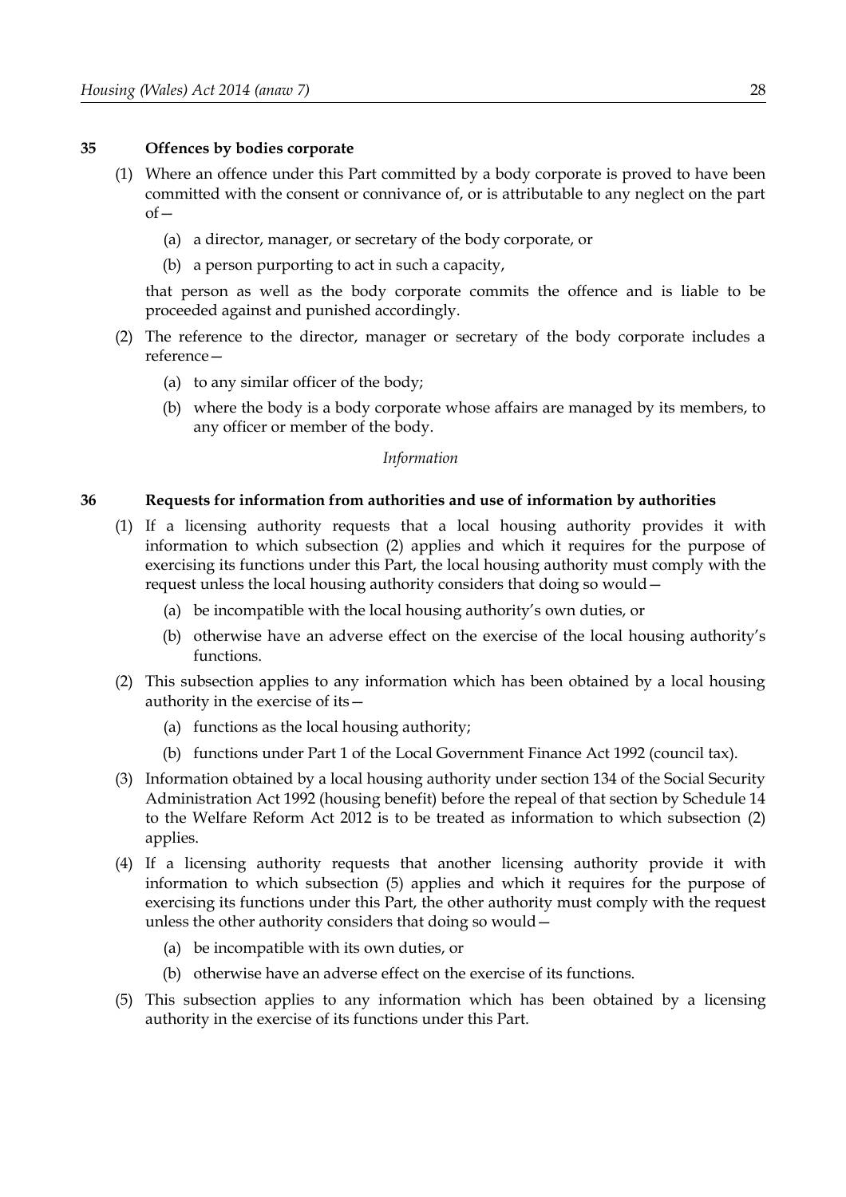### 35 Offences by bodies corporate

(1) Where an offence under this Part committed by a body corporate is proved to have been committed with the consent or connivance of, or is attributable to any neglect on the part of—

(a) a director, manager, or secretary of the body corporate, or

(b) a person purporting to act in such a capacity,

that person as well as the body corporate commits the offence and is liable to be proceeded against and punished accordingly.

(2) The reference to the director, manager or secretary of the body corporate includes a reference—

(a) to any similar officer of the body;

(b) where the body is a body corporate whose affairs are managed by its members, to any officer or member of the body.

*Information*

### 36 Requests for information from authorities and use of information by authorities

(1) If a licensing authority requests that a local housing authority provides it with information to which subsection (2) applies and which it requires for the purpose of exercising its functions under this Part, the local housing authority must comply with the request unless the local housing authority considers that doing so would—

(a) be incompatible with the local housing authority's own duties, or

(b) otherwise have an adverse effect on the exercise of the local housing authority's functions.

(2) This subsection applies to any information which has been obtained by a local housing authority in the exercise of its—

(a) functions as the local housing authority;

(b) functions under Part 1 of the Local Government Finance Act 1992 (council tax).

(3) Information obtained by a local housing authority under section 134 of the Social Security Administration Act 1992 (housing benefit) before the repeal of that section by Schedule 14 to the Welfare Reform Act 2012 is to be treated as information to which subsection (2) applies.

(4) If a licensing authority requests that another licensing authority provide it with information to which subsection (5) applies and which it requires for the purpose of exercising its functions under this Part, the other authority must comply with the request unless the other authority considers that doing so would—

(a) be incompatible with its own duties, or

(b) otherwise have an adverse effect on the exercise of its functions.

(5) This subsection applies to any information which has been obtained by a licensing authority in the exercise of its functions under this Part.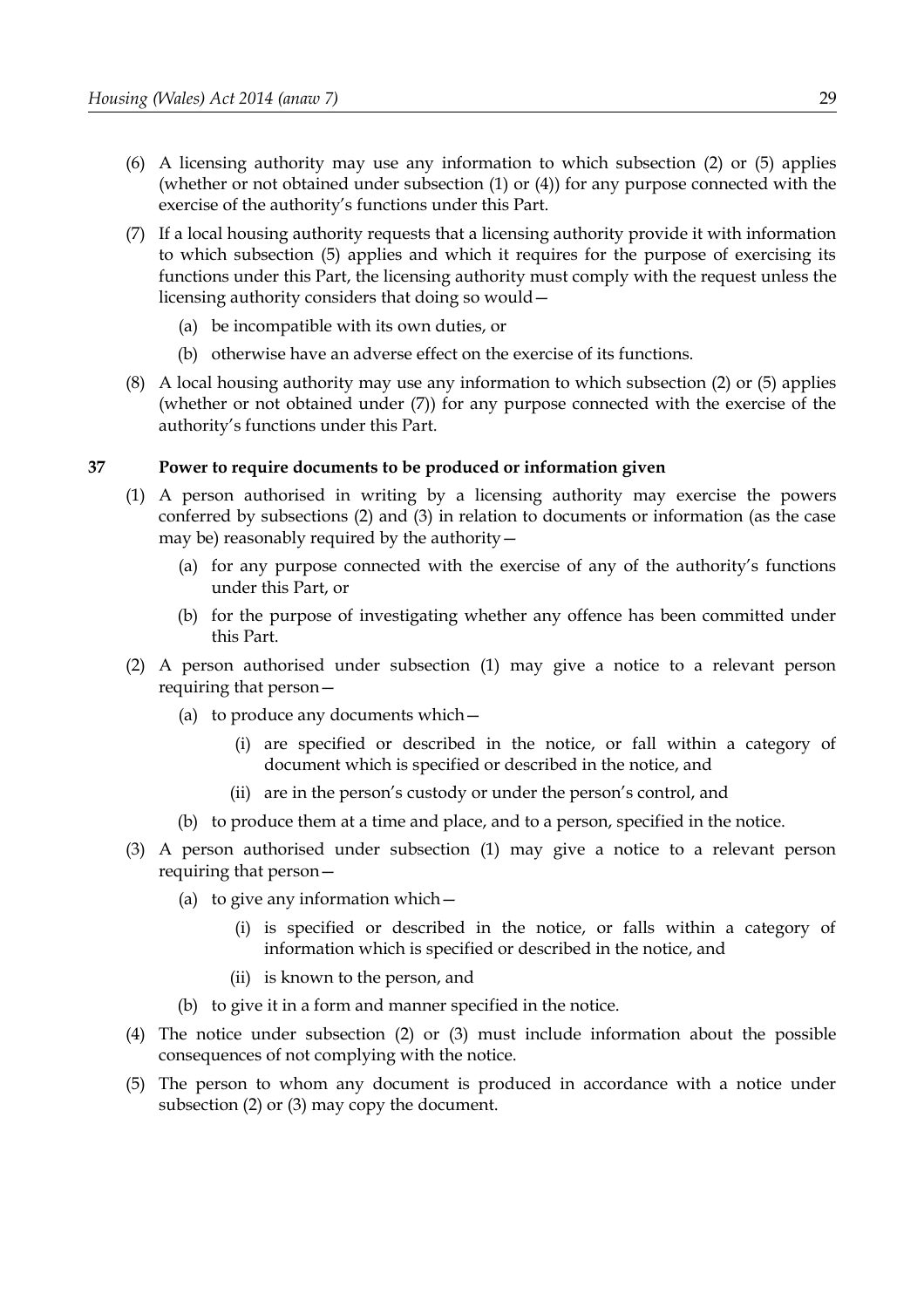(6) A licensing authority may use any information to which subsection (2) or (5) applies (whether or not obtained under subsection (1) or (4)) for any purpose connected with the exercise of the authority's functions under this Part.

(7) If a local housing authority requests that a licensing authority provide it with information to which subsection (5) applies and which it requires for the purpose of exercising its functions under this Part, the licensing authority must comply with the request unless the licensing authority considers that doing so would—

(a) be incompatible with its own duties, or

(b) otherwise have an adverse effect on the exercise of its functions.

(8) A local housing authority may use any information to which subsection (2) or (5) applies (whether or not obtained under (7)) for any purpose connected with the exercise of the authority's functions under this Part.

### 37 Power to require documents to be produced or information given

(1) A person authorised in writing by a licensing authority may exercise the powers conferred by subsections (2) and (3) in relation to documents or information (as the case may be) reasonably required by the authority—

(a) for any purpose connected with the exercise of any of the authority's functions under this Part, or

(b) for the purpose of investigating whether any offence has been committed under this Part.

(2) A person authorised under subsection (1) may give a notice to a relevant person requiring that person—

(a) to produce any documents which—

(i) are specified or described in the notice, or fall within a category of document which is specified or described in the notice, and

(ii) are in the person's custody or under the person's control, and

(b) to produce them at a time and place, and to a person, specified in the notice.

(3) A person authorised under subsection (1) may give a notice to a relevant person requiring that person—

(a) to give any information which—

(i) is specified or described in the notice, or falls within a category of information which is specified or described in the notice, and

(ii) is known to the person, and

(b) to give it in a form and manner specified in the notice.

(4) The notice under subsection (2) or (3) must include information about the possible consequences of not complying with the notice.

(5) The person to whom any document is produced in accordance with a notice under subsection (2) or (3) may copy the document.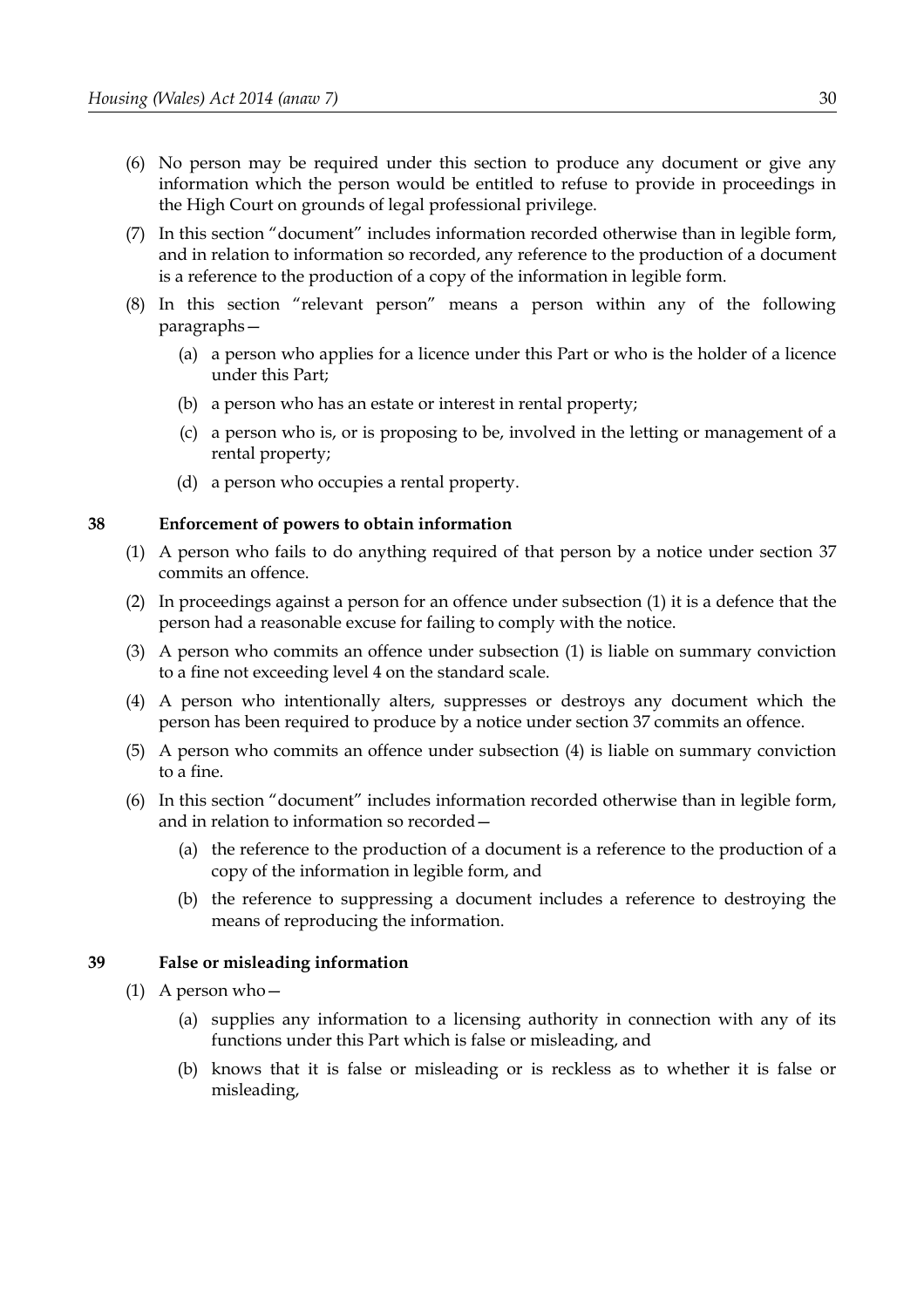(6) No person may be required under this section to produce any document or give any information which the person would be entitled to refuse to provide in proceedings in the High Court on grounds of legal professional privilege.

(7) In this section "document" includes information recorded otherwise than in legible form, and in relation to information so recorded, any reference to the production of a document is a reference to the production of a copy of the information in legible form.

(8) In this section "relevant person" means a person within any of the following paragraphs—

(a) a person who applies for a licence under this Part or who is the holder of a licence under this Part;

(b) a person who has an estate or interest in rental property;

(c) a person who is, or is proposing to be, involved in the letting or management of a rental property;

(d) a person who occupies a rental property.

### 38 Enforcement of powers to obtain information

(1) A person who fails to do anything required of that person by a notice under section 37 commits an offence.

(2) In proceedings against a person for an offence under subsection (1) it is a defence that the person had a reasonable excuse for failing to comply with the notice.

(3) A person who commits an offence under subsection (1) is liable on summary conviction to a fine not exceeding level 4 on the standard scale.

(4) A person who intentionally alters, suppresses or destroys any document which the person has been required to produce by a notice under section 37 commits an offence.

(5) A person who commits an offence under subsection (4) is liable on summary conviction to a fine.

(6) In this section "document" includes information recorded otherwise than in legible form, and in relation to information so recorded—

(a) the reference to the production of a document is a reference to the production of a copy of the information in legible form, and

(b) the reference to suppressing a document includes a reference to destroying the means of reproducing the information.

### 39 False or misleading information

(1) A person who—

(a) supplies any information to a licensing authority in connection with any of its functions under this Part which is false or misleading, and

(b) knows that it is false or misleading or is reckless as to whether it is false or misleading,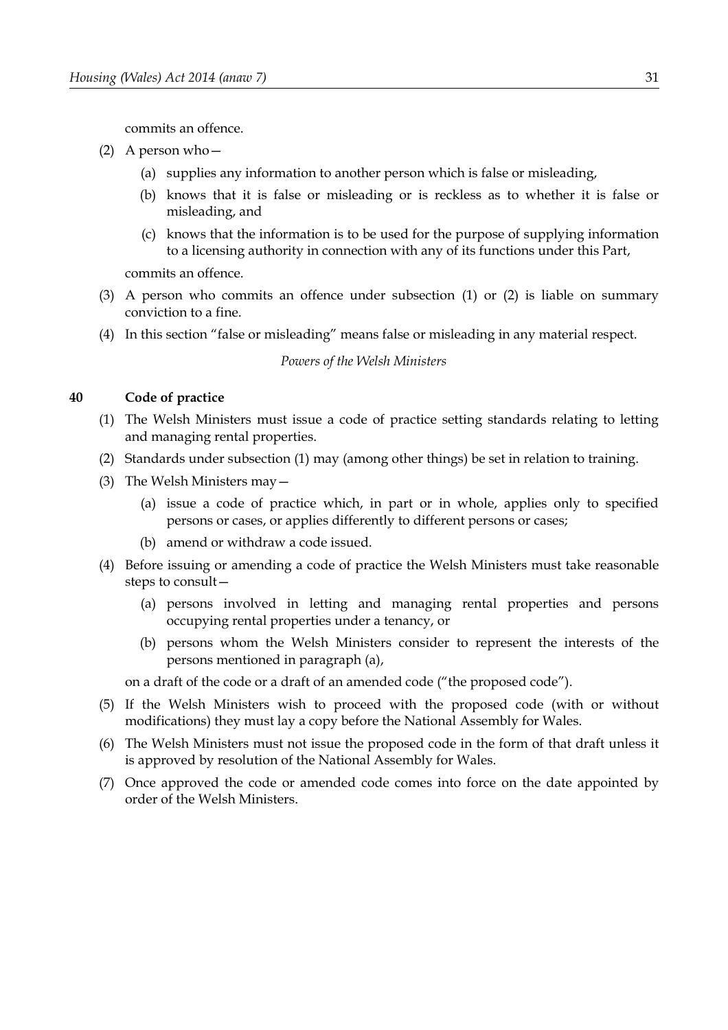commits an offence.

(2) A person who—

(a) supplies any information to another person which is false or misleading,

(b) knows that it is false or misleading or is reckless as to whether it is false or misleading, and

(c) knows that the information is to be used for the purpose of supplying information to a licensing authority in connection with any of its functions under this Part,

commits an offence.

(3) A person who commits an offence under subsection (1) or (2) is liable on summary conviction to a fine.

(4) In this section "false or misleading" means false or misleading in any material respect.

*Powers of the Welsh Ministers*

## 40 Code of practice

(1) The Welsh Ministers must issue a code of practice setting standards relating to letting and managing rental properties.

(2) Standards under subsection (1) may (among other things) be set in relation to training.

(3) The Welsh Ministers may—

(a) issue a code of practice which, in part or in whole, applies only to specified persons or cases, or applies differently to different persons or cases;

(b) amend or withdraw a code issued.

(4) Before issuing or amending a code of practice the Welsh Ministers must take reasonable steps to consult—

(a) persons involved in letting and managing rental properties and persons occupying rental properties under a tenancy, or

(b) persons whom the Welsh Ministers consider to represent the interests of the persons mentioned in paragraph (a),

on a draft of the code or a draft of an amended code ("the proposed code").

(5) If the Welsh Ministers wish to proceed with the proposed code (with or without modifications) they must lay a copy before the National Assembly for Wales.

(6) The Welsh Ministers must not issue the proposed code in the form of that draft unless it is approved by resolution of the National Assembly for Wales.

(7) Once approved the code or amended code comes into force on the date appointed by order of the Welsh Ministers.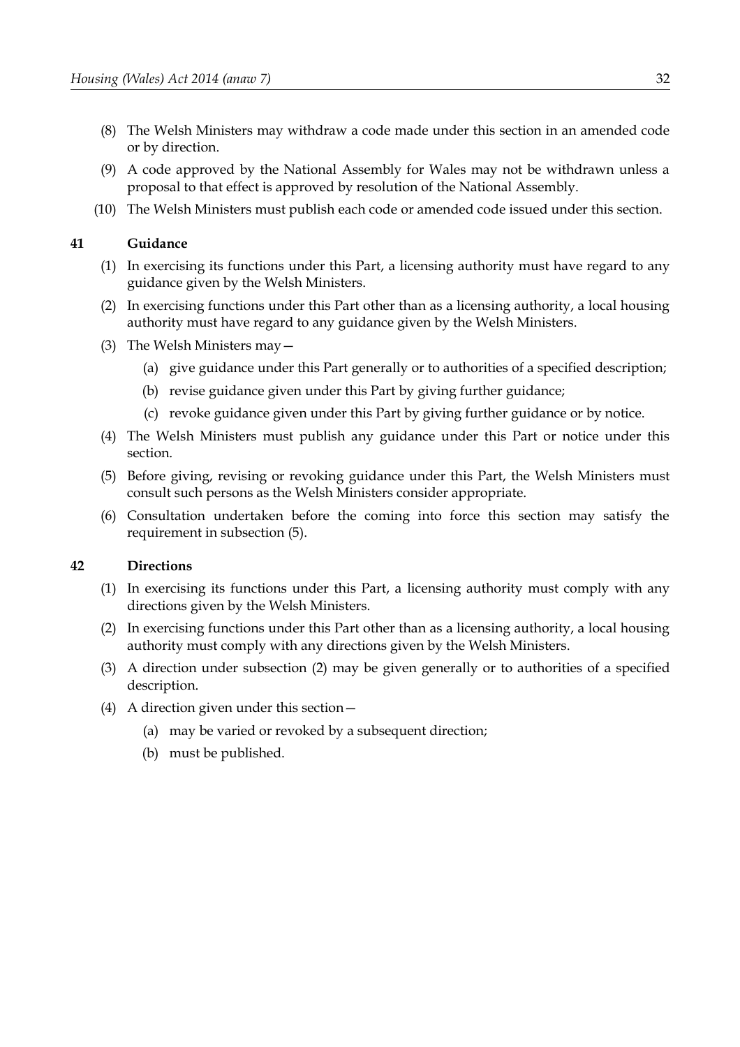(8) The Welsh Ministers may withdraw a code made under this section in an amended code or by direction.

(9) A code approved by the National Assembly for Wales may not be withdrawn unless a proposal to that effect is approved by resolution of the National Assembly.

(10) The Welsh Ministers must publish each code or amended code issued under this section.

**41 Guidance**

(1) In exercising its functions under this Part, a licensing authority must have regard to any guidance given by the Welsh Ministers.

(2) In exercising functions under this Part other than as a licensing authority, a local housing authority must have regard to any guidance given by the Welsh Ministers.

(3) The Welsh Ministers may—

(a) give guidance under this Part generally or to authorities of a specified description;

(b) revise guidance given under this Part by giving further guidance;

(c) revoke guidance given under this Part by giving further guidance or by notice.

(4) The Welsh Ministers must publish any guidance under this Part or notice under this section.

(5) Before giving, revising or revoking guidance under this Part, the Welsh Ministers must consult such persons as the Welsh Ministers consider appropriate.

(6) Consultation undertaken before the coming into force this section may satisfy the requirement in subsection (5).

**42 Directions**

(1) In exercising its functions under this Part, a licensing authority must comply with any directions given by the Welsh Ministers.

(2) In exercising functions under this Part other than as a licensing authority, a local housing authority must comply with any directions given by the Welsh Ministers.

(3) A direction under subsection (2) may be given generally or to authorities of a specified description.

(4) A direction given under this section—

(a) may be varied or revoked by a subsequent direction;

(b) must be published.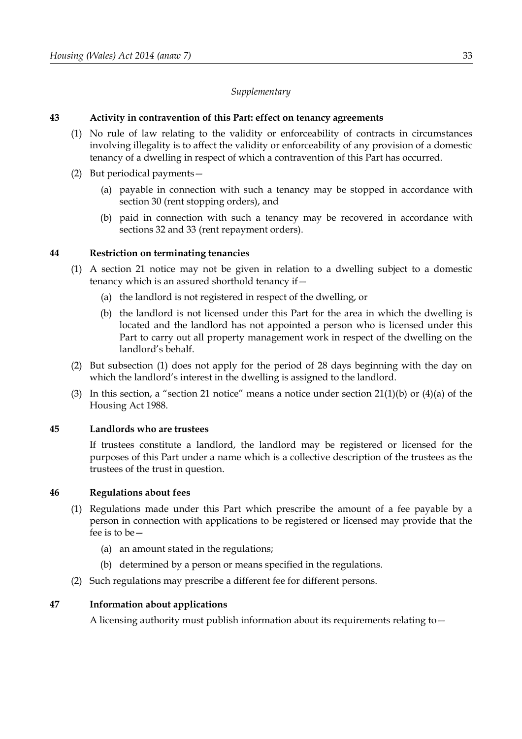*Supplementary*

**43 Activity in contravention of this Part: effect on tenancy agreements**

(1) No rule of law relating to the validity or enforceability of contracts in circumstances involving illegality is to affect the validity or enforceability of any provision of a domestic tenancy of a dwelling in respect of which a contravention of this Part has occurred.

(2) But periodical payments—

(a) payable in connection with such a tenancy may be stopped in accordance with section 30 (rent stopping orders), and

(b) paid in connection with such a tenancy may be recovered in accordance with sections 32 and 33 (rent repayment orders).

**44 Restriction on terminating tenancies**

(1) A section 21 notice may not be given in relation to a dwelling subject to a domestic tenancy which is an assured shorthold tenancy if—

(a) the landlord is not registered in respect of the dwelling, or

(b) the landlord is not licensed under this Part for the area in which the dwelling is located and the landlord has not appointed a person who is licensed under this Part to carry out all property management work in respect of the dwelling on the landlord's behalf.

(2) But subsection (1) does not apply for the period of 28 days beginning with the day on which the landlord's interest in the dwelling is assigned to the landlord.

(3) In this section, a "section 21 notice" means a notice under section 21(1)(b) or (4)(a) of the Housing Act 1988.

**45 Landlords who are trustees**

If trustees constitute a landlord, the landlord may be registered or licensed for the purposes of this Part under a name which is a collective description of the trustees as the trustees of the trust in question.

**46 Regulations about fees**

(1) Regulations made under this Part which prescribe the amount of a fee payable by a person in connection with applications to be registered or licensed may provide that the fee is to be—

(a) an amount stated in the regulations;

(b) determined by a person or means specified in the regulations.

(2) Such regulations may prescribe a different fee for different persons.

**47 Information about applications**

A licensing authority must publish information about its requirements relating to—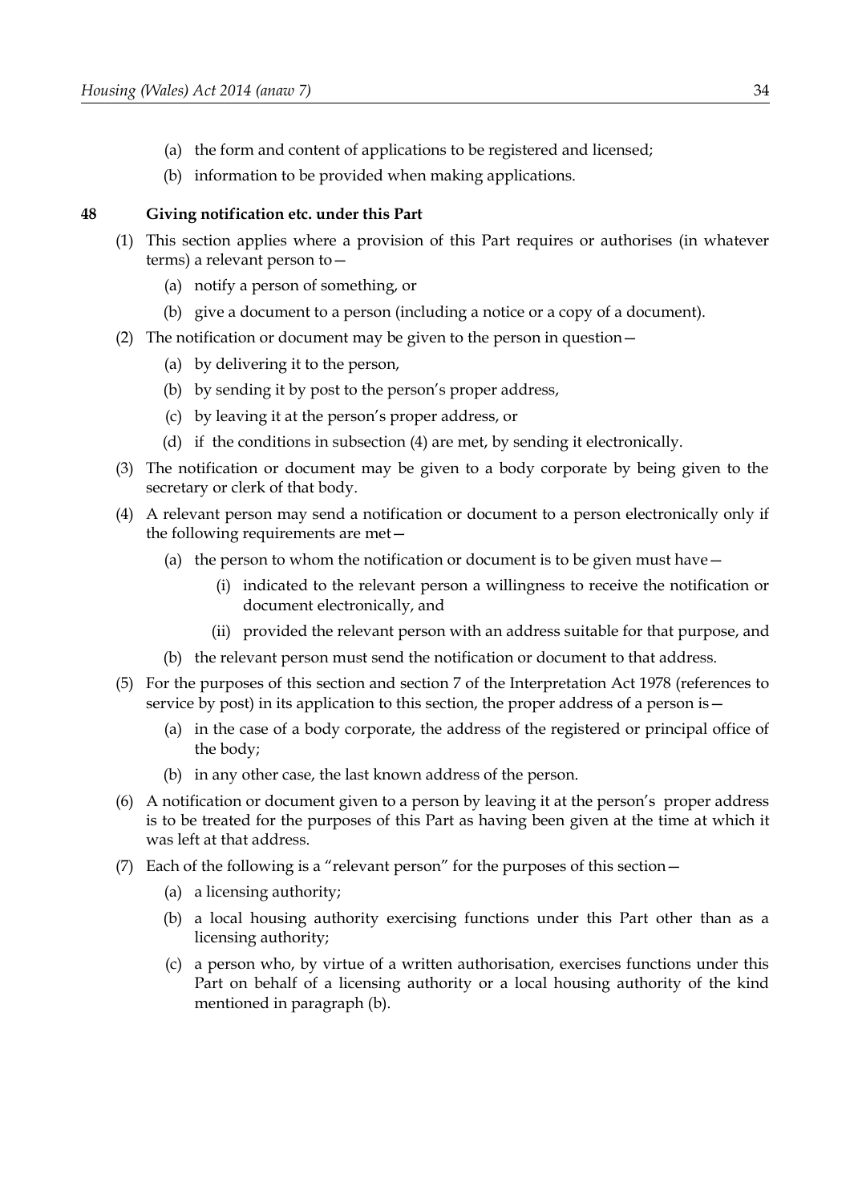(a) the form and content of applications to be registered and licensed;

(b) information to be provided when making applications.

### 48 Giving notification etc. under this Part

(1) This section applies where a provision of this Part requires or authorises (in whatever terms) a relevant person to—

(a) notify a person of something, or

(b) give a document to a person (including a notice or a copy of a document).

(2) The notification or document may be given to the person in question—

(a) by delivering it to the person,

(b) by sending it by post to the person's proper address,

(c) by leaving it at the person's proper address, or

(d) if the conditions in subsection (4) are met, by sending it electronically.

(3) The notification or document may be given to a body corporate by being given to the secretary or clerk of that body.

(4) A relevant person may send a notification or document to a person electronically only if the following requirements are met—

(a) the person to whom the notification or document is to be given must have—

(i) indicated to the relevant person a willingness to receive the notification or document electronically, and

(ii) provided the relevant person with an address suitable for that purpose, and

(b) the relevant person must send the notification or document to that address.

(5) For the purposes of this section and section 7 of the Interpretation Act 1978 (references to service by post) in its application to this section, the proper address of a person is—

(a) in the case of a body corporate, the address of the registered or principal office of the body;

(b) in any other case, the last known address of the person.

(6) A notification or document given to a person by leaving it at the person's proper address is to be treated for the purposes of this Part as having been given at the time at which it was left at that address.

(7) Each of the following is a "relevant person" for the purposes of this section—

(a) a licensing authority;

(b) a local housing authority exercising functions under this Part other than as a licensing authority;

(c) a person who, by virtue of a written authorisation, exercises functions under this Part on behalf of a licensing authority or a local housing authority of the kind mentioned in paragraph (b).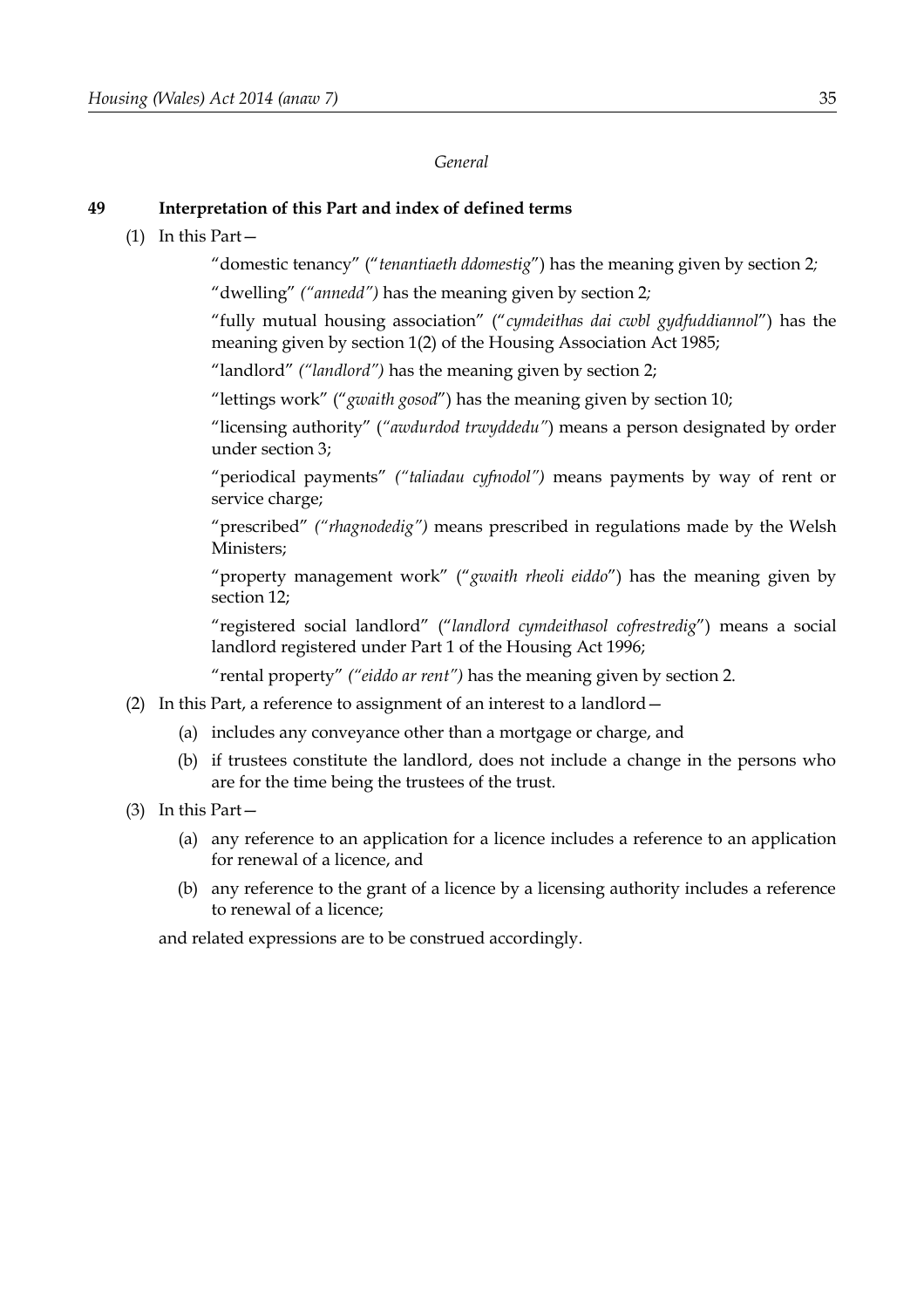*General*

**49 Interpretation of this Part and index of defined terms**

(1) In this Part—

"domestic tenancy" ("*tenantiaeth ddomestig*") has the meaning given by section 2;

"dwelling" *("annedd")* has the meaning given by section 2;

"fully mutual housing association" ("*cymdeithas dai cwbl gydfuddiannol*") has the meaning given by section 1(2) of the Housing Association Act 1985;

"landlord" *("landlord")* has the meaning given by section 2;

"lettings work" ("*gwaith gosod*") has the meaning given by section 10;

"licensing authority" (*"awdurdod trwyddedu"*) means a person designated by order under section 3;

"periodical payments" *("taliadau cyfnodol")* means payments by way of rent or service charge;

"prescribed" *("rhagnodedig")* means prescribed in regulations made by the Welsh Ministers;

"property management work" ("*gwaith rheoli eiddo*") has the meaning given by section 12;

"registered social landlord" ("*landlord cymdeithasol cofrestredig*") means a social landlord registered under Part 1 of the Housing Act 1996;

"rental property" *("eiddo ar rent")* has the meaning given by section 2.

(2) In this Part, a reference to assignment of an interest to a landlord—

(a) includes any conveyance other than a mortgage or charge, and

(b) if trustees constitute the landlord, does not include a change in the persons who are for the time being the trustees of the trust.

(3) In this Part—

(a) any reference to an application for a licence includes a reference to an application for renewal of a licence, and

(b) any reference to the grant of a licence by a licensing authority includes a reference to renewal of a licence;

and related expressions are to be construed accordingly.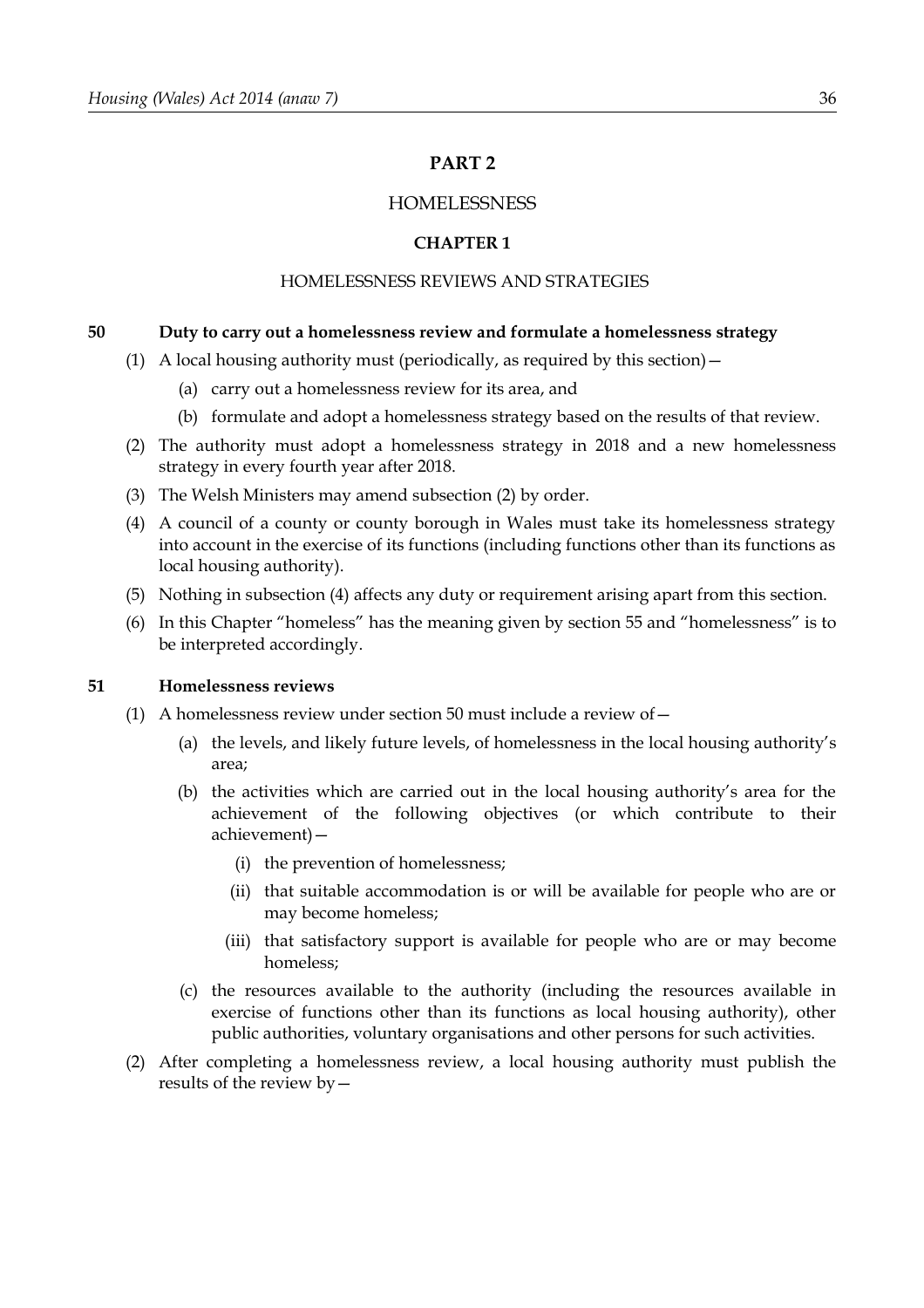# PART 2

# HOMELESSNESS

## CHAPTER 1

## HOMELESSNESS REVIEWS AND STRATEGIES

### 50 Duty to carry out a homelessness review and formulate a homelessness strategy

(1) A local housing authority must (periodically, as required by this section)—

(a) carry out a homelessness review for its area, and

(b) formulate and adopt a homelessness strategy based on the results of that review.

(2) The authority must adopt a homelessness strategy in 2018 and a new homelessness strategy in every fourth year after 2018.

(3) The Welsh Ministers may amend subsection (2) by order.

(4) A council of a county or county borough in Wales must take its homelessness strategy into account in the exercise of its functions (including functions other than its functions as local housing authority).

(5) Nothing in subsection (4) affects any duty or requirement arising apart from this section.

(6) In this Chapter "homeless" has the meaning given by section 55 and "homelessness" is to be interpreted accordingly.

### 51 Homelessness reviews

(1) A homelessness review under section 50 must include a review of—

(a) the levels, and likely future levels, of homelessness in the local housing authority's area;

(b) the activities which are carried out in the local housing authority's area for the achievement of the following objectives (or which contribute to their achievement)—

(i) the prevention of homelessness;

(ii) that suitable accommodation is or will be available for people who are or may become homeless;

(iii) that satisfactory support is available for people who are or may become homeless;

(c) the resources available to the authority (including the resources available in exercise of functions other than its functions as local housing authority), other public authorities, voluntary organisations and other persons for such activities.

(2) After completing a homelessness review, a local housing authority must publish the results of the review by—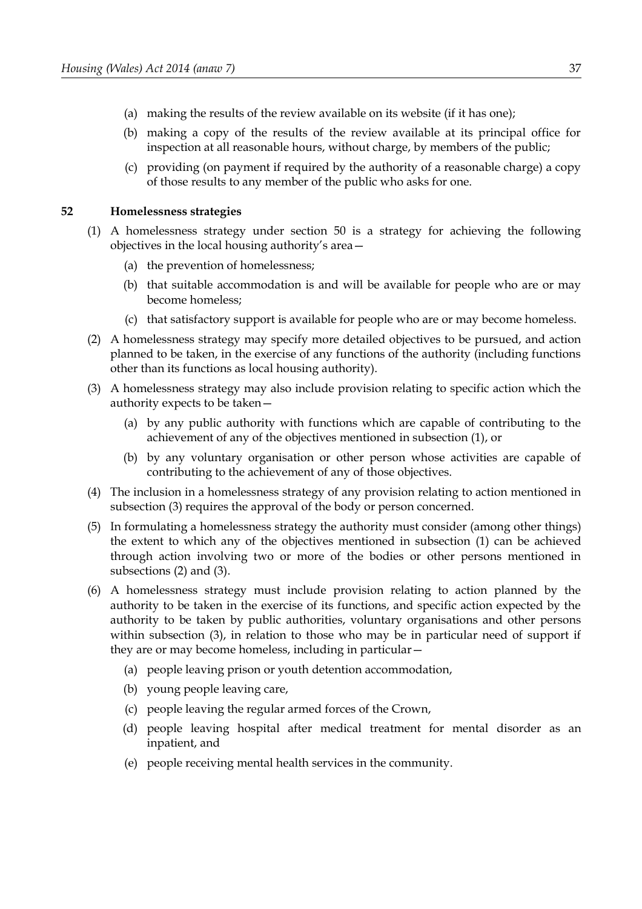(a) making the results of the review available on its website (if it has one);

(b) making a copy of the results of the review available at its principal office for inspection at all reasonable hours, without charge, by members of the public;

(c) providing (on payment if required by the authority of a reasonable charge) a copy of those results to any member of the public who asks for one.

## 52 Homelessness strategies

(1) A homelessness strategy under section 50 is a strategy for achieving the following objectives in the local housing authority's area—

(a) the prevention of homelessness;

(b) that suitable accommodation is and will be available for people who are or may become homeless;

(c) that satisfactory support is available for people who are or may become homeless.

(2) A homelessness strategy may specify more detailed objectives to be pursued, and action planned to be taken, in the exercise of any functions of the authority (including functions other than its functions as local housing authority).

(3) A homelessness strategy may also include provision relating to specific action which the authority expects to be taken—

(a) by any public authority with functions which are capable of contributing to the achievement of any of the objectives mentioned in subsection (1), or

(b) by any voluntary organisation or other person whose activities are capable of contributing to the achievement of any of those objectives.

(4) The inclusion in a homelessness strategy of any provision relating to action mentioned in subsection (3) requires the approval of the body or person concerned.

(5) In formulating a homelessness strategy the authority must consider (among other things) the extent to which any of the objectives mentioned in subsection (1) can be achieved through action involving two or more of the bodies or other persons mentioned in subsections (2) and (3).

(6) A homelessness strategy must include provision relating to action planned by the authority to be taken in the exercise of its functions, and specific action expected by the authority to be taken by public authorities, voluntary organisations and other persons within subsection (3), in relation to those who may be in particular need of support if they are or may become homeless, including in particular—

(a) people leaving prison or youth detention accommodation,

(b) young people leaving care,

(c) people leaving the regular armed forces of the Crown,

(d) people leaving hospital after medical treatment for mental disorder as an inpatient, and

(e) people receiving mental health services in the community.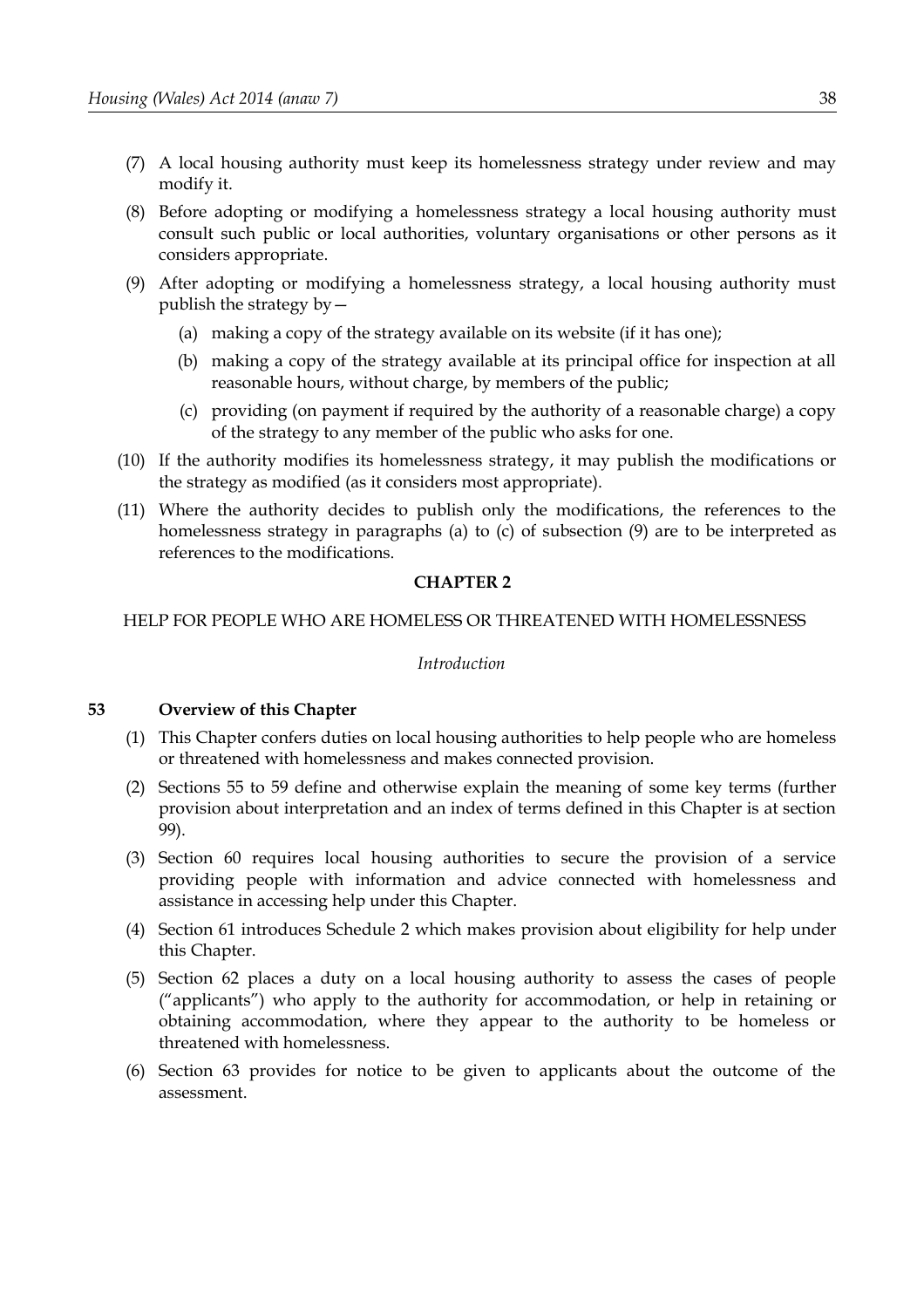(7) A local housing authority must keep its homelessness strategy under review and may modify it.

(8) Before adopting or modifying a homelessness strategy a local housing authority must consult such public or local authorities, voluntary organisations or other persons as it considers appropriate.

(9) After adopting or modifying a homelessness strategy, a local housing authority must publish the strategy by—

(a) making a copy of the strategy available on its website (if it has one);

(b) making a copy of the strategy available at its principal office for inspection at all reasonable hours, without charge, by members of the public;

(c) providing (on payment if required by the authority of a reasonable charge) a copy of the strategy to any member of the public who asks for one.

(10) If the authority modifies its homelessness strategy, it may publish the modifications or the strategy as modified (as it considers most appropriate).

(11) Where the authority decides to publish only the modifications, the references to the homelessness strategy in paragraphs (a) to (c) of subsection (9) are to be interpreted as references to the modifications.

## CHAPTER 2

HELP FOR PEOPLE WHO ARE HOMELESS OR THREATENED WITH HOMELESSNESS

*Introduction*

### 53 Overview of this Chapter

(1) This Chapter confers duties on local housing authorities to help people who are homeless or threatened with homelessness and makes connected provision.

(2) Sections 55 to 59 define and otherwise explain the meaning of some key terms (further provision about interpretation and an index of terms defined in this Chapter is at section 99).

(3) Section 60 requires local housing authorities to secure the provision of a service providing people with information and advice connected with homelessness and assistance in accessing help under this Chapter.

(4) Section 61 introduces Schedule 2 which makes provision about eligibility for help under this Chapter.

(5) Section 62 places a duty on a local housing authority to assess the cases of people ("applicants") who apply to the authority for accommodation, or help in retaining or obtaining accommodation, where they appear to the authority to be homeless or threatened with homelessness.

(6) Section 63 provides for notice to be given to applicants about the outcome of the assessment.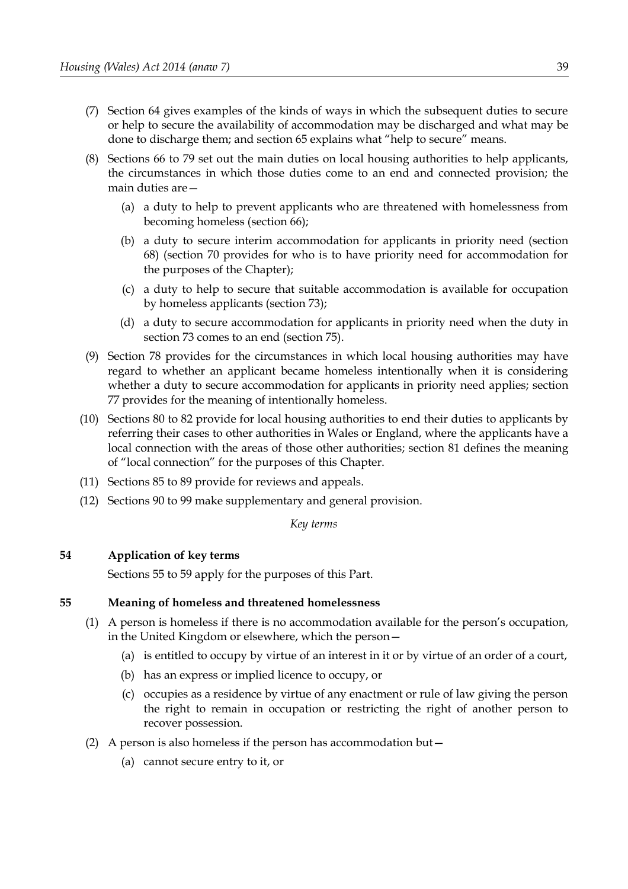(7) Section 64 gives examples of the kinds of ways in which the subsequent duties to secure or help to secure the availability of accommodation may be discharged and what may be done to discharge them; and section 65 explains what "help to secure" means.

(8) Sections 66 to 79 set out the main duties on local housing authorities to help applicants, the circumstances in which those duties come to an end and connected provision; the main duties are—

(a) a duty to help to prevent applicants who are threatened with homelessness from becoming homeless (section 66);

(b) a duty to secure interim accommodation for applicants in priority need (section 68) (section 70 provides for who is to have priority need for accommodation for the purposes of the Chapter);

(c) a duty to help to secure that suitable accommodation is available for occupation by homeless applicants (section 73);

(d) a duty to secure accommodation for applicants in priority need when the duty in section 73 comes to an end (section 75).

(9) Section 78 provides for the circumstances in which local housing authorities may have regard to whether an applicant became homeless intentionally when it is considering whether a duty to secure accommodation for applicants in priority need applies; section 77 provides for the meaning of intentionally homeless.

(10) Sections 80 to 82 provide for local housing authorities to end their duties to applicants by referring their cases to other authorities in Wales or England, where the applicants have a local connection with the areas of those other authorities; section 81 defines the meaning of "local connection" for the purposes of this Chapter.

(11) Sections 85 to 89 provide for reviews and appeals.

(12) Sections 90 to 99 make supplementary and general provision.

*Key terms*

### 54 Application of key terms

Sections 55 to 59 apply for the purposes of this Part.

### 55 Meaning of homeless and threatened homelessness

(1) A person is homeless if there is no accommodation available for the person's occupation, in the United Kingdom or elsewhere, which the person—

(a) is entitled to occupy by virtue of an interest in it or by virtue of an order of a court,

(b) has an express or implied licence to occupy, or

(c) occupies as a residence by virtue of any enactment or rule of law giving the person the right to remain in occupation or restricting the right of another person to recover possession.

(2) A person is also homeless if the person has accommodation but—

(a) cannot secure entry to it, or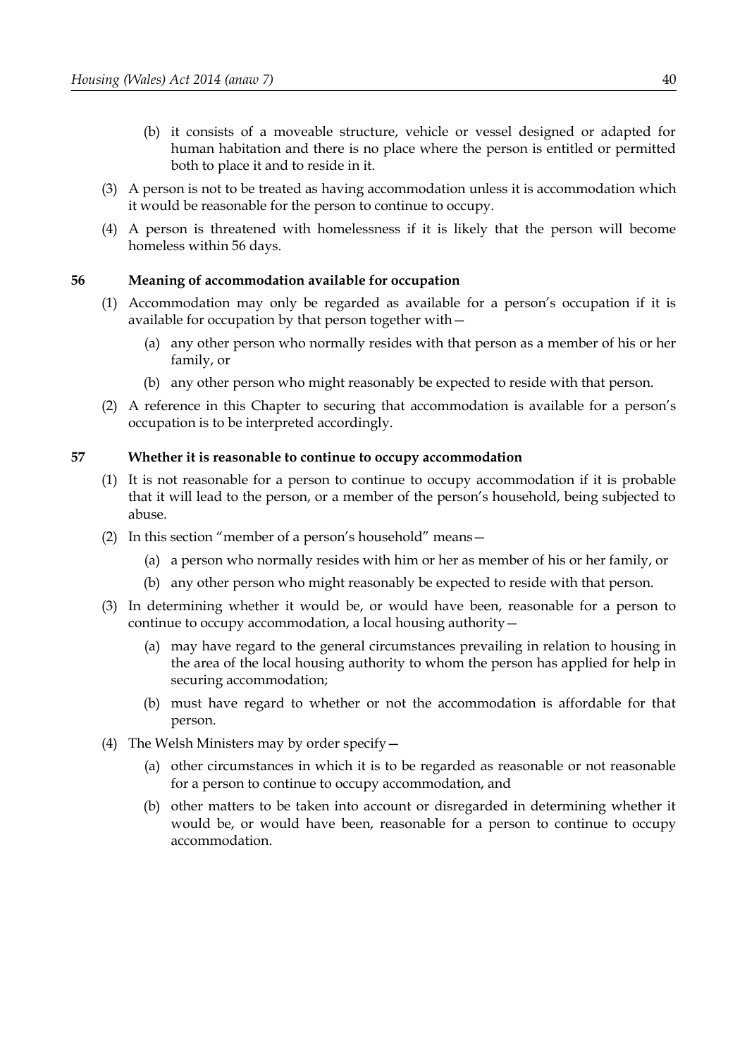(b) it consists of a moveable structure, vehicle or vessel designed or adapted for human habitation and there is no place where the person is entitled or permitted both to place it and to reside in it.

(3) A person is not to be treated as having accommodation unless it is accommodation which it would be reasonable for the person to continue to occupy.

(4) A person is threatened with homelessness if it is likely that the person will become homeless within 56 days.

### 56 Meaning of accommodation available for occupation

(1) Accommodation may only be regarded as available for a person's occupation if it is available for occupation by that person together with—

(a) any other person who normally resides with that person as a member of his or her family, or

(b) any other person who might reasonably be expected to reside with that person.

(2) A reference in this Chapter to securing that accommodation is available for a person's occupation is to be interpreted accordingly.

### 57 Whether it is reasonable to continue to occupy accommodation

(1) It is not reasonable for a person to continue to occupy accommodation if it is probable that it will lead to the person, or a member of the person's household, being subjected to abuse.

(2) In this section "member of a person's household" means—

(a) a person who normally resides with him or her as member of his or her family, or

(b) any other person who might reasonably be expected to reside with that person.

(3) In determining whether it would be, or would have been, reasonable for a person to continue to occupy accommodation, a local housing authority—

(a) may have regard to the general circumstances prevailing in relation to housing in the area of the local housing authority to whom the person has applied for help in securing accommodation;

(b) must have regard to whether or not the accommodation is affordable for that person.

(4) The Welsh Ministers may by order specify—

(a) other circumstances in which it is to be regarded as reasonable or not reasonable for a person to continue to occupy accommodation, and

(b) other matters to be taken into account or disregarded in determining whether it would be, or would have been, reasonable for a person to continue to occupy accommodation.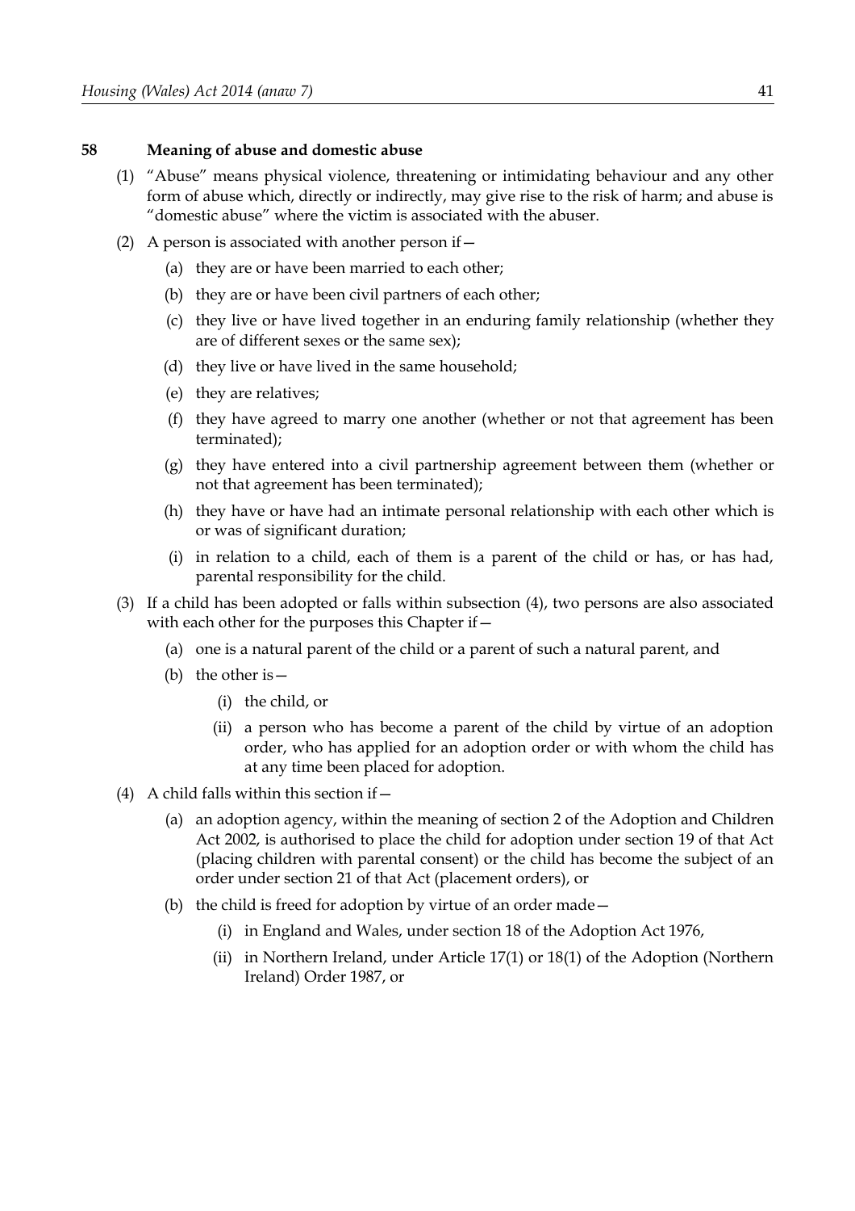### 58 Meaning of abuse and domestic abuse

(1) "Abuse" means physical violence, threatening or intimidating behaviour and any other form of abuse which, directly or indirectly, may give rise to the risk of harm; and abuse is "domestic abuse" where the victim is associated with the abuser.

(2) A person is associated with another person if—

(a) they are or have been married to each other;

(b) they are or have been civil partners of each other;

(c) they live or have lived together in an enduring family relationship (whether they are of different sexes or the same sex);

(d) they live or have lived in the same household;

(e) they are relatives;

(f) they have agreed to marry one another (whether or not that agreement has been terminated);

(g) they have entered into a civil partnership agreement between them (whether or not that agreement has been terminated);

(h) they have or have had an intimate personal relationship with each other which is or was of significant duration;

(i) in relation to a child, each of them is a parent of the child or has, or has had, parental responsibility for the child.

(3) If a child has been adopted or falls within subsection (4), two persons are also associated with each other for the purposes this Chapter if—

(a) one is a natural parent of the child or a parent of such a natural parent, and

(b) the other is—

(i) the child, or

(ii) a person who has become a parent of the child by virtue of an adoption order, who has applied for an adoption order or with whom the child has at any time been placed for adoption.

(4) A child falls within this section if—

(a) an adoption agency, within the meaning of section 2 of the Adoption and Children Act 2002, is authorised to place the child for adoption under section 19 of that Act (placing children with parental consent) or the child has become the subject of an order under section 21 of that Act (placement orders), or

(b) the child is freed for adoption by virtue of an order made—

(i) in England and Wales, under section 18 of the Adoption Act 1976,

(ii) in Northern Ireland, under Article 17(1) or 18(1) of the Adoption (Northern Ireland) Order 1987, or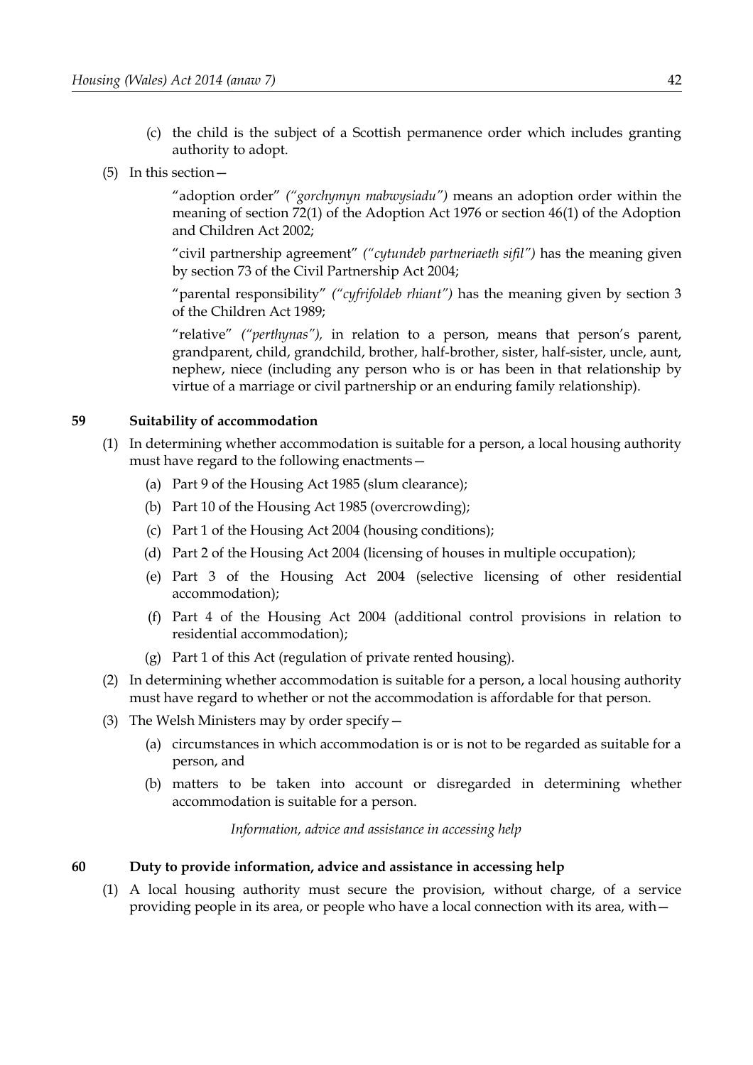(c) the child is the subject of a Scottish permanence order which includes granting authority to adopt.

(5) In this section—

"adoption order" *("gorchymyn mabwysiadu")* means an adoption order within the meaning of section 72(1) of the Adoption Act 1976 or section 46(1) of the Adoption and Children Act 2002;

"civil partnership agreement" *("cytundeb partneriaeth sifil")* has the meaning given by section 73 of the Civil Partnership Act 2004;

"parental responsibility" *("cyfrifoldeb rhiant")* has the meaning given by section 3 of the Children Act 1989;

"relative" *("perthynas")*, in relation to a person, means that person's parent, grandparent, child, grandchild, brother, half-brother, sister, half-sister, uncle, aunt, nephew, niece (including any person who is or has been in that relationship by virtue of a marriage or civil partnership or an enduring family relationship).

## 59 Suitability of accommodation

(1) In determining whether accommodation is suitable for a person, a local housing authority must have regard to the following enactments—

(a) Part 9 of the Housing Act 1985 (slum clearance);

(b) Part 10 of the Housing Act 1985 (overcrowding);

(c) Part 1 of the Housing Act 2004 (housing conditions);

(d) Part 2 of the Housing Act 2004 (licensing of houses in multiple occupation);

(e) Part 3 of the Housing Act 2004 (selective licensing of other residential accommodation);

(f) Part 4 of the Housing Act 2004 (additional control provisions in relation to residential accommodation);

(g) Part 1 of this Act (regulation of private rented housing).

(2) In determining whether accommodation is suitable for a person, a local housing authority must have regard to whether or not the accommodation is affordable for that person.

(3) The Welsh Ministers may by order specify—

(a) circumstances in which accommodation is or is not to be regarded as suitable for a person, and

(b) matters to be taken into account or disregarded in determining whether accommodation is suitable for a person.

*Information, advice and assistance in accessing help*

## 60 Duty to provide information, advice and assistance in accessing help

(1) A local housing authority must secure the provision, without charge, of a service providing people in its area, or people who have a local connection with its area, with—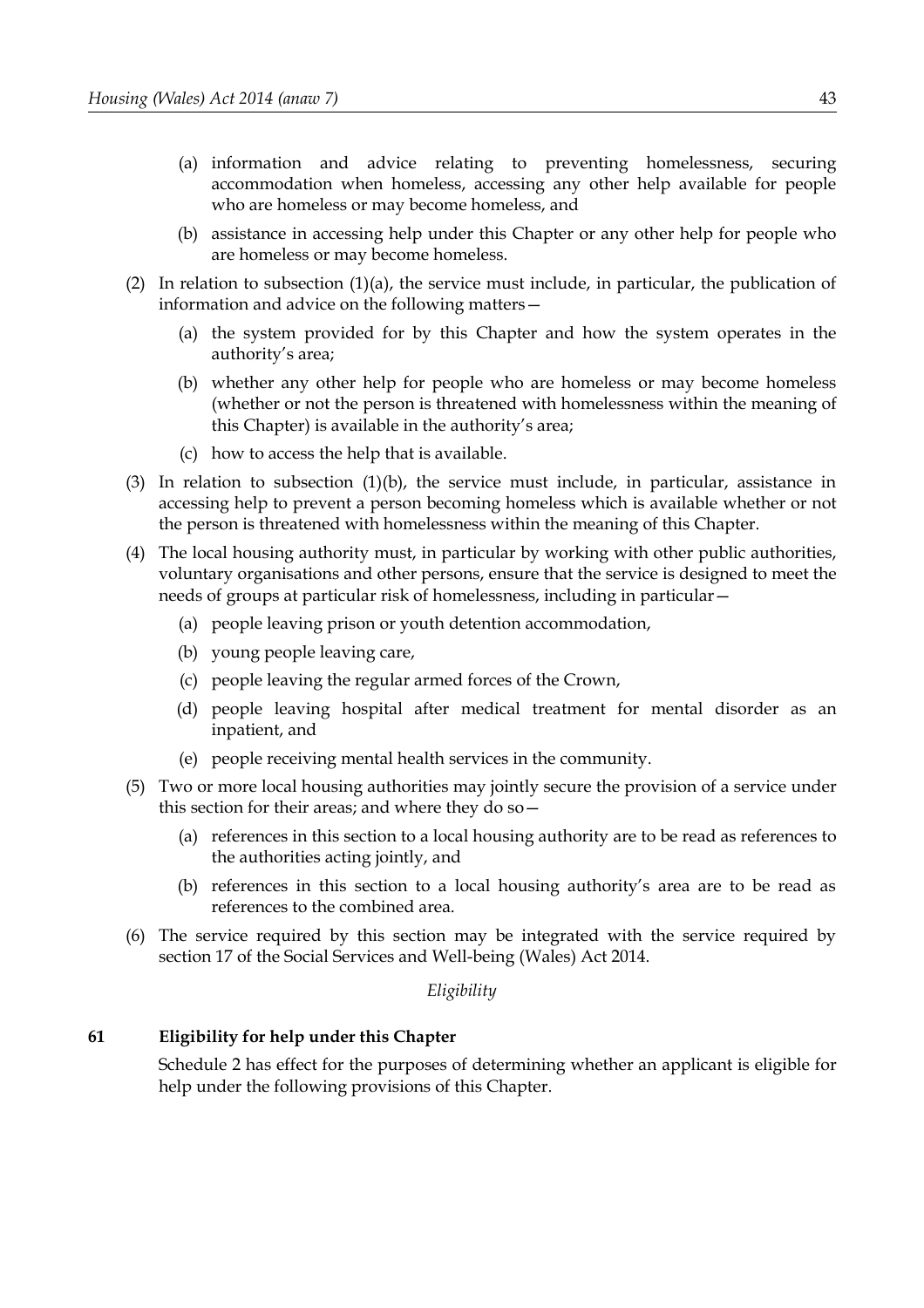(a) information and advice relating to preventing homelessness, securing accommodation when homeless, accessing any other help available for people who are homeless or may become homeless, and

(b) assistance in accessing help under this Chapter or any other help for people who are homeless or may become homeless.

(2) In relation to subsection (1)(a), the service must include, in particular, the publication of information and advice on the following matters—

(a) the system provided for by this Chapter and how the system operates in the authority's area;

(b) whether any other help for people who are homeless or may become homeless (whether or not the person is threatened with homelessness within the meaning of this Chapter) is available in the authority's area;

(c) how to access the help that is available.

(3) In relation to subsection (1)(b), the service must include, in particular, assistance in accessing help to prevent a person becoming homeless which is available whether or not the person is threatened with homelessness within the meaning of this Chapter.

(4) The local housing authority must, in particular by working with other public authorities, voluntary organisations and other persons, ensure that the service is designed to meet the needs of groups at particular risk of homelessness, including in particular—

(a) people leaving prison or youth detention accommodation,

(b) young people leaving care,

(c) people leaving the regular armed forces of the Crown,

(d) people leaving hospital after medical treatment for mental disorder as an inpatient, and

(e) people receiving mental health services in the community.

(5) Two or more local housing authorities may jointly secure the provision of a service under this section for their areas; and where they do so—

(a) references in this section to a local housing authority are to be read as references to the authorities acting jointly, and

(b) references in this section to a local housing authority's area are to be read as references to the combined area.

(6) The service required by this section may be integrated with the service required by section 17 of the Social Services and Well-being (Wales) Act 2014.

*Eligibility*

**61 Eligibility for help under this Chapter**

Schedule 2 has effect for the purposes of determining whether an applicant is eligible for help under the following provisions of this Chapter.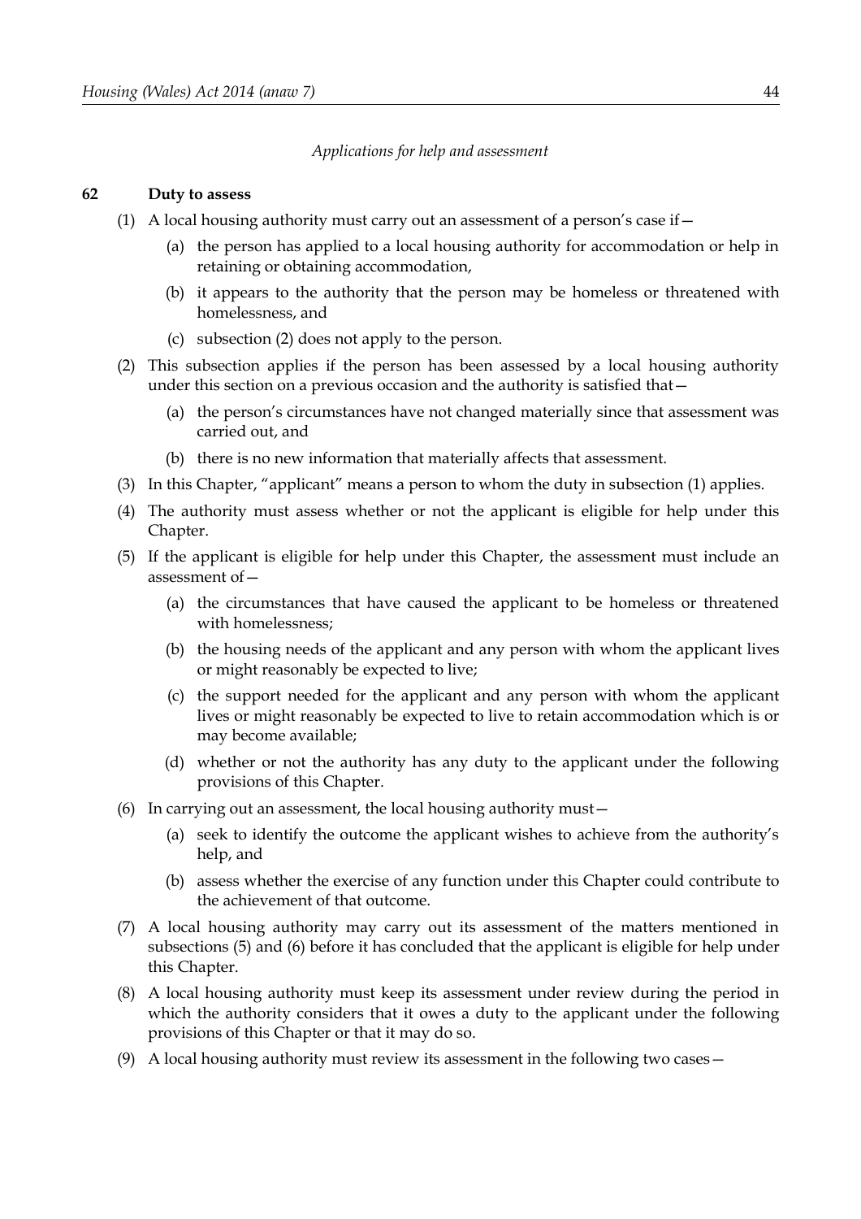*Applications for help and assessment*

**62 Duty to assess**

(1) A local housing authority must carry out an assessment of a person's case if—

(a) the person has applied to a local housing authority for accommodation or help in retaining or obtaining accommodation,

(b) it appears to the authority that the person may be homeless or threatened with homelessness, and

(c) subsection (2) does not apply to the person.

(2) This subsection applies if the person has been assessed by a local housing authority under this section on a previous occasion and the authority is satisfied that—

(a) the person's circumstances have not changed materially since that assessment was carried out, and

(b) there is no new information that materially affects that assessment.

(3) In this Chapter, "applicant" means a person to whom the duty in subsection (1) applies.

(4) The authority must assess whether or not the applicant is eligible for help under this Chapter.

(5) If the applicant is eligible for help under this Chapter, the assessment must include an assessment of—

(a) the circumstances that have caused the applicant to be homeless or threatened with homelessness;

(b) the housing needs of the applicant and any person with whom the applicant lives or might reasonably be expected to live;

(c) the support needed for the applicant and any person with whom the applicant lives or might reasonably be expected to live to retain accommodation which is or may become available;

(d) whether or not the authority has any duty to the applicant under the following provisions of this Chapter.

(6) In carrying out an assessment, the local housing authority must—

(a) seek to identify the outcome the applicant wishes to achieve from the authority's help, and

(b) assess whether the exercise of any function under this Chapter could contribute to the achievement of that outcome.

(7) A local housing authority may carry out its assessment of the matters mentioned in subsections (5) and (6) before it has concluded that the applicant is eligible for help under this Chapter.

(8) A local housing authority must keep its assessment under review during the period in which the authority considers that it owes a duty to the applicant under the following provisions of this Chapter or that it may do so.

(9) A local housing authority must review its assessment in the following two cases—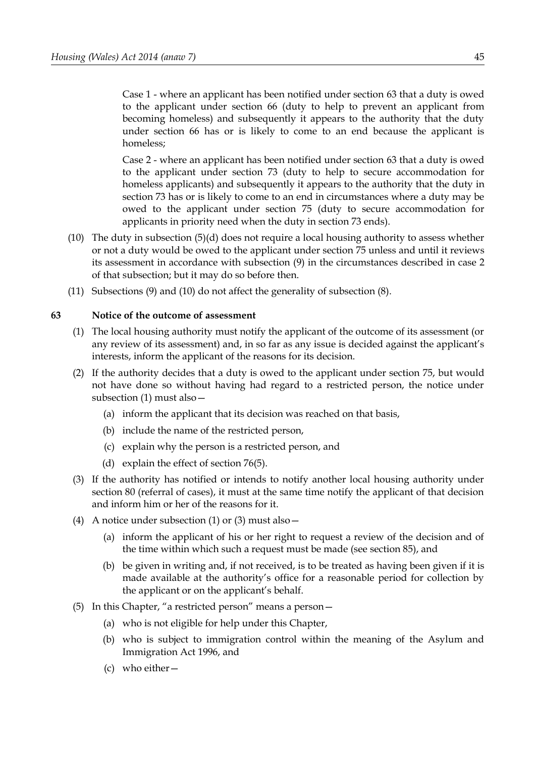Case 1 - where an applicant has been notified under section 63 that a duty is owed to the applicant under section 66 (duty to help to prevent an applicant from becoming homeless) and subsequently it appears to the authority that the duty under section 66 has or is likely to come to an end because the applicant is homeless;

Case 2 - where an applicant has been notified under section 63 that a duty is owed to the applicant under section 73 (duty to help to secure accommodation for homeless applicants) and subsequently it appears to the authority that the duty in section 73 has or is likely to come to an end in circumstances where a duty may be owed to the applicant under section 75 (duty to secure accommodation for applicants in priority need when the duty in section 73 ends).

(10) The duty in subsection (5)(d) does not require a local housing authority to assess whether or not a duty would be owed to the applicant under section 75 unless and until it reviews its assessment in accordance with subsection (9) in the circumstances described in case 2 of that subsection; but it may do so before then.

(11) Subsections (9) and (10) do not affect the generality of subsection (8).

**63 Notice of the outcome of assessment**

(1) The local housing authority must notify the applicant of the outcome of its assessment (or any review of its assessment) and, in so far as any issue is decided against the applicant's interests, inform the applicant of the reasons for its decision.

(2) If the authority decides that a duty is owed to the applicant under section 75, but would not have done so without having had regard to a restricted person, the notice under subsection (1) must also—

(a) inform the applicant that its decision was reached on that basis,

(b) include the name of the restricted person,

(c) explain why the person is a restricted person, and

(d) explain the effect of section 76(5).

(3) If the authority has notified or intends to notify another local housing authority under section 80 (referral of cases), it must at the same time notify the applicant of that decision and inform him or her of the reasons for it.

(4) A notice under subsection (1) or (3) must also—

(a) inform the applicant of his or her right to request a review of the decision and of the time within which such a request must be made (see section 85), and

(b) be given in writing and, if not received, is to be treated as having been given if it is made available at the authority's office for a reasonable period for collection by the applicant or on the applicant's behalf.

(5) In this Chapter, "a restricted person" means a person—

(a) who is not eligible for help under this Chapter,

(b) who is subject to immigration control within the meaning of the Asylum and Immigration Act 1996, and

(c) who either—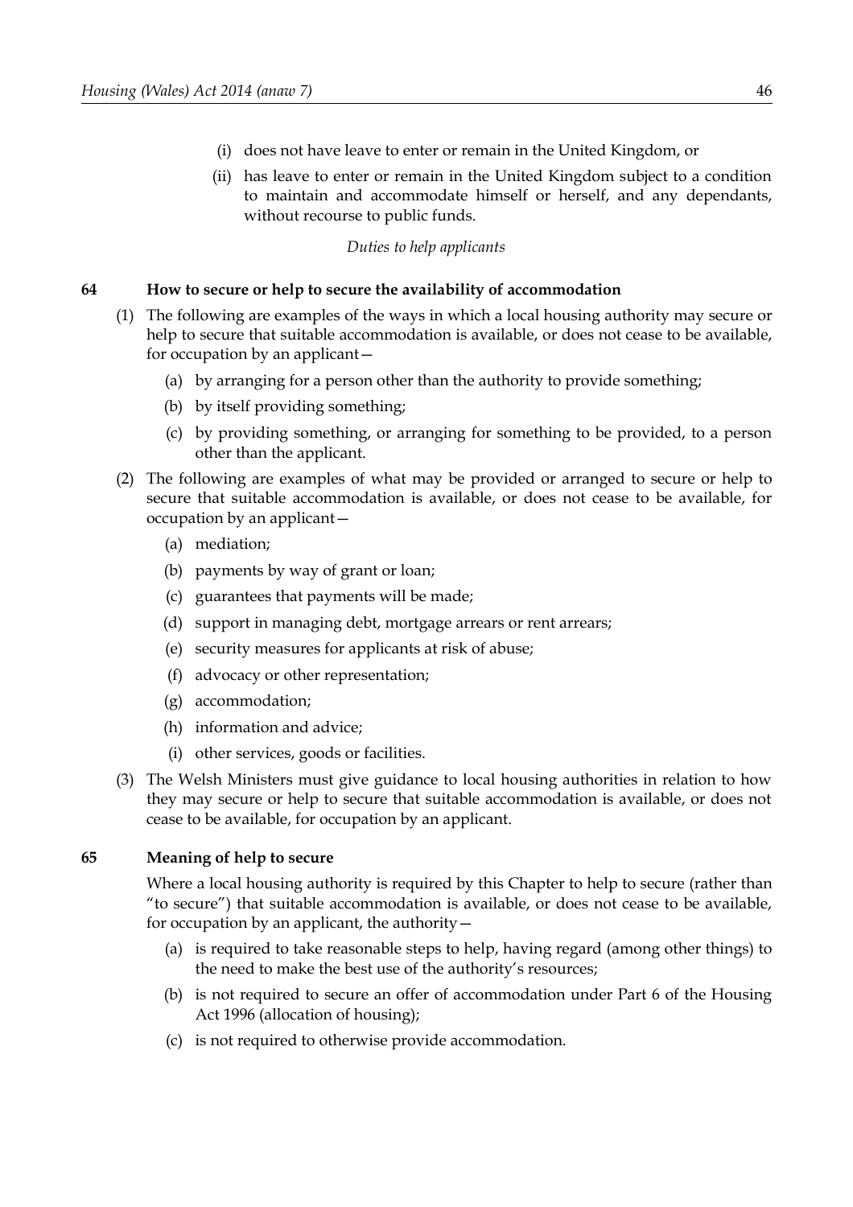(i) does not have leave to enter or remain in the United Kingdom, or

(ii) has leave to enter or remain in the United Kingdom subject to a condition to maintain and accommodate himself or herself, and any dependants, without recourse to public funds.

*Duties to help applicants*

### 64 How to secure or help to secure the availability of accommodation

(1) The following are examples of the ways in which a local housing authority may secure or help to secure that suitable accommodation is available, or does not cease to be available, for occupation by an applicant—

(a) by arranging for a person other than the authority to provide something;

(b) by itself providing something;

(c) by providing something, or arranging for something to be provided, to a person other than the applicant.

(2) The following are examples of what may be provided or arranged to secure or help to secure that suitable accommodation is available, or does not cease to be available, for occupation by an applicant—

(a) mediation;

(b) payments by way of grant or loan;

(c) guarantees that payments will be made;

(d) support in managing debt, mortgage arrears or rent arrears;

(e) security measures for applicants at risk of abuse;

(f) advocacy or other representation;

(g) accommodation;

(h) information and advice;

(i) other services, goods or facilities.

(3) The Welsh Ministers must give guidance to local housing authorities in relation to how they may secure or help to secure that suitable accommodation is available, or does not cease to be available, for occupation by an applicant.

### 65 Meaning of help to secure

Where a local housing authority is required by this Chapter to help to secure (rather than "to secure") that suitable accommodation is available, or does not cease to be available, for occupation by an applicant, the authority—

(a) is required to take reasonable steps to help, having regard (among other things) to the need to make the best use of the authority's resources;

(b) is not required to secure an offer of accommodation under Part 6 of the Housing Act 1996 (allocation of housing);

(c) is not required to otherwise provide accommodation.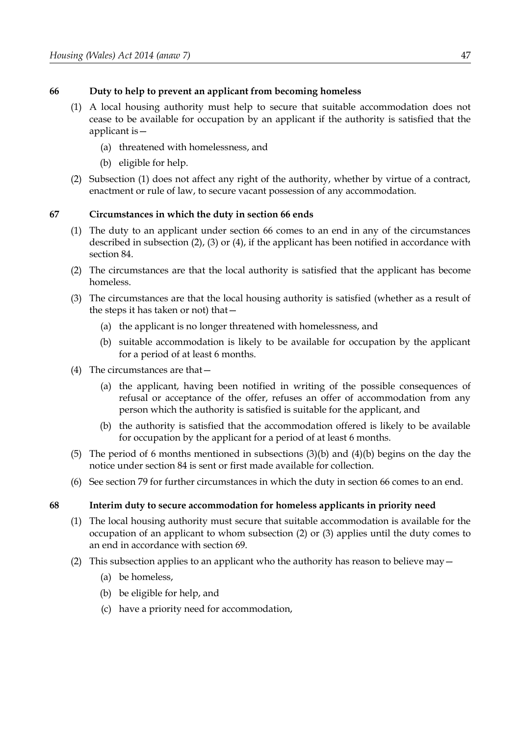**66 Duty to help to prevent an applicant from becoming homeless**

(1) A local housing authority must help to secure that suitable accommodation does not cease to be available for occupation by an applicant if the authority is satisfied that the applicant is—

(a) threatened with homelessness, and

(b) eligible for help.

(2) Subsection (1) does not affect any right of the authority, whether by virtue of a contract, enactment or rule of law, to secure vacant possession of any accommodation.

**67 Circumstances in which the duty in section 66 ends**

(1) The duty to an applicant under section 66 comes to an end in any of the circumstances described in subsection (2), (3) or (4), if the applicant has been notified in accordance with section 84.

(2) The circumstances are that the local authority is satisfied that the applicant has become homeless.

(3) The circumstances are that the local housing authority is satisfied (whether as a result of the steps it has taken or not) that—

(a) the applicant is no longer threatened with homelessness, and

(b) suitable accommodation is likely to be available for occupation by the applicant for a period of at least 6 months.

(4) The circumstances are that—

(a) the applicant, having been notified in writing of the possible consequences of refusal or acceptance of the offer, refuses an offer of accommodation from any person which the authority is satisfied is suitable for the applicant, and

(b) the authority is satisfied that the accommodation offered is likely to be available for occupation by the applicant for a period of at least 6 months.

(5) The period of 6 months mentioned in subsections (3)(b) and (4)(b) begins on the day the notice under section 84 is sent or first made available for collection.

(6) See section 79 for further circumstances in which the duty in section 66 comes to an end.

**68 Interim duty to secure accommodation for homeless applicants in priority need**

(1) The local housing authority must secure that suitable accommodation is available for the occupation of an applicant to whom subsection (2) or (3) applies until the duty comes to an end in accordance with section 69.

(2) This subsection applies to an applicant who the authority has reason to believe may—

(a) be homeless,

(b) be eligible for help, and

(c) have a priority need for accommodation,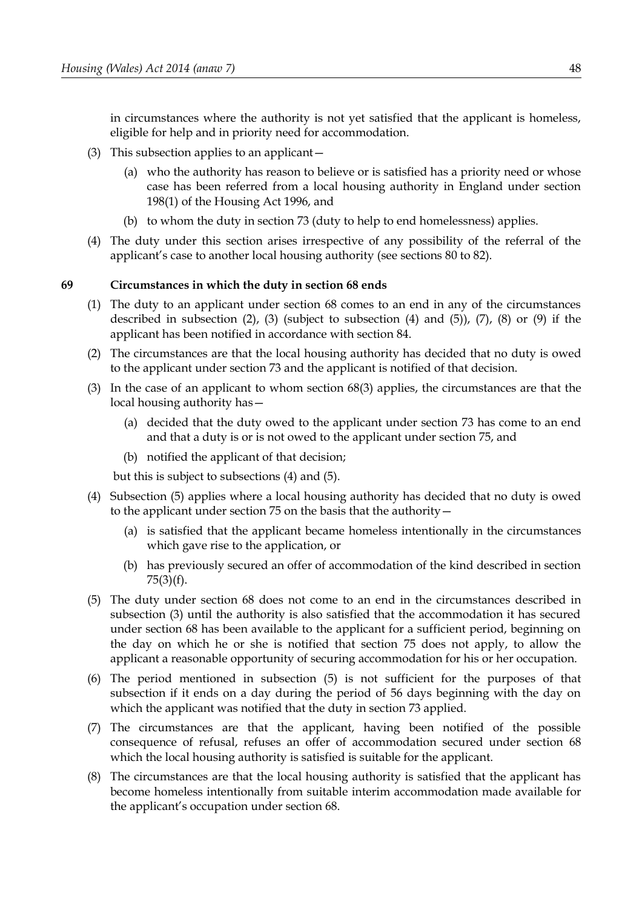in circumstances where the authority is not yet satisfied that the applicant is homeless, eligible for help and in priority need for accommodation.

(3) This subsection applies to an applicant—

(a) who the authority has reason to believe or is satisfied has a priority need or whose case has been referred from a local housing authority in England under section 198(1) of the Housing Act 1996, and

(b) to whom the duty in section 73 (duty to help to end homelessness) applies.

(4) The duty under this section arises irrespective of any possibility of the referral of the applicant's case to another local housing authority (see sections 80 to 82).

### 69 Circumstances in which the duty in section 68 ends

(1) The duty to an applicant under section 68 comes to an end in any of the circumstances described in subsection (2), (3) (subject to subsection (4) and (5)), (7), (8) or (9) if the applicant has been notified in accordance with section 84.

(2) The circumstances are that the local housing authority has decided that no duty is owed to the applicant under section 73 and the applicant is notified of that decision.

(3) In the case of an applicant to whom section 68(3) applies, the circumstances are that the local housing authority has—

(a) decided that the duty owed to the applicant under section 73 has come to an end and that a duty is or is not owed to the applicant under section 75, and

(b) notified the applicant of that decision;

but this is subject to subsections (4) and (5).

(4) Subsection (5) applies where a local housing authority has decided that no duty is owed to the applicant under section 75 on the basis that the authority—

(a) is satisfied that the applicant became homeless intentionally in the circumstances which gave rise to the application, or

(b) has previously secured an offer of accommodation of the kind described in section 75(3)(f).

(5) The duty under section 68 does not come to an end in the circumstances described in subsection (3) until the authority is also satisfied that the accommodation it has secured under section 68 has been available to the applicant for a sufficient period, beginning on the day on which he or she is notified that section 75 does not apply, to allow the applicant a reasonable opportunity of securing accommodation for his or her occupation.

(6) The period mentioned in subsection (5) is not sufficient for the purposes of that subsection if it ends on a day during the period of 56 days beginning with the day on which the applicant was notified that the duty in section 73 applied.

(7) The circumstances are that the applicant, having been notified of the possible consequence of refusal, refuses an offer of accommodation secured under section 68 which the local housing authority is satisfied is suitable for the applicant.

(8) The circumstances are that the local housing authority is satisfied that the applicant has become homeless intentionally from suitable interim accommodation made available for the applicant's occupation under section 68.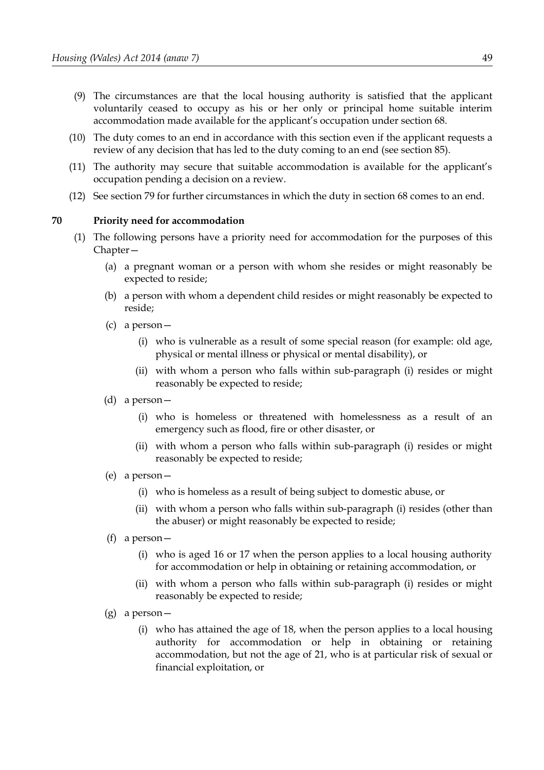(9) The circumstances are that the local housing authority is satisfied that the applicant voluntarily ceased to occupy as his or her only or principal home suitable interim accommodation made available for the applicant's occupation under section 68.

(10) The duty comes to an end in accordance with this section even if the applicant requests a review of any decision that has led to the duty coming to an end (see section 85).

(11) The authority may secure that suitable accommodation is available for the applicant's occupation pending a decision on a review.

(12) See section 79 for further circumstances in which the duty in section 68 comes to an end.

## 70 Priority need for accommodation

(1) The following persons have a priority need for accommodation for the purposes of this Chapter—

- (a) a pregnant woman or a person with whom she resides or might reasonably be expected to reside;
- (b) a person with whom a dependent child resides or might reasonably be expected to reside;
- (c) a person—
  - (i) who is vulnerable as a result of some special reason (for example: old age, physical or mental illness or physical or mental disability), or
  - (ii) with whom a person who falls within sub-paragraph (i) resides or might reasonably be expected to reside;
- (d) a person—
  - (i) who is homeless or threatened with homelessness as a result of an emergency such as flood, fire or other disaster, or
  - (ii) with whom a person who falls within sub-paragraph (i) resides or might reasonably be expected to reside;
- (e) a person—
  - (i) who is homeless as a result of being subject to domestic abuse, or
  - (ii) with whom a person who falls within sub-paragraph (i) resides (other than the abuser) or might reasonably be expected to reside;
- (f) a person—
  - (i) who is aged 16 or 17 when the person applies to a local housing authority for accommodation or help in obtaining or retaining accommodation, or
  - (ii) with whom a person who falls within sub-paragraph (i) resides or might reasonably be expected to reside;
- (g) a person—
  - (i) who has attained the age of 18, when the person applies to a local housing authority for accommodation or help in obtaining or retaining accommodation, but not the age of 21, who is at particular risk of sexual or financial exploitation, or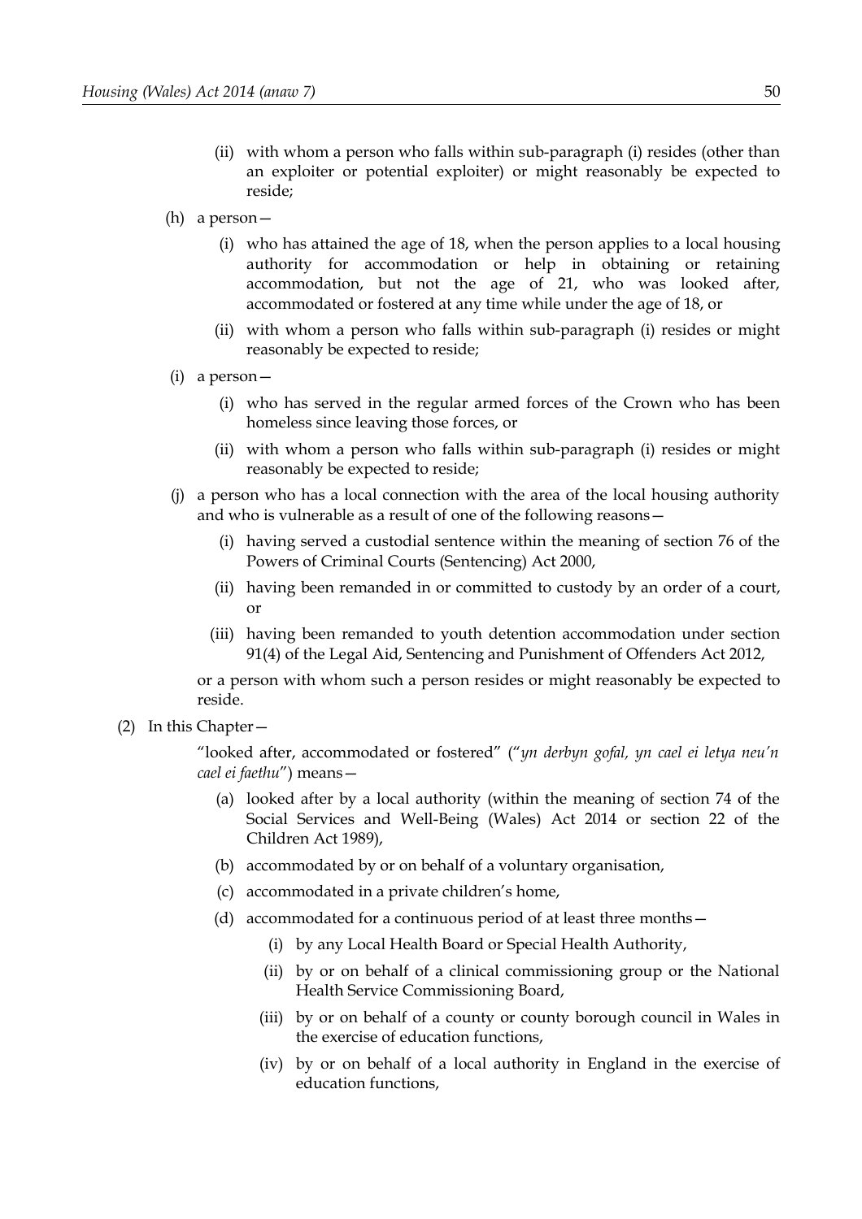(ii) with whom a person who falls within sub-paragraph (i) resides (other than an exploiter or potential exploiter) or might reasonably be expected to reside;

(h) a person—

(i) who has attained the age of 18, when the person applies to a local housing authority for accommodation or help in obtaining or retaining accommodation, but not the age of 21, who was looked after, accommodated or fostered at any time while under the age of 18, or

(ii) with whom a person who falls within sub-paragraph (i) resides or might reasonably be expected to reside;

(i) a person—

(i) who has served in the regular armed forces of the Crown who has been homeless since leaving those forces, or

(ii) with whom a person who falls within sub-paragraph (i) resides or might reasonably be expected to reside;

(j) a person who has a local connection with the area of the local housing authority and who is vulnerable as a result of one of the following reasons—

(i) having served a custodial sentence within the meaning of section 76 of the Powers of Criminal Courts (Sentencing) Act 2000,

(ii) having been remanded in or committed to custody by an order of a court, or

(iii) having been remanded to youth detention accommodation under section 91(4) of the Legal Aid, Sentencing and Punishment of Offenders Act 2012,

or a person with whom such a person resides or might reasonably be expected to reside.

(2) In this Chapter—

"looked after, accommodated or fostered" ("*yn derbyn gofal, yn cael ei letya neu'n cael ei faethu*") means—

(a) looked after by a local authority (within the meaning of section 74 of the Social Services and Well-Being (Wales) Act 2014 or section 22 of the Children Act 1989),

(b) accommodated by or on behalf of a voluntary organisation,

(c) accommodated in a private children's home,

(d) accommodated for a continuous period of at least three months—

(i) by any Local Health Board or Special Health Authority,

(ii) by or on behalf of a clinical commissioning group or the National Health Service Commissioning Board,

(iii) by or on behalf of a county or county borough council in Wales in the exercise of education functions,

(iv) by or on behalf of a local authority in England in the exercise of education functions,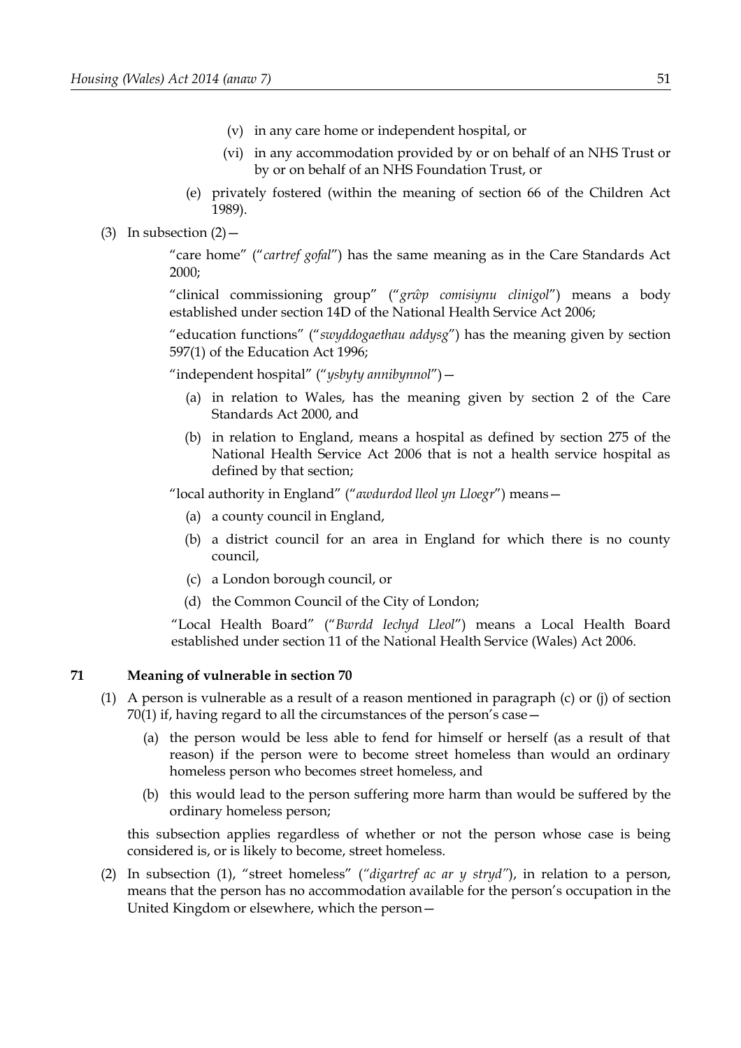- (v) in any care home or independent hospital, or
- (vi) in any accommodation provided by or on behalf of an NHS Trust or by or on behalf of an NHS Foundation Trust, or

(e) privately fostered (within the meaning of section 66 of the Children Act 1989).

(3) In subsection (2)—

"care home" ("*cartref gofal*") has the same meaning as in the Care Standards Act 2000;

"clinical commissioning group" ("*grŵp comisiynu clinigol*") means a body established under section 14D of the National Health Service Act 2006;

"education functions" ("*swyddogaethau addysg*") has the meaning given by section 597(1) of the Education Act 1996;

"independent hospital" ("*ysbyty annibynnol*")—

- (a) in relation to Wales, has the meaning given by section 2 of the Care Standards Act 2000, and
- (b) in relation to England, means a hospital as defined by section 275 of the National Health Service Act 2006 that is not a health service hospital as defined by that section;

"local authority in England" ("*awdurdod lleol yn Lloegr*") means—

- (a) a county council in England,
- (b) a district council for an area in England for which there is no county council,
- (c) a London borough council, or
- (d) the Common Council of the City of London;

"Local Health Board" ("*Bwrdd Iechyd Lleol*") means a Local Health Board established under section 11 of the National Health Service (Wales) Act 2006.

## 71 Meaning of vulnerable in section 70

(1) A person is vulnerable as a result of a reason mentioned in paragraph (c) or (j) of section 70(1) if, having regard to all the circumstances of the person's case—

- (a) the person would be less able to fend for himself or herself (as a result of that reason) if the person were to become street homeless than would an ordinary homeless person who becomes street homeless, and
- (b) this would lead to the person suffering more harm than would be suffered by the ordinary homeless person;

this subsection applies regardless of whether or not the person whose case is being considered is, or is likely to become, street homeless.

(2) In subsection (1), "street homeless" (*"digartref ac ar y stryd"*), in relation to a person, means that the person has no accommodation available for the person's occupation in the United Kingdom or elsewhere, which the person—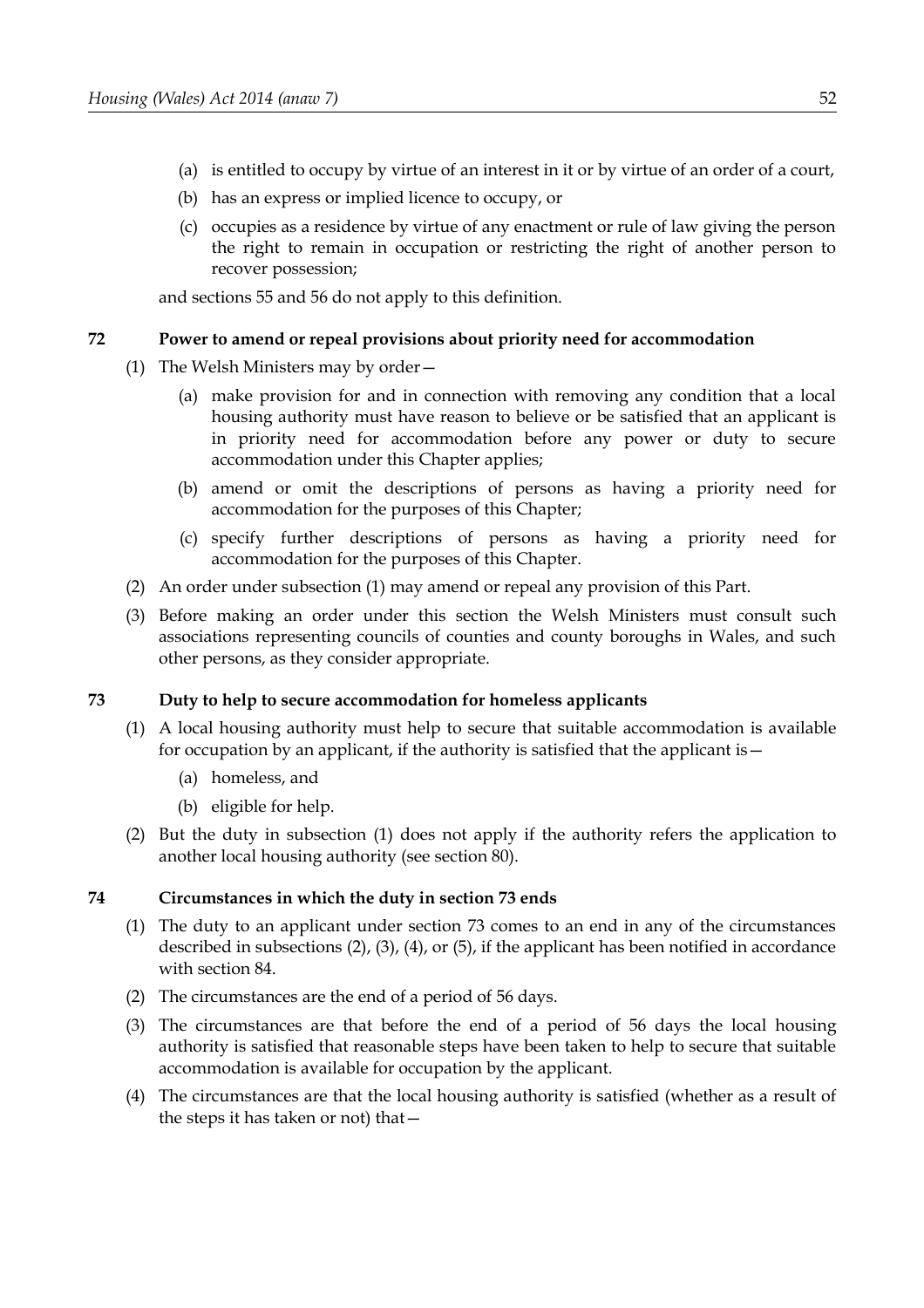(a) is entitled to occupy by virtue of an interest in it or by virtue of an order of a court,

(b) has an express or implied licence to occupy, or

(c) occupies as a residence by virtue of any enactment or rule of law giving the person the right to remain in occupation or restricting the right of another person to recover possession;

and sections 55 and 56 do not apply to this definition.

### 72 Power to amend or repeal provisions about priority need for accommodation

(1) The Welsh Ministers may by order—

(a) make provision for and in connection with removing any condition that a local housing authority must have reason to believe or be satisfied that an applicant is in priority need for accommodation before any power or duty to secure accommodation under this Chapter applies;

(b) amend or omit the descriptions of persons as having a priority need for accommodation for the purposes of this Chapter;

(c) specify further descriptions of persons as having a priority need for accommodation for the purposes of this Chapter.

(2) An order under subsection (1) may amend or repeal any provision of this Part.

(3) Before making an order under this section the Welsh Ministers must consult such associations representing councils of counties and county boroughs in Wales, and such other persons, as they consider appropriate.

### 73 Duty to help to secure accommodation for homeless applicants

(1) A local housing authority must help to secure that suitable accommodation is available for occupation by an applicant, if the authority is satisfied that the applicant is—

(a) homeless, and

(b) eligible for help.

(2) But the duty in subsection (1) does not apply if the authority refers the application to another local housing authority (see section 80).

### 74 Circumstances in which the duty in section 73 ends

(1) The duty to an applicant under section 73 comes to an end in any of the circumstances described in subsections (2), (3), (4), or (5), if the applicant has been notified in accordance with section 84.

(2) The circumstances are the end of a period of 56 days.

(3) The circumstances are that before the end of a period of 56 days the local housing authority is satisfied that reasonable steps have been taken to help to secure that suitable accommodation is available for occupation by the applicant.

(4) The circumstances are that the local housing authority is satisfied (whether as a result of the steps it has taken or not) that—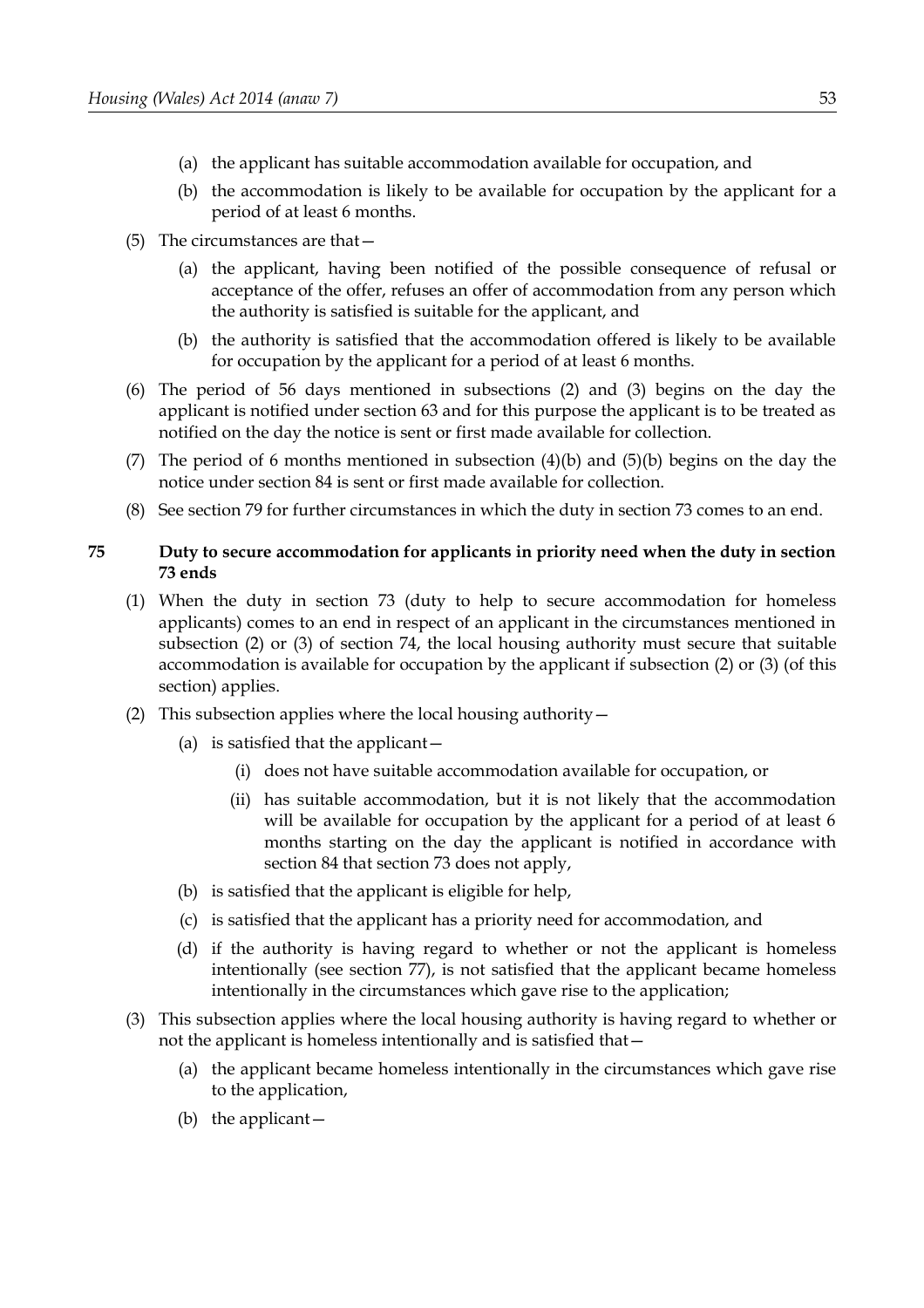(a) the applicant has suitable accommodation available for occupation, and

(b) the accommodation is likely to be available for occupation by the applicant for a period of at least 6 months.

(5) The circumstances are that—

(a) the applicant, having been notified of the possible consequence of refusal or acceptance of the offer, refuses an offer of accommodation from any person which the authority is satisfied is suitable for the applicant, and

(b) the authority is satisfied that the accommodation offered is likely to be available for occupation by the applicant for a period of at least 6 months.

(6) The period of 56 days mentioned in subsections (2) and (3) begins on the day the applicant is notified under section 63 and for this purpose the applicant is to be treated as notified on the day the notice is sent or first made available for collection.

(7) The period of 6 months mentioned in subsection (4)(b) and (5)(b) begins on the day the notice under section 84 is sent or first made available for collection.

(8) See section 79 for further circumstances in which the duty in section 73 comes to an end.

### 75 Duty to secure accommodation for applicants in priority need when the duty in section 73 ends

(1) When the duty in section 73 (duty to help to secure accommodation for homeless applicants) comes to an end in respect of an applicant in the circumstances mentioned in subsection (2) or (3) of section 74, the local housing authority must secure that suitable accommodation is available for occupation by the applicant if subsection (2) or (3) (of this section) applies.

(2) This subsection applies where the local housing authority—

(a) is satisfied that the applicant—

(i) does not have suitable accommodation available for occupation, or

(ii) has suitable accommodation, but it is not likely that the accommodation will be available for occupation by the applicant for a period of at least 6 months starting on the day the applicant is notified in accordance with section 84 that section 73 does not apply,

(b) is satisfied that the applicant is eligible for help,

(c) is satisfied that the applicant has a priority need for accommodation, and

(d) if the authority is having regard to whether or not the applicant is homeless intentionally (see section 77), is not satisfied that the applicant became homeless intentionally in the circumstances which gave rise to the application;

(3) This subsection applies where the local housing authority is having regard to whether or not the applicant is homeless intentionally and is satisfied that—

(a) the applicant became homeless intentionally in the circumstances which gave rise to the application,

(b) the applicant—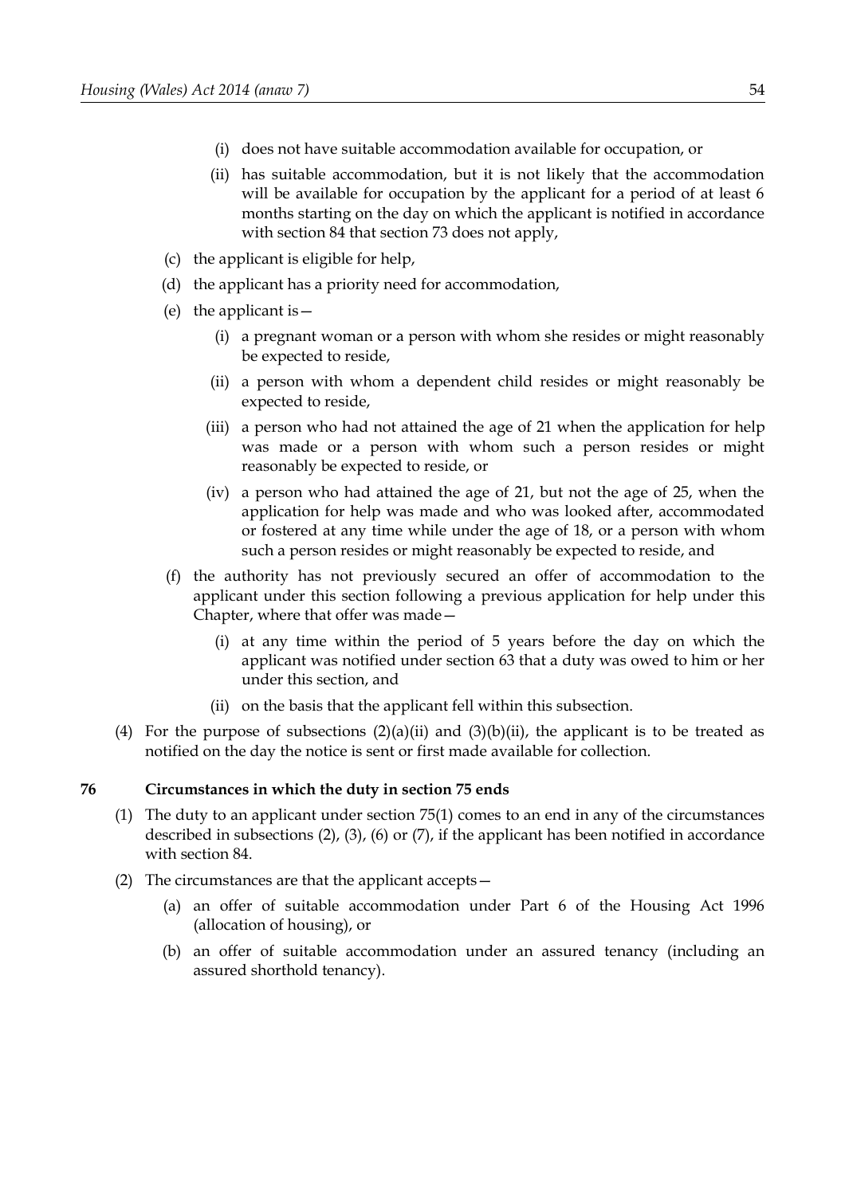(i) does not have suitable accommodation available for occupation, or

(ii) has suitable accommodation, but it is not likely that the accommodation will be available for occupation by the applicant for a period of at least 6 months starting on the day on which the applicant is notified in accordance with section 84 that section 73 does not apply,

(c) the applicant is eligible for help,

(d) the applicant has a priority need for accommodation,

(e) the applicant is—

(i) a pregnant woman or a person with whom she resides or might reasonably be expected to reside,

(ii) a person with whom a dependent child resides or might reasonably be expected to reside,

(iii) a person who had not attained the age of 21 when the application for help was made or a person with whom such a person resides or might reasonably be expected to reside, or

(iv) a person who had attained the age of 21, but not the age of 25, when the application for help was made and who was looked after, accommodated or fostered at any time while under the age of 18, or a person with whom such a person resides or might reasonably be expected to reside, and

(f) the authority has not previously secured an offer of accommodation to the applicant under this section following a previous application for help under this Chapter, where that offer was made—

(i) at any time within the period of 5 years before the day on which the applicant was notified under section 63 that a duty was owed to him or her under this section, and

(ii) on the basis that the applicant fell within this subsection.

(4) For the purpose of subsections (2)(a)(ii) and (3)(b)(ii), the applicant is to be treated as notified on the day the notice is sent or first made available for collection.

## 76 Circumstances in which the duty in section 75 ends

(1) The duty to an applicant under section 75(1) comes to an end in any of the circumstances described in subsections (2), (3), (6) or (7), if the applicant has been notified in accordance with section 84.

(2) The circumstances are that the applicant accepts—

(a) an offer of suitable accommodation under Part 6 of the Housing Act 1996 (allocation of housing), or

(b) an offer of suitable accommodation under an assured tenancy (including an assured shorthold tenancy).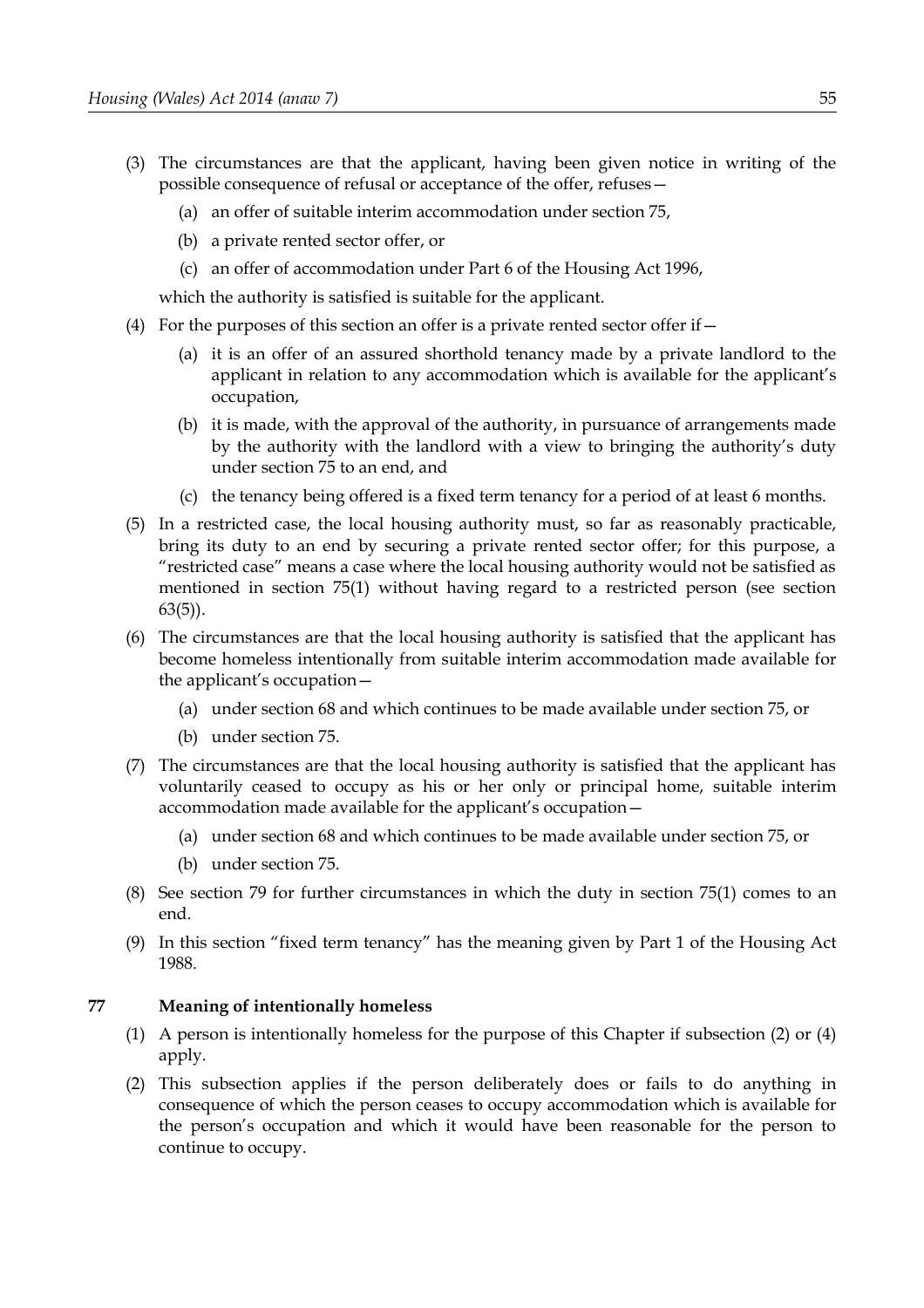(3) The circumstances are that the applicant, having been given notice in writing of the possible consequence of refusal or acceptance of the offer, refuses—

(a) an offer of suitable interim accommodation under section 75,

(b) a private rented sector offer, or

(c) an offer of accommodation under Part 6 of the Housing Act 1996,

which the authority is satisfied is suitable for the applicant.

(4) For the purposes of this section an offer is a private rented sector offer if—

(a) it is an offer of an assured shorthold tenancy made by a private landlord to the applicant in relation to any accommodation which is available for the applicant's occupation,

(b) it is made, with the approval of the authority, in pursuance of arrangements made by the authority with the landlord with a view to bringing the authority's duty under section 75 to an end, and

(c) the tenancy being offered is a fixed term tenancy for a period of at least 6 months.

(5) In a restricted case, the local housing authority must, so far as reasonably practicable, bring its duty to an end by securing a private rented sector offer; for this purpose, a "restricted case" means a case where the local housing authority would not be satisfied as mentioned in section 75(1) without having regard to a restricted person (see section 63(5)).

(6) The circumstances are that the local housing authority is satisfied that the applicant has become homeless intentionally from suitable interim accommodation made available for the applicant's occupation—

(a) under section 68 and which continues to be made available under section 75, or

(b) under section 75.

(7) The circumstances are that the local housing authority is satisfied that the applicant has voluntarily ceased to occupy as his or her only or principal home, suitable interim accommodation made available for the applicant's occupation—

(a) under section 68 and which continues to be made available under section 75, or

(b) under section 75.

(8) See section 79 for further circumstances in which the duty in section 75(1) comes to an end.

(9) In this section "fixed term tenancy" has the meaning given by Part 1 of the Housing Act 1988.

## 77 Meaning of intentionally homeless

(1) A person is intentionally homeless for the purpose of this Chapter if subsection (2) or (4) apply.

(2) This subsection applies if the person deliberately does or fails to do anything in consequence of which the person ceases to occupy accommodation which is available for the person's occupation and which it would have been reasonable for the person to continue to occupy.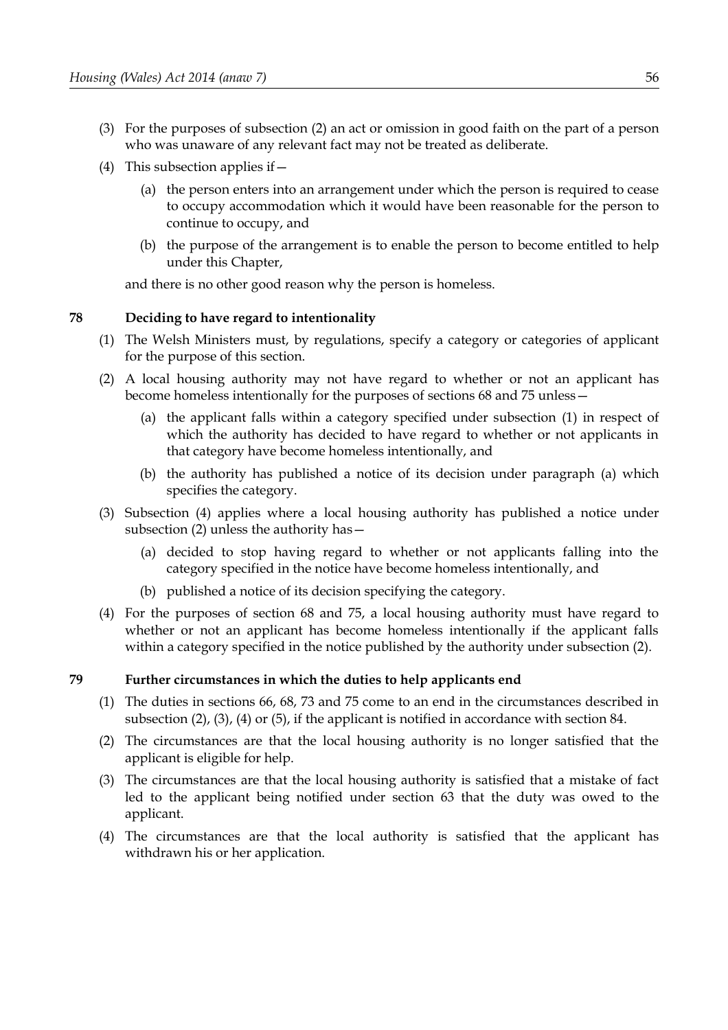(3) For the purposes of subsection (2) an act or omission in good faith on the part of a person who was unaware of any relevant fact may not be treated as deliberate.

(4) This subsection applies if—

  (a) the person enters into an arrangement under which the person is required to cease to occupy accommodation which it would have been reasonable for the person to continue to occupy, and

  (b) the purpose of the arrangement is to enable the person to become entitled to help under this Chapter,

and there is no other good reason why the person is homeless.

### 78 Deciding to have regard to intentionality

(1) The Welsh Ministers must, by regulations, specify a category or categories of applicant for the purpose of this section.

(2) A local housing authority may not have regard to whether or not an applicant has become homeless intentionally for the purposes of sections 68 and 75 unless—

  (a) the applicant falls within a category specified under subsection (1) in respect of which the authority has decided to have regard to whether or not applicants in that category have become homeless intentionally, and

  (b) the authority has published a notice of its decision under paragraph (a) which specifies the category.

(3) Subsection (4) applies where a local housing authority has published a notice under subsection (2) unless the authority has—

  (a) decided to stop having regard to whether or not applicants falling into the category specified in the notice have become homeless intentionally, and

  (b) published a notice of its decision specifying the category.

(4) For the purposes of section 68 and 75, a local housing authority must have regard to whether or not an applicant has become homeless intentionally if the applicant falls within a category specified in the notice published by the authority under subsection (2).

### 79 Further circumstances in which the duties to help applicants end

(1) The duties in sections 66, 68, 73 and 75 come to an end in the circumstances described in subsection (2), (3), (4) or (5), if the applicant is notified in accordance with section 84.

(2) The circumstances are that the local housing authority is no longer satisfied that the applicant is eligible for help.

(3) The circumstances are that the local housing authority is satisfied that a mistake of fact led to the applicant being notified under section 63 that the duty was owed to the applicant.

(4) The circumstances are that the local authority is satisfied that the applicant has withdrawn his or her application.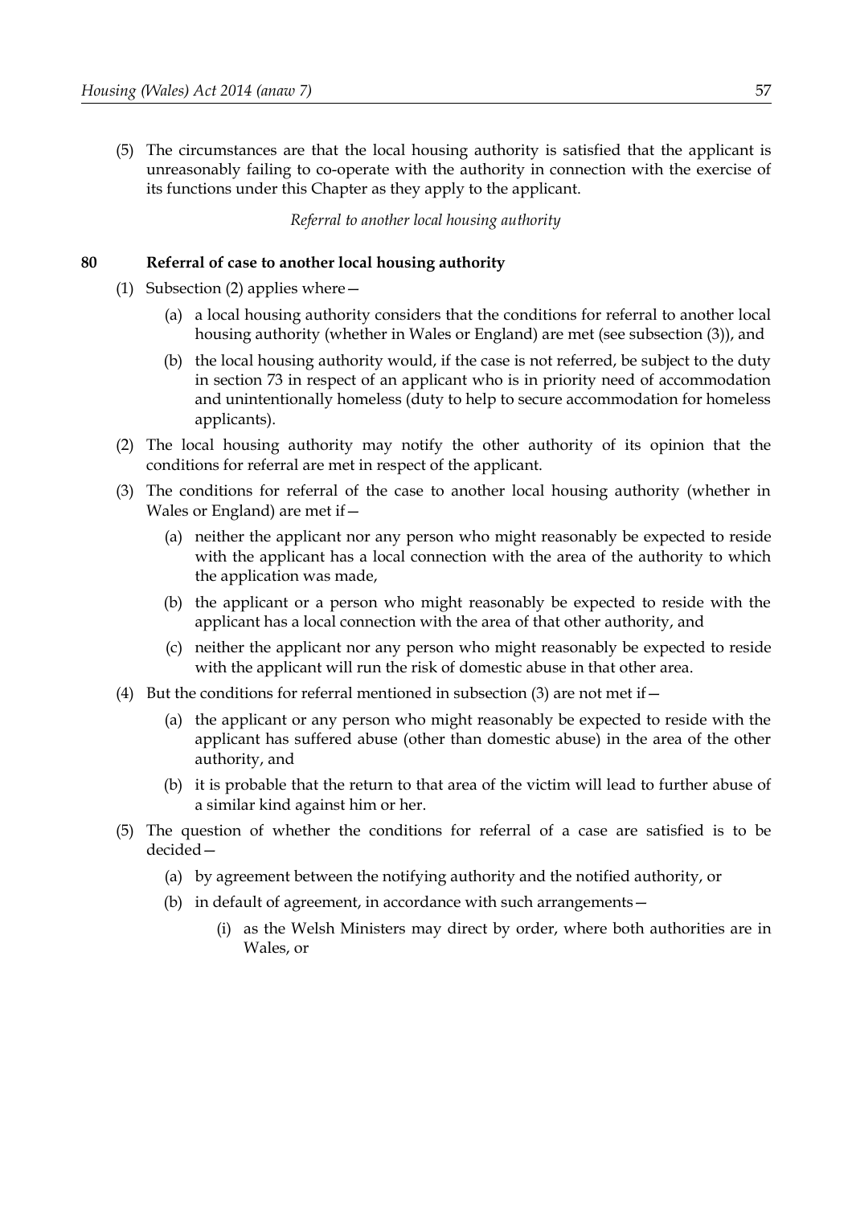(5) The circumstances are that the local housing authority is satisfied that the applicant is unreasonably failing to co-operate with the authority in connection with the exercise of its functions under this Chapter as they apply to the applicant.

*Referral to another local housing authority*

**80 Referral of case to another local housing authority**

(1) Subsection (2) applies where—

(a) a local housing authority considers that the conditions for referral to another local housing authority (whether in Wales or England) are met (see subsection (3)), and

(b) the local housing authority would, if the case is not referred, be subject to the duty in section 73 in respect of an applicant who is in priority need of accommodation and unintentionally homeless (duty to help to secure accommodation for homeless applicants).

(2) The local housing authority may notify the other authority of its opinion that the conditions for referral are met in respect of the applicant.

(3) The conditions for referral of the case to another local housing authority (whether in Wales or England) are met if—

(a) neither the applicant nor any person who might reasonably be expected to reside with the applicant has a local connection with the area of the authority to which the application was made,

(b) the applicant or a person who might reasonably be expected to reside with the applicant has a local connection with the area of that other authority, and

(c) neither the applicant nor any person who might reasonably be expected to reside with the applicant will run the risk of domestic abuse in that other area.

(4) But the conditions for referral mentioned in subsection (3) are not met if—

(a) the applicant or any person who might reasonably be expected to reside with the applicant has suffered abuse (other than domestic abuse) in the area of the other authority, and

(b) it is probable that the return to that area of the victim will lead to further abuse of a similar kind against him or her.

(5) The question of whether the conditions for referral of a case are satisfied is to be decided—

(a) by agreement between the notifying authority and the notified authority, or

(b) in default of agreement, in accordance with such arrangements—

(i) as the Welsh Ministers may direct by order, where both authorities are in Wales, or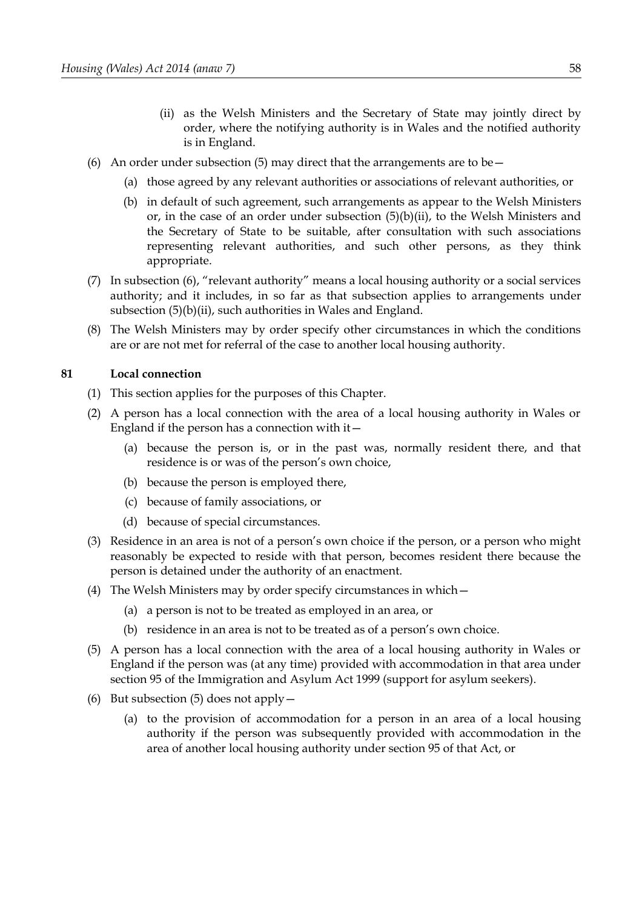(ii) as the Welsh Ministers and the Secretary of State may jointly direct by order, where the notifying authority is in Wales and the notified authority is in England.

(6) An order under subsection (5) may direct that the arrangements are to be—

(a) those agreed by any relevant authorities or associations of relevant authorities, or

(b) in default of such agreement, such arrangements as appear to the Welsh Ministers or, in the case of an order under subsection (5)(b)(ii), to the Welsh Ministers and the Secretary of State to be suitable, after consultation with such associations representing relevant authorities, and such other persons, as they think appropriate.

(7) In subsection (6), "relevant authority" means a local housing authority or a social services authority; and it includes, in so far as that subsection applies to arrangements under subsection (5)(b)(ii), such authorities in Wales and England.

(8) The Welsh Ministers may by order specify other circumstances in which the conditions are or are not met for referral of the case to another local housing authority.

## 81 Local connection

(1) This section applies for the purposes of this Chapter.

(2) A person has a local connection with the area of a local housing authority in Wales or England if the person has a connection with it—

(a) because the person is, or in the past was, normally resident there, and that residence is or was of the person's own choice,

(b) because the person is employed there,

(c) because of family associations, or

(d) because of special circumstances.

(3) Residence in an area is not of a person's own choice if the person, or a person who might reasonably be expected to reside with that person, becomes resident there because the person is detained under the authority of an enactment.

(4) The Welsh Ministers may by order specify circumstances in which—

(a) a person is not to be treated as employed in an area, or

(b) residence in an area is not to be treated as of a person's own choice.

(5) A person has a local connection with the area of a local housing authority in Wales or England if the person was (at any time) provided with accommodation in that area under section 95 of the Immigration and Asylum Act 1999 (support for asylum seekers).

(6) But subsection (5) does not apply—

(a) to the provision of accommodation for a person in an area of a local housing authority if the person was subsequently provided with accommodation in the area of another local housing authority under section 95 of that Act, or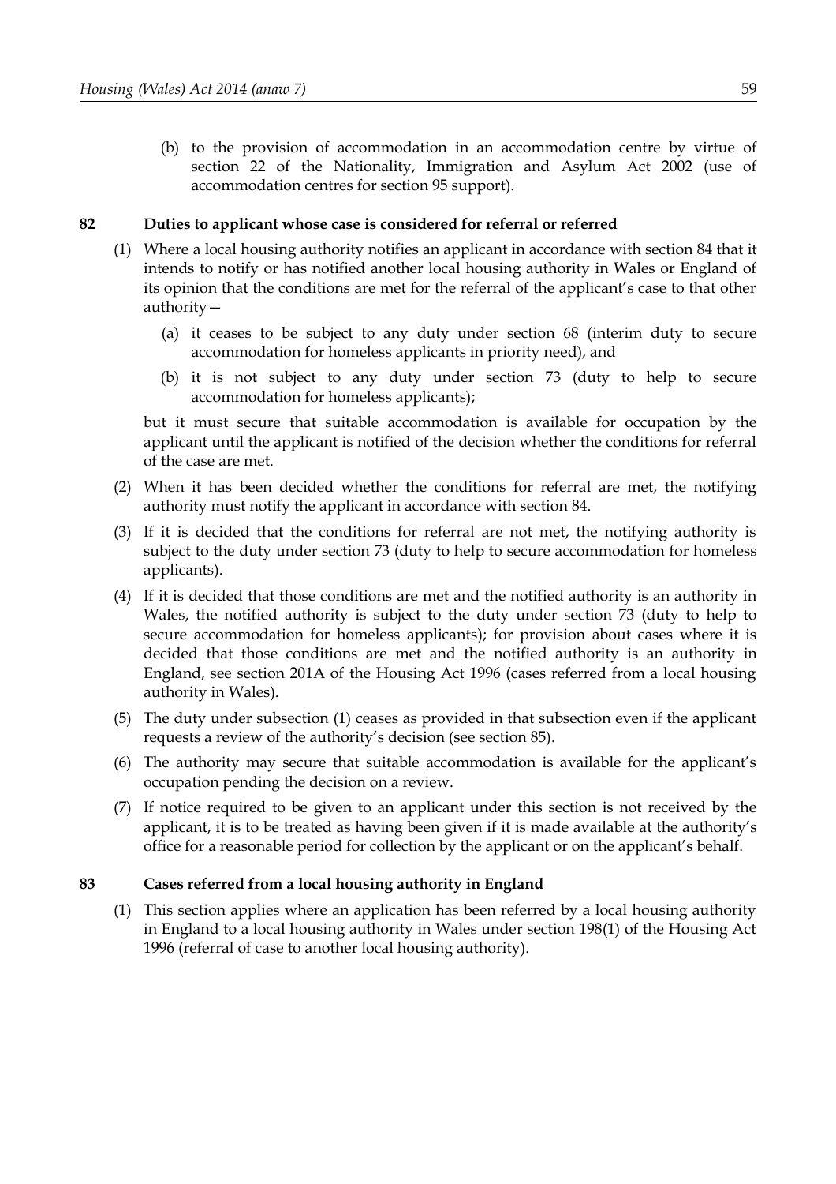(b) to the provision of accommodation in an accommodation centre by virtue of section 22 of the Nationality, Immigration and Asylum Act 2002 (use of accommodation centres for section 95 support).

**82 Duties to applicant whose case is considered for referral or referred**

(1) Where a local housing authority notifies an applicant in accordance with section 84 that it intends to notify or has notified another local housing authority in Wales or England of its opinion that the conditions are met for the referral of the applicant's case to that other authority—

(a) it ceases to be subject to any duty under section 68 (interim duty to secure accommodation for homeless applicants in priority need), and

(b) it is not subject to any duty under section 73 (duty to help to secure accommodation for homeless applicants);

but it must secure that suitable accommodation is available for occupation by the applicant until the applicant is notified of the decision whether the conditions for referral of the case are met.

(2) When it has been decided whether the conditions for referral are met, the notifying authority must notify the applicant in accordance with section 84.

(3) If it is decided that the conditions for referral are not met, the notifying authority is subject to the duty under section 73 (duty to help to secure accommodation for homeless applicants).

(4) If it is decided that those conditions are met and the notified authority is an authority in Wales, the notified authority is subject to the duty under section 73 (duty to help to secure accommodation for homeless applicants); for provision about cases where it is decided that those conditions are met and the notified authority is an authority in England, see section 201A of the Housing Act 1996 (cases referred from a local housing authority in Wales).

(5) The duty under subsection (1) ceases as provided in that subsection even if the applicant requests a review of the authority's decision (see section 85).

(6) The authority may secure that suitable accommodation is available for the applicant's occupation pending the decision on a review.

(7) If notice required to be given to an applicant under this section is not received by the applicant, it is to be treated as having been given if it is made available at the authority's office for a reasonable period for collection by the applicant or on the applicant's behalf.

**83 Cases referred from a local housing authority in England**

(1) This section applies where an application has been referred by a local housing authority in England to a local housing authority in Wales under section 198(1) of the Housing Act 1996 (referral of case to another local housing authority).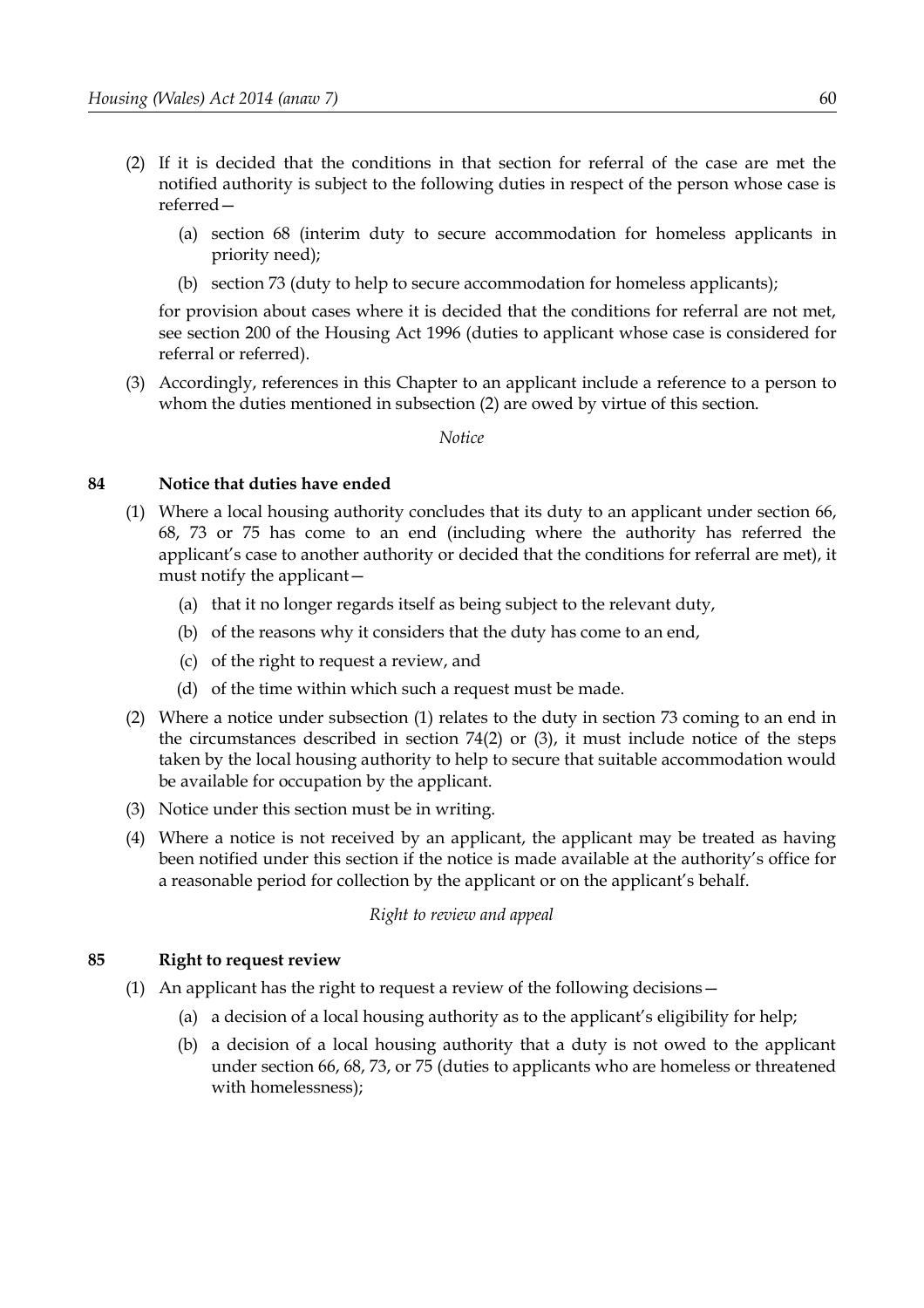(2) If it is decided that the conditions in that section for referral of the case are met the notified authority is subject to the following duties in respect of the person whose case is referred—

(a) section 68 (interim duty to secure accommodation for homeless applicants in priority need);

(b) section 73 (duty to help to secure accommodation for homeless applicants);

for provision about cases where it is decided that the conditions for referral are not met, see section 200 of the Housing Act 1996 (duties to applicant whose case is considered for referral or referred).

(3) Accordingly, references in this Chapter to an applicant include a reference to a person to whom the duties mentioned in subsection (2) are owed by virtue of this section.

*Notice*

### 84 Notice that duties have ended

(1) Where a local housing authority concludes that its duty to an applicant under section 66, 68, 73 or 75 has come to an end (including where the authority has referred the applicant's case to another authority or decided that the conditions for referral are met), it must notify the applicant—

(a) that it no longer regards itself as being subject to the relevant duty,

(b) of the reasons why it considers that the duty has come to an end,

(c) of the right to request a review, and

(d) of the time within which such a request must be made.

(2) Where a notice under subsection (1) relates to the duty in section 73 coming to an end in the circumstances described in section 74(2) or (3), it must include notice of the steps taken by the local housing authority to help to secure that suitable accommodation would be available for occupation by the applicant.

(3) Notice under this section must be in writing.

(4) Where a notice is not received by an applicant, the applicant may be treated as having been notified under this section if the notice is made available at the authority's office for a reasonable period for collection by the applicant or on the applicant's behalf.

*Right to review and appeal*

### 85 Right to request review

(1) An applicant has the right to request a review of the following decisions—

(a) a decision of a local housing authority as to the applicant's eligibility for help;

(b) a decision of a local housing authority that a duty is not owed to the applicant under section 66, 68, 73, or 75 (duties to applicants who are homeless or threatened with homelessness);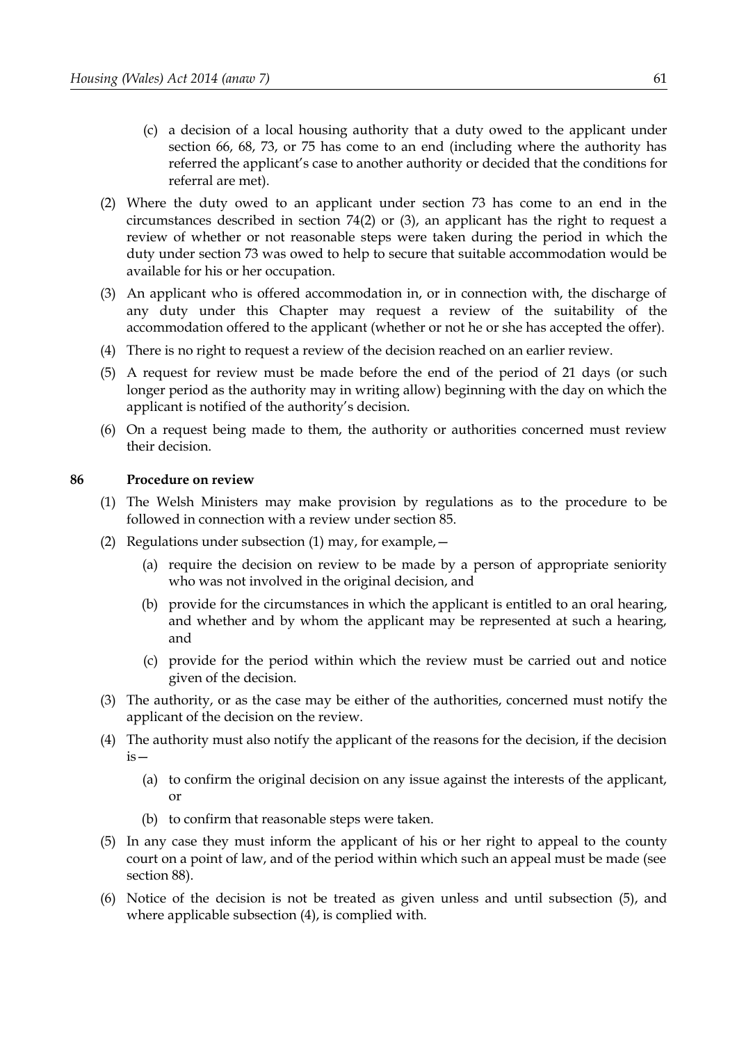(c) a decision of a local housing authority that a duty owed to the applicant under section 66, 68, 73, or 75 has come to an end (including where the authority has referred the applicant's case to another authority or decided that the conditions for referral are met).

(2) Where the duty owed to an applicant under section 73 has come to an end in the circumstances described in section 74(2) or (3), an applicant has the right to request a review of whether or not reasonable steps were taken during the period in which the duty under section 73 was owed to help to secure that suitable accommodation would be available for his or her occupation.

(3) An applicant who is offered accommodation in, or in connection with, the discharge of any duty under this Chapter may request a review of the suitability of the accommodation offered to the applicant (whether or not he or she has accepted the offer).

(4) There is no right to request a review of the decision reached on an earlier review.

(5) A request for review must be made before the end of the period of 21 days (or such longer period as the authority may in writing allow) beginning with the day on which the applicant is notified of the authority's decision.

(6) On a request being made to them, the authority or authorities concerned must review their decision.

**86 Procedure on review**

(1) The Welsh Ministers may make provision by regulations as to the procedure to be followed in connection with a review under section 85.

(2) Regulations under subsection (1) may, for example,—

(a) require the decision on review to be made by a person of appropriate seniority who was not involved in the original decision, and

(b) provide for the circumstances in which the applicant is entitled to an oral hearing, and whether and by whom the applicant may be represented at such a hearing, and

(c) provide for the period within which the review must be carried out and notice given of the decision.

(3) The authority, or as the case may be either of the authorities, concerned must notify the applicant of the decision on the review.

(4) The authority must also notify the applicant of the reasons for the decision, if the decision is—

(a) to confirm the original decision on any issue against the interests of the applicant, or

(b) to confirm that reasonable steps were taken.

(5) In any case they must inform the applicant of his or her right to appeal to the county court on a point of law, and of the period within which such an appeal must be made (see section 88).

(6) Notice of the decision is not be treated as given unless and until subsection (5), and where applicable subsection (4), is complied with.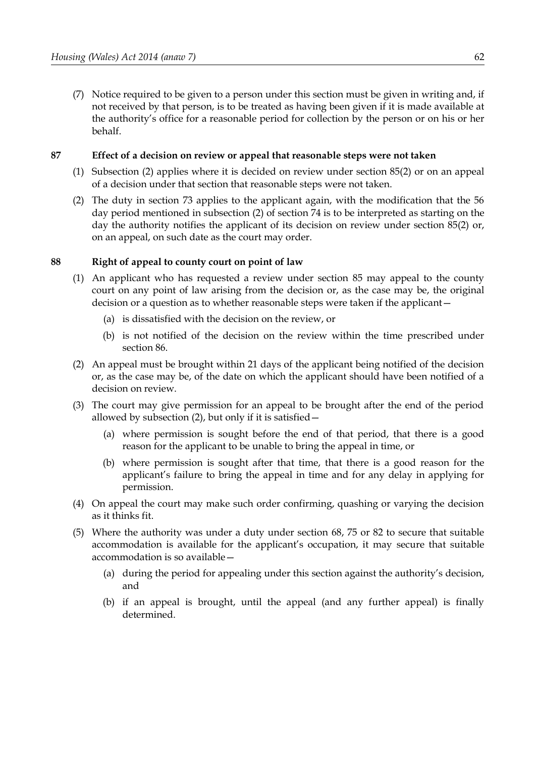(7) Notice required to be given to a person under this section must be given in writing and, if not received by that person, is to be treated as having been given if it is made available at the authority's office for a reasonable period for collection by the person or on his or her behalf.

## 87 Effect of a decision on review or appeal that reasonable steps were not taken

(1) Subsection (2) applies where it is decided on review under section 85(2) or on an appeal of a decision under that section that reasonable steps were not taken.

(2) The duty in section 73 applies to the applicant again, with the modification that the 56 day period mentioned in subsection (2) of section 74 is to be interpreted as starting on the day the authority notifies the applicant of its decision on review under section 85(2) or, on an appeal, on such date as the court may order.

## 88 Right of appeal to county court on point of law

(1) An applicant who has requested a review under section 85 may appeal to the county court on any point of law arising from the decision or, as the case may be, the original decision or a question as to whether reasonable steps were taken if the applicant—

- (a) is dissatisfied with the decision on the review, or
- (b) is not notified of the decision on the review within the time prescribed under section 86.

(2) An appeal must be brought within 21 days of the applicant being notified of the decision or, as the case may be, of the date on which the applicant should have been notified of a decision on review.

(3) The court may give permission for an appeal to be brought after the end of the period allowed by subsection (2), but only if it is satisfied—

- (a) where permission is sought before the end of that period, that there is a good reason for the applicant to be unable to bring the appeal in time, or
- (b) where permission is sought after that time, that there is a good reason for the applicant's failure to bring the appeal in time and for any delay in applying for permission.

(4) On appeal the court may make such order confirming, quashing or varying the decision as it thinks fit.

(5) Where the authority was under a duty under section 68, 75 or 82 to secure that suitable accommodation is available for the applicant's occupation, it may secure that suitable accommodation is so available—

- (a) during the period for appealing under this section against the authority's decision, and
- (b) if an appeal is brought, until the appeal (and any further appeal) is finally determined.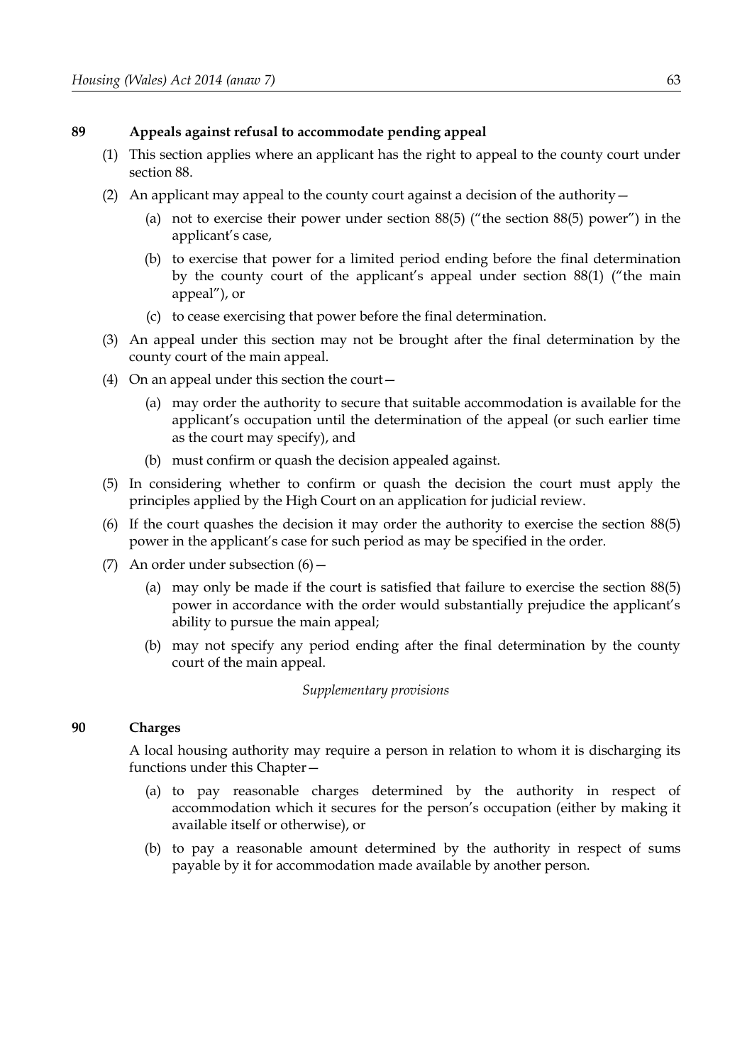### 89 Appeals against refusal to accommodate pending appeal

(1) This section applies where an applicant has the right to appeal to the county court under section 88.

(2) An applicant may appeal to the county court against a decision of the authority—

(a) not to exercise their power under section 88(5) ("the section 88(5) power") in the applicant's case,

(b) to exercise that power for a limited period ending before the final determination by the county court of the applicant's appeal under section 88(1) ("the main appeal"), or

(c) to cease exercising that power before the final determination.

(3) An appeal under this section may not be brought after the final determination by the county court of the main appeal.

(4) On an appeal under this section the court—

(a) may order the authority to secure that suitable accommodation is available for the applicant's occupation until the determination of the appeal (or such earlier time as the court may specify), and

(b) must confirm or quash the decision appealed against.

(5) In considering whether to confirm or quash the decision the court must apply the principles applied by the High Court on an application for judicial review.

(6) If the court quashes the decision it may order the authority to exercise the section 88(5) power in the applicant's case for such period as may be specified in the order.

(7) An order under subsection (6)—

(a) may only be made if the court is satisfied that failure to exercise the section 88(5) power in accordance with the order would substantially prejudice the applicant's ability to pursue the main appeal;

(b) may not specify any period ending after the final determination by the county court of the main appeal.

*Supplementary provisions*

### 90 Charges

A local housing authority may require a person in relation to whom it is discharging its functions under this Chapter—

(a) to pay reasonable charges determined by the authority in respect of accommodation which it secures for the person's occupation (either by making it available itself or otherwise), or

(b) to pay a reasonable amount determined by the authority in respect of sums payable by it for accommodation made available by another person.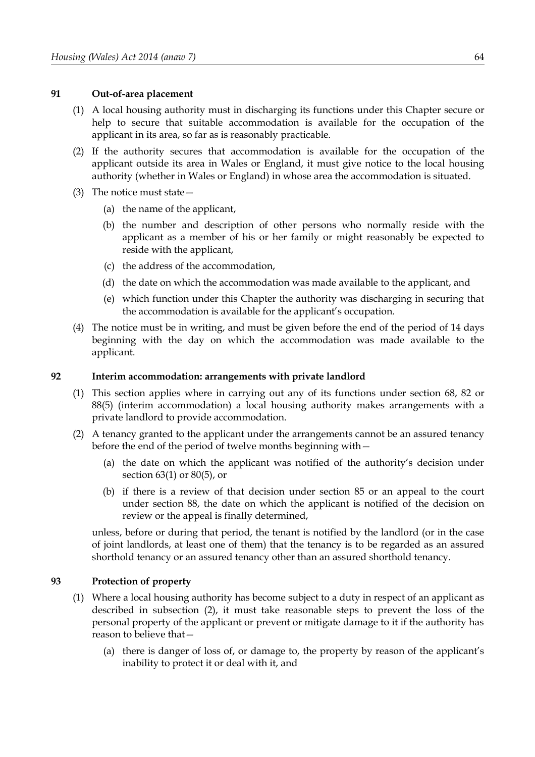**91 Out-of-area placement**

(1) A local housing authority must in discharging its functions under this Chapter secure or help to secure that suitable accommodation is available for the occupation of the applicant in its area, so far as is reasonably practicable.

(2) If the authority secures that accommodation is available for the occupation of the applicant outside its area in Wales or England, it must give notice to the local housing authority (whether in Wales or England) in whose area the accommodation is situated.

(3) The notice must state—

(a) the name of the applicant,

(b) the number and description of other persons who normally reside with the applicant as a member of his or her family or might reasonably be expected to reside with the applicant,

(c) the address of the accommodation,

(d) the date on which the accommodation was made available to the applicant, and

(e) which function under this Chapter the authority was discharging in securing that the accommodation is available for the applicant's occupation.

(4) The notice must be in writing, and must be given before the end of the period of 14 days beginning with the day on which the accommodation was made available to the applicant.

**92 Interim accommodation: arrangements with private landlord**

(1) This section applies where in carrying out any of its functions under section 68, 82 or 88(5) (interim accommodation) a local housing authority makes arrangements with a private landlord to provide accommodation.

(2) A tenancy granted to the applicant under the arrangements cannot be an assured tenancy before the end of the period of twelve months beginning with—

(a) the date on which the applicant was notified of the authority's decision under section 63(1) or 80(5), or

(b) if there is a review of that decision under section 85 or an appeal to the court under section 88, the date on which the applicant is notified of the decision on review or the appeal is finally determined,

unless, before or during that period, the tenant is notified by the landlord (or in the case of joint landlords, at least one of them) that the tenancy is to be regarded as an assured shorthold tenancy or an assured tenancy other than an assured shorthold tenancy.

**93 Protection of property**

(1) Where a local housing authority has become subject to a duty in respect of an applicant as described in subsection (2), it must take reasonable steps to prevent the loss of the personal property of the applicant or prevent or mitigate damage to it if the authority has reason to believe that—

(a) there is danger of loss of, or damage to, the property by reason of the applicant's inability to protect it or deal with it, and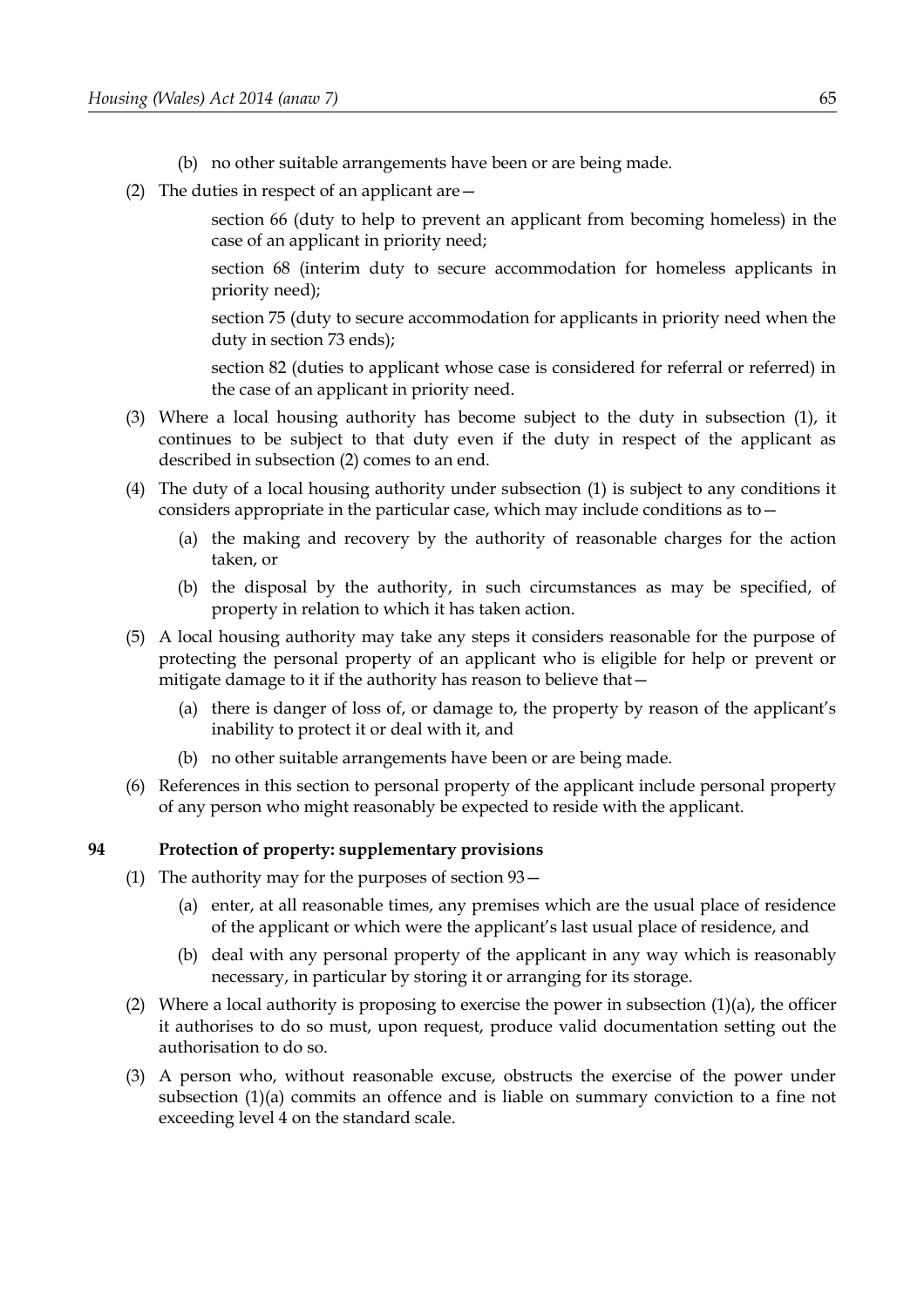(b) no other suitable arrangements have been or are being made.

(2) The duties in respect of an applicant are—

section 66 (duty to help to prevent an applicant from becoming homeless) in the case of an applicant in priority need;

section 68 (interim duty to secure accommodation for homeless applicants in priority need);

section 75 (duty to secure accommodation for applicants in priority need when the duty in section 73 ends);

section 82 (duties to applicant whose case is considered for referral or referred) in the case of an applicant in priority need.

(3) Where a local housing authority has become subject to the duty in subsection (1), it continues to be subject to that duty even if the duty in respect of the applicant as described in subsection (2) comes to an end.

(4) The duty of a local housing authority under subsection (1) is subject to any conditions it considers appropriate in the particular case, which may include conditions as to—

(a) the making and recovery by the authority of reasonable charges for the action taken, or

(b) the disposal by the authority, in such circumstances as may be specified, of property in relation to which it has taken action.

(5) A local housing authority may take any steps it considers reasonable for the purpose of protecting the personal property of an applicant who is eligible for help or prevent or mitigate damage to it if the authority has reason to believe that—

(a) there is danger of loss of, or damage to, the property by reason of the applicant's inability to protect it or deal with it, and

(b) no other suitable arrangements have been or are being made.

(6) References in this section to personal property of the applicant include personal property of any person who might reasonably be expected to reside with the applicant.

### 94 Protection of property: supplementary provisions

(1) The authority may for the purposes of section 93—

(a) enter, at all reasonable times, any premises which are the usual place of residence of the applicant or which were the applicant's last usual place of residence, and

(b) deal with any personal property of the applicant in any way which is reasonably necessary, in particular by storing it or arranging for its storage.

(2) Where a local authority is proposing to exercise the power in subsection (1)(a), the officer it authorises to do so must, upon request, produce valid documentation setting out the authorisation to do so.

(3) A person who, without reasonable excuse, obstructs the exercise of the power under subsection (1)(a) commits an offence and is liable on summary conviction to a fine not exceeding level 4 on the standard scale.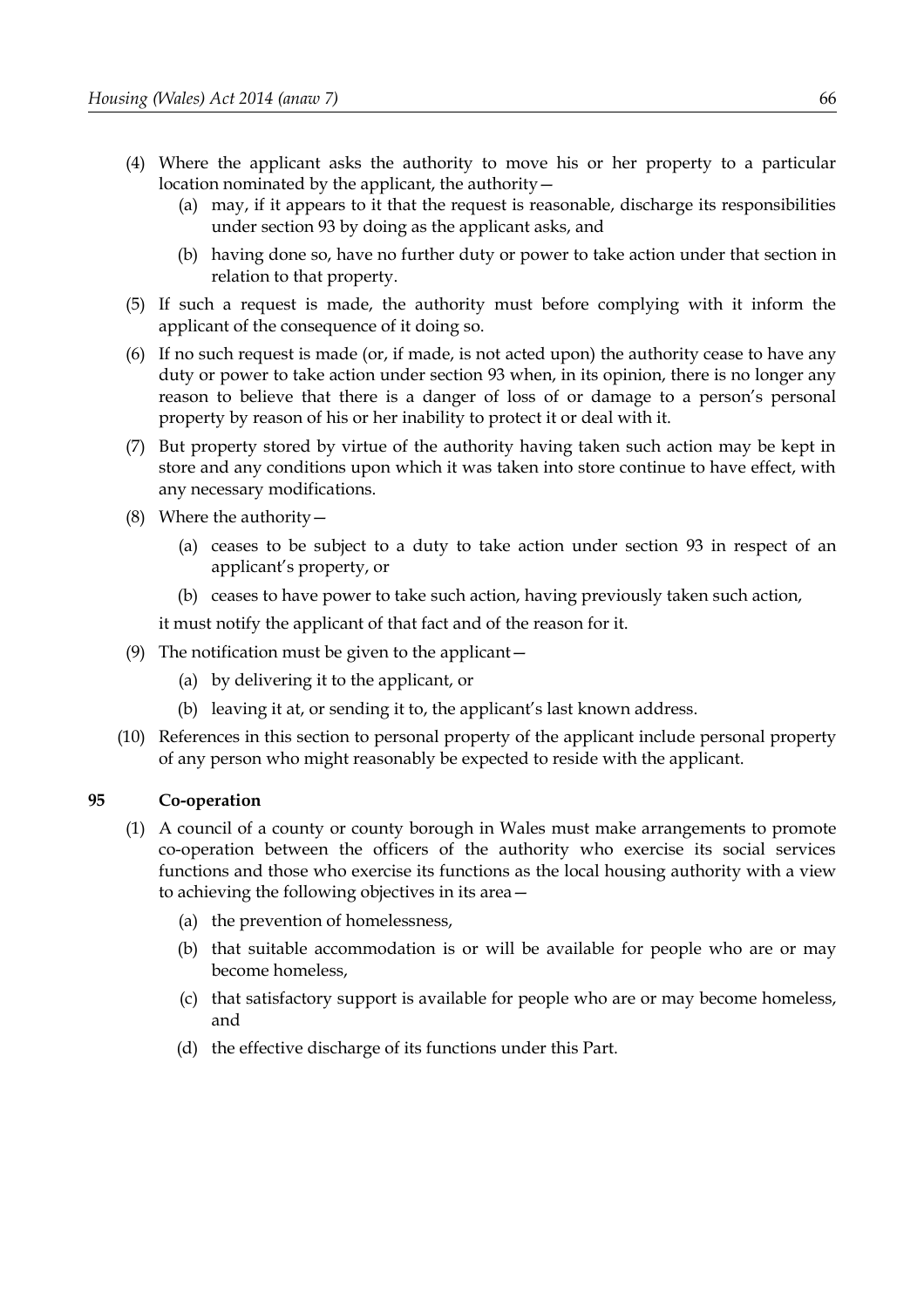(4) Where the applicant asks the authority to move his or her property to a particular location nominated by the applicant, the authority—

  (a) may, if it appears to it that the request is reasonable, discharge its responsibilities under section 93 by doing as the applicant asks, and

  (b) having done so, have no further duty or power to take action under that section in relation to that property.

(5) If such a request is made, the authority must before complying with it inform the applicant of the consequence of it doing so.

(6) If no such request is made (or, if made, is not acted upon) the authority cease to have any duty or power to take action under section 93 when, in its opinion, there is no longer any reason to believe that there is a danger of loss of or damage to a person's personal property by reason of his or her inability to protect it or deal with it.

(7) But property stored by virtue of the authority having taken such action may be kept in store and any conditions upon which it was taken into store continue to have effect, with any necessary modifications.

(8) Where the authority—

  (a) ceases to be subject to a duty to take action under section 93 in respect of an applicant's property, or

  (b) ceases to have power to take such action, having previously taken such action,

it must notify the applicant of that fact and of the reason for it.

(9) The notification must be given to the applicant—

  (a) by delivering it to the applicant, or

  (b) leaving it at, or sending it to, the applicant's last known address.

(10) References in this section to personal property of the applicant include personal property of any person who might reasonably be expected to reside with the applicant.

**95 Co-operation**

(1) A council of a county or county borough in Wales must make arrangements to promote co-operation between the officers of the authority who exercise its social services functions and those who exercise its functions as the local housing authority with a view to achieving the following objectives in its area—

  (a) the prevention of homelessness,

  (b) that suitable accommodation is or will be available for people who are or may become homeless,

  (c) that satisfactory support is available for people who are or may become homeless, and

  (d) the effective discharge of its functions under this Part.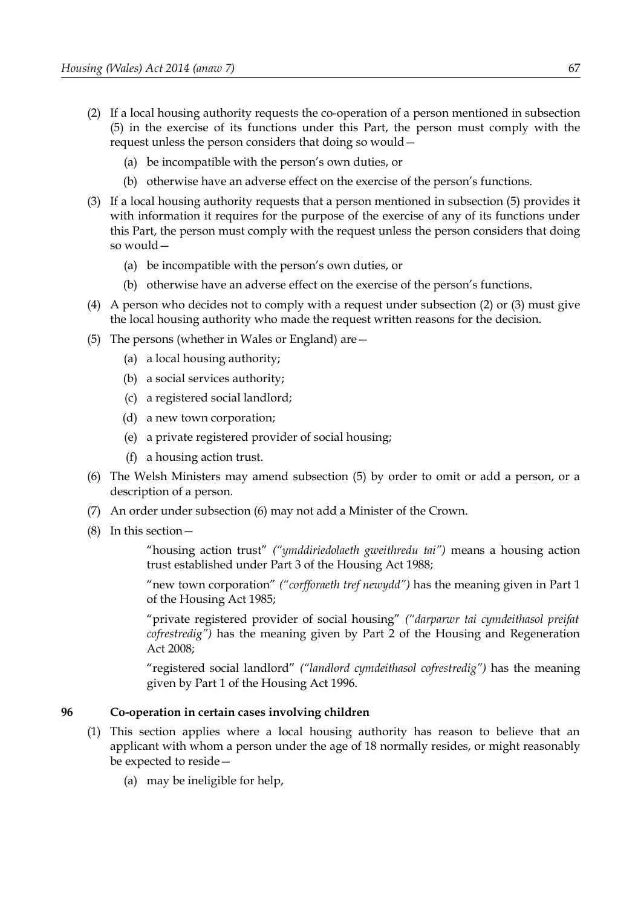(2) If a local housing authority requests the co-operation of a person mentioned in subsection (5) in the exercise of its functions under this Part, the person must comply with the request unless the person considers that doing so would—

  (a) be incompatible with the person's own duties, or

  (b) otherwise have an adverse effect on the exercise of the person's functions.

(3) If a local housing authority requests that a person mentioned in subsection (5) provides it with information it requires for the purpose of the exercise of any of its functions under this Part, the person must comply with the request unless the person considers that doing so would—

  (a) be incompatible with the person's own duties, or

  (b) otherwise have an adverse effect on the exercise of the person's functions.

(4) A person who decides not to comply with a request under subsection (2) or (3) must give the local housing authority who made the request written reasons for the decision.

(5) The persons (whether in Wales or England) are—

  (a) a local housing authority;

  (b) a social services authority;

  (c) a registered social landlord;

  (d) a new town corporation;

  (e) a private registered provider of social housing;

  (f) a housing action trust.

(6) The Welsh Ministers may amend subsection (5) by order to omit or add a person, or a description of a person.

(7) An order under subsection (6) may not add a Minister of the Crown.

(8) In this section—

"housing action trust" *("ymddiriedolaeth gweithredu tai")* means a housing action trust established under Part 3 of the Housing Act 1988;

"new town corporation" *("corfforaeth tref newydd")* has the meaning given in Part 1 of the Housing Act 1985;

"private registered provider of social housing" *("darparwr tai cymdeithasol preifat cofrestredig")* has the meaning given by Part 2 of the Housing and Regeneration Act 2008;

"registered social landlord" *("landlord cymdeithasol cofrestredig")* has the meaning given by Part 1 of the Housing Act 1996.

### 96 Co-operation in certain cases involving children

(1) This section applies where a local housing authority has reason to believe that an applicant with whom a person under the age of 18 normally resides, or might reasonably be expected to reside—

  (a) may be ineligible for help,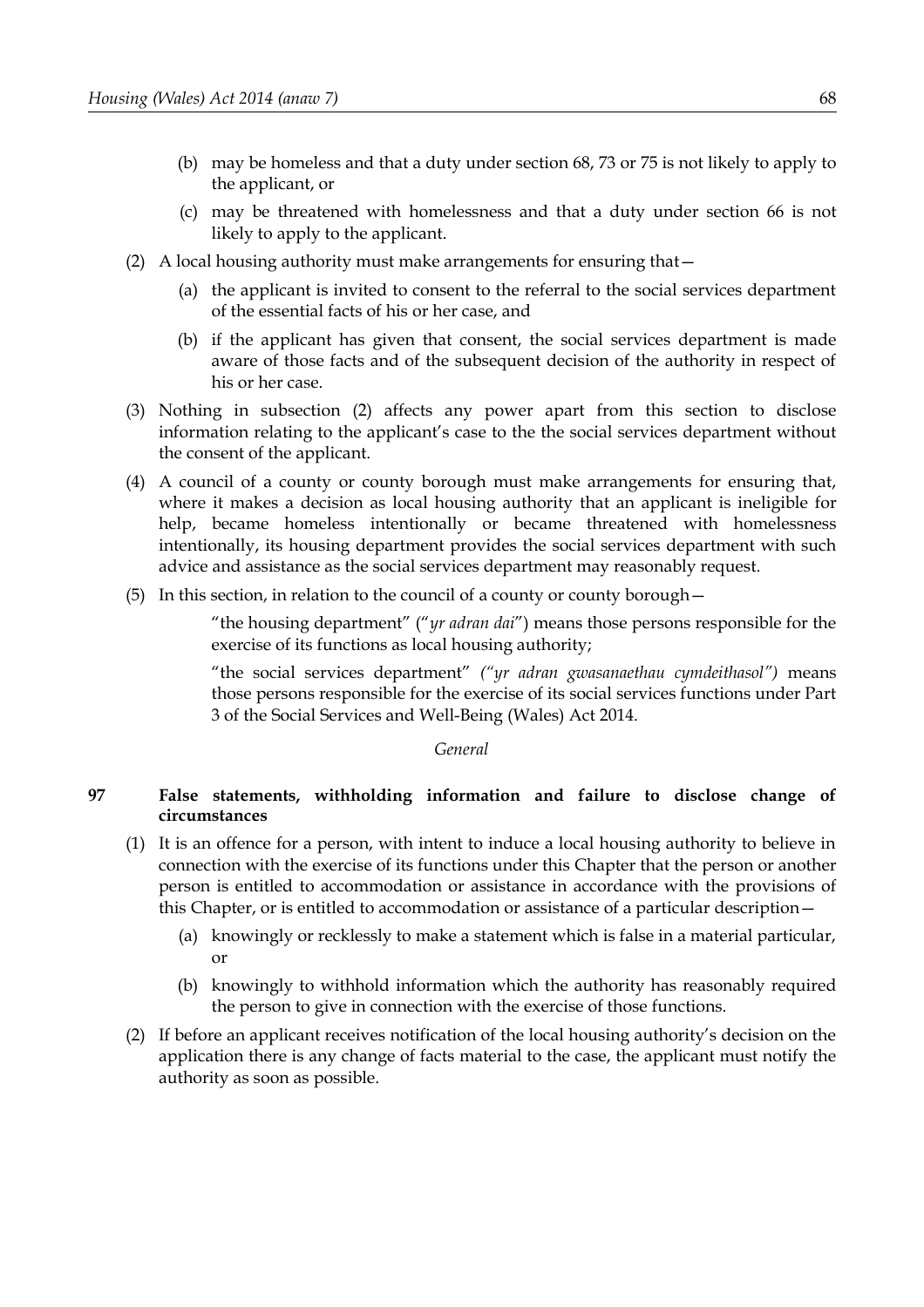(b) may be homeless and that a duty under section 68, 73 or 75 is not likely to apply to the applicant, or

(c) may be threatened with homelessness and that a duty under section 66 is not likely to apply to the applicant.

(2) A local housing authority must make arrangements for ensuring that—

(a) the applicant is invited to consent to the referral to the social services department of the essential facts of his or her case, and

(b) if the applicant has given that consent, the social services department is made aware of those facts and of the subsequent decision of the authority in respect of his or her case.

(3) Nothing in subsection (2) affects any power apart from this section to disclose information relating to the applicant's case to the the social services department without the consent of the applicant.

(4) A council of a county or county borough must make arrangements for ensuring that, where it makes a decision as local housing authority that an applicant is ineligible for help, became homeless intentionally or became threatened with homelessness intentionally, its housing department provides the social services department with such advice and assistance as the social services department may reasonably request.

(5) In this section, in relation to the council of a county or county borough—

"the housing department" ("*yr adran dai*") means those persons responsible for the exercise of its functions as local housing authority;

"the social services department" *("yr adran gwasanaethau cymdeithasol")* means those persons responsible for the exercise of its social services functions under Part 3 of the Social Services and Well-Being (Wales) Act 2014.

*General*

### 97 False statements, withholding information and failure to disclose change of circumstances

(1) It is an offence for a person, with intent to induce a local housing authority to believe in connection with the exercise of its functions under this Chapter that the person or another person is entitled to accommodation or assistance in accordance with the provisions of this Chapter, or is entitled to accommodation or assistance of a particular description—

(a) knowingly or recklessly to make a statement which is false in a material particular, or

(b) knowingly to withhold information which the authority has reasonably required the person to give in connection with the exercise of those functions.

(2) If before an applicant receives notification of the local housing authority's decision on the application there is any change of facts material to the case, the applicant must notify the authority as soon as possible.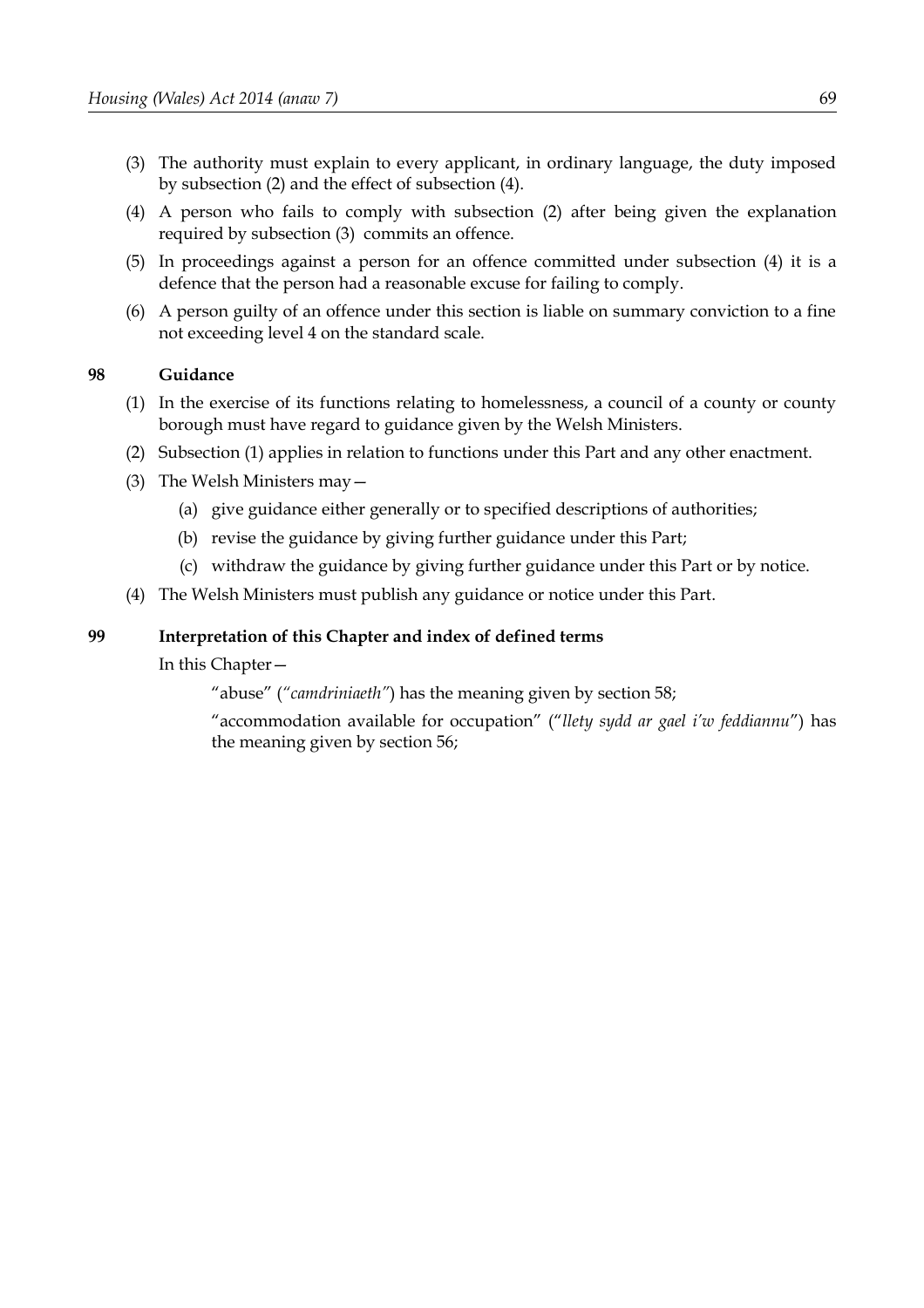(3) The authority must explain to every applicant, in ordinary language, the duty imposed by subsection (2) and the effect of subsection (4).

(4) A person who fails to comply with subsection (2) after being given the explanation required by subsection (3) commits an offence.

(5) In proceedings against a person for an offence committed under subsection (4) it is a defence that the person had a reasonable excuse for failing to comply.

(6) A person guilty of an offence under this section is liable on summary conviction to a fine not exceeding level 4 on the standard scale.

### 98 Guidance

(1) In the exercise of its functions relating to homelessness, a council of a county or county borough must have regard to guidance given by the Welsh Ministers.

(2) Subsection (1) applies in relation to functions under this Part and any other enactment.

(3) The Welsh Ministers may—

- (a) give guidance either generally or to specified descriptions of authorities;
- (b) revise the guidance by giving further guidance under this Part;
- (c) withdraw the guidance by giving further guidance under this Part or by notice.

(4) The Welsh Ministers must publish any guidance or notice under this Part.

### 99 Interpretation of this Chapter and index of defined terms

In this Chapter—

"abuse" (*"camdriniaeth"*) has the meaning given by section 58;

"accommodation available for occupation" ("*llety sydd ar gael i'w feddiannu*") has the meaning given by section 56;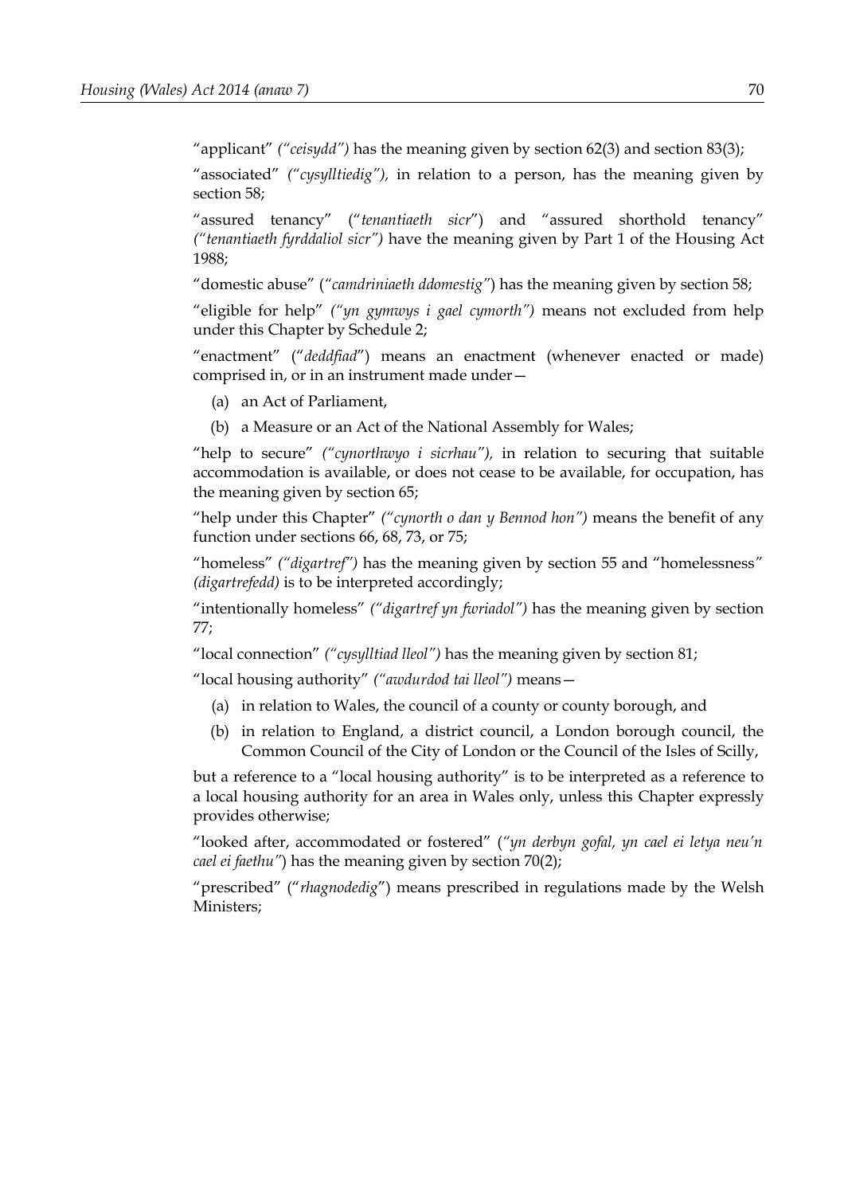"applicant" *("ceisydd")* has the meaning given by section 62(3) and section 83(3);

"associated" *("cysylltiedig"),* in relation to a person, has the meaning given by section 58;

"assured tenancy" ("*tenantiaeth sicr*") and "assured shorthold tenancy" *("tenantiaeth fyrddaliol sicr")* have the meaning given by Part 1 of the Housing Act 1988;

"domestic abuse" (*"camdriniaeth ddomestig"*) has the meaning given by section 58;

"eligible for help" *("yn gymwys i gael cymorth")* means not excluded from help under this Chapter by Schedule 2;

"enactment" ("*deddfiad*") means an enactment (whenever enacted or made) comprised in, or in an instrument made under—

(a) an Act of Parliament,

(b) a Measure or an Act of the National Assembly for Wales;

"help to secure" *("cynorthwyo i sicrhau"),* in relation to securing that suitable accommodation is available, or does not cease to be available, for occupation, has the meaning given by section 65;

"help under this Chapter" *("cynorth o dan y Bennod hon")* means the benefit of any function under sections 66, 68, 73, or 75;

"homeless" *("digartref")* has the meaning given by section 55 and "homelessness" *(digartrefedd)* is to be interpreted accordingly;

"intentionally homeless" *("digartref yn fwriadol")* has the meaning given by section 77;

"local connection" *("cysylltiad lleol")* has the meaning given by section 81;

"local housing authority" *("awdurdod tai lleol")* means—

(a) in relation to Wales, the council of a county or county borough, and

(b) in relation to England, a district council, a London borough council, the Common Council of the City of London or the Council of the Isles of Scilly,

but a reference to a "local housing authority" is to be interpreted as a reference to a local housing authority for an area in Wales only, unless this Chapter expressly provides otherwise;

"looked after, accommodated or fostered" (*"yn derbyn gofal, yn cael ei letya neu'n cael ei faethu"*) has the meaning given by section 70(2);

"prescribed" ("*rhagnodedig*") means prescribed in regulations made by the Welsh Ministers;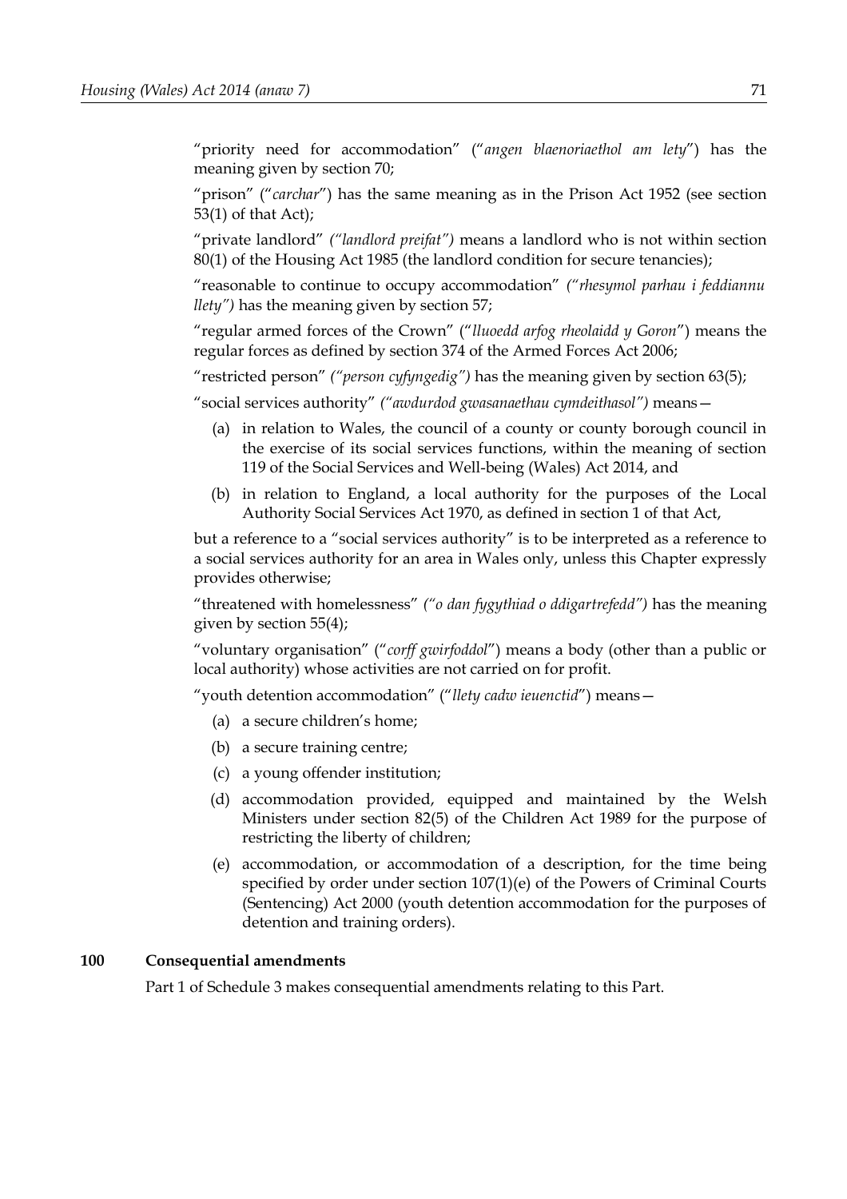"priority need for accommodation" ("*angen blaenoriaethol am lety*") has the meaning given by section 70;

"prison" ("*carchar*") has the same meaning as in the Prison Act 1952 (see section 53(1) of that Act);

"private landlord" *("landlord preifat")* means a landlord who is not within section 80(1) of the Housing Act 1985 (the landlord condition for secure tenancies);

"reasonable to continue to occupy accommodation" *("rhesymol parhau i feddiannu llety")* has the meaning given by section 57;

"regular armed forces of the Crown" ("*lluoedd arfog rheolaidd y Goron*") means the regular forces as defined by section 374 of the Armed Forces Act 2006;

"restricted person" *("person cyfyngedig")* has the meaning given by section 63(5);

"social services authority" *("awdurdod gwasanaethau cymdeithasol")* means—

(a) in relation to Wales, the council of a county or county borough council in the exercise of its social services functions, within the meaning of section 119 of the Social Services and Well-being (Wales) Act 2014, and

(b) in relation to England, a local authority for the purposes of the Local Authority Social Services Act 1970, as defined in section 1 of that Act,

but a reference to a "social services authority" is to be interpreted as a reference to a social services authority for an area in Wales only, unless this Chapter expressly provides otherwise;

"threatened with homelessness" *("o dan fygythiad o ddigartrefedd")* has the meaning given by section 55(4);

"voluntary organisation" ("*corff gwirfoddol*") means a body (other than a public or local authority) whose activities are not carried on for profit.

"youth detention accommodation" ("*llety cadw ieuenctid*") means—

(a) a secure children's home;

(b) a secure training centre;

(c) a young offender institution;

(d) accommodation provided, equipped and maintained by the Welsh Ministers under section 82(5) of the Children Act 1989 for the purpose of restricting the liberty of children;

(e) accommodation, or accommodation of a description, for the time being specified by order under section 107(1)(e) of the Powers of Criminal Courts (Sentencing) Act 2000 (youth detention accommodation for the purposes of detention and training orders).

**100 Consequential amendments**

Part 1 of Schedule 3 makes consequential amendments relating to this Part.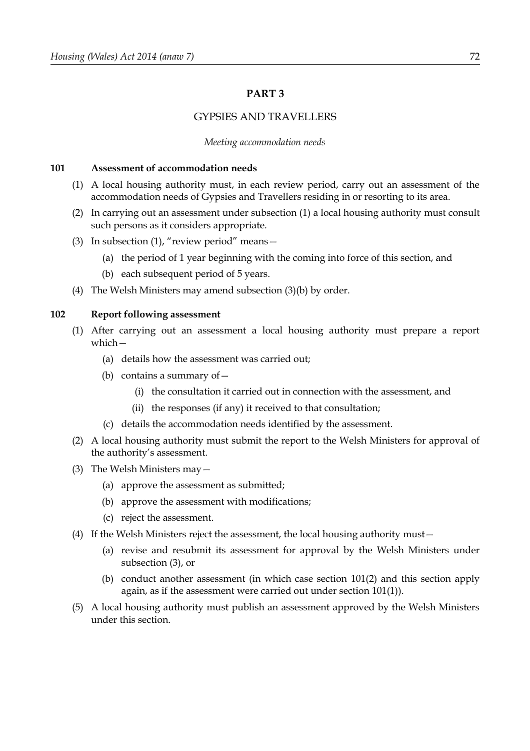# PART 3

## GYPSIES AND TRAVELLERS

*Meeting accommodation needs*

### 101 Assessment of accommodation needs

(1) A local housing authority must, in each review period, carry out an assessment of the accommodation needs of Gypsies and Travellers residing in or resorting to its area.

(2) In carrying out an assessment under subsection (1) a local housing authority must consult such persons as it considers appropriate.

(3) In subsection (1), "review period" means—

(a) the period of 1 year beginning with the coming into force of this section, and

(b) each subsequent period of 5 years.

(4) The Welsh Ministers may amend subsection (3)(b) by order.

### 102 Report following assessment

(1) After carrying out an assessment a local housing authority must prepare a report which—

(a) details how the assessment was carried out;

(b) contains a summary of—

(i) the consultation it carried out in connection with the assessment, and

(ii) the responses (if any) it received to that consultation;

(c) details the accommodation needs identified by the assessment.

(2) A local housing authority must submit the report to the Welsh Ministers for approval of the authority's assessment.

(3) The Welsh Ministers may—

(a) approve the assessment as submitted;

(b) approve the assessment with modifications;

(c) reject the assessment.

(4) If the Welsh Ministers reject the assessment, the local housing authority must—

(a) revise and resubmit its assessment for approval by the Welsh Ministers under subsection (3), or

(b) conduct another assessment (in which case section 101(2) and this section apply again, as if the assessment were carried out under section 101(1)).

(5) A local housing authority must publish an assessment approved by the Welsh Ministers under this section.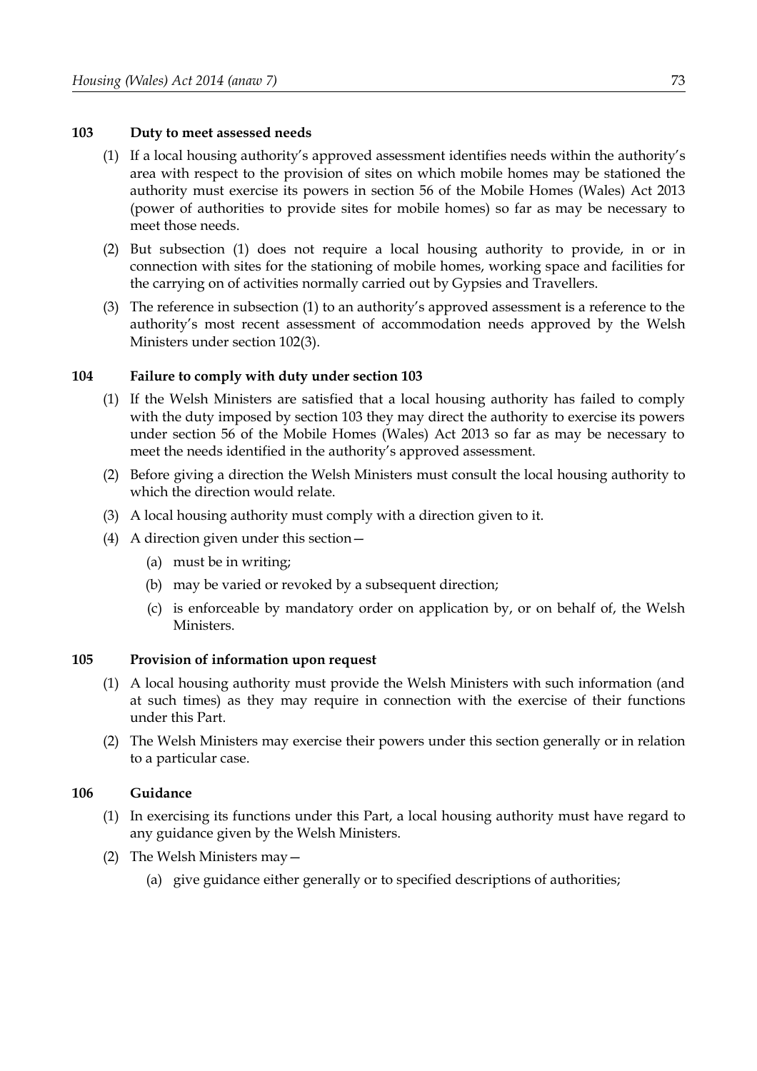### 103 Duty to meet assessed needs

(1) If a local housing authority's approved assessment identifies needs within the authority's area with respect to the provision of sites on which mobile homes may be stationed the authority must exercise its powers in section 56 of the Mobile Homes (Wales) Act 2013 (power of authorities to provide sites for mobile homes) so far as may be necessary to meet those needs.

(2) But subsection (1) does not require a local housing authority to provide, in or in connection with sites for the stationing of mobile homes, working space and facilities for the carrying on of activities normally carried out by Gypsies and Travellers.

(3) The reference in subsection (1) to an authority's approved assessment is a reference to the authority's most recent assessment of accommodation needs approved by the Welsh Ministers under section 102(3).

### 104 Failure to comply with duty under section 103

(1) If the Welsh Ministers are satisfied that a local housing authority has failed to comply with the duty imposed by section 103 they may direct the authority to exercise its powers under section 56 of the Mobile Homes (Wales) Act 2013 so far as may be necessary to meet the needs identified in the authority's approved assessment.

(2) Before giving a direction the Welsh Ministers must consult the local housing authority to which the direction would relate.

(3) A local housing authority must comply with a direction given to it.

(4) A direction given under this section—

(a) must be in writing;

(b) may be varied or revoked by a subsequent direction;

(c) is enforceable by mandatory order on application by, or on behalf of, the Welsh Ministers.

### 105 Provision of information upon request

(1) A local housing authority must provide the Welsh Ministers with such information (and at such times) as they may require in connection with the exercise of their functions under this Part.

(2) The Welsh Ministers may exercise their powers under this section generally or in relation to a particular case.

### 106 Guidance

(1) In exercising its functions under this Part, a local housing authority must have regard to any guidance given by the Welsh Ministers.

(2) The Welsh Ministers may—

(a) give guidance either generally or to specified descriptions of authorities;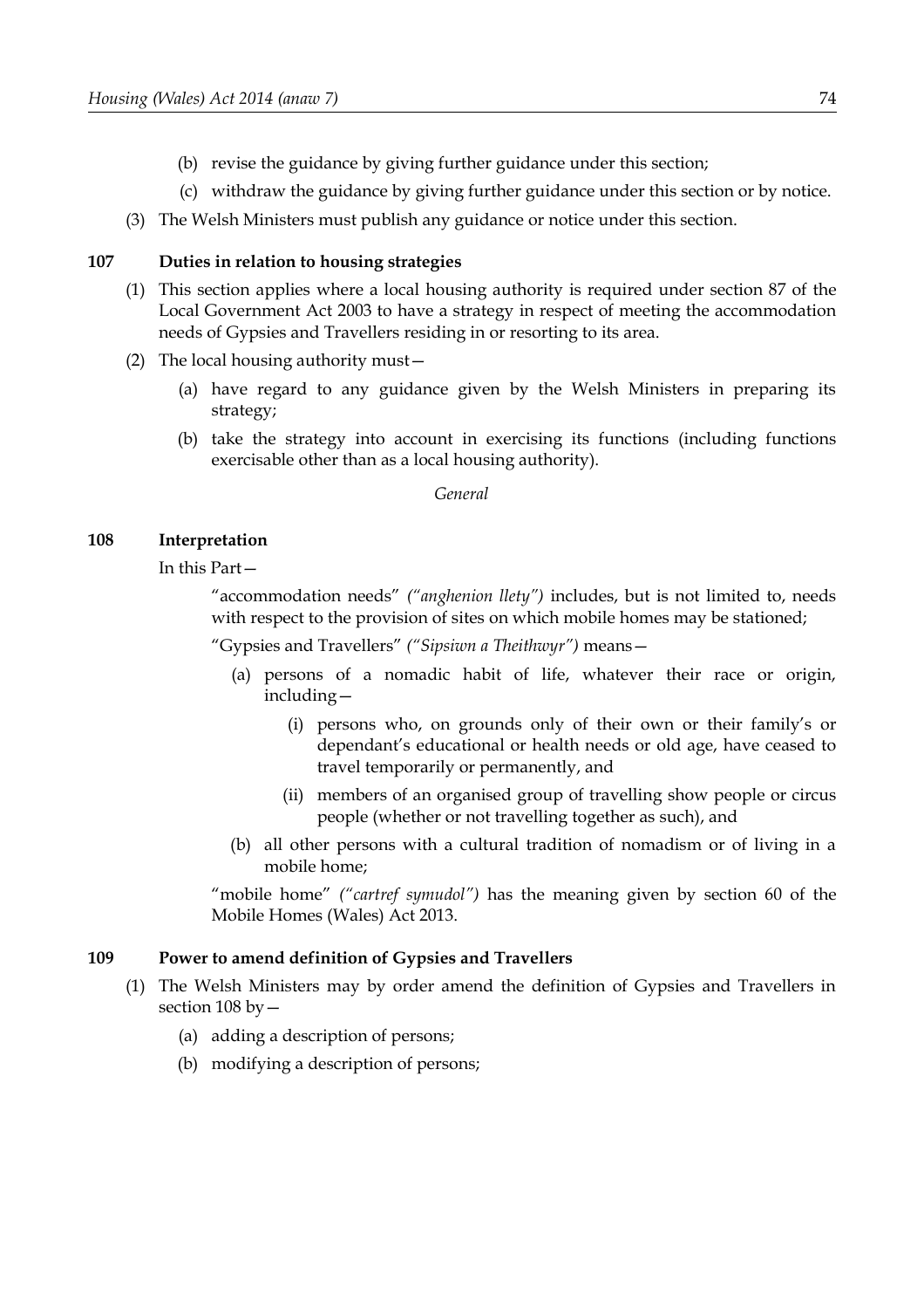(b) revise the guidance by giving further guidance under this section;

(c) withdraw the guidance by giving further guidance under this section or by notice.

(3) The Welsh Ministers must publish any guidance or notice under this section.

### 107 Duties in relation to housing strategies

(1) This section applies where a local housing authority is required under section 87 of the Local Government Act 2003 to have a strategy in respect of meeting the accommodation needs of Gypsies and Travellers residing in or resorting to its area.

(2) The local housing authority must—

(a) have regard to any guidance given by the Welsh Ministers in preparing its strategy;

(b) take the strategy into account in exercising its functions (including functions exercisable other than as a local housing authority).

*General*

### 108 Interpretation

In this Part—

"accommodation needs" *("anghenion llety")* includes, but is not limited to, needs with respect to the provision of sites on which mobile homes may be stationed;

"Gypsies and Travellers" *("Sipsiwn a Theithwyr")* means—

(a) persons of a nomadic habit of life, whatever their race or origin, including—

(i) persons who, on grounds only of their own or their family's or dependant's educational or health needs or old age, have ceased to travel temporarily or permanently, and

(ii) members of an organised group of travelling show people or circus people (whether or not travelling together as such), and

(b) all other persons with a cultural tradition of nomadism or of living in a mobile home;

"mobile home" *("cartref symudol")* has the meaning given by section 60 of the Mobile Homes (Wales) Act 2013.

### 109 Power to amend definition of Gypsies and Travellers

(1) The Welsh Ministers may by order amend the definition of Gypsies and Travellers in section 108 by—

(a) adding a description of persons;

(b) modifying a description of persons;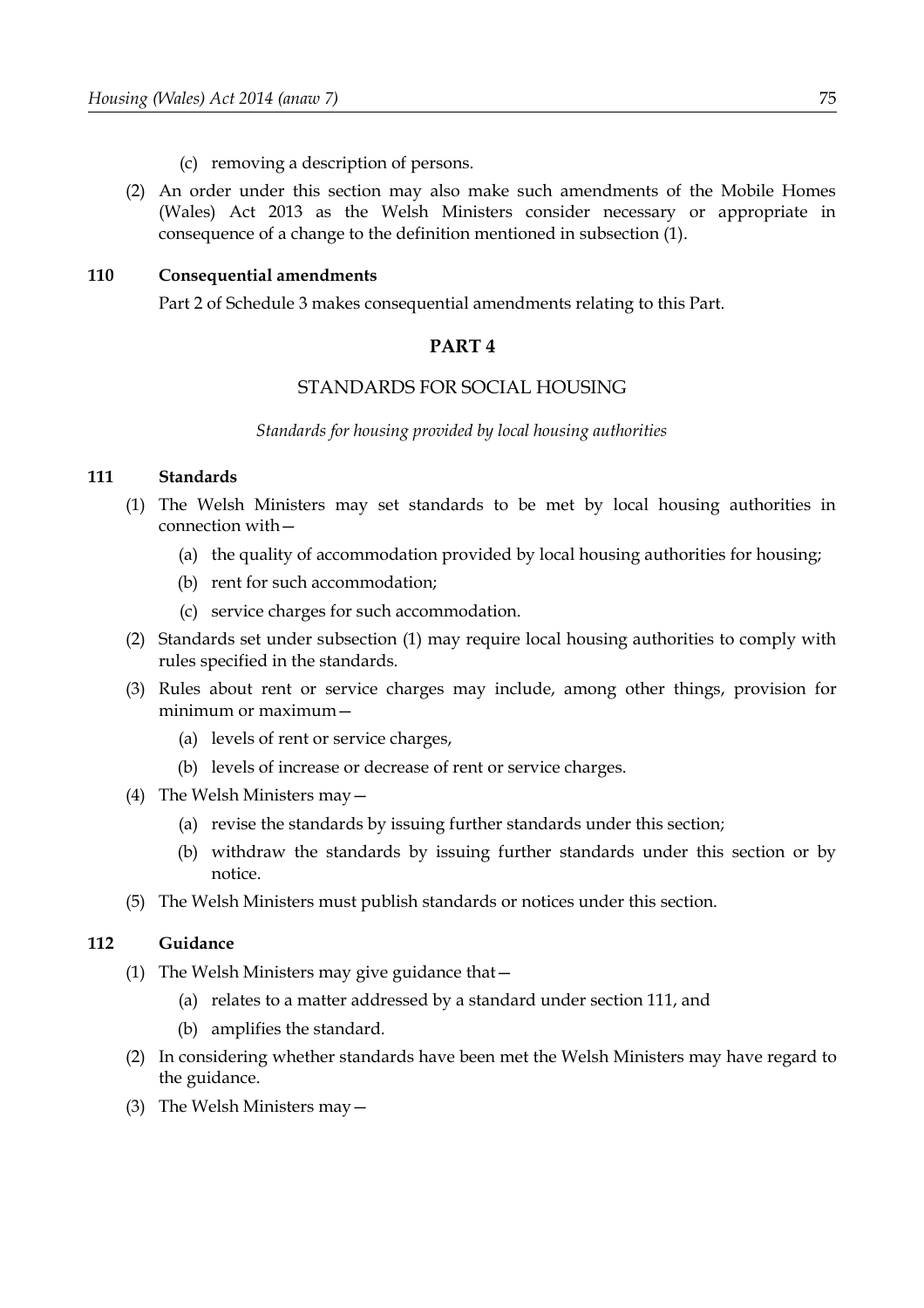(c) removing a description of persons.

(2) An order under this section may also make such amendments of the Mobile Homes (Wales) Act 2013 as the Welsh Ministers consider necessary or appropriate in consequence of a change to the definition mentioned in subsection (1).

### 110 Consequential amendments

Part 2 of Schedule 3 makes consequential amendments relating to this Part.

## PART 4

## STANDARDS FOR SOCIAL HOUSING

*Standards for housing provided by local housing authorities*

### 111 Standards

(1) The Welsh Ministers may set standards to be met by local housing authorities in connection with—

(a) the quality of accommodation provided by local housing authorities for housing;

(b) rent for such accommodation;

(c) service charges for such accommodation.

(2) Standards set under subsection (1) may require local housing authorities to comply with rules specified in the standards.

(3) Rules about rent or service charges may include, among other things, provision for minimum or maximum—

(a) levels of rent or service charges,

(b) levels of increase or decrease of rent or service charges.

(4) The Welsh Ministers may—

(a) revise the standards by issuing further standards under this section;

(b) withdraw the standards by issuing further standards under this section or by notice.

(5) The Welsh Ministers must publish standards or notices under this section.

### 112 Guidance

(1) The Welsh Ministers may give guidance that—

(a) relates to a matter addressed by a standard under section 111, and

(b) amplifies the standard.

(2) In considering whether standards have been met the Welsh Ministers may have regard to the guidance.

(3) The Welsh Ministers may—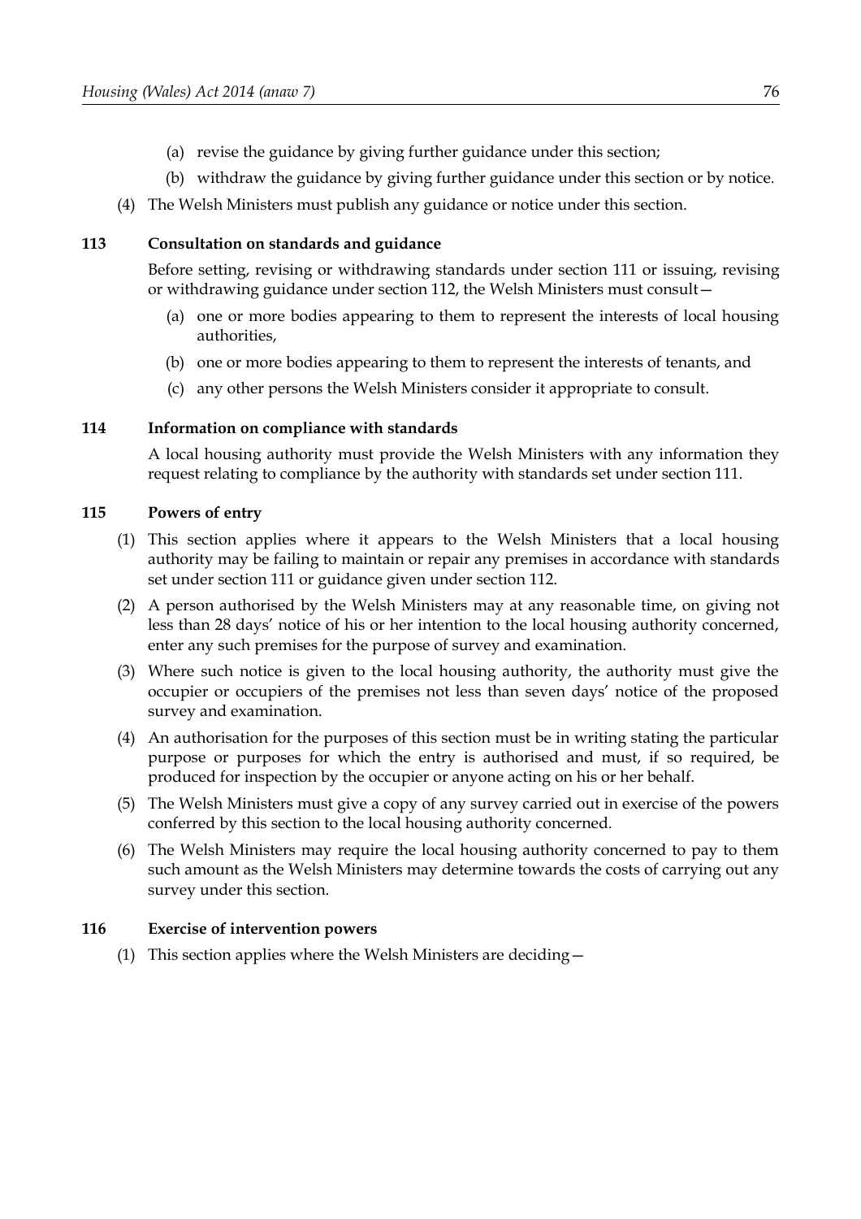(a) revise the guidance by giving further guidance under this section;

(b) withdraw the guidance by giving further guidance under this section or by notice.

(4) The Welsh Ministers must publish any guidance or notice under this section.

### 113 Consultation on standards and guidance

Before setting, revising or withdrawing standards under section 111 or issuing, revising or withdrawing guidance under section 112, the Welsh Ministers must consult—

(a) one or more bodies appearing to them to represent the interests of local housing authorities,

(b) one or more bodies appearing to them to represent the interests of tenants, and

(c) any other persons the Welsh Ministers consider it appropriate to consult.

### 114 Information on compliance with standards

A local housing authority must provide the Welsh Ministers with any information they request relating to compliance by the authority with standards set under section 111.

### 115 Powers of entry

(1) This section applies where it appears to the Welsh Ministers that a local housing authority may be failing to maintain or repair any premises in accordance with standards set under section 111 or guidance given under section 112.

(2) A person authorised by the Welsh Ministers may at any reasonable time, on giving not less than 28 days' notice of his or her intention to the local housing authority concerned, enter any such premises for the purpose of survey and examination.

(3) Where such notice is given to the local housing authority, the authority must give the occupier or occupiers of the premises not less than seven days' notice of the proposed survey and examination.

(4) An authorisation for the purposes of this section must be in writing stating the particular purpose or purposes for which the entry is authorised and must, if so required, be produced for inspection by the occupier or anyone acting on his or her behalf.

(5) The Welsh Ministers must give a copy of any survey carried out in exercise of the powers conferred by this section to the local housing authority concerned.

(6) The Welsh Ministers may require the local housing authority concerned to pay to them such amount as the Welsh Ministers may determine towards the costs of carrying out any survey under this section.

### 116 Exercise of intervention powers

(1) This section applies where the Welsh Ministers are deciding—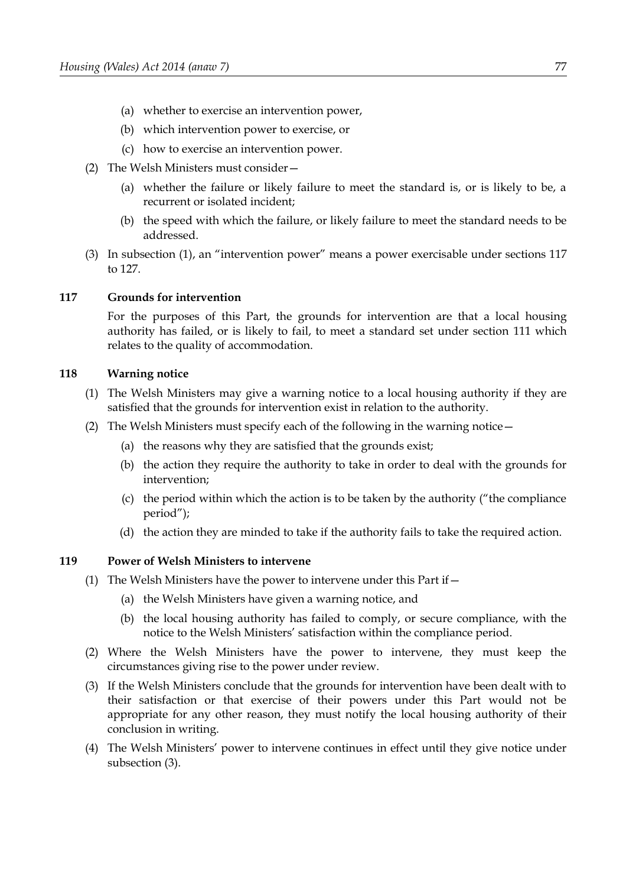(a) whether to exercise an intervention power,

(b) which intervention power to exercise, or

(c) how to exercise an intervention power.

(2) The Welsh Ministers must consider—

(a) whether the failure or likely failure to meet the standard is, or is likely to be, a recurrent or isolated incident;

(b) the speed with which the failure, or likely failure to meet the standard needs to be addressed.

(3) In subsection (1), an "intervention power" means a power exercisable under sections 117 to 127.

### 117 Grounds for intervention

For the purposes of this Part, the grounds for intervention are that a local housing authority has failed, or is likely to fail, to meet a standard set under section 111 which relates to the quality of accommodation.

### 118 Warning notice

(1) The Welsh Ministers may give a warning notice to a local housing authority if they are satisfied that the grounds for intervention exist in relation to the authority.

(2) The Welsh Ministers must specify each of the following in the warning notice—

(a) the reasons why they are satisfied that the grounds exist;

(b) the action they require the authority to take in order to deal with the grounds for intervention;

(c) the period within which the action is to be taken by the authority ("the compliance period");

(d) the action they are minded to take if the authority fails to take the required action.

### 119 Power of Welsh Ministers to intervene

(1) The Welsh Ministers have the power to intervene under this Part if—

(a) the Welsh Ministers have given a warning notice, and

(b) the local housing authority has failed to comply, or secure compliance, with the notice to the Welsh Ministers' satisfaction within the compliance period.

(2) Where the Welsh Ministers have the power to intervene, they must keep the circumstances giving rise to the power under review.

(3) If the Welsh Ministers conclude that the grounds for intervention have been dealt with to their satisfaction or that exercise of their powers under this Part would not be appropriate for any other reason, they must notify the local housing authority of their conclusion in writing.

(4) The Welsh Ministers' power to intervene continues in effect until they give notice under subsection (3).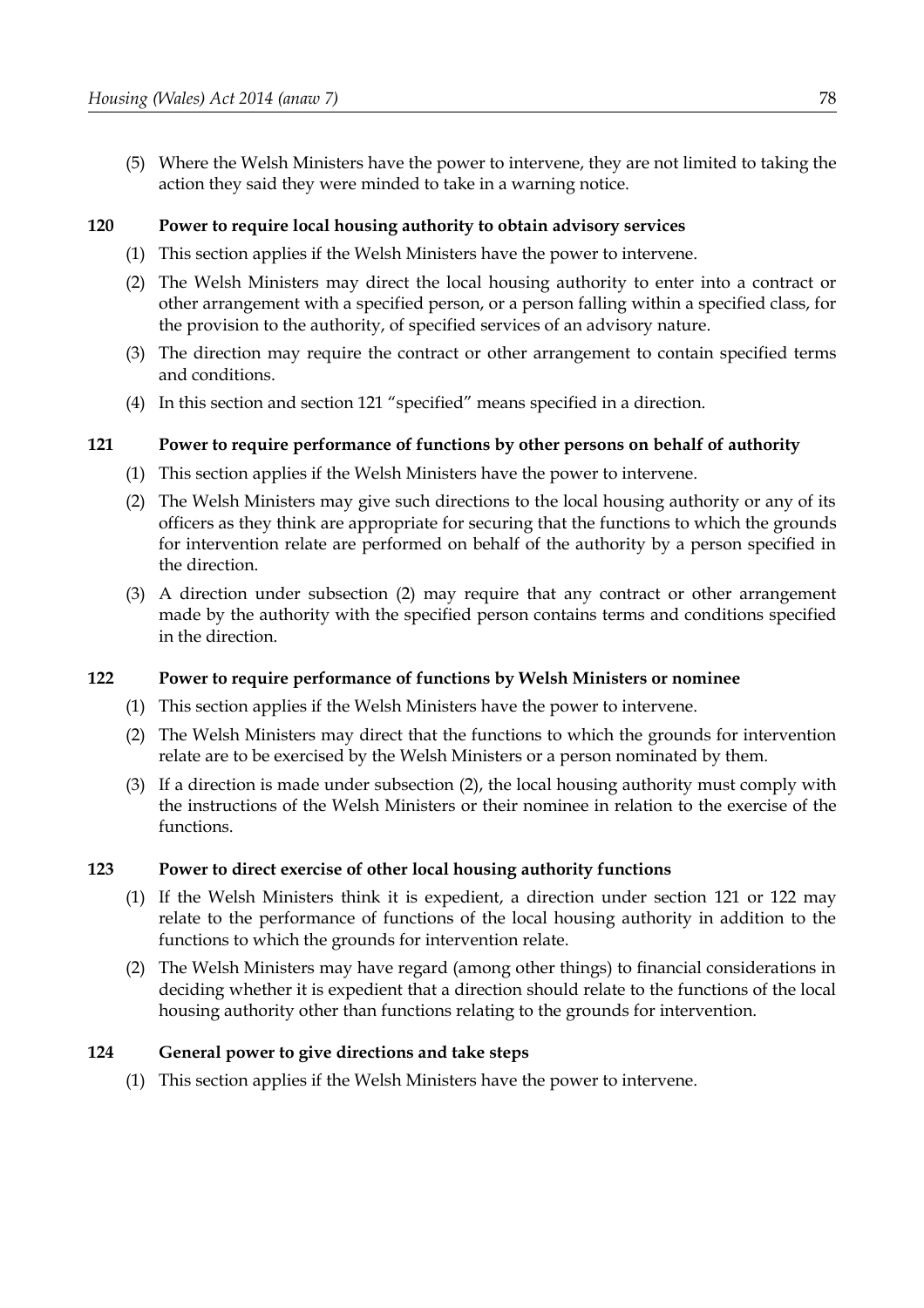(5) Where the Welsh Ministers have the power to intervene, they are not limited to taking the action they said they were minded to take in a warning notice.

### 120 Power to require local housing authority to obtain advisory services

(1) This section applies if the Welsh Ministers have the power to intervene.

(2) The Welsh Ministers may direct the local housing authority to enter into a contract or other arrangement with a specified person, or a person falling within a specified class, for the provision to the authority, of specified services of an advisory nature.

(3) The direction may require the contract or other arrangement to contain specified terms and conditions.

(4) In this section and section 121 "specified" means specified in a direction.

### 121 Power to require performance of functions by other persons on behalf of authority

(1) This section applies if the Welsh Ministers have the power to intervene.

(2) The Welsh Ministers may give such directions to the local housing authority or any of its officers as they think are appropriate for securing that the functions to which the grounds for intervention relate are performed on behalf of the authority by a person specified in the direction.

(3) A direction under subsection (2) may require that any contract or other arrangement made by the authority with the specified person contains terms and conditions specified in the direction.

### 122 Power to require performance of functions by Welsh Ministers or nominee

(1) This section applies if the Welsh Ministers have the power to intervene.

(2) The Welsh Ministers may direct that the functions to which the grounds for intervention relate are to be exercised by the Welsh Ministers or a person nominated by them.

(3) If a direction is made under subsection (2), the local housing authority must comply with the instructions of the Welsh Ministers or their nominee in relation to the exercise of the functions.

### 123 Power to direct exercise of other local housing authority functions

(1) If the Welsh Ministers think it is expedient, a direction under section 121 or 122 may relate to the performance of functions of the local housing authority in addition to the functions to which the grounds for intervention relate.

(2) The Welsh Ministers may have regard (among other things) to financial considerations in deciding whether it is expedient that a direction should relate to the functions of the local housing authority other than functions relating to the grounds for intervention.

### 124 General power to give directions and take steps

(1) This section applies if the Welsh Ministers have the power to intervene.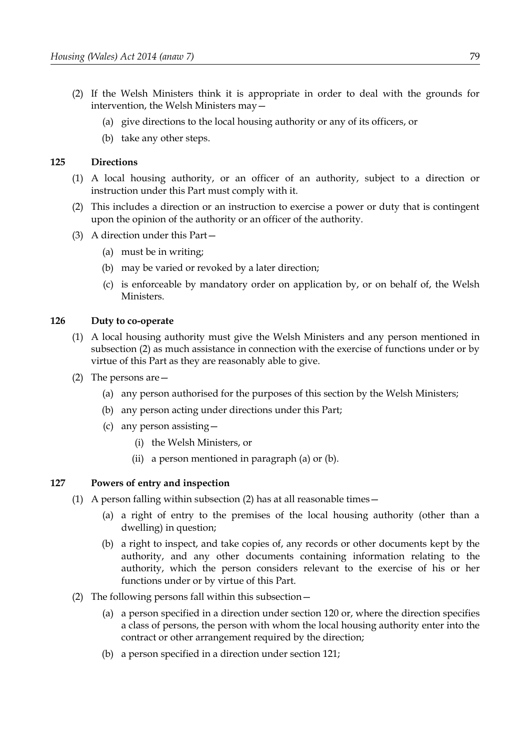(2) If the Welsh Ministers think it is appropriate in order to deal with the grounds for intervention, the Welsh Ministers may—

(a) give directions to the local housing authority or any of its officers, or

(b) take any other steps.

## 125 Directions

(1) A local housing authority, or an officer of an authority, subject to a direction or instruction under this Part must comply with it.

(2) This includes a direction or an instruction to exercise a power or duty that is contingent upon the opinion of the authority or an officer of the authority.

(3) A direction under this Part—

(a) must be in writing;

(b) may be varied or revoked by a later direction;

(c) is enforceable by mandatory order on application by, or on behalf of, the Welsh Ministers.

## 126 Duty to co-operate

(1) A local housing authority must give the Welsh Ministers and any person mentioned in subsection (2) as much assistance in connection with the exercise of functions under or by virtue of this Part as they are reasonably able to give.

(2) The persons are—

(a) any person authorised for the purposes of this section by the Welsh Ministers;

(b) any person acting under directions under this Part;

(c) any person assisting—

(i) the Welsh Ministers, or

(ii) a person mentioned in paragraph (a) or (b).

## 127 Powers of entry and inspection

(1) A person falling within subsection (2) has at all reasonable times—

(a) a right of entry to the premises of the local housing authority (other than a dwelling) in question;

(b) a right to inspect, and take copies of, any records or other documents kept by the authority, and any other documents containing information relating to the authority, which the person considers relevant to the exercise of his or her functions under or by virtue of this Part.

(2) The following persons fall within this subsection—

(a) a person specified in a direction under section 120 or, where the direction specifies a class of persons, the person with whom the local housing authority enter into the contract or other arrangement required by the direction;

(b) a person specified in a direction under section 121;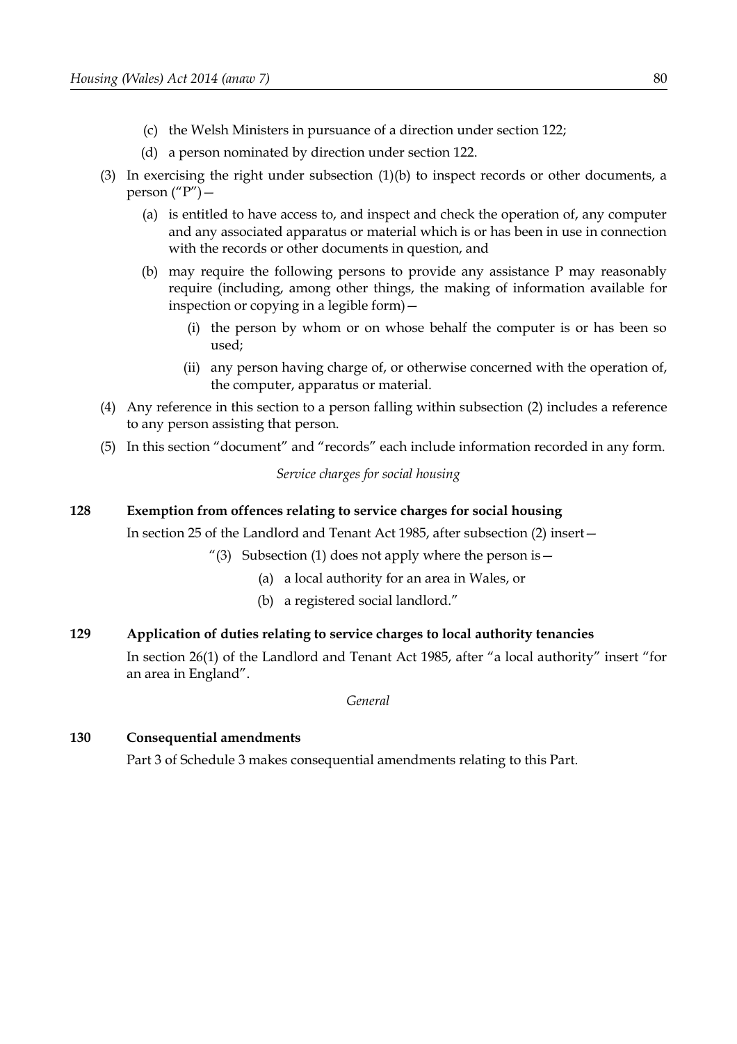(c) the Welsh Ministers in pursuance of a direction under section 122;

(d) a person nominated by direction under section 122.

(3) In exercising the right under subsection (1)(b) to inspect records or other documents, a person ("P")—

(a) is entitled to have access to, and inspect and check the operation of, any computer and any associated apparatus or material which is or has been in use in connection with the records or other documents in question, and

(b) may require the following persons to provide any assistance P may reasonably require (including, among other things, the making of information available for inspection or copying in a legible form)—

(i) the person by whom or on whose behalf the computer is or has been so used;

(ii) any person having charge of, or otherwise concerned with the operation of, the computer, apparatus or material.

(4) Any reference in this section to a person falling within subsection (2) includes a reference to any person assisting that person.

(5) In this section "document" and "records" each include information recorded in any form.

*Service charges for social housing*

**128 Exemption from offences relating to service charges for social housing**

In section 25 of the Landlord and Tenant Act 1985, after subsection (2) insert—

"(3) Subsection (1) does not apply where the person is—

(a) a local authority for an area in Wales, or

(b) a registered social landlord."

**129 Application of duties relating to service charges to local authority tenancies**

In section 26(1) of the Landlord and Tenant Act 1985, after "a local authority" insert "for an area in England".

*General*

**130 Consequential amendments**

Part 3 of Schedule 3 makes consequential amendments relating to this Part.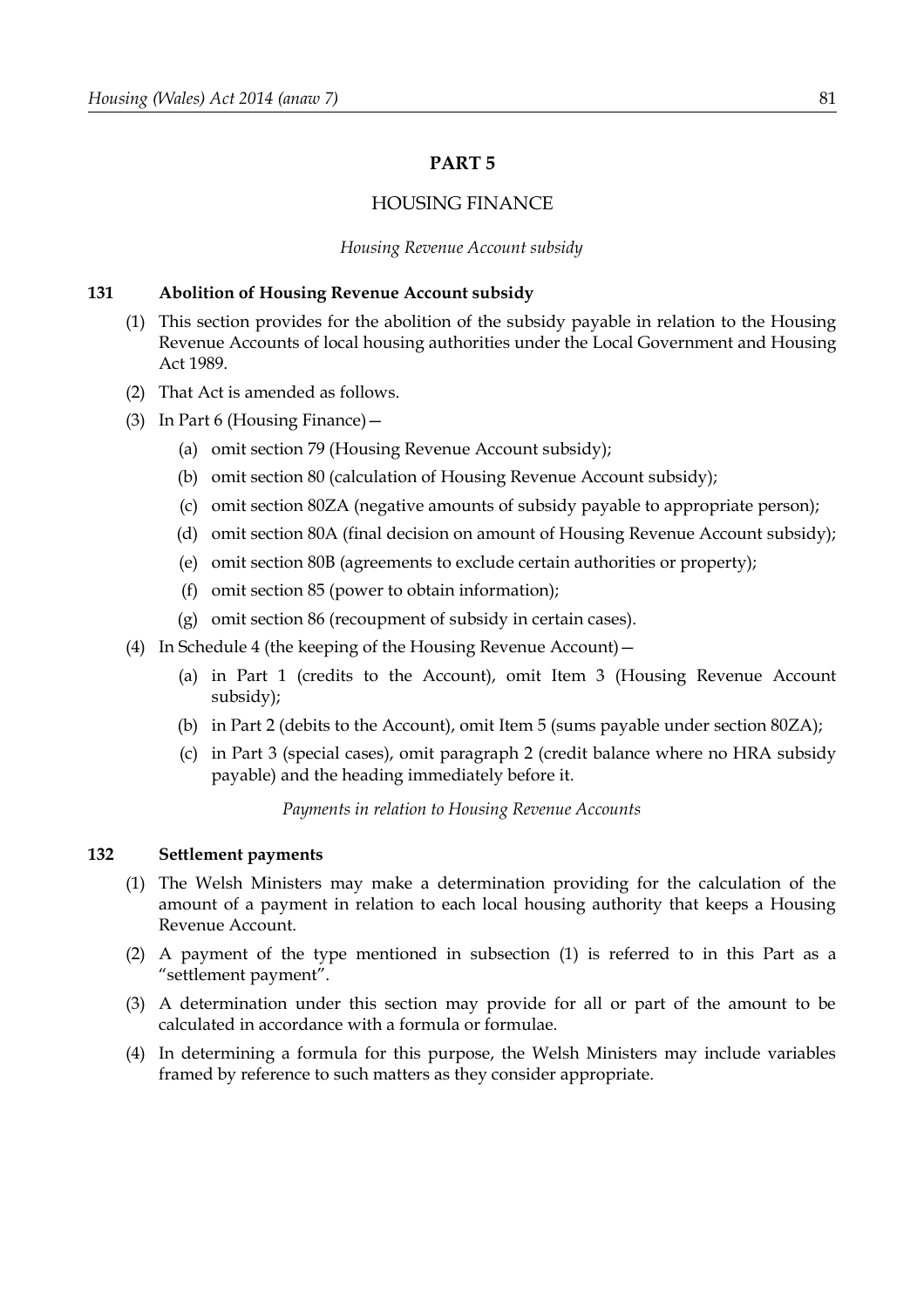# PART 5

## HOUSING FINANCE

*Housing Revenue Account subsidy*

### 131 Abolition of Housing Revenue Account subsidy

(1) This section provides for the abolition of the subsidy payable in relation to the Housing Revenue Accounts of local housing authorities under the Local Government and Housing Act 1989.

(2) That Act is amended as follows.

(3) In Part 6 (Housing Finance)—

- (a) omit section 79 (Housing Revenue Account subsidy);
- (b) omit section 80 (calculation of Housing Revenue Account subsidy);
- (c) omit section 80ZA (negative amounts of subsidy payable to appropriate person);
- (d) omit section 80A (final decision on amount of Housing Revenue Account subsidy);
- (e) omit section 80B (agreements to exclude certain authorities or property);
- (f) omit section 85 (power to obtain information);
- (g) omit section 86 (recoupment of subsidy in certain cases).

(4) In Schedule 4 (the keeping of the Housing Revenue Account)—

- (a) in Part 1 (credits to the Account), omit Item 3 (Housing Revenue Account subsidy);
- (b) in Part 2 (debits to the Account), omit Item 5 (sums payable under section 80ZA);
- (c) in Part 3 (special cases), omit paragraph 2 (credit balance where no HRA subsidy payable) and the heading immediately before it.

*Payments in relation to Housing Revenue Accounts*

### 132 Settlement payments

(1) The Welsh Ministers may make a determination providing for the calculation of the amount of a payment in relation to each local housing authority that keeps a Housing Revenue Account.

(2) A payment of the type mentioned in subsection (1) is referred to in this Part as a "settlement payment".

(3) A determination under this section may provide for all or part of the amount to be calculated in accordance with a formula or formulae.

(4) In determining a formula for this purpose, the Welsh Ministers may include variables framed by reference to such matters as they consider appropriate.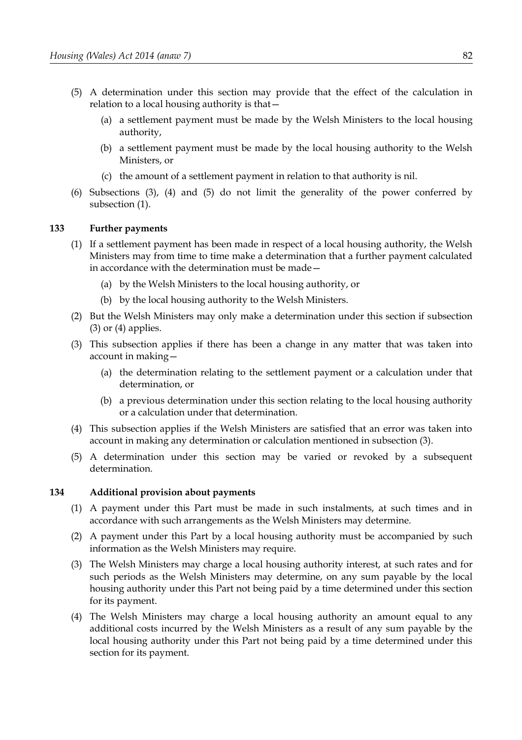(5) A determination under this section may provide that the effect of the calculation in relation to a local housing authority is that—

   (a) a settlement payment must be made by the Welsh Ministers to the local housing authority,

   (b) a settlement payment must be made by the local housing authority to the Welsh Ministers, or

   (c) the amount of a settlement payment in relation to that authority is nil.

(6) Subsections (3), (4) and (5) do not limit the generality of the power conferred by subsection (1).

### 133 Further payments

(1) If a settlement payment has been made in respect of a local housing authority, the Welsh Ministers may from time to time make a determination that a further payment calculated in accordance with the determination must be made—

   (a) by the Welsh Ministers to the local housing authority, or

   (b) by the local housing authority to the Welsh Ministers.

(2) But the Welsh Ministers may only make a determination under this section if subsection (3) or (4) applies.

(3) This subsection applies if there has been a change in any matter that was taken into account in making—

   (a) the determination relating to the settlement payment or a calculation under that determination, or

   (b) a previous determination under this section relating to the local housing authority or a calculation under that determination.

(4) This subsection applies if the Welsh Ministers are satisfied that an error was taken into account in making any determination or calculation mentioned in subsection (3).

(5) A determination under this section may be varied or revoked by a subsequent determination.

### 134 Additional provision about payments

(1) A payment under this Part must be made in such instalments, at such times and in accordance with such arrangements as the Welsh Ministers may determine.

(2) A payment under this Part by a local housing authority must be accompanied by such information as the Welsh Ministers may require.

(3) The Welsh Ministers may charge a local housing authority interest, at such rates and for such periods as the Welsh Ministers may determine, on any sum payable by the local housing authority under this Part not being paid by a time determined under this section for its payment.

(4) The Welsh Ministers may charge a local housing authority an amount equal to any additional costs incurred by the Welsh Ministers as a result of any sum payable by the local housing authority under this Part not being paid by a time determined under this section for its payment.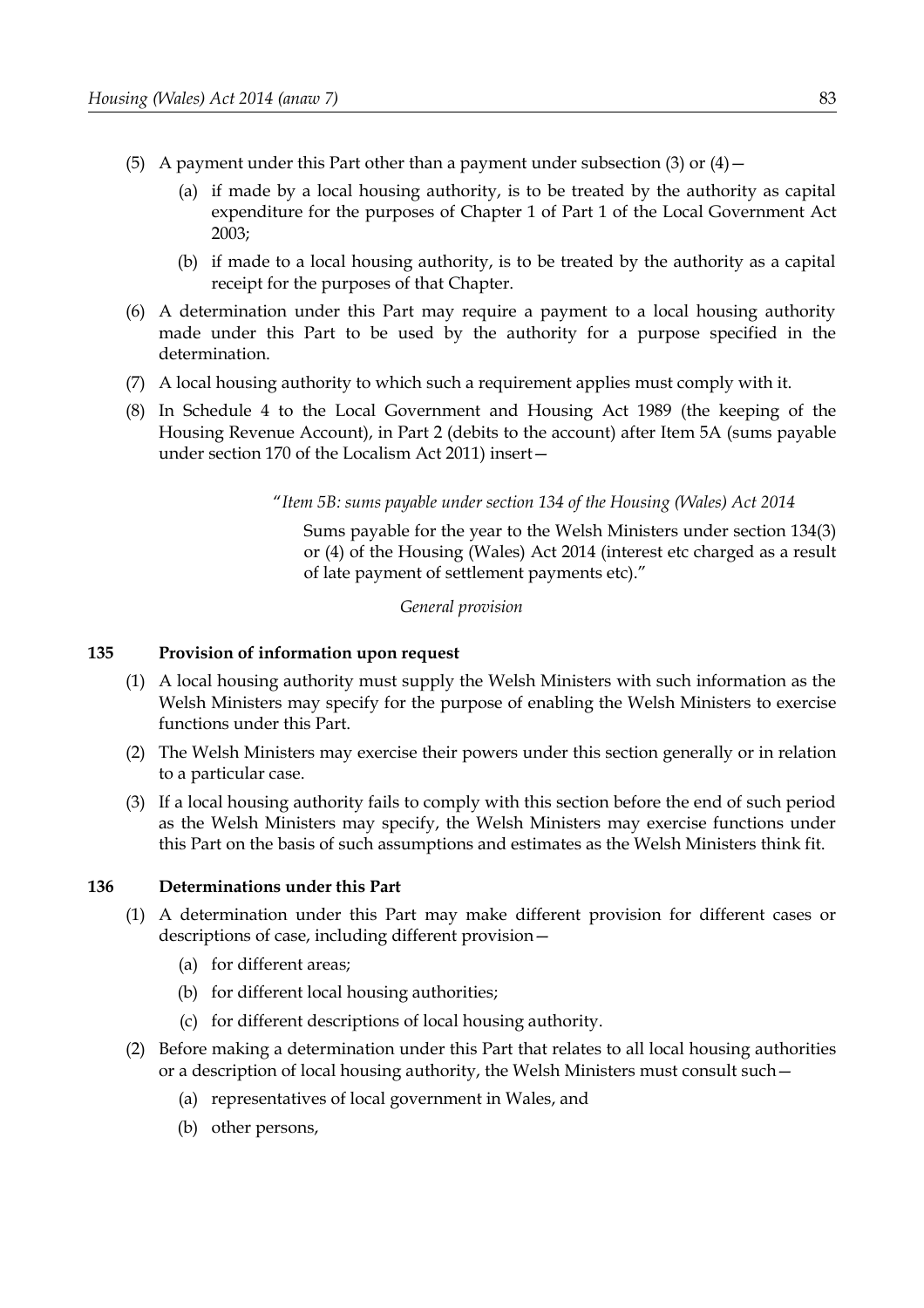(5) A payment under this Part other than a payment under subsection (3) or (4)—

(a) if made by a local housing authority, is to be treated by the authority as capital expenditure for the purposes of Chapter 1 of Part 1 of the Local Government Act 2003;

(b) if made to a local housing authority, is to be treated by the authority as a capital receipt for the purposes of that Chapter.

(6) A determination under this Part may require a payment to a local housing authority made under this Part to be used by the authority for a purpose specified in the determination.

(7) A local housing authority to which such a requirement applies must comply with it.

(8) In Schedule 4 to the Local Government and Housing Act 1989 (the keeping of the Housing Revenue Account), in Part 2 (debits to the account) after Item 5A (sums payable under section 170 of the Localism Act 2011) insert—

> "*Item 5B: sums payable under section 134 of the Housing (Wales) Act 2014*
>
> Sums payable for the year to the Welsh Ministers under section 134(3) or (4) of the Housing (Wales) Act 2014 (interest etc charged as a result of late payment of settlement payments etc)."

*General provision*

**135 Provision of information upon request**

(1) A local housing authority must supply the Welsh Ministers with such information as the Welsh Ministers may specify for the purpose of enabling the Welsh Ministers to exercise functions under this Part.

(2) The Welsh Ministers may exercise their powers under this section generally or in relation to a particular case.

(3) If a local housing authority fails to comply with this section before the end of such period as the Welsh Ministers may specify, the Welsh Ministers may exercise functions under this Part on the basis of such assumptions and estimates as the Welsh Ministers think fit.

**136 Determinations under this Part**

(1) A determination under this Part may make different provision for different cases or descriptions of case, including different provision—

(a) for different areas;

(b) for different local housing authorities;

(c) for different descriptions of local housing authority.

(2) Before making a determination under this Part that relates to all local housing authorities or a description of local housing authority, the Welsh Ministers must consult such—

(a) representatives of local government in Wales, and

(b) other persons,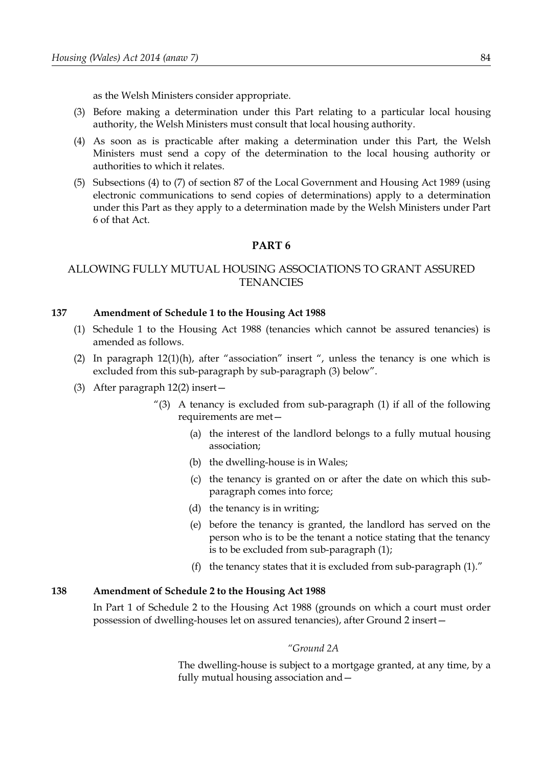as the Welsh Ministers consider appropriate.

(3) Before making a determination under this Part relating to a particular local housing authority, the Welsh Ministers must consult that local housing authority.

(4) As soon as is practicable after making a determination under this Part, the Welsh Ministers must send a copy of the determination to the local housing authority or authorities to which it relates.

(5) Subsections (4) to (7) of section 87 of the Local Government and Housing Act 1989 (using electronic communications to send copies of determinations) apply to a determination under this Part as they apply to a determination made by the Welsh Ministers under Part 6 of that Act.

## PART 6

## ALLOWING FULLY MUTUAL HOUSING ASSOCIATIONS TO GRANT ASSURED TENANCIES

### 137 Amendment of Schedule 1 to the Housing Act 1988

(1) Schedule 1 to the Housing Act 1988 (tenancies which cannot be assured tenancies) is amended as follows.

(2) In paragraph 12(1)(h), after "association" insert ", unless the tenancy is one which is excluded from this sub-paragraph by sub-paragraph (3) below".

(3) After paragraph 12(2) insert—

> "(3) A tenancy is excluded from sub-paragraph (1) if all of the following requirements are met—
>
> (a) the interest of the landlord belongs to a fully mutual housing association;
>
> (b) the dwelling-house is in Wales;
>
> (c) the tenancy is granted on or after the date on which this sub-paragraph comes into force;
>
> (d) the tenancy is in writing;
>
> (e) before the tenancy is granted, the landlord has served on the person who is to be the tenant a notice stating that the tenancy is to be excluded from sub-paragraph (1);
>
> (f) the tenancy states that it is excluded from sub-paragraph (1)."

### 138 Amendment of Schedule 2 to the Housing Act 1988

In Part 1 of Schedule 2 to the Housing Act 1988 (grounds on which a court must order possession of dwelling-houses let on assured tenancies), after Ground 2 insert—

> *"Ground 2A*
>
> The dwelling-house is subject to a mortgage granted, at any time, by a fully mutual housing association and—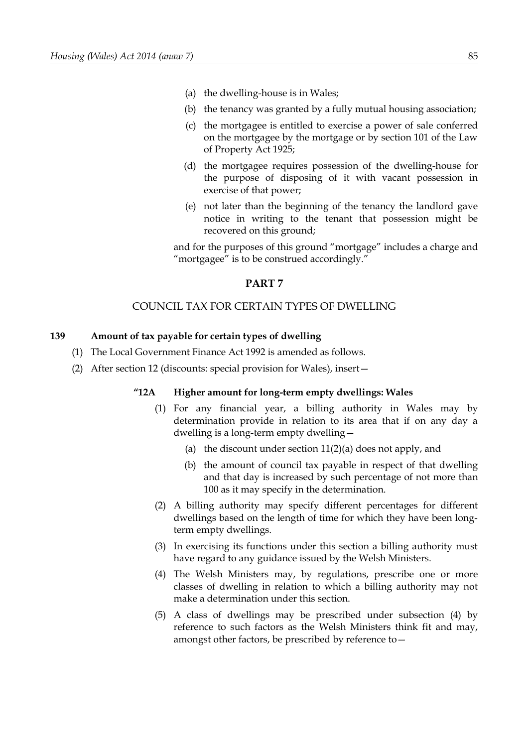(a) the dwelling-house is in Wales;

(b) the tenancy was granted by a fully mutual housing association;

(c) the mortgagee is entitled to exercise a power of sale conferred on the mortgagee by the mortgage or by section 101 of the Law of Property Act 1925;

(d) the mortgagee requires possession of the dwelling-house for the purpose of disposing of it with vacant possession in exercise of that power;

(e) not later than the beginning of the tenancy the landlord gave notice in writing to the tenant that possession might be recovered on this ground;

and for the purposes of this ground "mortgage" includes a charge and "mortgagee" is to be construed accordingly."

## PART 7

## COUNCIL TAX FOR CERTAIN TYPES OF DWELLING

### 139 Amount of tax payable for certain types of dwelling

(1) The Local Government Finance Act 1992 is amended as follows.

(2) After section 12 (discounts: special provision for Wales), insert—

#### "12A Higher amount for long-term empty dwellings: Wales

(1) For any financial year, a billing authority in Wales may by determination provide in relation to its area that if on any day a dwelling is a long-term empty dwelling—

(a) the discount under section 11(2)(a) does not apply, and

(b) the amount of council tax payable in respect of that dwelling and that day is increased by such percentage of not more than 100 as it may specify in the determination.

(2) A billing authority may specify different percentages for different dwellings based on the length of time for which they have been long-term empty dwellings.

(3) In exercising its functions under this section a billing authority must have regard to any guidance issued by the Welsh Ministers.

(4) The Welsh Ministers may, by regulations, prescribe one or more classes of dwelling in relation to which a billing authority may not make a determination under this section.

(5) A class of dwellings may be prescribed under subsection (4) by reference to such factors as the Welsh Ministers think fit and may, amongst other factors, be prescribed by reference to—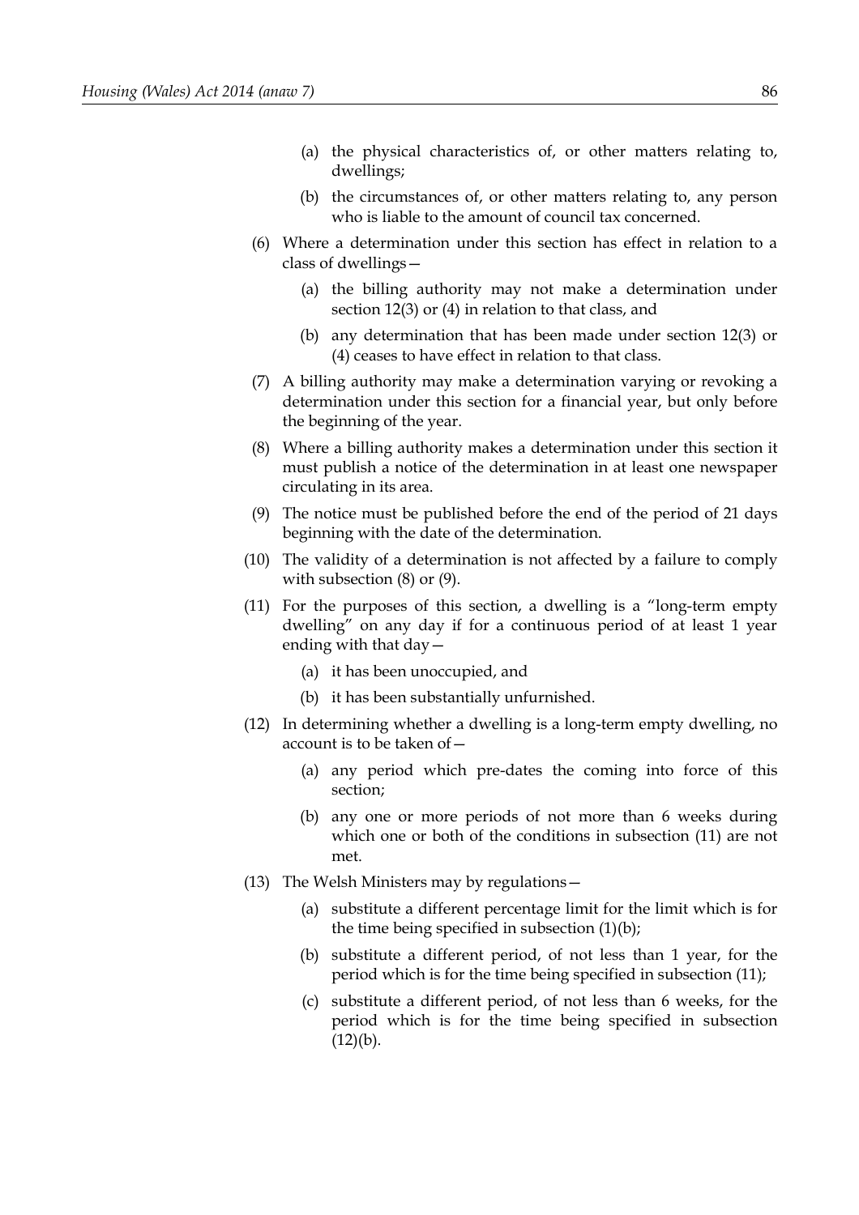(a) the physical characteristics of, or other matters relating to, dwellings;

(b) the circumstances of, or other matters relating to, any person who is liable to the amount of council tax concerned.

(6) Where a determination under this section has effect in relation to a class of dwellings—

(a) the billing authority may not make a determination under section 12(3) or (4) in relation to that class, and

(b) any determination that has been made under section 12(3) or (4) ceases to have effect in relation to that class.

(7) A billing authority may make a determination varying or revoking a determination under this section for a financial year, but only before the beginning of the year.

(8) Where a billing authority makes a determination under this section it must publish a notice of the determination in at least one newspaper circulating in its area.

(9) The notice must be published before the end of the period of 21 days beginning with the date of the determination.

(10) The validity of a determination is not affected by a failure to comply with subsection (8) or (9).

(11) For the purposes of this section, a dwelling is a "long-term empty dwelling" on any day if for a continuous period of at least 1 year ending with that day—

(a) it has been unoccupied, and

(b) it has been substantially unfurnished.

(12) In determining whether a dwelling is a long-term empty dwelling, no account is to be taken of—

(a) any period which pre-dates the coming into force of this section;

(b) any one or more periods of not more than 6 weeks during which one or both of the conditions in subsection (11) are not met.

(13) The Welsh Ministers may by regulations—

(a) substitute a different percentage limit for the limit which is for the time being specified in subsection (1)(b);

(b) substitute a different period, of not less than 1 year, for the period which is for the time being specified in subsection (11);

(c) substitute a different period, of not less than 6 weeks, for the period which is for the time being specified in subsection (12)(b).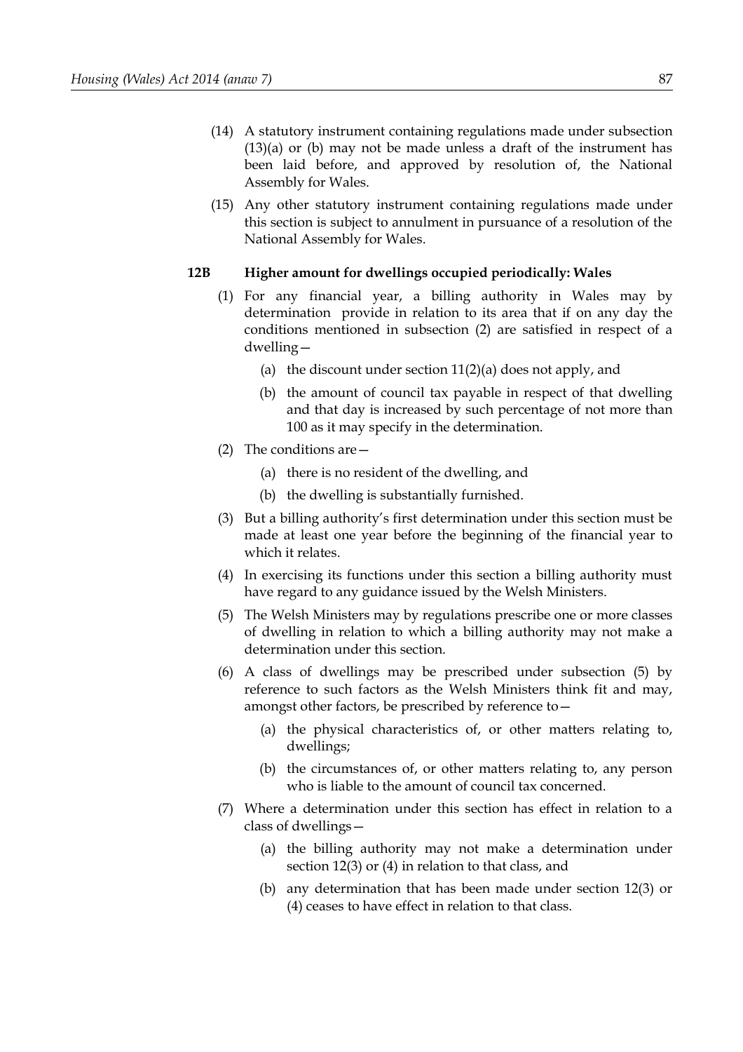(14) A statutory instrument containing regulations made under subsection (13)(a) or (b) may not be made unless a draft of the instrument has been laid before, and approved by resolution of, the National Assembly for Wales.

(15) Any other statutory instrument containing regulations made under this section is subject to annulment in pursuance of a resolution of the National Assembly for Wales.

**12B Higher amount for dwellings occupied periodically: Wales**

(1) For any financial year, a billing authority in Wales may by determination provide in relation to its area that if on any day the conditions mentioned in subsection (2) are satisfied in respect of a dwelling—

(a) the discount under section 11(2)(a) does not apply, and

(b) the amount of council tax payable in respect of that dwelling and that day is increased by such percentage of not more than 100 as it may specify in the determination.

(2) The conditions are—

(a) there is no resident of the dwelling, and

(b) the dwelling is substantially furnished.

(3) But a billing authority's first determination under this section must be made at least one year before the beginning of the financial year to which it relates.

(4) In exercising its functions under this section a billing authority must have regard to any guidance issued by the Welsh Ministers.

(5) The Welsh Ministers may by regulations prescribe one or more classes of dwelling in relation to which a billing authority may not make a determination under this section.

(6) A class of dwellings may be prescribed under subsection (5) by reference to such factors as the Welsh Ministers think fit and may, amongst other factors, be prescribed by reference to—

(a) the physical characteristics of, or other matters relating to, dwellings;

(b) the circumstances of, or other matters relating to, any person who is liable to the amount of council tax concerned.

(7) Where a determination under this section has effect in relation to a class of dwellings—

(a) the billing authority may not make a determination under section 12(3) or (4) in relation to that class, and

(b) any determination that has been made under section 12(3) or (4) ceases to have effect in relation to that class.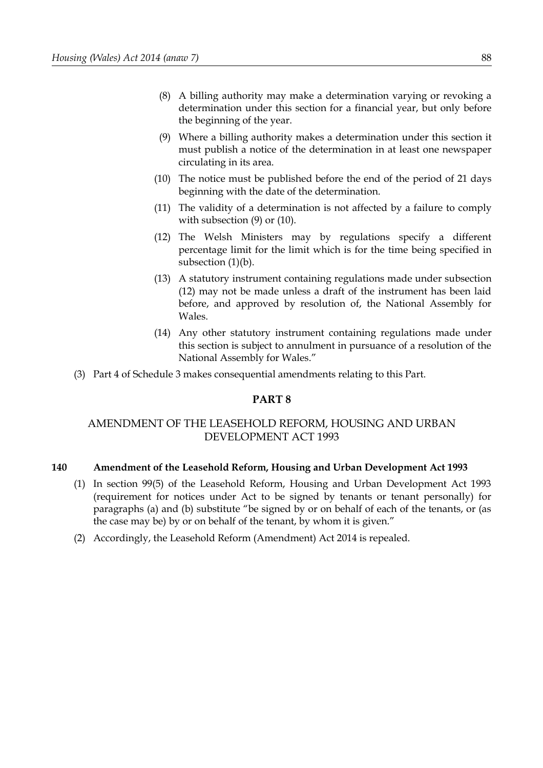(8) A billing authority may make a determination varying or revoking a determination under this section for a financial year, but only before the beginning of the year.

(9) Where a billing authority makes a determination under this section it must publish a notice of the determination in at least one newspaper circulating in its area.

(10) The notice must be published before the end of the period of 21 days beginning with the date of the determination.

(11) The validity of a determination is not affected by a failure to comply with subsection (9) or (10).

(12) The Welsh Ministers may by regulations specify a different percentage limit for the limit which is for the time being specified in subsection (1)(b).

(13) A statutory instrument containing regulations made under subsection (12) may not be made unless a draft of the instrument has been laid before, and approved by resolution of, the National Assembly for Wales.

(14) Any other statutory instrument containing regulations made under this section is subject to annulment in pursuance of a resolution of the National Assembly for Wales."

(3) Part 4 of Schedule 3 makes consequential amendments relating to this Part.

## PART 8

## AMENDMENT OF THE LEASEHOLD REFORM, HOUSING AND URBAN DEVELOPMENT ACT 1993

### 140 Amendment of the Leasehold Reform, Housing and Urban Development Act 1993

(1) In section 99(5) of the Leasehold Reform, Housing and Urban Development Act 1993 (requirement for notices under Act to be signed by tenants or tenant personally) for paragraphs (a) and (b) substitute "be signed by or on behalf of each of the tenants, or (as the case may be) by or on behalf of the tenant, by whom it is given."

(2) Accordingly, the Leasehold Reform (Amendment) Act 2014 is repealed.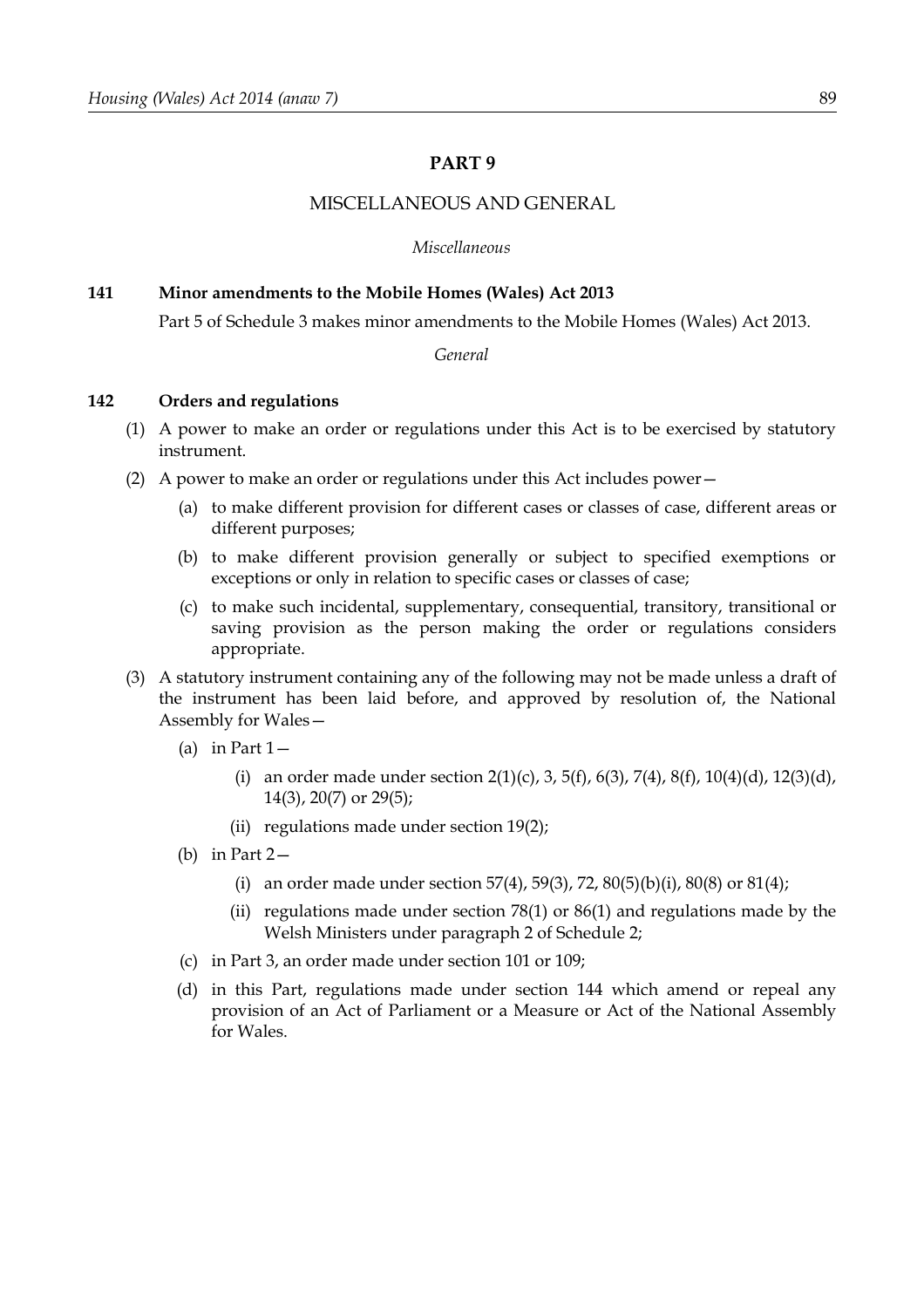## PART 9

### MISCELLANEOUS AND GENERAL

*Miscellaneous*

**141 Minor amendments to the Mobile Homes (Wales) Act 2013**

Part 5 of Schedule 3 makes minor amendments to the Mobile Homes (Wales) Act 2013.

*General*

**142 Orders and regulations**

(1) A power to make an order or regulations under this Act is to be exercised by statutory instrument.

(2) A power to make an order or regulations under this Act includes power—

(a) to make different provision for different cases or classes of case, different areas or different purposes;

(b) to make different provision generally or subject to specified exemptions or exceptions or only in relation to specific cases or classes of case;

(c) to make such incidental, supplementary, consequential, transitory, transitional or saving provision as the person making the order or regulations considers appropriate.

(3) A statutory instrument containing any of the following may not be made unless a draft of the instrument has been laid before, and approved by resolution of, the National Assembly for Wales—

(a) in Part 1—

(i) an order made under section 2(1)(c), 3, 5(f), 6(3), 7(4), 8(f), 10(4)(d), 12(3)(d), 14(3), 20(7) or 29(5);

(ii) regulations made under section 19(2);

(b) in Part 2—

(i) an order made under section 57(4), 59(3), 72, 80(5)(b)(i), 80(8) or 81(4);

(ii) regulations made under section 78(1) or 86(1) and regulations made by the Welsh Ministers under paragraph 2 of Schedule 2;

(c) in Part 3, an order made under section 101 or 109;

(d) in this Part, regulations made under section 144 which amend or repeal any provision of an Act of Parliament or a Measure or Act of the National Assembly for Wales.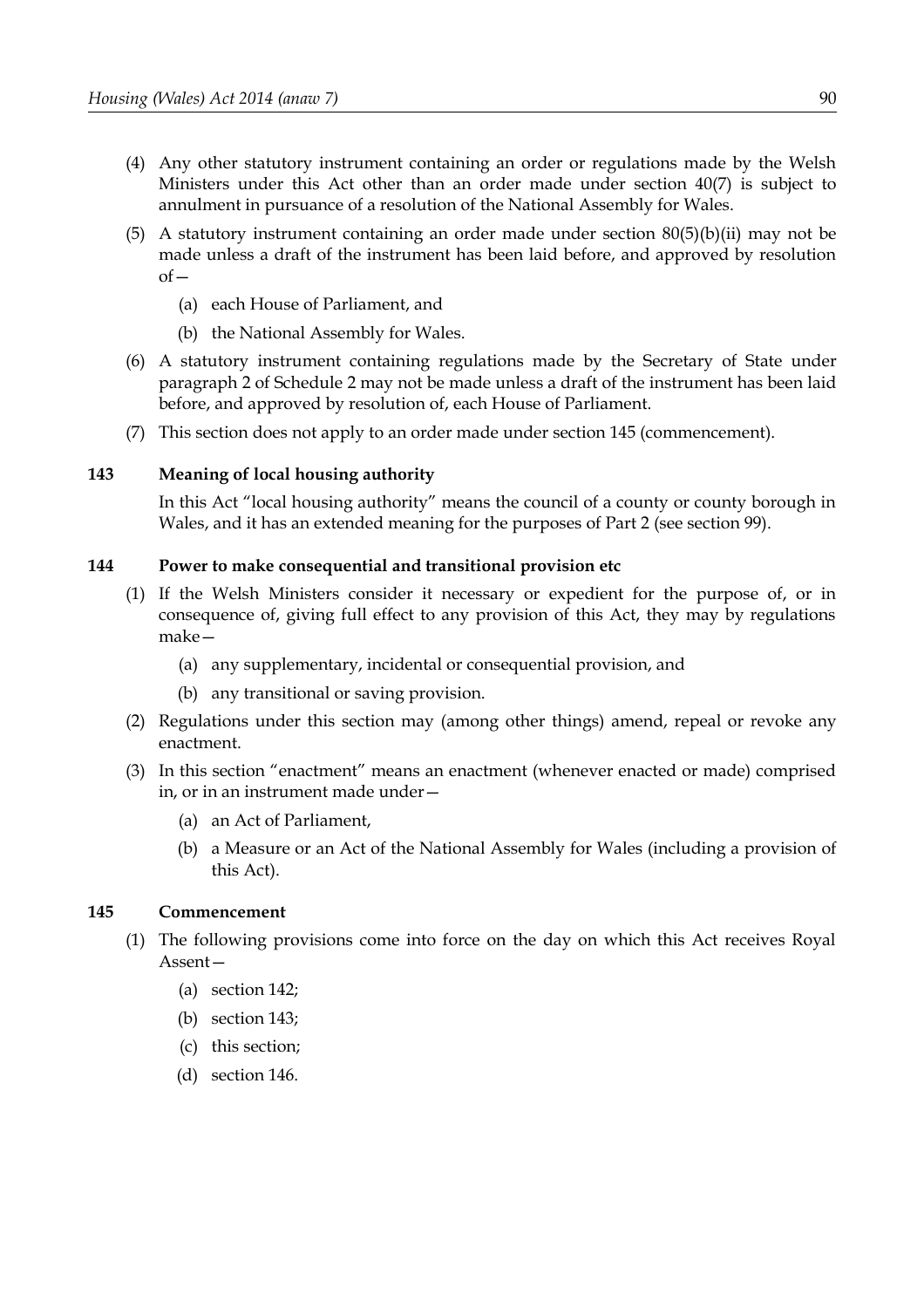(4) Any other statutory instrument containing an order or regulations made by the Welsh Ministers under this Act other than an order made under section 40(7) is subject to annulment in pursuance of a resolution of the National Assembly for Wales.

(5) A statutory instrument containing an order made under section 80(5)(b)(ii) may not be made unless a draft of the instrument has been laid before, and approved by resolution of—

(a) each House of Parliament, and

(b) the National Assembly for Wales.

(6) A statutory instrument containing regulations made by the Secretary of State under paragraph 2 of Schedule 2 may not be made unless a draft of the instrument has been laid before, and approved by resolution of, each House of Parliament.

(7) This section does not apply to an order made under section 145 (commencement).

### 143 Meaning of local housing authority

In this Act "local housing authority" means the council of a county or county borough in Wales, and it has an extended meaning for the purposes of Part 2 (see section 99).

### 144 Power to make consequential and transitional provision etc

(1) If the Welsh Ministers consider it necessary or expedient for the purpose of, or in consequence of, giving full effect to any provision of this Act, they may by regulations make—

(a) any supplementary, incidental or consequential provision, and

(b) any transitional or saving provision.

(2) Regulations under this section may (among other things) amend, repeal or revoke any enactment.

(3) In this section "enactment" means an enactment (whenever enacted or made) comprised in, or in an instrument made under—

(a) an Act of Parliament,

(b) a Measure or an Act of the National Assembly for Wales (including a provision of this Act).

### 145 Commencement

(1) The following provisions come into force on the day on which this Act receives Royal Assent—

(a) section 142;

(b) section 143;

(c) this section;

(d) section 146.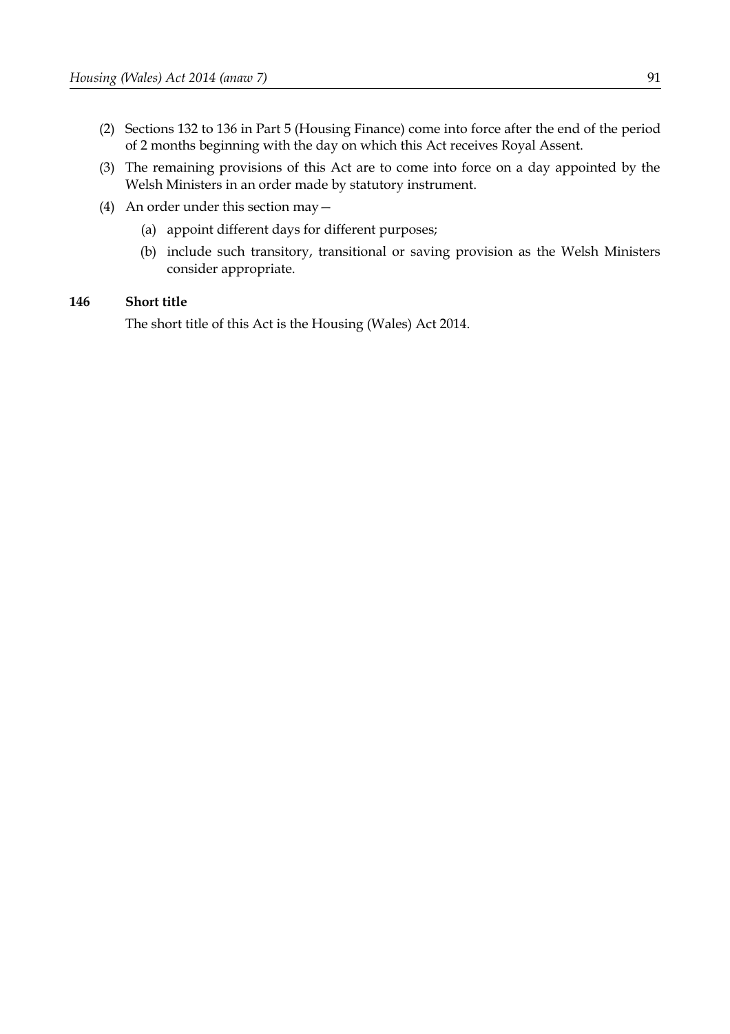(2) Sections 132 to 136 in Part 5 (Housing Finance) come into force after the end of the period of 2 months beginning with the day on which this Act receives Royal Assent.

(3) The remaining provisions of this Act are to come into force on a day appointed by the Welsh Ministers in an order made by statutory instrument.

(4) An order under this section may—

(a) appoint different days for different purposes;

(b) include such transitory, transitional or saving provision as the Welsh Ministers consider appropriate.

**146 Short title**

The short title of this Act is the Housing (Wales) Act 2014.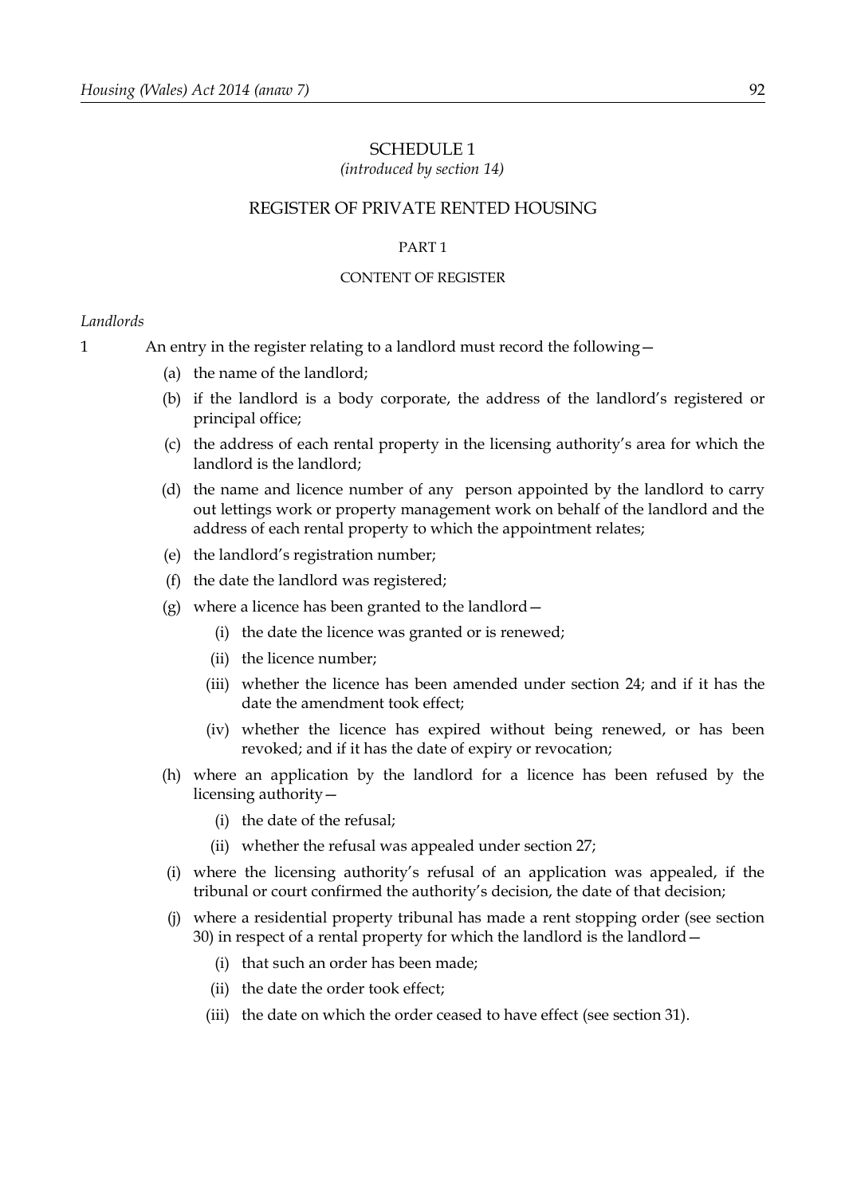# SCHEDULE 1

*(introduced by section 14)*

## REGISTER OF PRIVATE RENTED HOUSING

### PART 1

### CONTENT OF REGISTER

*Landlords*

1 An entry in the register relating to a landlord must record the following—

(a) the name of the landlord;

(b) if the landlord is a body corporate, the address of the landlord's registered or principal office;

(c) the address of each rental property in the licensing authority's area for which the landlord is the landlord;

(d) the name and licence number of any person appointed by the landlord to carry out lettings work or property management work on behalf of the landlord and the address of each rental property to which the appointment relates;

(e) the landlord's registration number;

(f) the date the landlord was registered;

(g) where a licence has been granted to the landlord—

(i) the date the licence was granted or is renewed;

(ii) the licence number;

(iii) whether the licence has been amended under section 24; and if it has the date the amendment took effect;

(iv) whether the licence has expired without being renewed, or has been revoked; and if it has the date of expiry or revocation;

(h) where an application by the landlord for a licence has been refused by the licensing authority—

(i) the date of the refusal;

(ii) whether the refusal was appealed under section 27;

(i) where the licensing authority's refusal of an application was appealed, if the tribunal or court confirmed the authority's decision, the date of that decision;

(j) where a residential property tribunal has made a rent stopping order (see section 30) in respect of a rental property for which the landlord is the landlord—

(i) that such an order has been made;

(ii) the date the order took effect;

(iii) the date on which the order ceased to have effect (see section 31).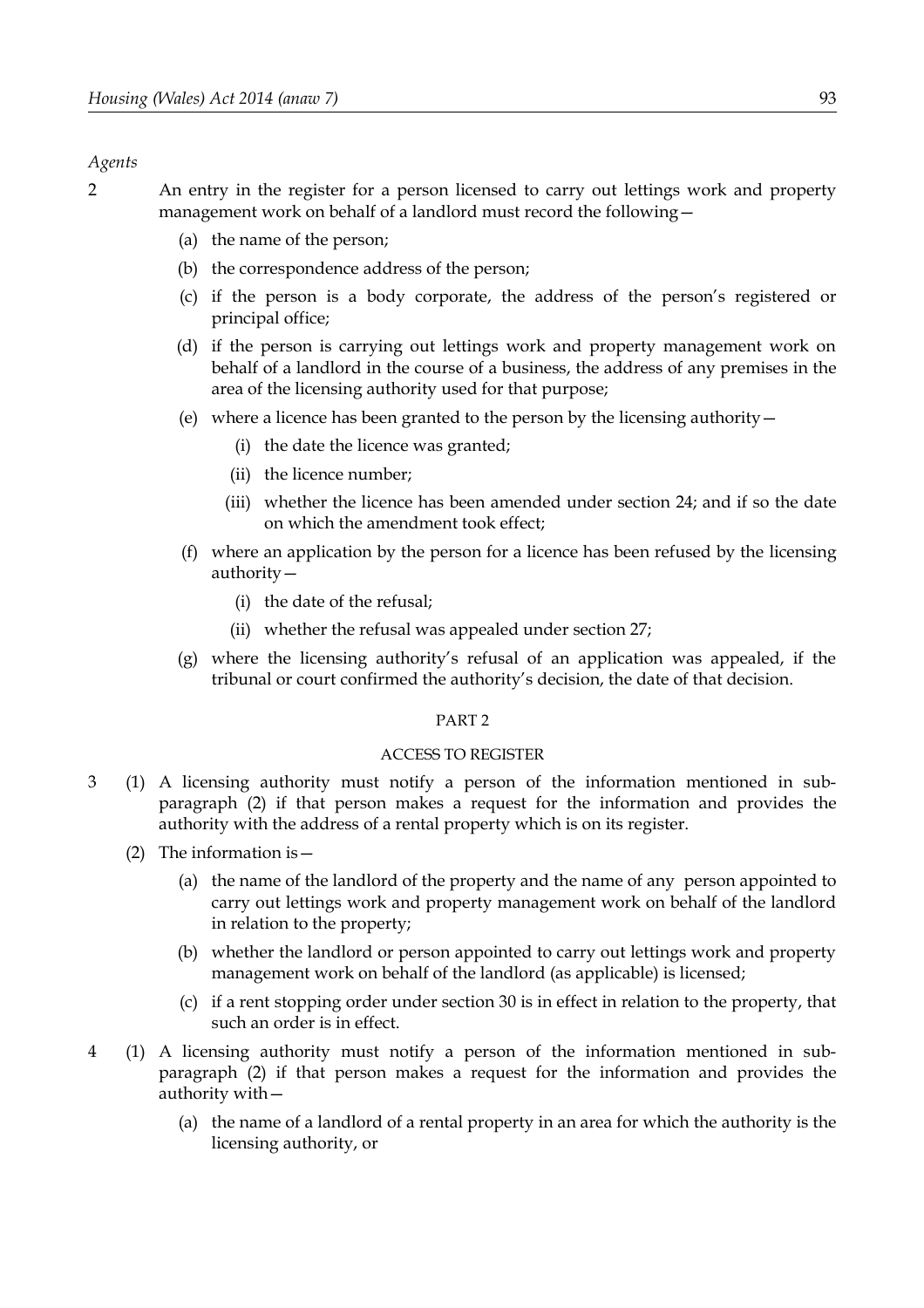*Agents*

2 An entry in the register for a person licensed to carry out lettings work and property management work on behalf of a landlord must record the following—

(a) the name of the person;

(b) the correspondence address of the person;

(c) if the person is a body corporate, the address of the person's registered or principal office;

(d) if the person is carrying out lettings work and property management work on behalf of a landlord in the course of a business, the address of any premises in the area of the licensing authority used for that purpose;

(e) where a licence has been granted to the person by the licensing authority—

(i) the date the licence was granted;

(ii) the licence number;

(iii) whether the licence has been amended under section 24; and if so the date on which the amendment took effect;

(f) where an application by the person for a licence has been refused by the licensing authority—

(i) the date of the refusal;

(ii) whether the refusal was appealed under section 27;

(g) where the licensing authority's refusal of an application was appealed, if the tribunal or court confirmed the authority's decision, the date of that decision.

## PART 2

## ACCESS TO REGISTER

3 (1) A licensing authority must notify a person of the information mentioned in sub-paragraph (2) if that person makes a request for the information and provides the authority with the address of a rental property which is on its register.

(2) The information is—

(a) the name of the landlord of the property and the name of any person appointed to carry out lettings work and property management work on behalf of the landlord in relation to the property;

(b) whether the landlord or person appointed to carry out lettings work and property management work on behalf of the landlord (as applicable) is licensed;

(c) if a rent stopping order under section 30 is in effect in relation to the property, that such an order is in effect.

4 (1) A licensing authority must notify a person of the information mentioned in sub-paragraph (2) if that person makes a request for the information and provides the authority with—

(a) the name of a landlord of a rental property in an area for which the authority is the licensing authority, or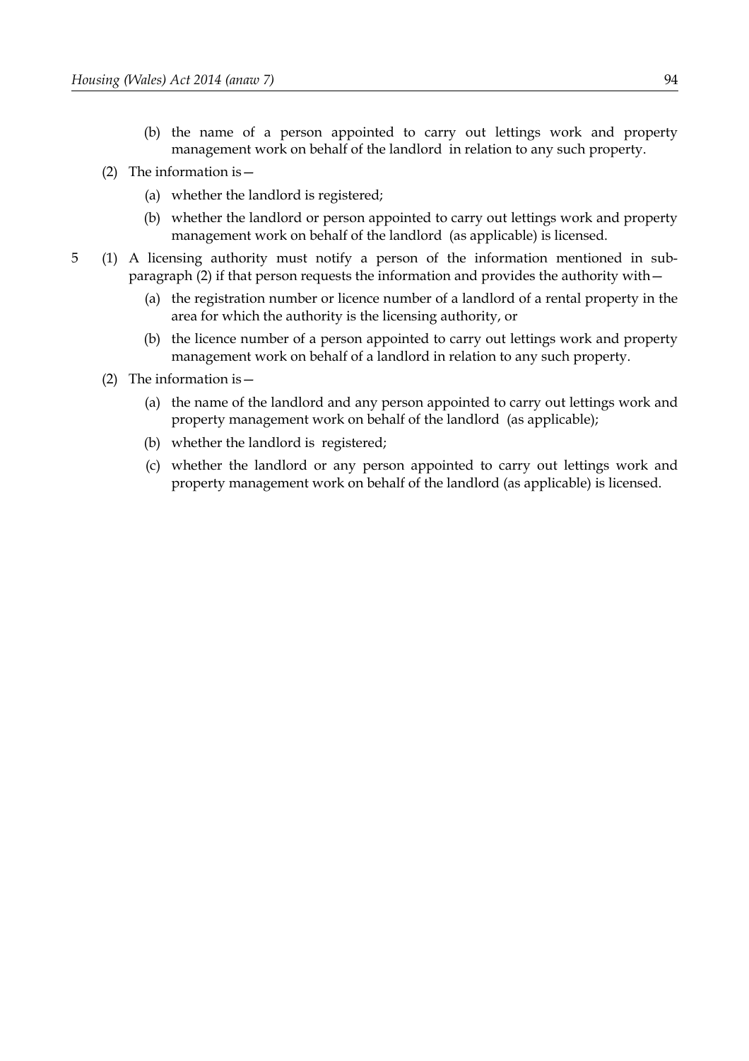(b) the name of a person appointed to carry out lettings work and property management work on behalf of the landlord in relation to any such property.

(2) The information is—

(a) whether the landlord is registered;

(b) whether the landlord or person appointed to carry out lettings work and property management work on behalf of the landlord (as applicable) is licensed.

5 (1) A licensing authority must notify a person of the information mentioned in sub-paragraph (2) if that person requests the information and provides the authority with—

(a) the registration number or licence number of a landlord of a rental property in the area for which the authority is the licensing authority, or

(b) the licence number of a person appointed to carry out lettings work and property management work on behalf of a landlord in relation to any such property.

(2) The information is—

(a) the name of the landlord and any person appointed to carry out lettings work and property management work on behalf of the landlord (as applicable);

(b) whether the landlord is registered;

(c) whether the landlord or any person appointed to carry out lettings work and property management work on behalf of the landlord (as applicable) is licensed.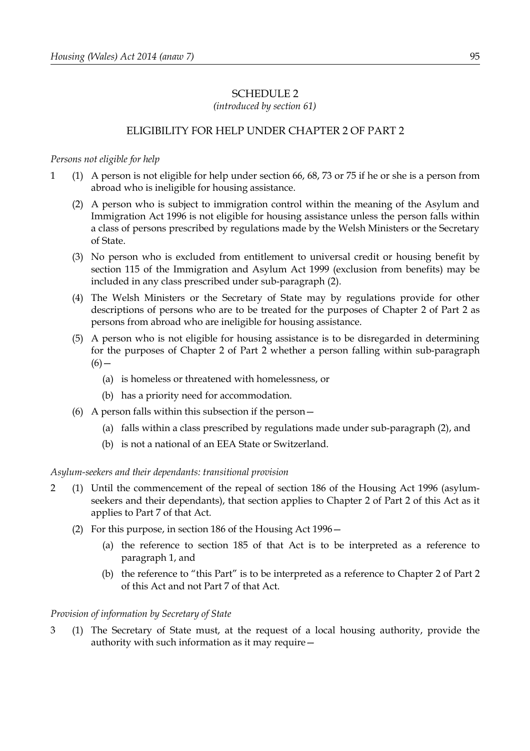# SCHEDULE 2

*(introduced by section 61)*

## ELIGIBILITY FOR HELP UNDER CHAPTER 2 OF PART 2

*Persons not eligible for help*

1 (1) A person is not eligible for help under section 66, 68, 73 or 75 if he or she is a person from abroad who is ineligible for housing assistance.

(2) A person who is subject to immigration control within the meaning of the Asylum and Immigration Act 1996 is not eligible for housing assistance unless the person falls within a class of persons prescribed by regulations made by the Welsh Ministers or the Secretary of State.

(3) No person who is excluded from entitlement to universal credit or housing benefit by section 115 of the Immigration and Asylum Act 1999 (exclusion from benefits) may be included in any class prescribed under sub-paragraph (2).

(4) The Welsh Ministers or the Secretary of State may by regulations provide for other descriptions of persons who are to be treated for the purposes of Chapter 2 of Part 2 as persons from abroad who are ineligible for housing assistance.

(5) A person who is not eligible for housing assistance is to be disregarded in determining for the purposes of Chapter 2 of Part 2 whether a person falling within sub-paragraph (6)—

(a) is homeless or threatened with homelessness, or

(b) has a priority need for accommodation.

(6) A person falls within this subsection if the person—

(a) falls within a class prescribed by regulations made under sub-paragraph (2), and

(b) is not a national of an EEA State or Switzerland.

*Asylum-seekers and their dependants: transitional provision*

2 (1) Until the commencement of the repeal of section 186 of the Housing Act 1996 (asylum-seekers and their dependants), that section applies to Chapter 2 of Part 2 of this Act as it applies to Part 7 of that Act.

(2) For this purpose, in section 186 of the Housing Act 1996—

(a) the reference to section 185 of that Act is to be interpreted as a reference to paragraph 1, and

(b) the reference to "this Part" is to be interpreted as a reference to Chapter 2 of Part 2 of this Act and not Part 7 of that Act.

*Provision of information by Secretary of State*

3 (1) The Secretary of State must, at the request of a local housing authority, provide the authority with such information as it may require—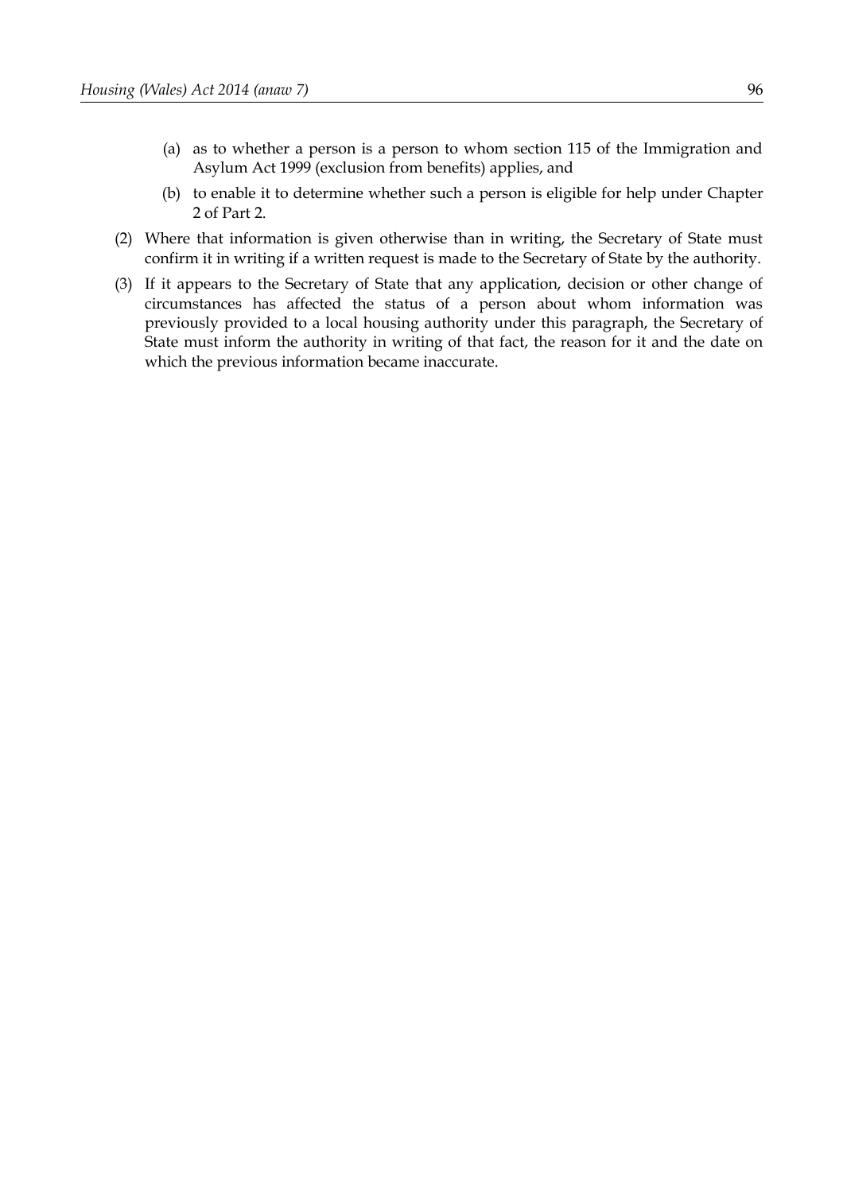(a) as to whether a person is a person to whom section 115 of the Immigration and Asylum Act 1999 (exclusion from benefits) applies, and

(b) to enable it to determine whether such a person is eligible for help under Chapter 2 of Part 2.

(2) Where that information is given otherwise than in writing, the Secretary of State must confirm it in writing if a written request is made to the Secretary of State by the authority.

(3) If it appears to the Secretary of State that any application, decision or other change of circumstances has affected the status of a person about whom information was previously provided to a local housing authority under this paragraph, the Secretary of State must inform the authority in writing of that fact, the reason for it and the date on which the previous information became inaccurate.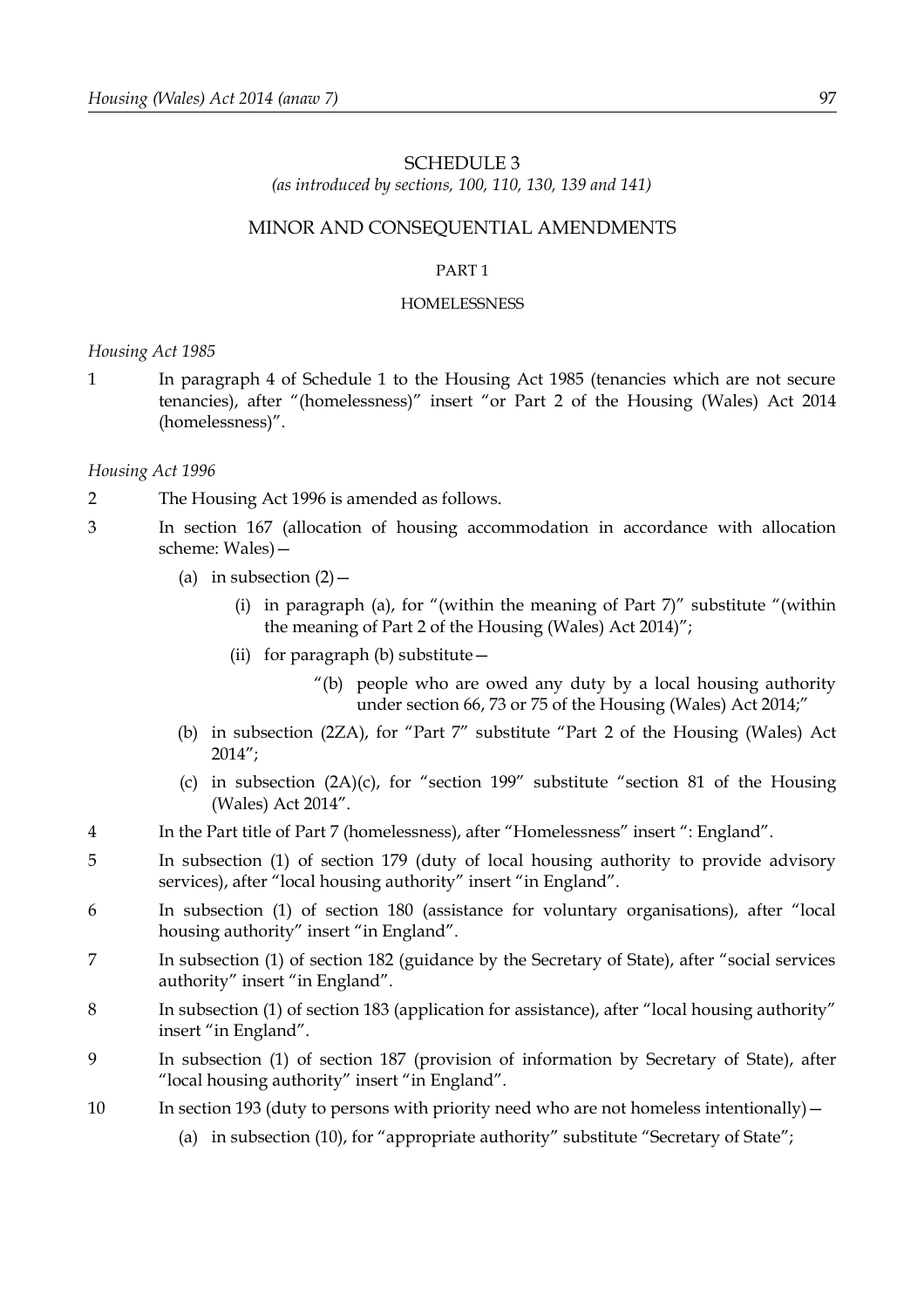# SCHEDULE 3

*(as introduced by sections, 100, 110, 130, 139 and 141)*

## MINOR AND CONSEQUENTIAL AMENDMENTS

### PART 1

#### HOMELESSNESS

*Housing Act 1985*

1 In paragraph 4 of Schedule 1 to the Housing Act 1985 (tenancies which are not secure tenancies), after "(homelessness)" insert "or Part 2 of the Housing (Wales) Act 2014 (homelessness)".

*Housing Act 1996*

2 The Housing Act 1996 is amended as follows.

3 In section 167 (allocation of housing accommodation in accordance with allocation scheme: Wales)—

- (a) in subsection (2)—
  - (i) in paragraph (a), for "(within the meaning of Part 7)" substitute "(within the meaning of Part 2 of the Housing (Wales) Act 2014)";
  - (ii) for paragraph (b) substitute—
    - "(b) people who are owed any duty by a local housing authority under section 66, 73 or 75 of the Housing (Wales) Act 2014;"
- (b) in subsection (2ZA), for "Part 7" substitute "Part 2 of the Housing (Wales) Act 2014";
- (c) in subsection (2A)(c), for "section 199" substitute "section 81 of the Housing (Wales) Act 2014".

4 In the Part title of Part 7 (homelessness), after "Homelessness" insert ": England".

5 In subsection (1) of section 179 (duty of local housing authority to provide advisory services), after "local housing authority" insert "in England".

6 In subsection (1) of section 180 (assistance for voluntary organisations), after "local housing authority" insert "in England".

7 In subsection (1) of section 182 (guidance by the Secretary of State), after "social services authority" insert "in England".

8 In subsection (1) of section 183 (application for assistance), after "local housing authority" insert "in England".

9 In subsection (1) of section 187 (provision of information by Secretary of State), after "local housing authority" insert "in England".

10 In section 193 (duty to persons with priority need who are not homeless intentionally)—

- (a) in subsection (10), for "appropriate authority" substitute "Secretary of State";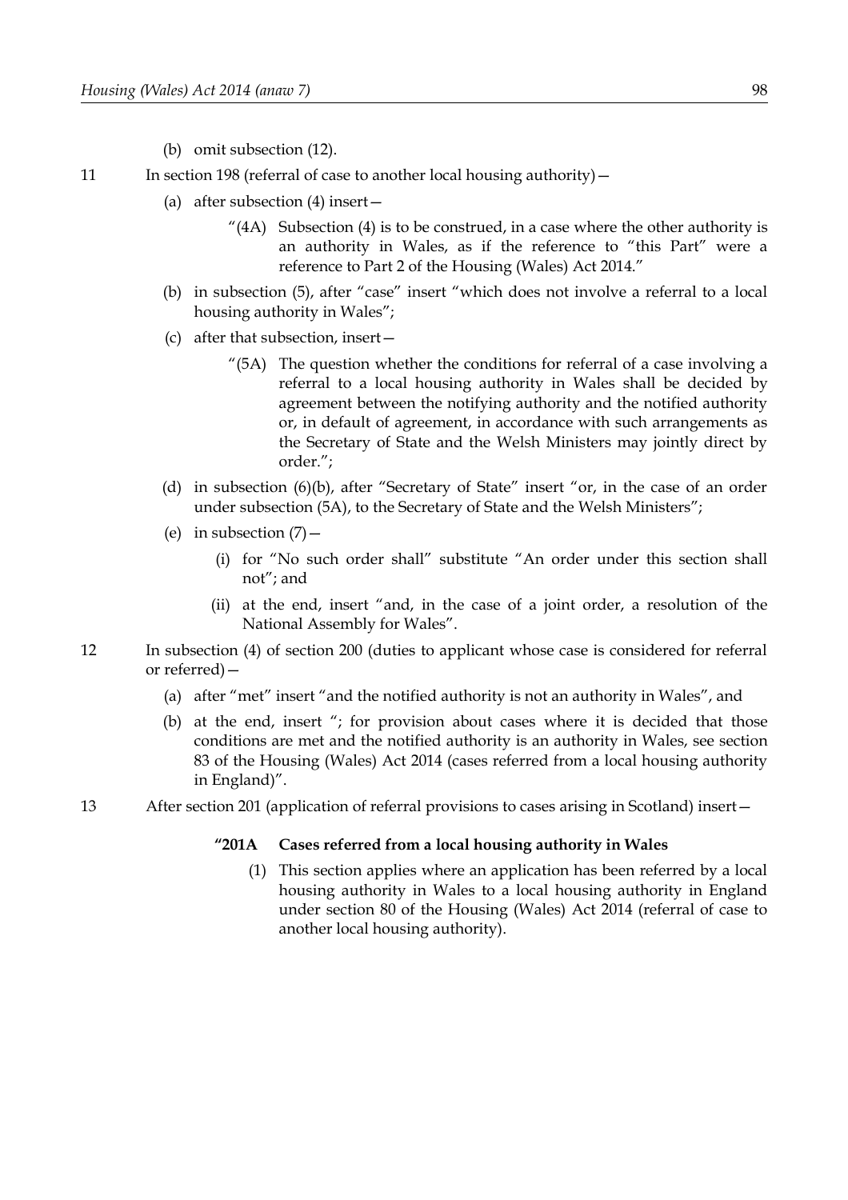(b) omit subsection (12).

11 In section 198 (referral of case to another local housing authority)—

(a) after subsection (4) insert—

"(4A) Subsection (4) is to be construed, in a case where the other authority is an authority in Wales, as if the reference to "this Part" were a reference to Part 2 of the Housing (Wales) Act 2014."

(b) in subsection (5), after "case" insert "which does not involve a referral to a local housing authority in Wales";

(c) after that subsection, insert—

"(5A) The question whether the conditions for referral of a case involving a referral to a local housing authority in Wales shall be decided by agreement between the notifying authority and the notified authority or, in default of agreement, in accordance with such arrangements as the Secretary of State and the Welsh Ministers may jointly direct by order.";

(d) in subsection (6)(b), after "Secretary of State" insert "or, in the case of an order under subsection (5A), to the Secretary of State and the Welsh Ministers";

(e) in subsection (7)—

(i) for "No such order shall" substitute "An order under this section shall not"; and

(ii) at the end, insert "and, in the case of a joint order, a resolution of the National Assembly for Wales".

12 In subsection (4) of section 200 (duties to applicant whose case is considered for referral or referred)—

(a) after "met" insert "and the notified authority is not an authority in Wales", and

(b) at the end, insert "; for provision about cases where it is decided that those conditions are met and the notified authority is an authority in Wales, see section 83 of the Housing (Wales) Act 2014 (cases referred from a local housing authority in England)".

13 After section 201 (application of referral provisions to cases arising in Scotland) insert—

**"201A Cases referred from a local housing authority in Wales**

(1) This section applies where an application has been referred by a local housing authority in Wales to a local housing authority in England under section 80 of the Housing (Wales) Act 2014 (referral of case to another local housing authority).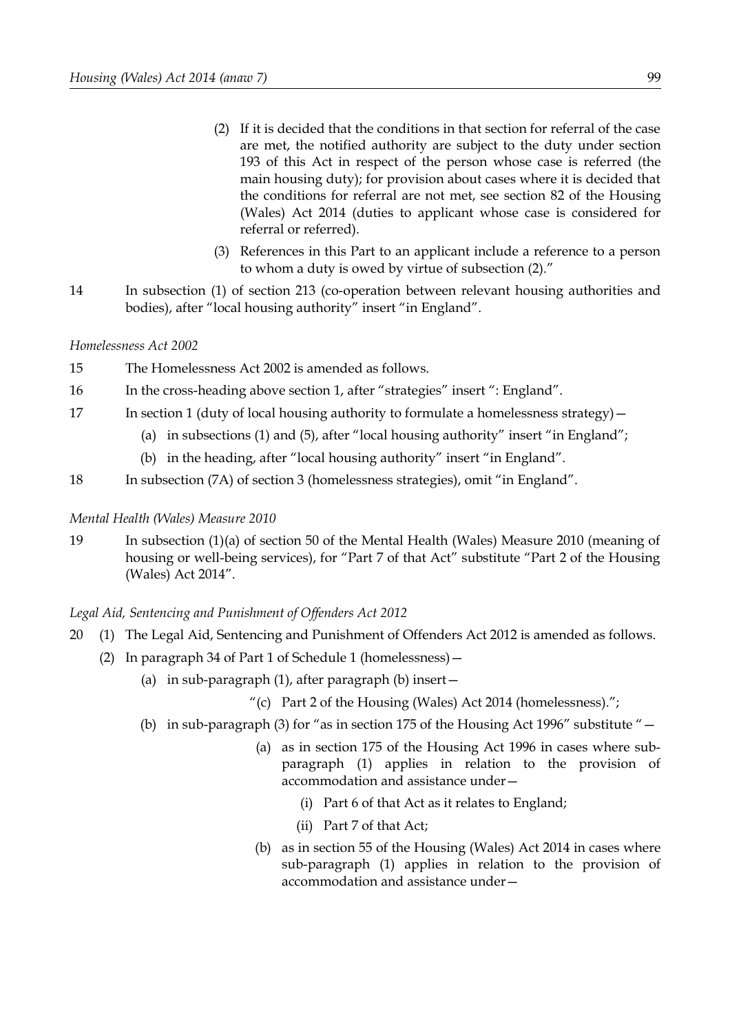(2) If it is decided that the conditions in that section for referral of the case are met, the notified authority are subject to the duty under section 193 of this Act in respect of the person whose case is referred (the main housing duty); for provision about cases where it is decided that the conditions for referral are not met, see section 82 of the Housing (Wales) Act 2014 (duties to applicant whose case is considered for referral or referred).

(3) References in this Part to an applicant include a reference to a person to whom a duty is owed by virtue of subsection (2)."

14 In subsection (1) of section 213 (co-operation between relevant housing authorities and bodies), after "local housing authority" insert "in England".

*Homelessness Act 2002*

15 The Homelessness Act 2002 is amended as follows.

16 In the cross-heading above section 1, after "strategies" insert ": England".

17 In section 1 (duty of local housing authority to formulate a homelessness strategy)—

(a) in subsections (1) and (5), after "local housing authority" insert "in England";

(b) in the heading, after "local housing authority" insert "in England".

18 In subsection (7A) of section 3 (homelessness strategies), omit "in England".

*Mental Health (Wales) Measure 2010*

19 In subsection (1)(a) of section 50 of the Mental Health (Wales) Measure 2010 (meaning of housing or well-being services), for "Part 7 of that Act" substitute "Part 2 of the Housing (Wales) Act 2014".

*Legal Aid, Sentencing and Punishment of Offenders Act 2012*

20 (1) The Legal Aid, Sentencing and Punishment of Offenders Act 2012 is amended as follows.

(2) In paragraph 34 of Part 1 of Schedule 1 (homelessness)—

(a) in sub-paragraph (1), after paragraph (b) insert—

"(c) Part 2 of the Housing (Wales) Act 2014 (homelessness).";

(b) in sub-paragraph (3) for "as in section 175 of the Housing Act 1996" substitute "—

(a) as in section 175 of the Housing Act 1996 in cases where sub-paragraph (1) applies in relation to the provision of accommodation and assistance under—

(i) Part 6 of that Act as it relates to England;

(ii) Part 7 of that Act;

(b) as in section 55 of the Housing (Wales) Act 2014 in cases where sub-paragraph (1) applies in relation to the provision of accommodation and assistance under—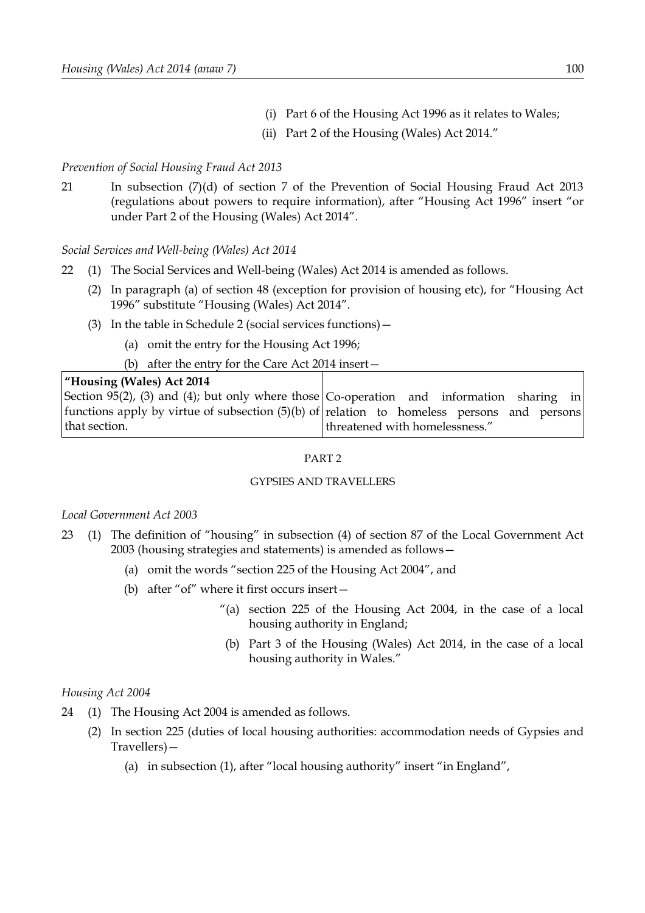(i) Part 6 of the Housing Act 1996 as it relates to Wales;

(ii) Part 2 of the Housing (Wales) Act 2014."

*Prevention of Social Housing Fraud Act 2013*

21 In subsection (7)(d) of section 7 of the Prevention of Social Housing Fraud Act 2013 (regulations about powers to require information), after "Housing Act 1996" insert "or under Part 2 of the Housing (Wales) Act 2014".

*Social Services and Well-being (Wales) Act 2014*

22 (1) The Social Services and Well-being (Wales) Act 2014 is amended as follows.

(2) In paragraph (a) of section 48 (exception for provision of housing etc), for "Housing Act 1996" substitute "Housing (Wales) Act 2014".

(3) In the table in Schedule 2 (social services functions)—

(a) omit the entry for the Housing Act 1996;

(b) after the entry for the Care Act 2014 insert—

| **"Housing (Wales) Act 2014** | |
|---|---|
| Section 95(2), (3) and (4); but only where those functions apply by virtue of subsection (5)(b) of that section. | Co-operation and information sharing in relation to homeless persons and persons threatened with homelessness." |

PART 2

GYPSIES AND TRAVELLERS

*Local Government Act 2003*

23 (1) The definition of "housing" in subsection (4) of section 87 of the Local Government Act 2003 (housing strategies and statements) is amended as follows—

(a) omit the words "section 225 of the Housing Act 2004", and

(b) after "of" where it first occurs insert—

"(a) section 225 of the Housing Act 2004, in the case of a local housing authority in England;

(b) Part 3 of the Housing (Wales) Act 2014, in the case of a local housing authority in Wales."

*Housing Act 2004*

24 (1) The Housing Act 2004 is amended as follows.

(2) In section 225 (duties of local housing authorities: accommodation needs of Gypsies and Travellers)—

(a) in subsection (1), after "local housing authority" insert "in England",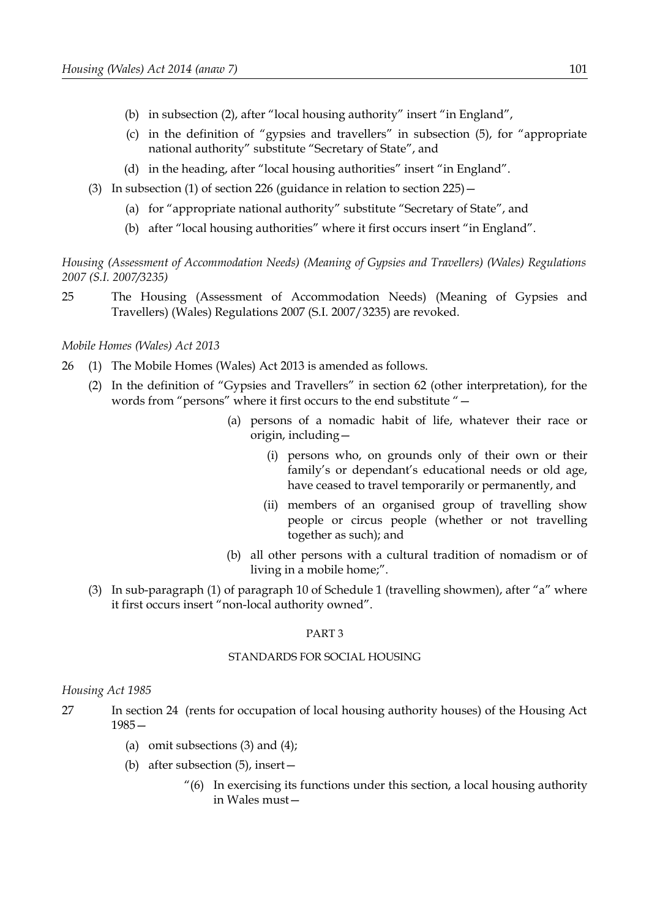(b) in subsection (2), after "local housing authority" insert "in England",

(c) in the definition of "gypsies and travellers" in subsection (5), for "appropriate national authority" substitute "Secretary of State", and

(d) in the heading, after "local housing authorities" insert "in England".

(3) In subsection (1) of section 226 (guidance in relation to section 225)—

(a) for "appropriate national authority" substitute "Secretary of State", and

(b) after "local housing authorities" where it first occurs insert "in England".

*Housing (Assessment of Accommodation Needs) (Meaning of Gypsies and Travellers) (Wales) Regulations 2007 (S.I. 2007/3235)*

25 The Housing (Assessment of Accommodation Needs) (Meaning of Gypsies and Travellers) (Wales) Regulations 2007 (S.I. 2007/3235) are revoked.

*Mobile Homes (Wales) Act 2013*

26 (1) The Mobile Homes (Wales) Act 2013 is amended as follows.

(2) In the definition of "Gypsies and Travellers" in section 62 (other interpretation), for the words from "persons" where it first occurs to the end substitute "—

(a) persons of a nomadic habit of life, whatever their race or origin, including—

(i) persons who, on grounds only of their own or their family's or dependant's educational needs or old age, have ceased to travel temporarily or permanently, and

(ii) members of an organised group of travelling show people or circus people (whether or not travelling together as such); and

(b) all other persons with a cultural tradition of nomadism or of living in a mobile home;".

(3) In sub-paragraph (1) of paragraph 10 of Schedule 1 (travelling showmen), after "a" where it first occurs insert "non-local authority owned".

## PART 3

## STANDARDS FOR SOCIAL HOUSING

*Housing Act 1985*

27 In section 24 (rents for occupation of local housing authority houses) of the Housing Act 1985—

(a) omit subsections (3) and (4);

(b) after subsection (5), insert—

"(6) In exercising its functions under this section, a local housing authority in Wales must—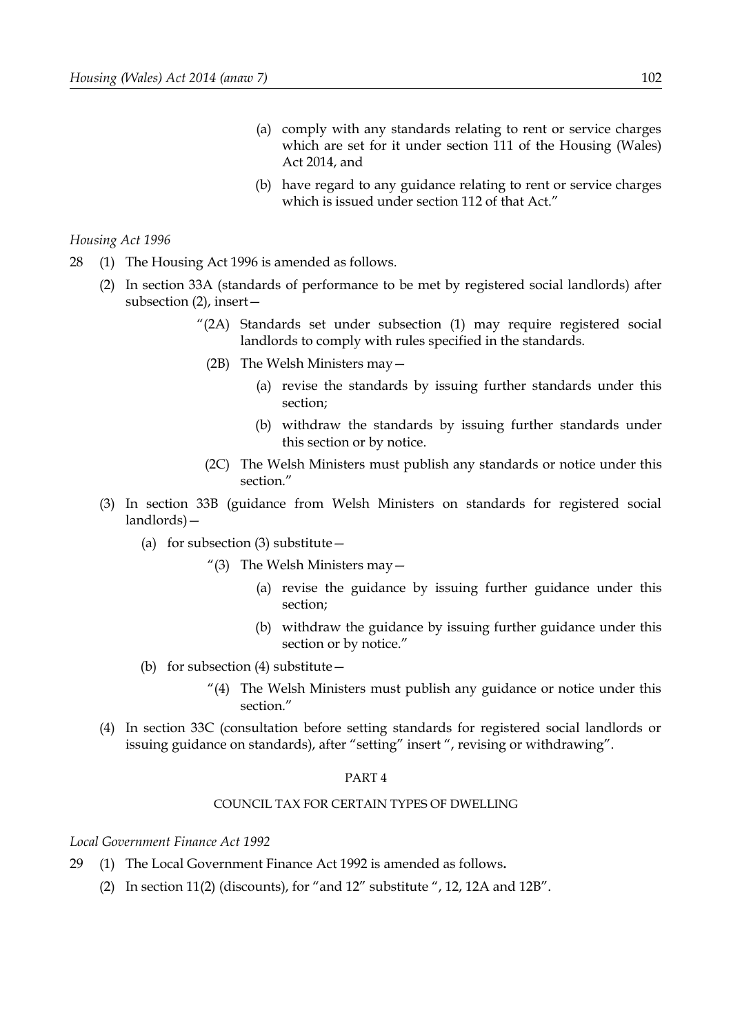(a) comply with any standards relating to rent or service charges which are set for it under section 111 of the Housing (Wales) Act 2014, and

(b) have regard to any guidance relating to rent or service charges which is issued under section 112 of that Act."

*Housing Act 1996*

28 (1) The Housing Act 1996 is amended as follows.

(2) In section 33A (standards of performance to be met by registered social landlords) after subsection (2), insert—

"(2A) Standards set under subsection (1) may require registered social landlords to comply with rules specified in the standards.

(2B) The Welsh Ministers may—

(a) revise the standards by issuing further standards under this section;

(b) withdraw the standards by issuing further standards under this section or by notice.

(2C) The Welsh Ministers must publish any standards or notice under this section."

(3) In section 33B (guidance from Welsh Ministers on standards for registered social landlords)—

(a) for subsection (3) substitute—

"(3) The Welsh Ministers may—

(a) revise the guidance by issuing further guidance under this section;

(b) withdraw the guidance by issuing further guidance under this section or by notice."

(b) for subsection (4) substitute—

"(4) The Welsh Ministers must publish any guidance or notice under this section."

(4) In section 33C (consultation before setting standards for registered social landlords or issuing guidance on standards), after "setting" insert ", revising or withdrawing".

PART 4

COUNCIL TAX FOR CERTAIN TYPES OF DWELLING

*Local Government Finance Act 1992*

29 (1) The Local Government Finance Act 1992 is amended as follows.

(2) In section 11(2) (discounts), for "and 12" substitute ", 12, 12A and 12B".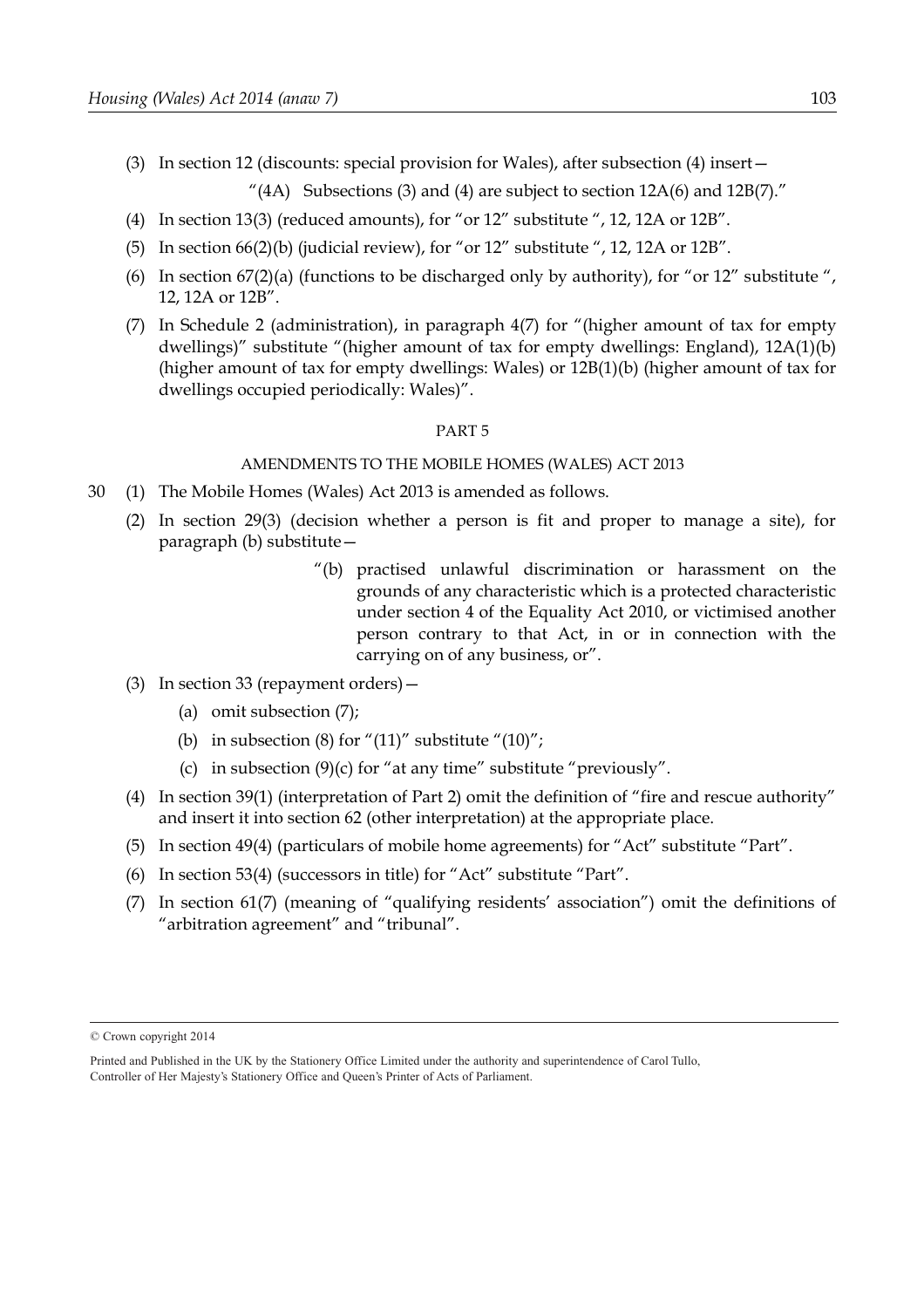(3) In section 12 (discounts: special provision for Wales), after subsection (4) insert—

"(4A) Subsections (3) and (4) are subject to section 12A(6) and 12B(7)."

(4) In section 13(3) (reduced amounts), for "or 12" substitute ", 12, 12A or 12B".

(5) In section 66(2)(b) (judicial review), for "or 12" substitute ", 12, 12A or 12B".

(6) In section 67(2)(a) (functions to be discharged only by authority), for "or 12" substitute ", 12, 12A or 12B".

(7) In Schedule 2 (administration), in paragraph 4(7) for "(higher amount of tax for empty dwellings)" substitute "(higher amount of tax for empty dwellings: England), 12A(1)(b) (higher amount of tax for empty dwellings: Wales) or 12B(1)(b) (higher amount of tax for dwellings occupied periodically: Wales)".

## PART 5

### AMENDMENTS TO THE MOBILE HOMES (WALES) ACT 2013

30 (1) The Mobile Homes (Wales) Act 2013 is amended as follows.

(2) In section 29(3) (decision whether a person is fit and proper to manage a site), for paragraph (b) substitute—

"(b) practised unlawful discrimination or harassment on the grounds of any characteristic which is a protected characteristic under section 4 of the Equality Act 2010, or victimised another person contrary to that Act, in or in connection with the carrying on of any business, or".

(3) In section 33 (repayment orders)—

(a) omit subsection (7);

(b) in subsection (8) for "(11)" substitute "(10)";

(c) in subsection (9)(c) for "at any time" substitute "previously".

(4) In section 39(1) (interpretation of Part 2) omit the definition of "fire and rescue authority" and insert it into section 62 (other interpretation) at the appropriate place.

(5) In section 49(4) (particulars of mobile home agreements) for "Act" substitute "Part".

(6) In section 53(4) (successors in title) for "Act" substitute "Part".

(7) In section 61(7) (meaning of "qualifying residents' association") omit the definitions of "arbitration agreement" and "tribunal".

© Crown copyright 2014

Printed and Published in the UK by the Stationery Office Limited under the authority and superintendence of Carol Tullo, Controller of Her Majesty's Stationery Office and Queen's Printer of Acts of Parliament.